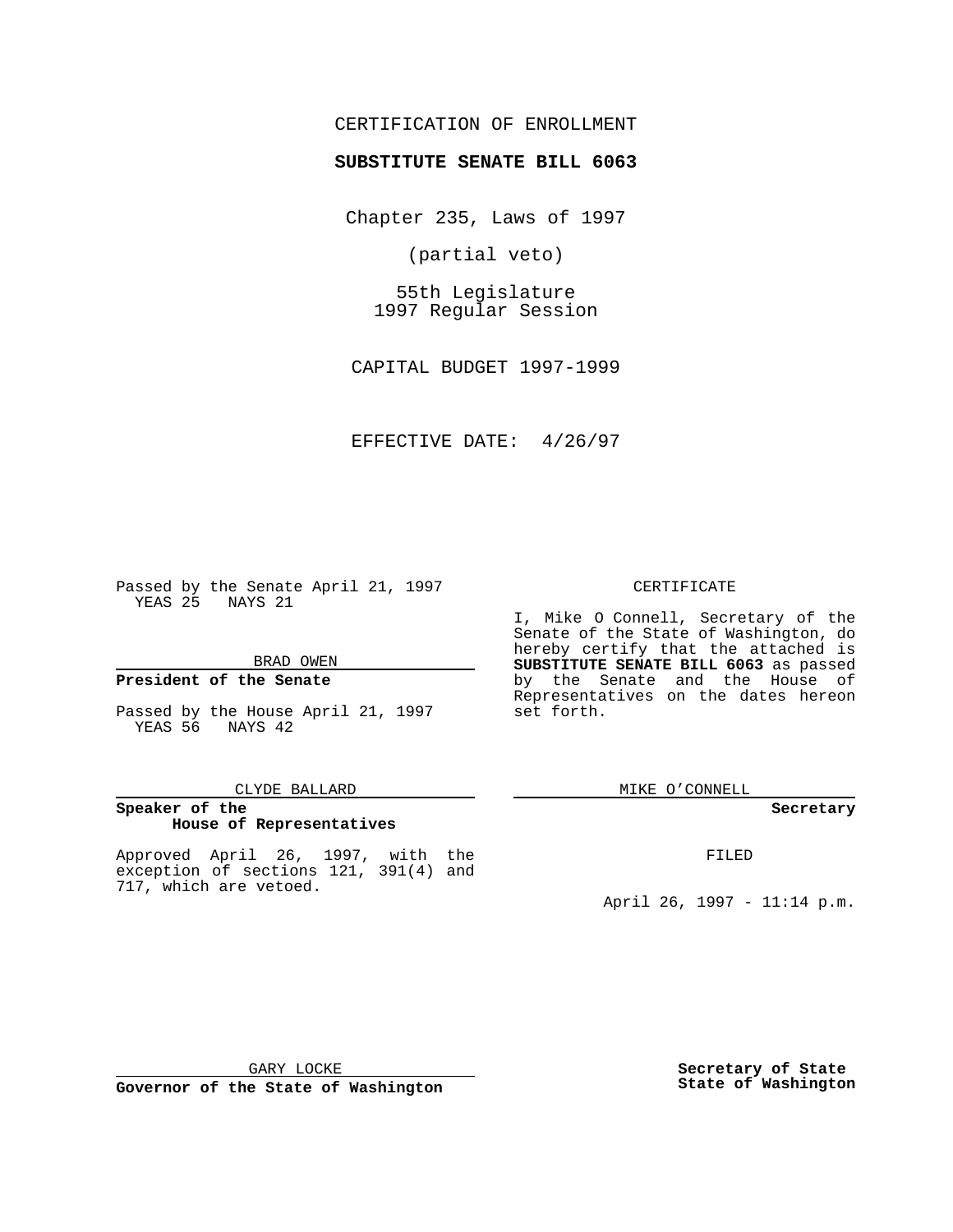CERTIFICATION OF ENROLLMENT

**SUBSTITUTE SENATE BILL 6063**

Chapter 235, Laws of 1997

(partial veto)

55th Legislature
1997 Regular Session

CAPITAL BUDGET 1997-1999

EFFECTIVE DATE: 4/26/97

Passed by the Senate April 21, 1997
YEAS 25 NAYS 21

BRAD OWEN

**President of the Senate**

Passed by the House April 21, 1997
YEAS 56 NAYS 42

CLYDE BALLARD

**Speaker of the House of Representatives**

Approved April 26, 1997, with the exception of sections 121, 391(4) and 717, which are vetoed.

GARY LOCKE

**Governor of the State of Washington**

CERTIFICATE

I, Mike O Connell, Secretary of the Senate of the State of Washington, do hereby certify that the attached is **SUBSTITUTE SENATE BILL 6063** as passed by the Senate and the House of Representatives on the dates hereon set forth.

MIKE O'CONNELL

**Secretary**

FILED

April 26, 1997 - 11:14 p.m.

**Secretary of State**
**State of Washington**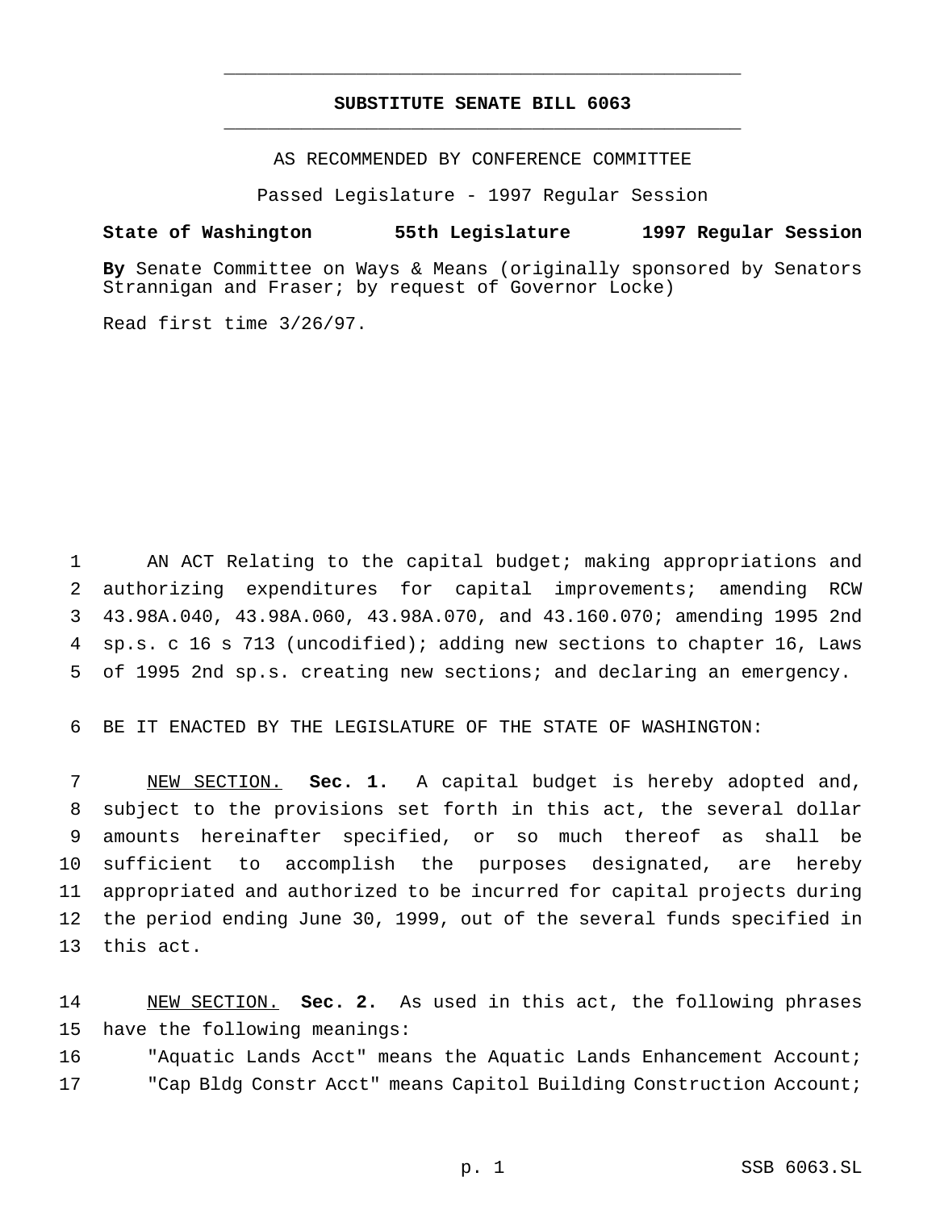# SUBSTITUTE SENATE BILL 6063

AS RECOMMENDED BY CONFERENCE COMMITTEE

Passed Legislature - 1997 Regular Session

**State of Washington 55th Legislature 1997 Regular Session**

**By** Senate Committee on Ways & Means (originally sponsored by Senators Strannigan and Fraser; by request of Governor Locke)

Read first time 3/26/97.

AN ACT Relating to the capital budget; making appropriations and authorizing expenditures for capital improvements; amending RCW 43.98A.040, 43.98A.060, 43.98A.070, and 43.160.070; amending 1995 2nd sp.s. c 16 s 713 (uncodified); adding new sections to chapter 16, Laws of 1995 2nd sp.s. creating new sections; and declaring an emergency.

BE IT ENACTED BY THE LEGISLATURE OF THE STATE OF WASHINGTON:

NEW SECTION. **Sec. 1.** A capital budget is hereby adopted and, subject to the provisions set forth in this act, the several dollar amounts hereinafter specified, or so much thereof as shall be sufficient to accomplish the purposes designated, are hereby appropriated and authorized to be incurred for capital projects during the period ending June 30, 1999, out of the several funds specified in this act.

NEW SECTION. **Sec. 2.** As used in this act, the following phrases have the following meanings:

"Aquatic Lands Acct" means the Aquatic Lands Enhancement Account;

"Cap Bldg Constr Acct" means Capitol Building Construction Account;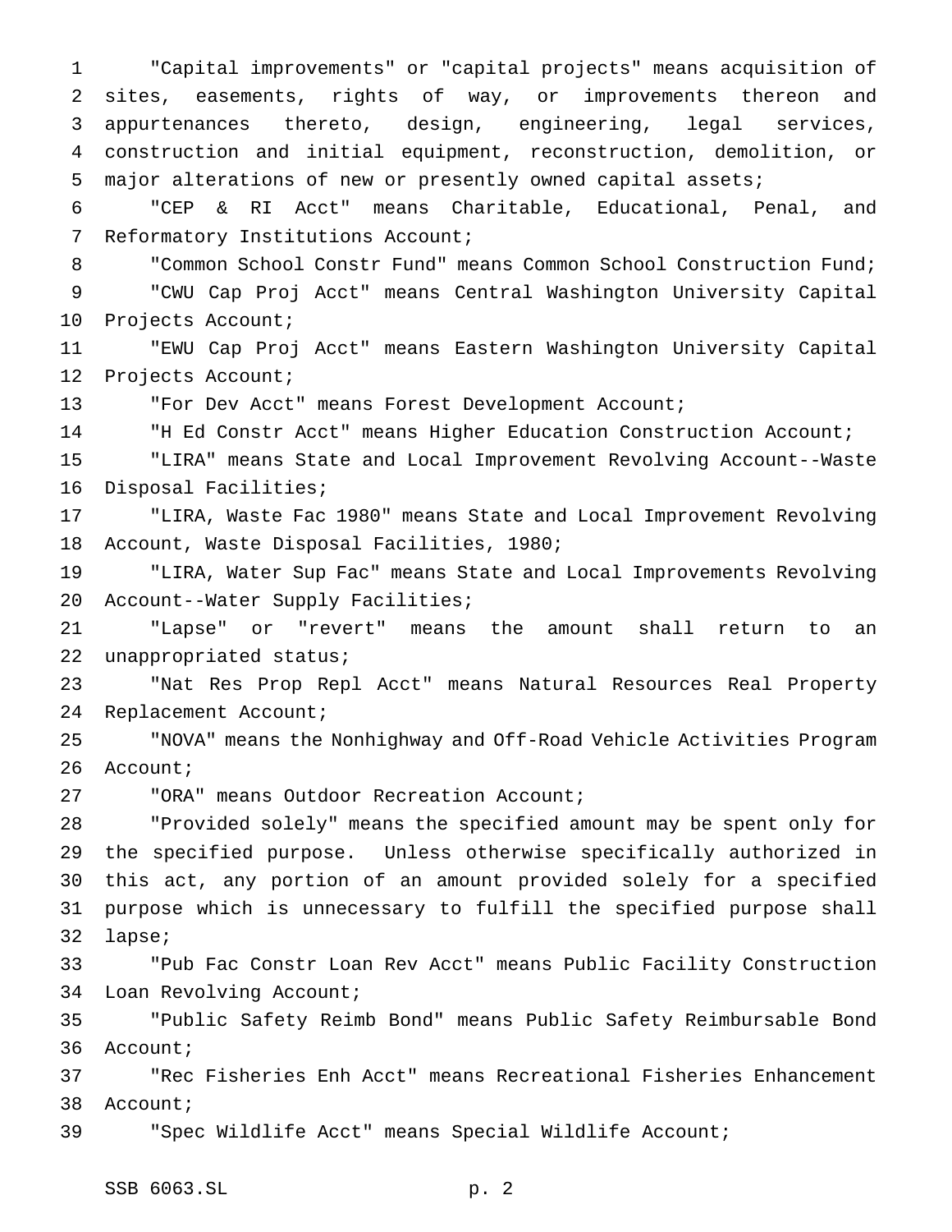"Capital improvements" or "capital projects" means acquisition of sites, easements, rights of way, or improvements thereon and appurtenances thereto, design, engineering, legal services, construction and initial equipment, reconstruction, demolition, or major alterations of new or presently owned capital assets;

"CEP & RI Acct" means Charitable, Educational, Penal, and Reformatory Institutions Account;

"Common School Constr Fund" means Common School Construction Fund;

"CWU Cap Proj Acct" means Central Washington University Capital Projects Account;

"EWU Cap Proj Acct" means Eastern Washington University Capital Projects Account;

"For Dev Acct" means Forest Development Account;

"H Ed Constr Acct" means Higher Education Construction Account;

"LIRA" means State and Local Improvement Revolving Account--Waste Disposal Facilities;

"LIRA, Waste Fac 1980" means State and Local Improvement Revolving Account, Waste Disposal Facilities, 1980;

"LIRA, Water Sup Fac" means State and Local Improvements Revolving Account--Water Supply Facilities;

"Lapse" or "revert" means the amount shall return to an unappropriated status;

"Nat Res Prop Repl Acct" means Natural Resources Real Property Replacement Account;

"NOVA" means the Nonhighway and Off-Road Vehicle Activities Program Account;

"ORA" means Outdoor Recreation Account;

"Provided solely" means the specified amount may be spent only for the specified purpose. Unless otherwise specifically authorized in this act, any portion of an amount provided solely for a specified purpose which is unnecessary to fulfill the specified purpose shall lapse;

"Pub Fac Constr Loan Rev Acct" means Public Facility Construction Loan Revolving Account;

"Public Safety Reimb Bond" means Public Safety Reimbursable Bond Account;

"Rec Fisheries Enh Acct" means Recreational Fisheries Enhancement Account;

"Spec Wildlife Acct" means Special Wildlife Account;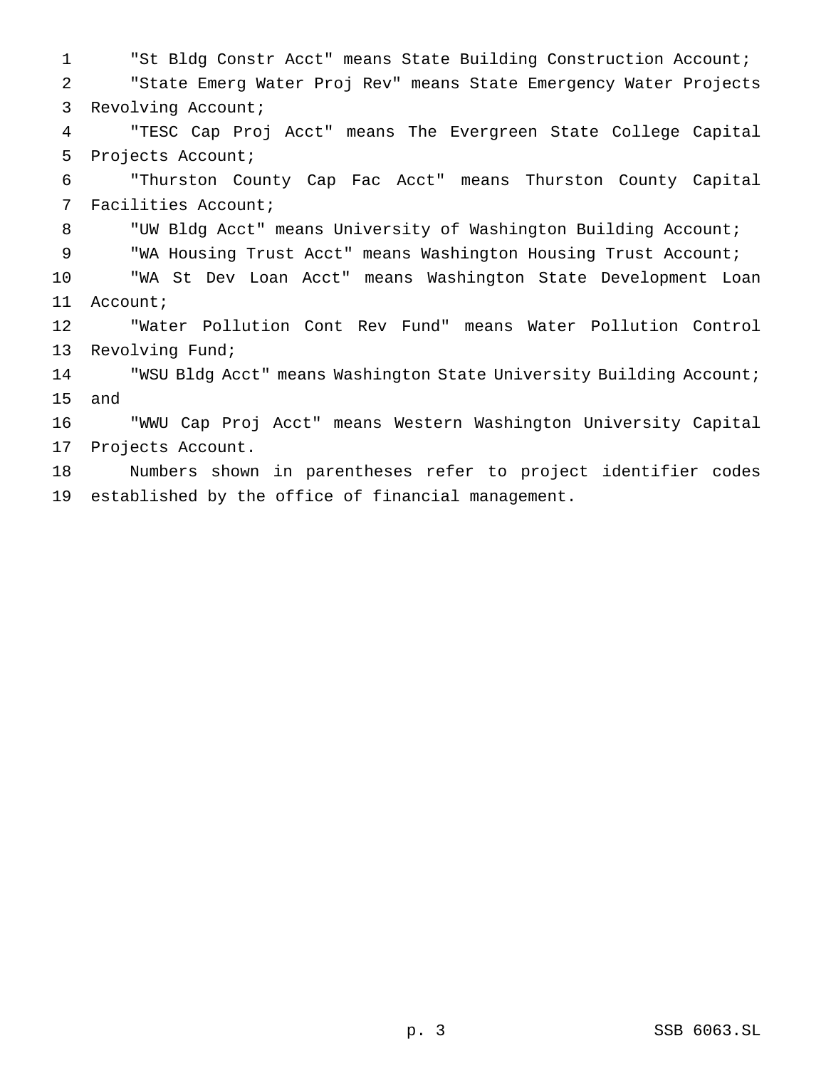"St Bldg Constr Acct" means State Building Construction Account;

"State Emerg Water Proj Rev" means State Emergency Water Projects Revolving Account;

"TESC Cap Proj Acct" means The Evergreen State College Capital Projects Account;

"Thurston County Cap Fac Acct" means Thurston County Capital Facilities Account;

"UW Bldg Acct" means University of Washington Building Account;

"WA Housing Trust Acct" means Washington Housing Trust Account;

"WA St Dev Loan Acct" means Washington State Development Loan Account;

"Water Pollution Cont Rev Fund" means Water Pollution Control Revolving Fund;

"WSU Bldg Acct" means Washington State University Building Account; and

"WWU Cap Proj Acct" means Western Washington University Capital Projects Account.

Numbers shown in parentheses refer to project identifier codes established by the office of financial management.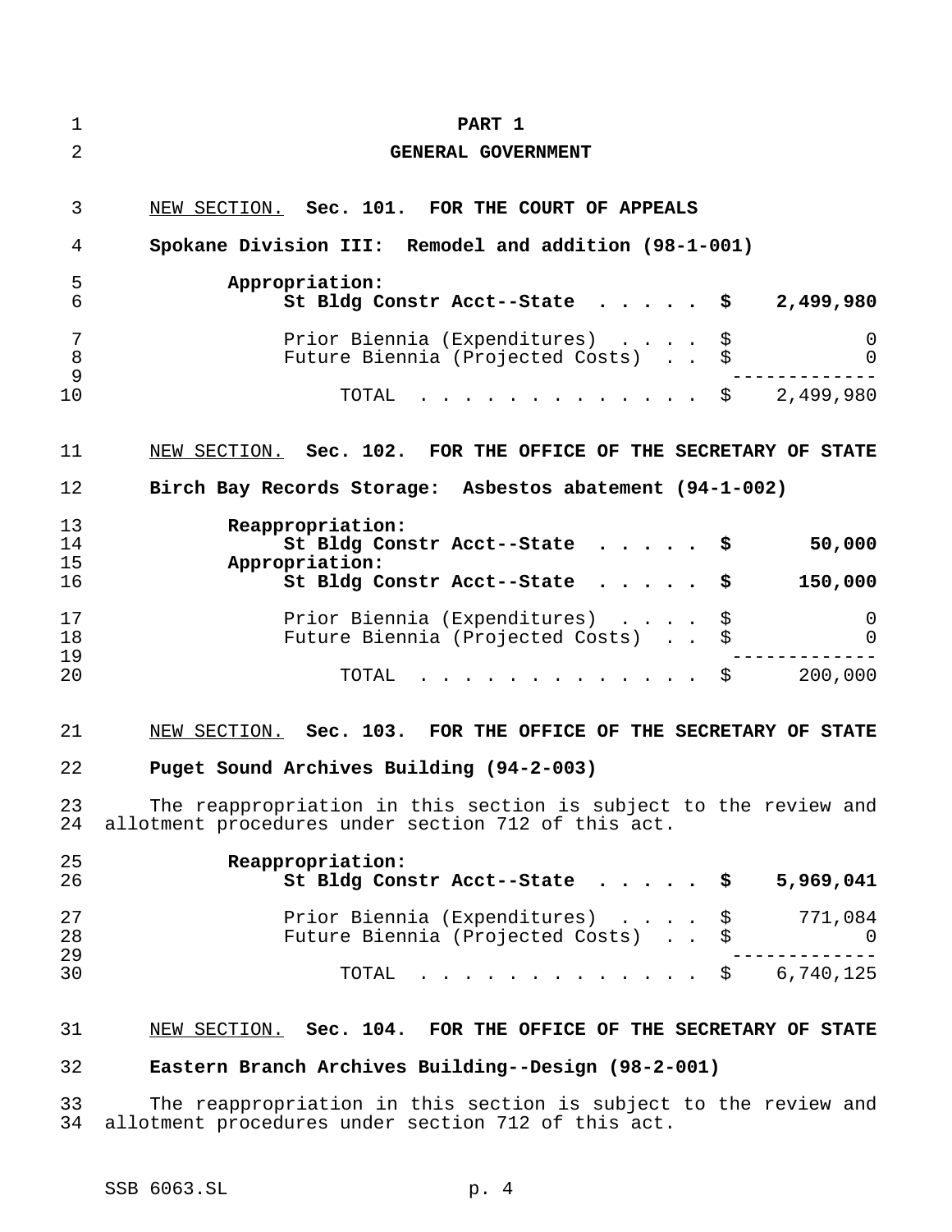# PART 1

## GENERAL GOVERNMENT

NEW SECTION. **Sec. 101. FOR THE COURT OF APPEALS**

**Spokane Division III: Remodel and addition (98-1-001)**

| | | |
|---|---|---|
| **Appropriation:** | | |
| **St Bldg Constr Acct--State** | **$** | **2,499,980** |
| Prior Biennia (Expenditures) | $ | 0 |
| Future Biennia (Projected Costs) | $ | 0 |
| TOTAL | $ | 2,499,980 |

NEW SECTION. **Sec. 102. FOR THE OFFICE OF THE SECRETARY OF STATE**

**Birch Bay Records Storage: Asbestos abatement (94-1-002)**

| | | |
|---|---|---|
| **Reappropriation:** | | |
| **St Bldg Constr Acct--State** | **$** | **50,000** |
| **Appropriation:** | | |
| **St Bldg Constr Acct--State** | **$** | **150,000** |
| Prior Biennia (Expenditures) | $ | 0 |
| Future Biennia (Projected Costs) | $ | 0 |
| TOTAL | $ | 200,000 |

NEW SECTION. **Sec. 103. FOR THE OFFICE OF THE SECRETARY OF STATE**

**Puget Sound Archives Building (94-2-003)**

The reappropriation in this section is subject to the review and allotment procedures under section 712 of this act.

| | | |
|---|---|---|
| **Reappropriation:** | | |
| **St Bldg Constr Acct--State** | **$** | **5,969,041** |
| Prior Biennia (Expenditures) | $ | 771,084 |
| Future Biennia (Projected Costs) | $ | 0 |
| TOTAL | $ | 6,740,125 |

NEW SECTION. **Sec. 104. FOR THE OFFICE OF THE SECRETARY OF STATE**

**Eastern Branch Archives Building--Design (98-2-001)**

The reappropriation in this section is subject to the review and allotment procedures under section 712 of this act.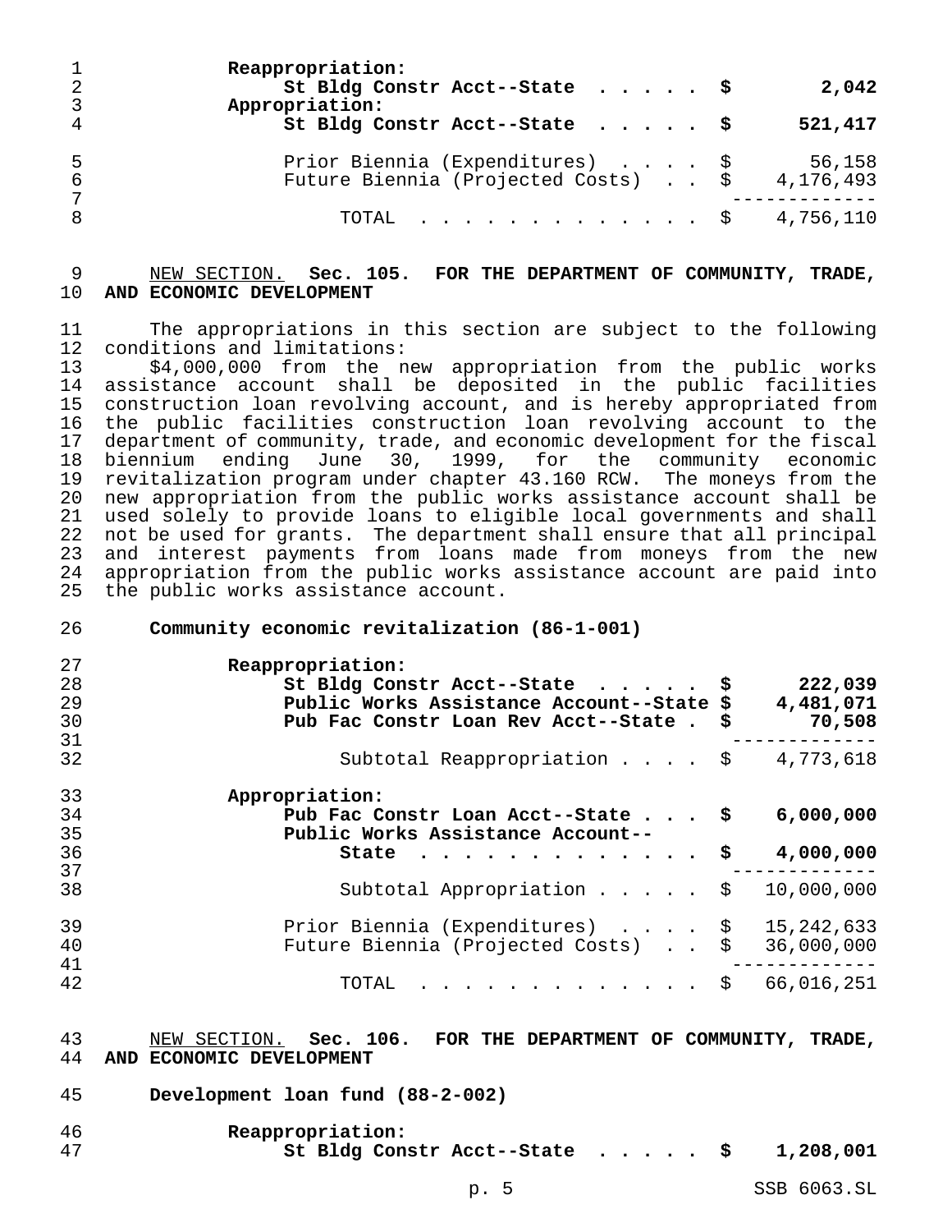| | |
|---|---|
| **Reappropriation:** | |
| **St Bldg Constr Acct--State** | **$ 2,042** |
| **Appropriation:** | |
| **St Bldg Constr Acct--State** | **$ 521,417** |
| Prior Biennia (Expenditures) | $ 56,158 |
| Future Biennia (Projected Costs) | $ 4,176,493 |
| TOTAL | $ 4,756,110 |

NEW SECTION. **Sec. 105. FOR THE DEPARTMENT OF COMMUNITY, TRADE, AND ECONOMIC DEVELOPMENT**

The appropriations in this section are subject to the following conditions and limitations:

$4,000,000 from the new appropriation from the public works assistance account shall be deposited in the public facilities construction loan revolving account, and is hereby appropriated from the public facilities construction loan revolving account to the department of community, trade, and economic development for the fiscal biennium ending June 30, 1999, for the community economic revitalization program under chapter 43.160 RCW. The moneys from the new appropriation from the public works assistance account shall be used solely to provide loans to eligible local governments and shall not be used for grants. The department shall ensure that all principal and interest payments from loans made from moneys from the new appropriation from the public works assistance account are paid into the public works assistance account.

**Community economic revitalization (86-1-001)**

| | |
|---|---|
| **Reappropriation:** | |
| **St Bldg Constr Acct--State** | **$ 222,039** |
| **Public Works Assistance Account--State** | **$ 4,481,071** |
| **Pub Fac Constr Loan Rev Acct--State** | **$ 70,508** |
| Subtotal Reappropriation | $ 4,773,618 |
| **Appropriation:** | |
| **Pub Fac Constr Loan Acct--State** | **$ 6,000,000** |
| **Public Works Assistance Account--State** | **$ 4,000,000** |
| Subtotal Appropriation | $ 10,000,000 |
| Prior Biennia (Expenditures) | $ 15,242,633 |
| Future Biennia (Projected Costs) | $ 36,000,000 |
| TOTAL | $ 66,016,251 |

NEW SECTION. **Sec. 106. FOR THE DEPARTMENT OF COMMUNITY, TRADE, AND ECONOMIC DEVELOPMENT**

**Development loan fund (88-2-002)**

| | |
|---|---|
| **Reappropriation:** | |
| **St Bldg Constr Acct--State** | **$ 1,208,001** |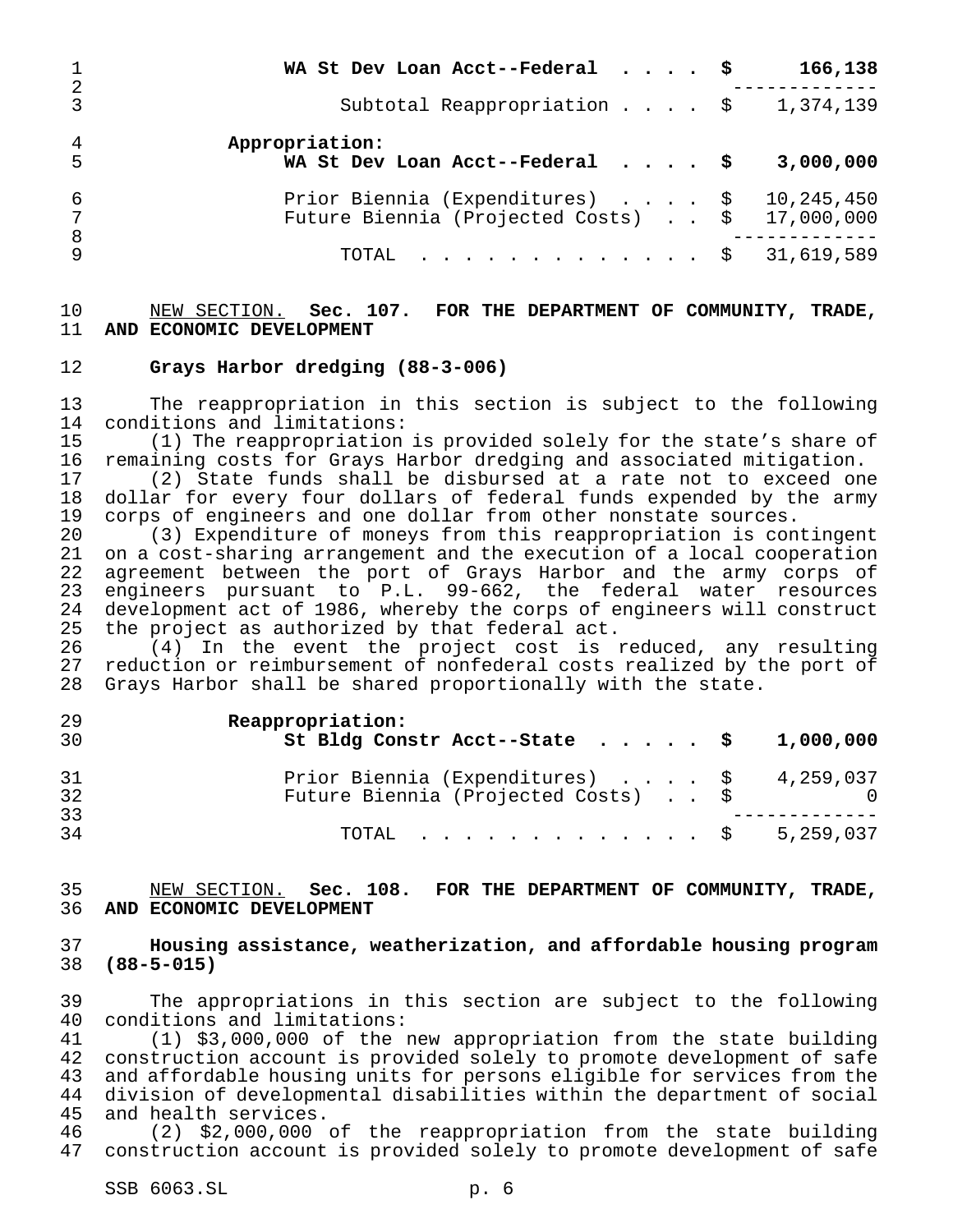| | |
|---|---|
| **WA St Dev Loan Acct--Federal . . . .** | **$ 166,138** |
| Subtotal Reappropriation . . . . | $ 1,374,139 |

**Appropriation:**

| | |
|---|---|
| **WA St Dev Loan Acct--Federal . . . .** | **$ 3,000,000** |
| Prior Biennia (Expenditures) . . . . | $ 10,245,450 |
| Future Biennia (Projected Costs) . . | $ 17,000,000 |
| TOTAL . . . . . . . . . . . . . | $ 31,619,589 |

NEW SECTION. **Sec. 107. FOR THE DEPARTMENT OF COMMUNITY, TRADE, AND ECONOMIC DEVELOPMENT**

**Grays Harbor dredging (88-3-006)**

The reappropriation in this section is subject to the following conditions and limitations:

(1) The reappropriation is provided solely for the state's share of remaining costs for Grays Harbor dredging and associated mitigation.

(2) State funds shall be disbursed at a rate not to exceed one dollar for every four dollars of federal funds expended by the army corps of engineers and one dollar from other nonstate sources.

(3) Expenditure of moneys from this reappropriation is contingent on a cost-sharing arrangement and the execution of a local cooperation agreement between the port of Grays Harbor and the army corps of engineers pursuant to P.L. 99-662, the federal water resources development act of 1986, whereby the corps of engineers will construct the project as authorized by that federal act.

(4) In the event the project cost is reduced, any resulting reduction or reimbursement of nonfederal costs realized by the port of Grays Harbor shall be shared proportionally with the state.

**Reappropriation:**

| | |
|---|---|
| **St Bldg Constr Acct--State . . . . .** | **$ 1,000,000** |
| Prior Biennia (Expenditures) . . . . | $ 4,259,037 |
| Future Biennia (Projected Costs) . . | $ 0 |
| TOTAL . . . . . . . . . . . . . | $ 5,259,037 |

NEW SECTION. **Sec. 108. FOR THE DEPARTMENT OF COMMUNITY, TRADE, AND ECONOMIC DEVELOPMENT**

**Housing assistance, weatherization, and affordable housing program (88-5-015)**

The appropriations in this section are subject to the following conditions and limitations:

(1) $3,000,000 of the new appropriation from the state building construction account is provided solely to promote development of safe and affordable housing units for persons eligible for services from the division of developmental disabilities within the department of social and health services.

(2) $2,000,000 of the reappropriation from the state building construction account is provided solely to promote development of safe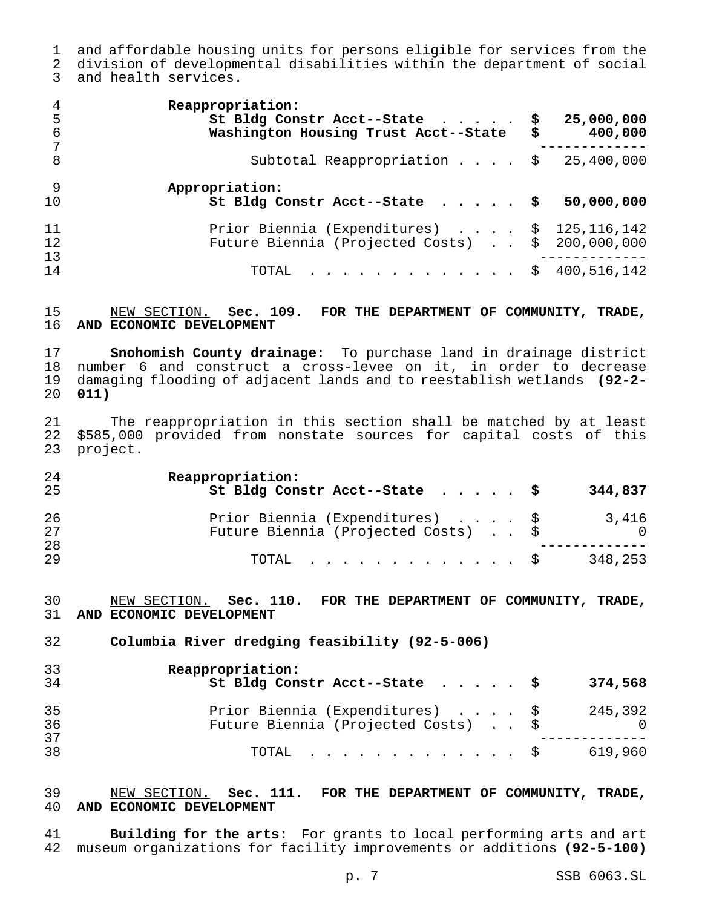and affordable housing units for persons eligible for services from the division of developmental disabilities within the department of social and health services.

| | | |
|---|---|---|
| **Reappropriation:** | | |
| **St Bldg Constr Acct--State** | **$** | **25,000,000** |
| **Washington Housing Trust Acct--State** | **$** | **400,000** |
| Subtotal Reappropriation | $ | 25,400,000 |
| **Appropriation:** | | |
| **St Bldg Constr Acct--State** | **$** | **50,000,000** |
| Prior Biennia (Expenditures) | $ | 125,116,142 |
| Future Biennia (Projected Costs) | $ | 200,000,000 |
| TOTAL | $ | 400,516,142 |

NEW SECTION. **Sec. 109. FOR THE DEPARTMENT OF COMMUNITY, TRADE, AND ECONOMIC DEVELOPMENT**

**Snohomish County drainage:** To purchase land in drainage district number 6 and construct a cross-levee on it, in order to decrease damaging flooding of adjacent lands and to reestablish wetlands **(92-2-011)**

The reappropriation in this section shall be matched by at least $585,000 provided from nonstate sources for capital costs of this project.

| | | |
|---|---|---|
| **Reappropriation:** | | |
| **St Bldg Constr Acct--State** | **$** | **344,837** |
| Prior Biennia (Expenditures) | $ | 3,416 |
| Future Biennia (Projected Costs) | $ | 0 |
| TOTAL | $ | 348,253 |

NEW SECTION. **Sec. 110. FOR THE DEPARTMENT OF COMMUNITY, TRADE, AND ECONOMIC DEVELOPMENT**

**Columbia River dredging feasibility (92-5-006)**

| | | |
|---|---|---|
| **Reappropriation:** | | |
| **St Bldg Constr Acct--State** | **$** | **374,568** |
| Prior Biennia (Expenditures) | $ | 245,392 |
| Future Biennia (Projected Costs) | $ | 0 |
| TOTAL | $ | 619,960 |

NEW SECTION. **Sec. 111. FOR THE DEPARTMENT OF COMMUNITY, TRADE, AND ECONOMIC DEVELOPMENT**

**Building for the arts:** For grants to local performing arts and art museum organizations for facility improvements or additions **(92-5-100)**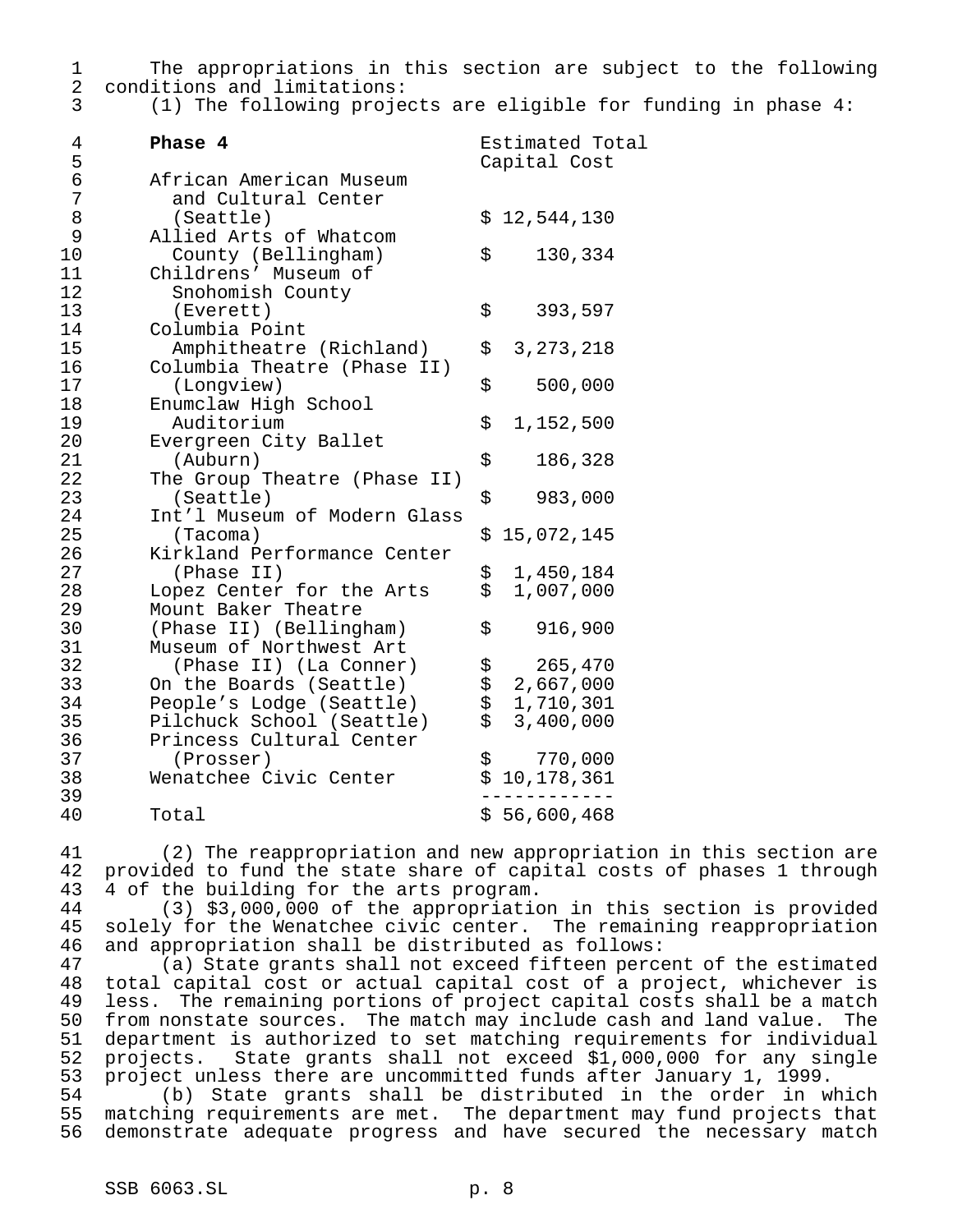The appropriations in this section are subject to the following conditions and limitations:

(1) The following projects are eligible for funding in phase 4:

| **Phase 4** | Estimated Total Capital Cost |
|---|---|
| African American Museum and Cultural Center (Seattle) | $ 12,544,130 |
| Allied Arts of Whatcom County (Bellingham) | $ 130,334 |
| Childrens' Museum of Snohomish County (Everett) | $ 393,597 |
| Columbia Point Amphitheatre (Richland) | $ 3,273,218 |
| Columbia Theatre (Phase II) (Longview) | $ 500,000 |
| Enumclaw High School Auditorium | $ 1,152,500 |
| Evergreen City Ballet (Auburn) | $ 186,328 |
| The Group Theatre (Phase II) (Seattle) | $ 983,000 |
| Int'l Museum of Modern Glass (Tacoma) | $ 15,072,145 |
| Kirkland Performance Center (Phase II) | $ 1,450,184 |
| Lopez Center for the Arts | $ 1,007,000 |
| Mount Baker Theatre (Phase II) (Bellingham) | $ 916,900 |
| Museum of Northwest Art (Phase II) (La Conner) | $ 265,470 |
| On the Boards (Seattle) | $ 2,667,000 |
| People's Lodge (Seattle) | $ 1,710,301 |
| Pilchuck School (Seattle) | $ 3,400,000 |
| Princess Cultural Center (Prosser) | $ 770,000 |
| Wenatchee Civic Center | $ 10,178,361 |
| Total | $ 56,600,468 |

(2) The reappropriation and new appropriation in this section are provided to fund the state share of capital costs of phases 1 through 4 of the building for the arts program.

(3) $3,000,000 of the appropriation in this section is provided solely for the Wenatchee civic center. The remaining reappropriation and appropriation shall be distributed as follows:

(a) State grants shall not exceed fifteen percent of the estimated total capital cost or actual capital cost of a project, whichever is less. The remaining portions of project capital costs shall be a match from nonstate sources. The match may include cash and land value. The department is authorized to set matching requirements for individual projects. State grants shall not exceed $1,000,000 for any single project unless there are uncommitted funds after January 1, 1999.

(b) State grants shall be distributed in the order in which matching requirements are met. The department may fund projects that demonstrate adequate progress and have secured the necessary match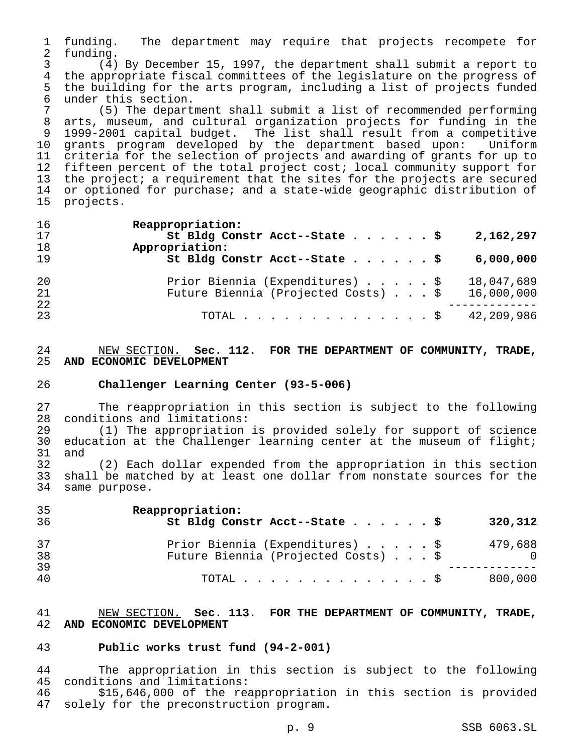funding. The department may require that projects recompete for funding.

(4) By December 15, 1997, the department shall submit a report to the appropriate fiscal committees of the legislature on the progress of the building for the arts program, including a list of projects funded under this section.

(5) The department shall submit a list of recommended performing arts, museum, and cultural organization projects for funding in the 1999-2001 capital budget. The list shall result from a competitive grants program developed by the department based upon: Uniform criteria for the selection of projects and awarding of grants for up to fifteen percent of the total project cost; local community support for the project; a requirement that the sites for the projects are secured or optioned for purchase; and a state-wide geographic distribution of projects.

| | |
|---|---|
| **Reappropriation:** | |
| **St Bldg Constr Acct--State . . . . . . $** | **2,162,297** |
| **Appropriation:** | |
| **St Bldg Constr Acct--State . . . . . . $** | **6,000,000** |
| Prior Biennia (Expenditures) . . . . . $ | 18,047,689 |
| Future Biennia (Projected Costs) . . . $ | 16,000,000 |
| TOTAL . . . . . . . . . . . . . . . $ | 42,209,986 |

NEW SECTION. **Sec. 112. FOR THE DEPARTMENT OF COMMUNITY, TRADE, AND ECONOMIC DEVELOPMENT**

**Challenger Learning Center (93-5-006)**

The reappropriation in this section is subject to the following conditions and limitations:

(1) The appropriation is provided solely for support of science education at the Challenger learning center at the museum of flight; and

(2) Each dollar expended from the appropriation in this section shall be matched by at least one dollar from nonstate sources for the same purpose.

| | |
|---|---|
| **Reappropriation:** | |
| **St Bldg Constr Acct--State . . . . . . $** | **320,312** |
| Prior Biennia (Expenditures) . . . . . $ | 479,688 |
| Future Biennia (Projected Costs) . . . $ | 0 |
| TOTAL . . . . . . . . . . . . . . . $ | 800,000 |

NEW SECTION. **Sec. 113. FOR THE DEPARTMENT OF COMMUNITY, TRADE, AND ECONOMIC DEVELOPMENT**

**Public works trust fund (94-2-001)**

The appropriation in this section is subject to the following conditions and limitations:

$15,646,000 of the reappropriation in this section is provided solely for the preconstruction program.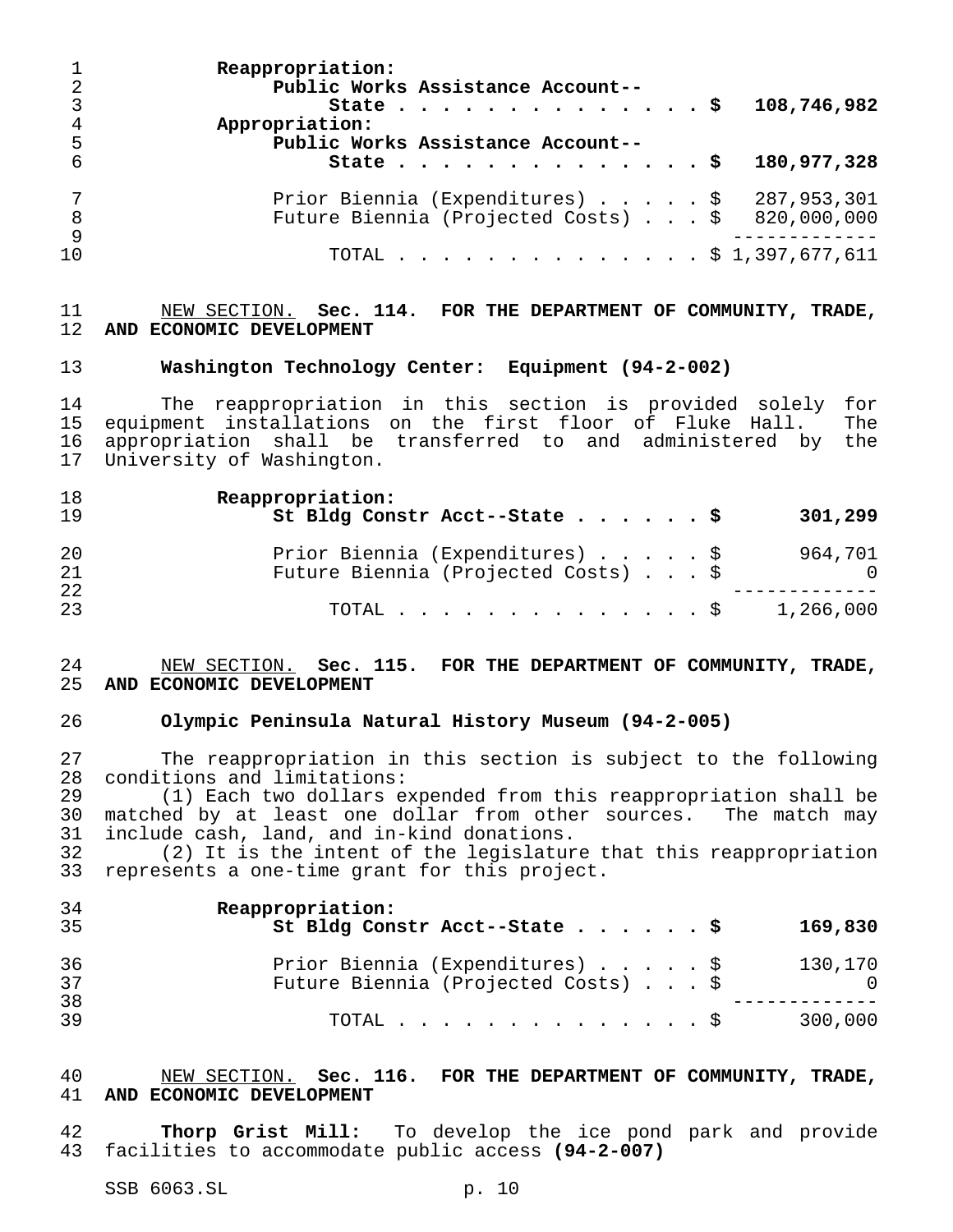**Reappropriation:**

**Public Works Assistance Account--**

| | |
|---|---|
| **State . . . . . . . . . . . . . . . $** | **108,746,982** |

**Appropriation:**

**Public Works Assistance Account--**

| | |
|---|---|
| **State . . . . . . . . . . . . . . . $** | **180,977,328** |
| Prior Biennia (Expenditures) . . . . . $ | 287,953,301 |
| Future Biennia (Projected Costs) . . . $ | 820,000,000 |
| TOTAL . . . . . . . . . . . . . . . $ | 1,397,677,611 |

NEW SECTION. **Sec. 114. FOR THE DEPARTMENT OF COMMUNITY, TRADE, AND ECONOMIC DEVELOPMENT**

**Washington Technology Center: Equipment (94-2-002)**

The reappropriation in this section is provided solely for equipment installations on the first floor of Fluke Hall. The appropriation shall be transferred to and administered by the University of Washington.

**Reappropriation:**

| | |
|---|---|
| **St Bldg Constr Acct--State . . . . . . $** | **301,299** |
| Prior Biennia (Expenditures) . . . . . $ | 964,701 |
| Future Biennia (Projected Costs) . . . $ | 0 |
| TOTAL . . . . . . . . . . . . . . . $ | 1,266,000 |

NEW SECTION. **Sec. 115. FOR THE DEPARTMENT OF COMMUNITY, TRADE, AND ECONOMIC DEVELOPMENT**

**Olympic Peninsula Natural History Museum (94-2-005)**

The reappropriation in this section is subject to the following conditions and limitations:

(1) Each two dollars expended from this reappropriation shall be matched by at least one dollar from other sources. The match may include cash, land, and in-kind donations.

(2) It is the intent of the legislature that this reappropriation represents a one-time grant for this project.

**Reappropriation:**

| | |
|---|---|
| **St Bldg Constr Acct--State . . . . . . $** | **169,830** |
| Prior Biennia (Expenditures) . . . . . $ | 130,170 |
| Future Biennia (Projected Costs) . . . $ | 0 |
| TOTAL . . . . . . . . . . . . . . . $ | 300,000 |

NEW SECTION. **Sec. 116. FOR THE DEPARTMENT OF COMMUNITY, TRADE, AND ECONOMIC DEVELOPMENT**

**Thorp Grist Mill:** To develop the ice pond park and provide facilities to accommodate public access **(94-2-007)**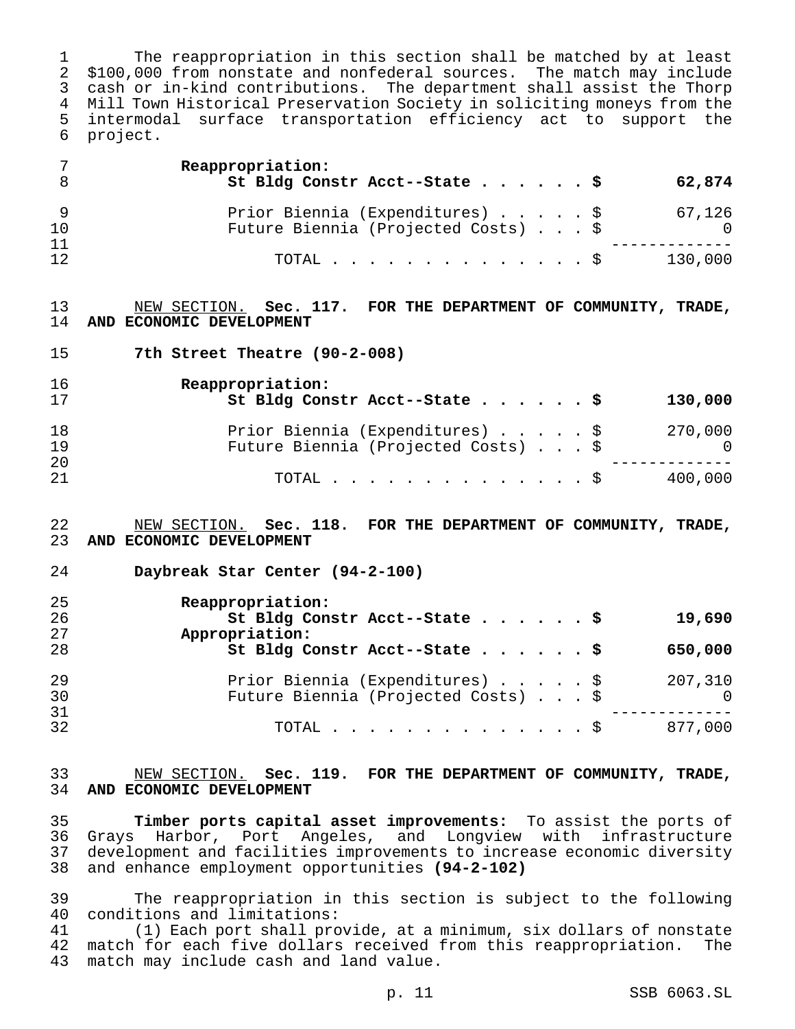The reappropriation in this section shall be matched by at least $100,000 from nonstate and nonfederal sources. The match may include cash or in-kind contributions. The department shall assist the Thorp Mill Town Historical Preservation Society in soliciting moneys from the intermodal surface transportation efficiency act to support the project.

| | |
|---|---|
| **Reappropriation:** | |
| **St Bldg Constr Acct--State . . . . . . $** | **62,874** |
| Prior Biennia (Expenditures) . . . . . $ | 67,126 |
| Future Biennia (Projected Costs) . . . $ | 0 |
| TOTAL . . . . . . . . . . . . . . . $ | 130,000 |

<u>NEW SECTION.</u> **Sec. 117. FOR THE DEPARTMENT OF COMMUNITY, TRADE, AND ECONOMIC DEVELOPMENT**

**7th Street Theatre (90-2-008)**

| | |
|---|---|
| **Reappropriation:** | |
| **St Bldg Constr Acct--State . . . . . . $** | **130,000** |
| Prior Biennia (Expenditures) . . . . . $ | 270,000 |
| Future Biennia (Projected Costs) . . . $ | 0 |
| TOTAL . . . . . . . . . . . . . . . $ | 400,000 |

<u>NEW SECTION.</u> **Sec. 118. FOR THE DEPARTMENT OF COMMUNITY, TRADE, AND ECONOMIC DEVELOPMENT**

**Daybreak Star Center (94-2-100)**

| | |
|---|---|
| **Reappropriation:** | |
| **St Bldg Constr Acct--State . . . . . . $** | **19,690** |
| **Appropriation:** | |
| **St Bldg Constr Acct--State . . . . . . $** | **650,000** |
| Prior Biennia (Expenditures) . . . . . $ | 207,310 |
| Future Biennia (Projected Costs) . . . $ | 0 |
| TOTAL . . . . . . . . . . . . . . . $ | 877,000 |

<u>NEW SECTION.</u> **Sec. 119. FOR THE DEPARTMENT OF COMMUNITY, TRADE, AND ECONOMIC DEVELOPMENT**

**Timber ports capital asset improvements:** To assist the ports of Grays Harbor, Port Angeles, and Longview with infrastructure development and facilities improvements to increase economic diversity and enhance employment opportunities **(94-2-102)**

The reappropriation in this section is subject to the following conditions and limitations:

(1) Each port shall provide, at a minimum, six dollars of nonstate match for each five dollars received from this reappropriation. The match may include cash and land value.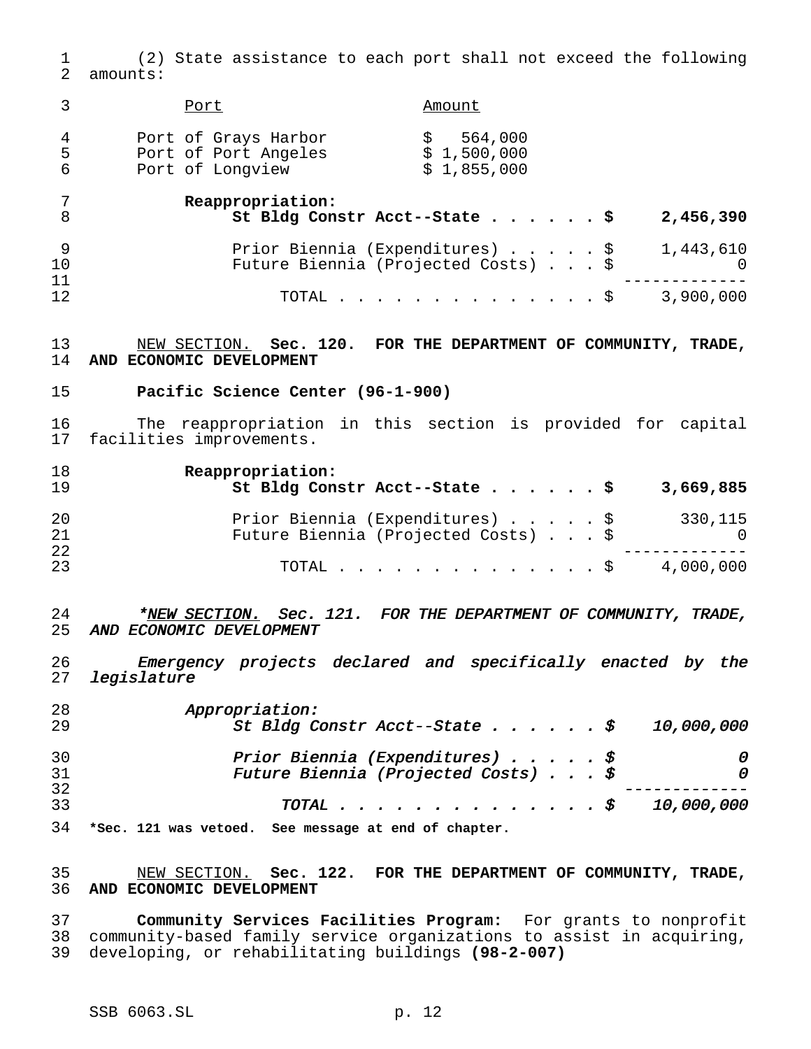(2) State assistance to each port shall not exceed the following amounts:

| Port | Amount |
| --- | --- |
| Port of Grays Harbor | $ 564,000 |
| Port of Port Angeles | $ 1,500,000 |
| Port of Longview | $ 1,855,000 |

**Reappropriation:**

| | |
| --- | --- |
| **St Bldg Constr Acct--State . . . . . . $** | **2,456,390** |
| Prior Biennia (Expenditures) . . . . . $ | 1,443,610 |
| Future Biennia (Projected Costs) . . . $ | 0 |
| TOTAL . . . . . . . . . . . . . . . $ | 3,900,000 |

NEW SECTION. **Sec. 120. FOR THE DEPARTMENT OF COMMUNITY, TRADE, AND ECONOMIC DEVELOPMENT**

**Pacific Science Center (96-1-900)**

The reappropriation in this section is provided for capital facilities improvements.

**Reappropriation:**

| | |
| --- | --- |
| **St Bldg Constr Acct--State . . . . . . $** | **3,669,885** |
| Prior Biennia (Expenditures) . . . . . $ | 330,115 |
| Future Biennia (Projected Costs) . . . $ | 0 |
| TOTAL . . . . . . . . . . . . . . . $ | 4,000,000 |

*\*NEW SECTION. Sec. 121. FOR THE DEPARTMENT OF COMMUNITY, TRADE, AND ECONOMIC DEVELOPMENT*

*Emergency projects declared and specifically enacted by the legislature*

*Appropriation:*

| | |
| --- | --- |
| *St Bldg Constr Acct--State . . . . . . $* | *10,000,000* |
| ***Prior Biennia (Expenditures) . . . . . $*** | ***0*** |
| ***Future Biennia (Projected Costs) . . . $*** | ***0*** |
| ***TOTAL . . . . . . . . . . . . . . . $*** | ***10,000,000*** |

**\*Sec. 121 was vetoed. See message at end of chapter.**

NEW SECTION. **Sec. 122. FOR THE DEPARTMENT OF COMMUNITY, TRADE, AND ECONOMIC DEVELOPMENT**

**Community Services Facilities Program:** For grants to nonprofit community-based family service organizations to assist in acquiring, developing, or rehabilitating buildings **(98-2-007)**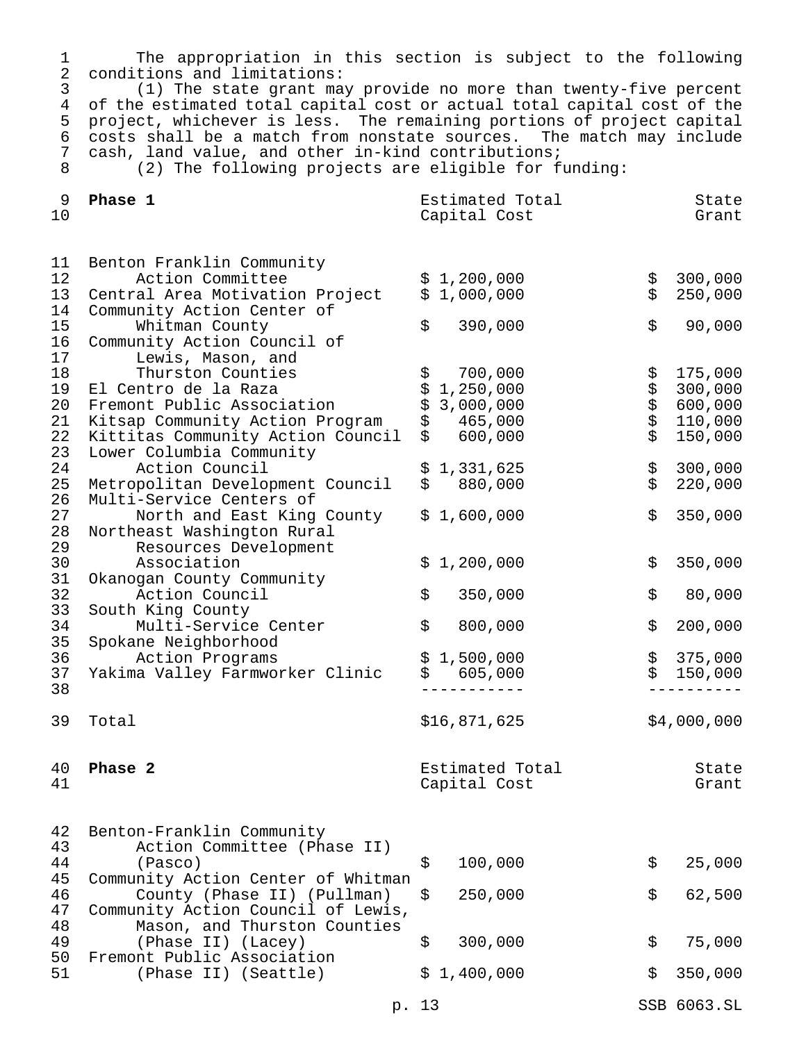The appropriation in this section is subject to the following conditions and limitations:

(1) The state grant may provide no more than twenty-five percent of the estimated total capital cost or actual total capital cost of the project, whichever is less. The remaining portions of project capital costs shall be a match from nonstate sources. The match may include cash, land value, and other in-kind contributions;

(2) The following projects are eligible for funding:

| **Phase 1** | Estimated Total Capital Cost | State Grant |
|---|---|---|
| Benton Franklin Community Action Committee | $ 1,200,000 | $ 300,000 |
| Central Area Motivation Project | $ 1,000,000 | $ 250,000 |
| Community Action Center of Whitman County | $ 390,000 | $ 90,000 |
| Community Action Council of Lewis, Mason, and Thurston Counties | $ 700,000 | $ 175,000 |
| El Centro de la Raza | $ 1,250,000 | $ 300,000 |
| Fremont Public Association | $ 3,000,000 | $ 600,000 |
| Kitsap Community Action Program | $ 465,000 | $ 110,000 |
| Kittitas Community Action Council | $ 600,000 | $ 150,000 |
| Lower Columbia Community Action Council | $ 1,331,625 | $ 300,000 |
| Metropolitan Development Council | $ 880,000 | $ 220,000 |
| Multi-Service Centers of North and East King County | $ 1,600,000 | $ 350,000 |
| Northeast Washington Rural Resources Development Association | $ 1,200,000 | $ 350,000 |
| Okanogan County Community Action Council | $ 350,000 | $ 80,000 |
| South King County Multi-Service Center | $ 800,000 | $ 200,000 |
| Spokane Neighborhood Action Programs | $ 1,500,000 | $ 375,000 |
| Yakima Valley Farmworker Clinic | $ 605,000 | $ 150,000 |
| Total | $16,871,625 | $4,000,000 |

| **Phase 2** | Estimated Total Capital Cost | State Grant |
|---|---|---|
| Benton-Franklin Community Action Committee (Phase II) (Pasco) | $ 100,000 | $ 25,000 |
| Community Action Center of Whitman County (Phase II) (Pullman) | $ 250,000 | $ 62,500 |
| Community Action Council of Lewis, Mason, and Thurston Counties (Phase II) (Lacey) | $ 300,000 | $ 75,000 |
| Fremont Public Association (Phase II) (Seattle) | $ 1,400,000 | $ 350,000 |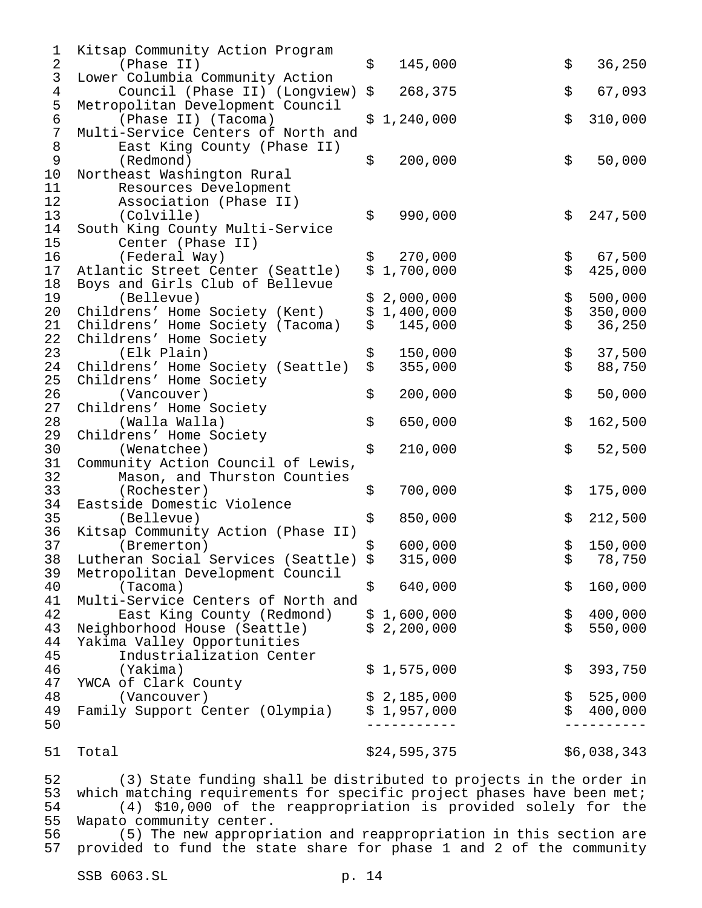| | | |
|---|---|---|
| Kitsap Community Action Program (Phase II) | $ 145,000 | $ 36,250 |
| Lower Columbia Community Action Council (Phase II) (Longview) | $ 268,375 | $ 67,093 |
| Metropolitan Development Council (Phase II) (Tacoma) | $ 1,240,000 | $ 310,000 |
| Multi-Service Centers of North and East King County (Phase II) (Redmond) | $ 200,000 | $ 50,000 |
| Northeast Washington Rural Resources Development Association (Phase II) (Colville) | $ 990,000 | $ 247,500 |
| South King County Multi-Service Center (Phase II) (Federal Way) | $ 270,000 | $ 67,500 |
| Atlantic Street Center (Seattle) | $ 1,700,000 | $ 425,000 |
| Boys and Girls Club of Bellevue (Bellevue) | $ 2,000,000 | $ 500,000 |
| Childrens' Home Society (Kent) | $ 1,400,000 | $ 350,000 |
| Childrens' Home Society (Tacoma) | $ 145,000 | $ 36,250 |
| Childrens' Home Society (Elk Plain) | $ 150,000 | $ 37,500 |
| Childrens' Home Society (Seattle) | $ 355,000 | $ 88,750 |
| Childrens' Home Society (Vancouver) | $ 200,000 | $ 50,000 |
| Childrens' Home Society (Walla Walla) | $ 650,000 | $ 162,500 |
| Childrens' Home Society (Wenatchee) | $ 210,000 | $ 52,500 |
| Community Action Council of Lewis, Mason, and Thurston Counties (Rochester) | $ 700,000 | $ 175,000 |
| Eastside Domestic Violence (Bellevue) | $ 850,000 | $ 212,500 |
| Kitsap Community Action (Phase II) (Bremerton) | $ 600,000 | $ 150,000 |
| Lutheran Social Services (Seattle) | $ 315,000 | $ 78,750 |
| Metropolitan Development Council (Tacoma) | $ 640,000 | $ 160,000 |
| Multi-Service Centers of North and East King County (Redmond) | $ 1,600,000 | $ 400,000 |
| Neighborhood House (Seattle) | $ 2,200,000 | $ 550,000 |
| Yakima Valley Opportunities Industrialization Center (Yakima) | $ 1,575,000 | $ 393,750 |
| YWCA of Clark County (Vancouver) | $ 2,185,000 | $ 525,000 |
| Family Support Center (Olympia) | $ 1,957,000 | $ 400,000 |
| Total | $24,595,375 | $6,038,343 |

(3) State funding shall be distributed to projects in the order in which matching requirements for specific project phases have been met;

(4) $10,000 of the reappropriation is provided solely for the Wapato community center.

(5) The new appropriation and reappropriation in this section are provided to fund the state share for phase 1 and 2 of the community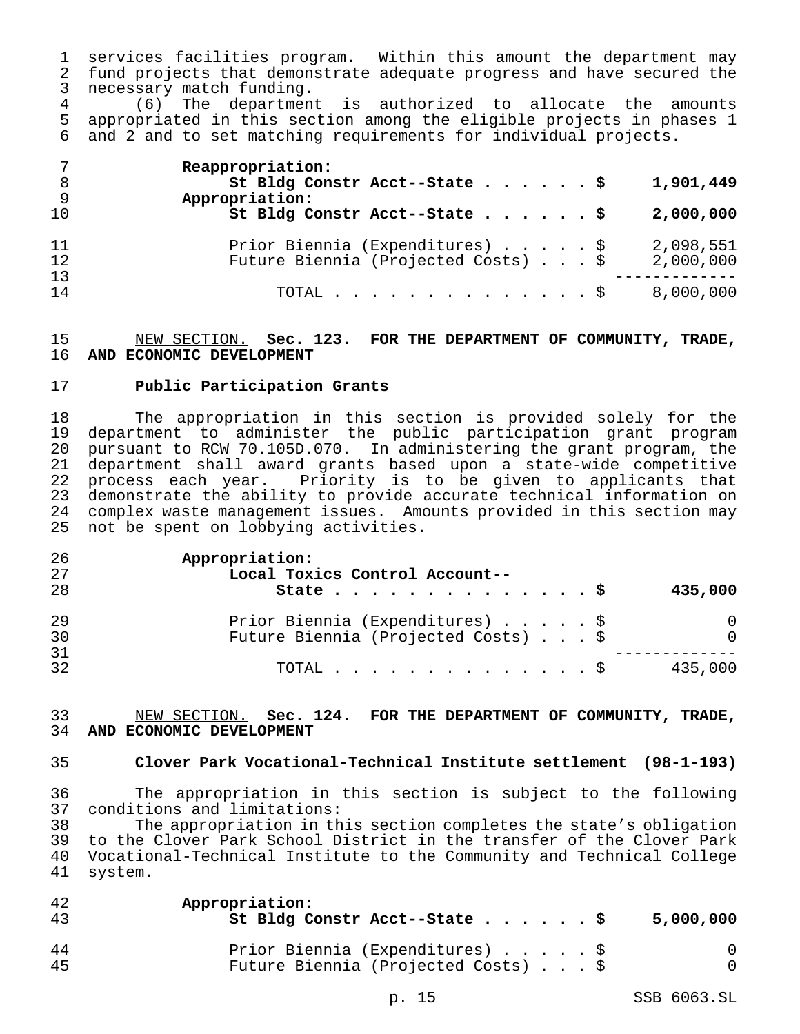services facilities program. Within this amount the department may fund projects that demonstrate adequate progress and have secured the necessary match funding.

(6) The department is authorized to allocate the amounts appropriated in this section among the eligible projects in phases 1 and 2 and to set matching requirements for individual projects.

| | |
|---|---|
| **Reappropriation:** | |
| **St Bldg Constr Acct--State** | **$ 1,901,449** |
| **Appropriation:** | |
| **St Bldg Constr Acct--State** | **$ 2,000,000** |
| Prior Biennia (Expenditures) | $ 2,098,551 |
| Future Biennia (Projected Costs) | $ 2,000,000 |
| TOTAL | $ 8,000,000 |

NEW SECTION. **Sec. 123. FOR THE DEPARTMENT OF COMMUNITY, TRADE, AND ECONOMIC DEVELOPMENT**

**Public Participation Grants**

The appropriation in this section is provided solely for the department to administer the public participation grant program pursuant to RCW 70.105D.070. In administering the grant program, the department shall award grants based upon a state-wide competitive process each year. Priority is to be given to applicants that demonstrate the ability to provide accurate technical information on complex waste management issues. Amounts provided in this section may not be spent on lobbying activities.

| | |
|---|---|
| **Appropriation:** | |
| **Local Toxics Control Account--State** | **$ 435,000** |
| Prior Biennia (Expenditures) | $ 0 |
| Future Biennia (Projected Costs) | $ 0 |
| TOTAL | $ 435,000 |

NEW SECTION. **Sec. 124. FOR THE DEPARTMENT OF COMMUNITY, TRADE, AND ECONOMIC DEVELOPMENT**

**Clover Park Vocational-Technical Institute settlement (98-1-193)**

The appropriation in this section is subject to the following conditions and limitations:

The appropriation in this section completes the state's obligation to the Clover Park School District in the transfer of the Clover Park Vocational-Technical Institute to the Community and Technical College system.

| | |
|---|---|
| **Appropriation:** | |
| **St Bldg Constr Acct--State** | **$ 5,000,000** |
| Prior Biennia (Expenditures) | $ 0 |
| Future Biennia (Projected Costs) | $ 0 |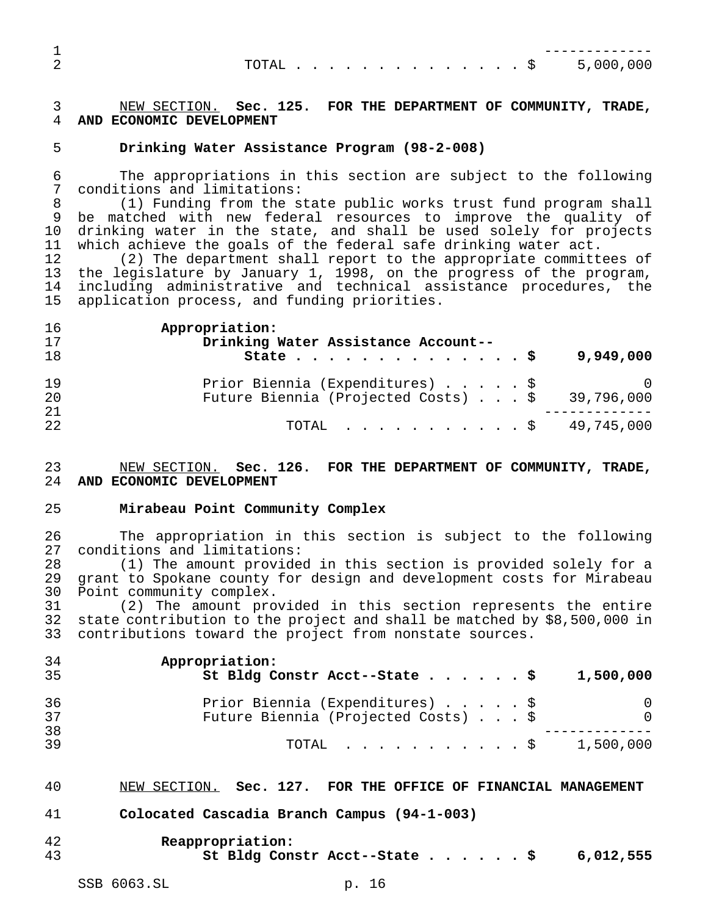| | |
|---|---|
| TOTAL | $ 5,000,000 |

NEW SECTION. **Sec. 125. FOR THE DEPARTMENT OF COMMUNITY, TRADE, AND ECONOMIC DEVELOPMENT**

**Drinking Water Assistance Program (98-2-008)**

The appropriations in this section are subject to the following conditions and limitations:

(1) Funding from the state public works trust fund program shall be matched with new federal resources to improve the quality of drinking water in the state, and shall be used solely for projects which achieve the goals of the federal safe drinking water act.

(2) The department shall report to the appropriate committees of the legislature by January 1, 1998, on the progress of the program, including administrative and technical assistance procedures, the application process, and funding priorities.

**Appropriation:**

| | |
|---|---|
| **Drinking Water Assistance Account--State** | **$ 9,949,000** |
| Prior Biennia (Expenditures) | $ 0 |
| Future Biennia (Projected Costs) | $ 39,796,000 |
| TOTAL | $ 49,745,000 |

NEW SECTION. **Sec. 126. FOR THE DEPARTMENT OF COMMUNITY, TRADE, AND ECONOMIC DEVELOPMENT**

**Mirabeau Point Community Complex**

The appropriation in this section is subject to the following conditions and limitations:

(1) The amount provided in this section is provided solely for a grant to Spokane county for design and development costs for Mirabeau Point community complex.

(2) The amount provided in this section represents the entire state contribution to the project and shall be matched by $8,500,000 in contributions toward the project from nonstate sources.

**Appropriation:**

| | |
|---|---|
| **St Bldg Constr Acct--State** | **$ 1,500,000** |
| Prior Biennia (Expenditures) | $ 0 |
| Future Biennia (Projected Costs) | $ 0 |
| TOTAL | $ 1,500,000 |

NEW SECTION. **Sec. 127. FOR THE OFFICE OF FINANCIAL MANAGEMENT**

**Colocated Cascadia Branch Campus (94-1-003)**

**Reappropriation:**

| | |
|---|---|
| **St Bldg Constr Acct--State** | **$ 6,012,555** |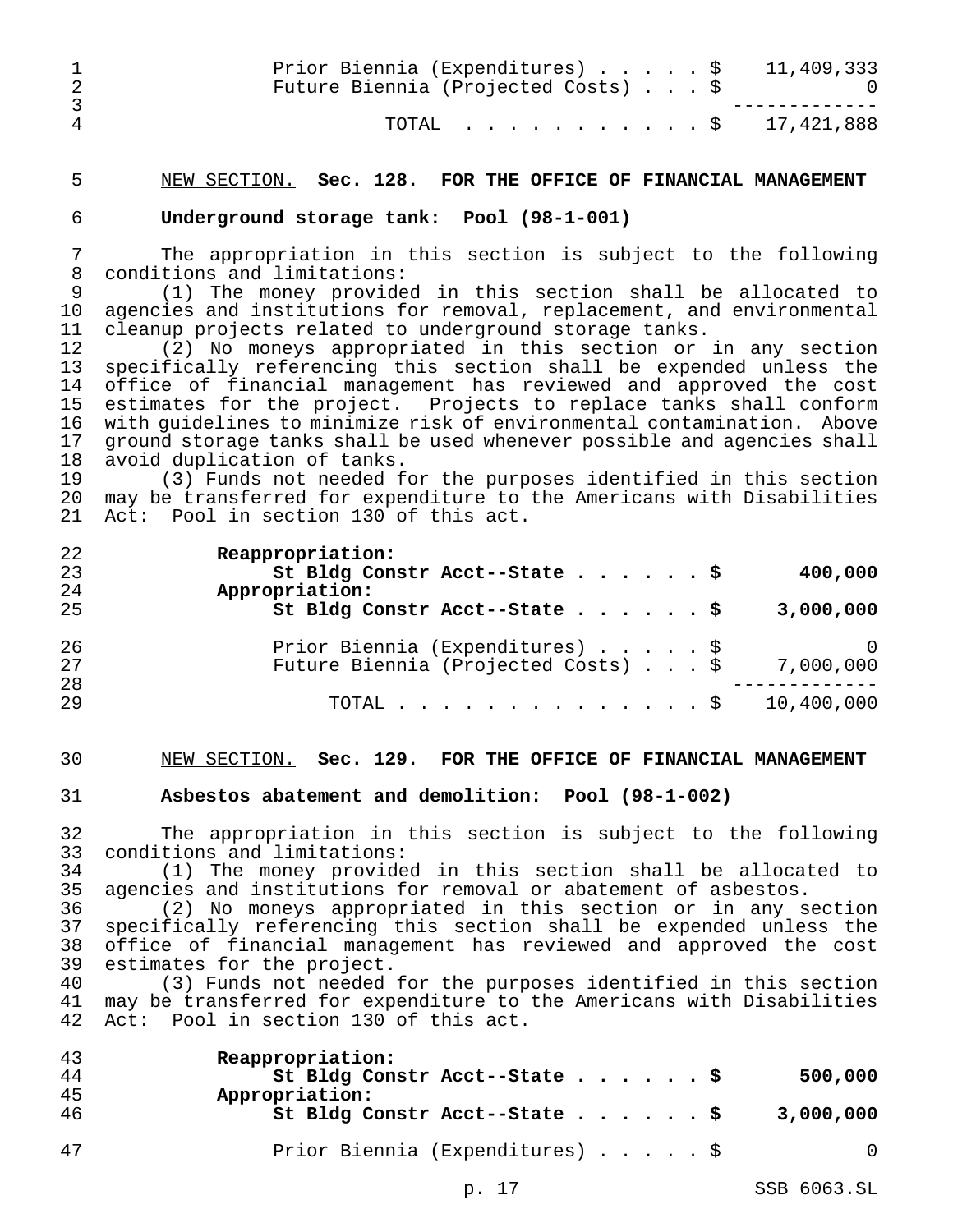| | |
|---|---|
| Prior Biennia (Expenditures) | $ 11,409,333 |
| Future Biennia (Projected Costs) | $ 0 |
| TOTAL | $ 17,421,888 |

NEW SECTION. **Sec. 128. FOR THE OFFICE OF FINANCIAL MANAGEMENT**

**Underground storage tank: Pool (98-1-001)**

The appropriation in this section is subject to the following conditions and limitations:

(1) The money provided in this section shall be allocated to agencies and institutions for removal, replacement, and environmental cleanup projects related to underground storage tanks.

(2) No moneys appropriated in this section or in any section specifically referencing this section shall be expended unless the office of financial management has reviewed and approved the cost estimates for the project. Projects to replace tanks shall conform with guidelines to minimize risk of environmental contamination. Above ground storage tanks shall be used whenever possible and agencies shall avoid duplication of tanks.

(3) Funds not needed for the purposes identified in this section may be transferred for expenditure to the Americans with Disabilities Act: Pool in section 130 of this act.

| | |
|---|---|
| **Reappropriation:** | |
| **St Bldg Constr Acct--State** | **$ 400,000** |
| **Appropriation:** | |
| **St Bldg Constr Acct--State** | **$ 3,000,000** |
| Prior Biennia (Expenditures) | $ 0 |
| Future Biennia (Projected Costs) | $ 7,000,000 |
| TOTAL | $ 10,400,000 |

NEW SECTION. **Sec. 129. FOR THE OFFICE OF FINANCIAL MANAGEMENT**

**Asbestos abatement and demolition: Pool (98-1-002)**

The appropriation in this section is subject to the following conditions and limitations:

(1) The money provided in this section shall be allocated to agencies and institutions for removal or abatement of asbestos.

(2) No moneys appropriated in this section or in any section specifically referencing this section shall be expended unless the office of financial management has reviewed and approved the cost estimates for the project.

(3) Funds not needed for the purposes identified in this section may be transferred for expenditure to the Americans with Disabilities Act: Pool in section 130 of this act.

| | |
|---|---|
| **Reappropriation:** | |
| **St Bldg Constr Acct--State** | **$ 500,000** |
| **Appropriation:** | |
| **St Bldg Constr Acct--State** | **$ 3,000,000** |
| Prior Biennia (Expenditures) | $ 0 |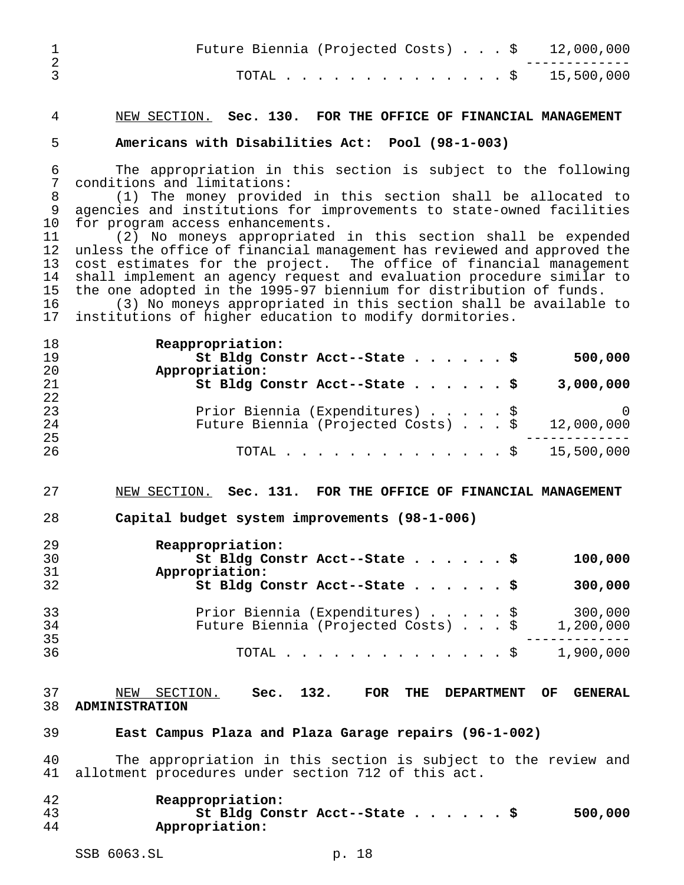| | |
|---|---|
| Future Biennia (Projected Costs) . . . $ | 12,000,000 |
| TOTAL . . . . . . . . . . . . . . . $ | 15,500,000 |

NEW SECTION. **Sec. 130. FOR THE OFFICE OF FINANCIAL MANAGEMENT**

**Americans with Disabilities Act: Pool (98-1-003)**

The appropriation in this section is subject to the following conditions and limitations:

(1) The money provided in this section shall be allocated to agencies and institutions for improvements to state-owned facilities for program access enhancements.

(2) No moneys appropriated in this section shall be expended unless the office of financial management has reviewed and approved the cost estimates for the project. The office of financial management shall implement an agency request and evaluation procedure similar to the one adopted in the 1995-97 biennium for distribution of funds.

(3) No moneys appropriated in this section shall be available to institutions of higher education to modify dormitories.

| | |
|---|---|
| **Reappropriation:** | |
| **St Bldg Constr Acct--State . . . . . . $** | **500,000** |
| **Appropriation:** | |
| **St Bldg Constr Acct--State . . . . . . $** | **3,000,000** |
| Prior Biennia (Expenditures) . . . . . $ | 0 |
| Future Biennia (Projected Costs) . . . $ | 12,000,000 |
| TOTAL . . . . . . . . . . . . . . . $ | 15,500,000 |

NEW SECTION. **Sec. 131. FOR THE OFFICE OF FINANCIAL MANAGEMENT**

**Capital budget system improvements (98-1-006)**

| | |
|---|---|
| **Reappropriation:** | |
| **St Bldg Constr Acct--State . . . . . . $** | **100,000** |
| **Appropriation:** | |
| **St Bldg Constr Acct--State . . . . . . $** | **300,000** |
| Prior Biennia (Expenditures) . . . . . $ | 300,000 |
| Future Biennia (Projected Costs) . . . $ | 1,200,000 |
| TOTAL . . . . . . . . . . . . . . . $ | 1,900,000 |

NEW SECTION. **Sec. 132. FOR THE DEPARTMENT OF GENERAL ADMINISTRATION**

**East Campus Plaza and Plaza Garage repairs (96-1-002)**

The appropriation in this section is subject to the review and allotment procedures under section 712 of this act.

| | |
|---|---|
| **Reappropriation:** | |
| **St Bldg Constr Acct--State . . . . . . $** | **500,000** |
| **Appropriation:** | |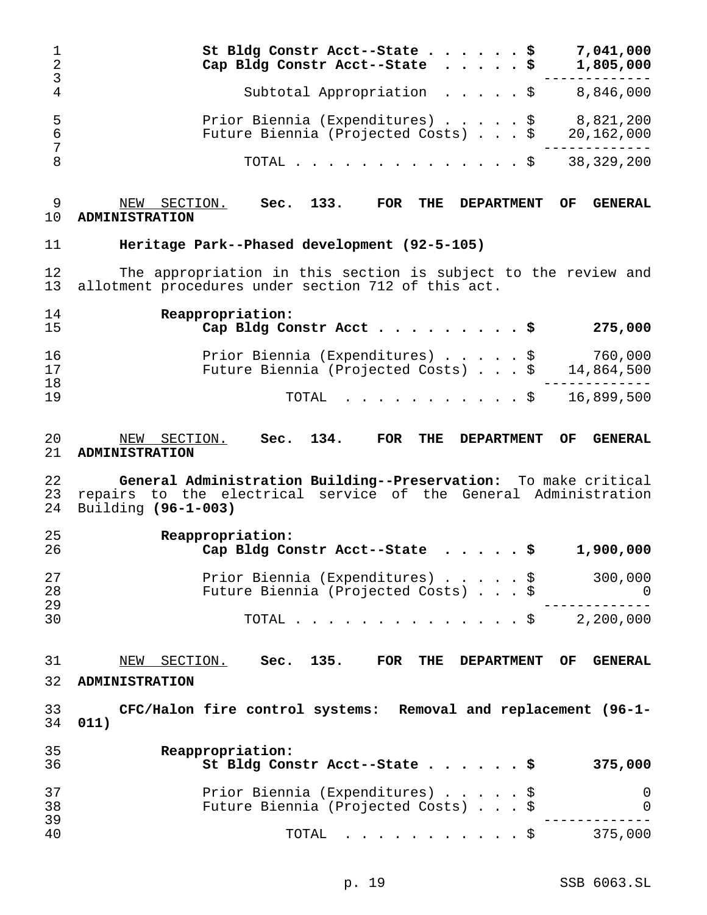| | |
|---|---|
| **St Bldg Constr Acct--State** | **$ 7,041,000** |
| **Cap Bldg Constr Acct--State** | **$ 1,805,000** |
| Subtotal Appropriation | $ 8,846,000 |
| Prior Biennia (Expenditures) | $ 8,821,200 |
| Future Biennia (Projected Costs) | $ 20,162,000 |
| TOTAL | $ 38,329,200 |

NEW SECTION. **Sec. 133. FOR THE DEPARTMENT OF GENERAL ADMINISTRATION**

**Heritage Park--Phased development (92-5-105)**

The appropriation in this section is subject to the review and allotment procedures under section 712 of this act.

**Reappropriation:**

| | |
|---|---|
| **Cap Bldg Constr Acct** | **$ 275,000** |
| Prior Biennia (Expenditures) | $ 760,000 |
| Future Biennia (Projected Costs) | $ 14,864,500 |
| TOTAL | $ 16,899,500 |

NEW SECTION. **Sec. 134. FOR THE DEPARTMENT OF GENERAL ADMINISTRATION**

**General Administration Building--Preservation:** To make critical repairs to the electrical service of the General Administration Building **(96-1-003)**

**Reappropriation:**

| | |
|---|---|
| **Cap Bldg Constr Acct--State** | **$ 1,900,000** |
| Prior Biennia (Expenditures) | $ 300,000 |
| Future Biennia (Projected Costs) | $ 0 |
| TOTAL | $ 2,200,000 |

NEW SECTION. **Sec. 135. FOR THE DEPARTMENT OF GENERAL ADMINISTRATION**

**CFC/Halon fire control systems: Removal and replacement (96-1-011)**

**Reappropriation:**

| | |
|---|---|
| **St Bldg Constr Acct--State** | **$ 375,000** |
| Prior Biennia (Expenditures) | $ 0 |
| Future Biennia (Projected Costs) | $ 0 |
| TOTAL | $ 375,000 |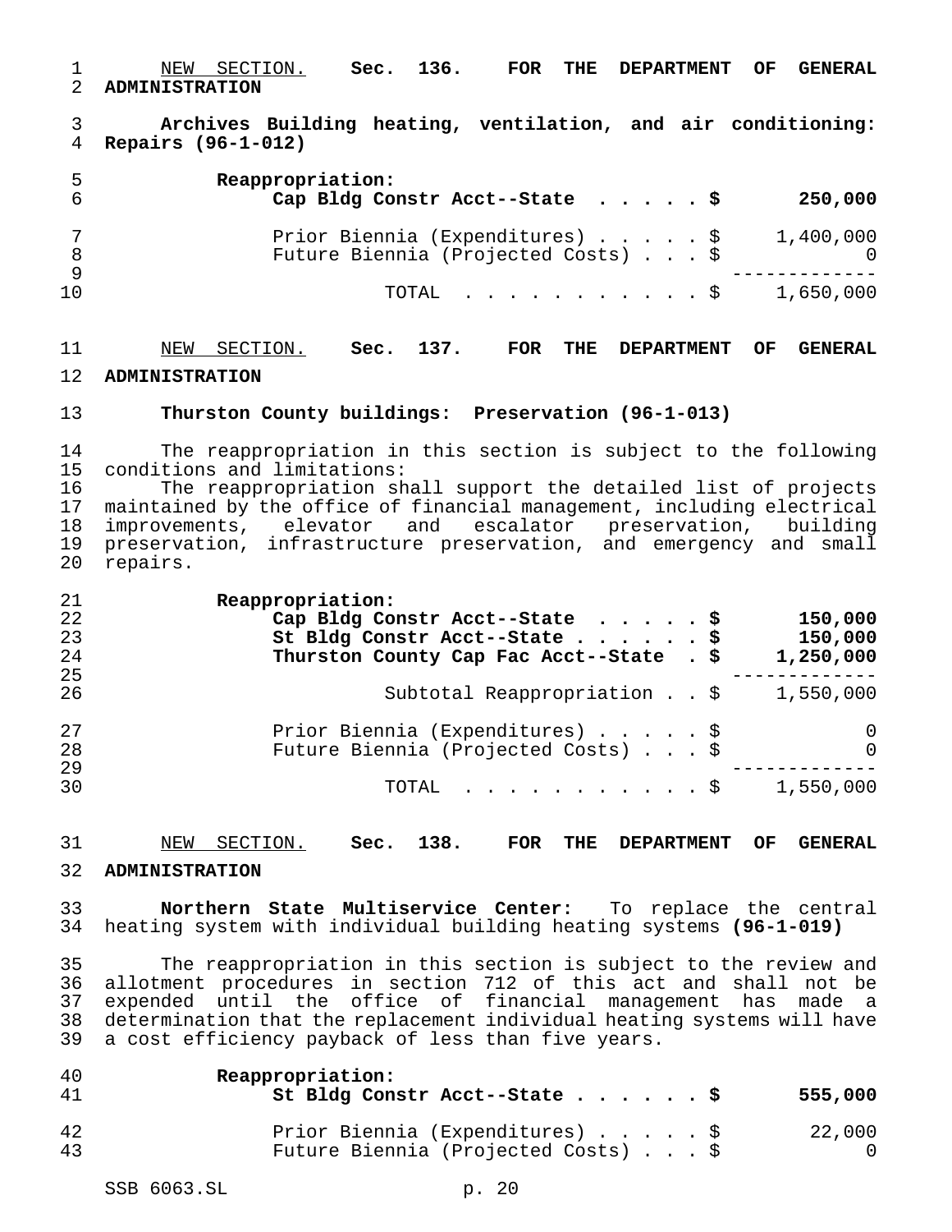NEW SECTION. **Sec. 136. FOR THE DEPARTMENT OF GENERAL ADMINISTRATION**

**Archives Building heating, ventilation, and air conditioning: Repairs (96-1-012)**

| | |
|---|---|
| **Reappropriation:** | |
| **Cap Bldg Constr Acct--State . . . . . $** | **250,000** |
| Prior Biennia (Expenditures) . . . . . $ | 1,400,000 |
| Future Biennia (Projected Costs) . . . $ | 0 |
| TOTAL . . . . . . . . . . . . $ | 1,650,000 |

NEW SECTION. **Sec. 137. FOR THE DEPARTMENT OF GENERAL ADMINISTRATION**

**Thurston County buildings: Preservation (96-1-013)**

The reappropriation in this section is subject to the following conditions and limitations:

The reappropriation shall support the detailed list of projects maintained by the office of financial management, including electrical improvements, elevator and escalator preservation, building preservation, infrastructure preservation, and emergency and small repairs.

| | |
|---|---|
| **Reappropriation:** | |
| **Cap Bldg Constr Acct--State . . . . . $** | **150,000** |
| **St Bldg Constr Acct--State . . . . . . $** | **150,000** |
| **Thurston County Cap Fac Acct--State . $** | **1,250,000** |
| Subtotal Reappropriation . . $ | 1,550,000 |
| Prior Biennia (Expenditures) . . . . . $ | 0 |
| Future Biennia (Projected Costs) . . . $ | 0 |
| TOTAL . . . . . . . . . . . . $ | 1,550,000 |

NEW SECTION. **Sec. 138. FOR THE DEPARTMENT OF GENERAL ADMINISTRATION**

**Northern State Multiservice Center:** To replace the central heating system with individual building heating systems **(96-1-019)**

The reappropriation in this section is subject to the review and allotment procedures in section 712 of this act and shall not be expended until the office of financial management has made a determination that the replacement individual heating systems will have a cost efficiency payback of less than five years.

| | |
|---|---|
| **Reappropriation:** | |
| **St Bldg Constr Acct--State . . . . . . $** | **555,000** |
| Prior Biennia (Expenditures) . . . . . $ | 22,000 |
| Future Biennia (Projected Costs) . . . $ | 0 |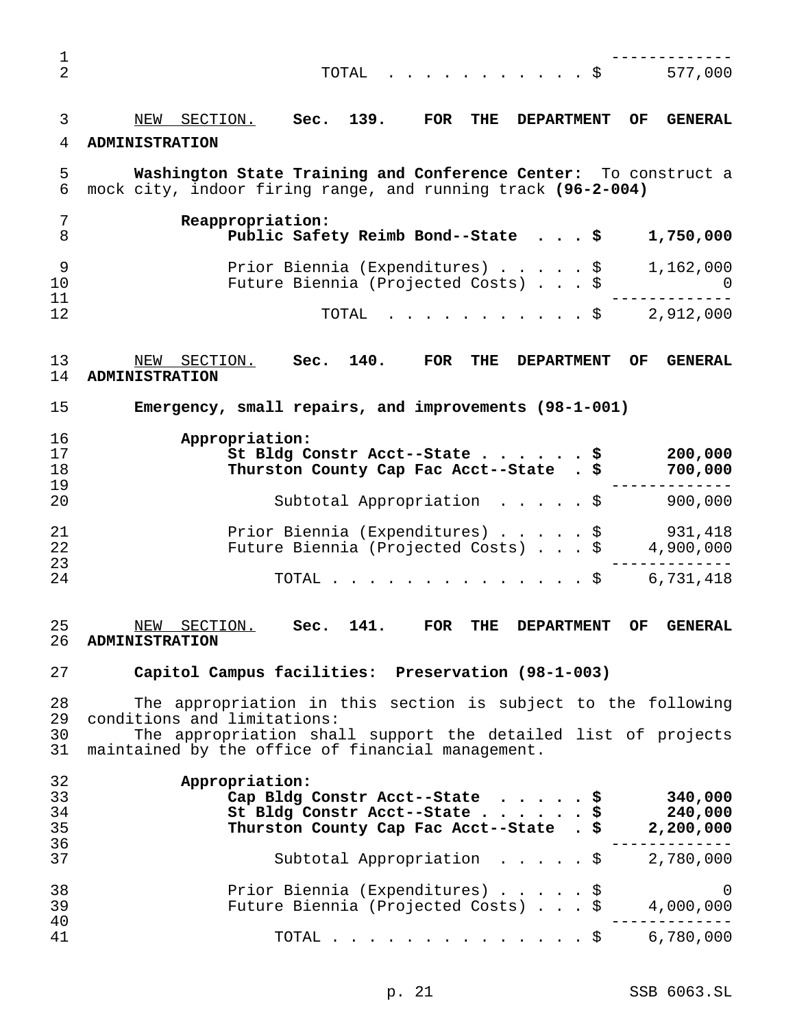| | |
|---|---|
| TOTAL . . . . . . . . . . . $ | 577,000 |

NEW SECTION. **Sec. 139. FOR THE DEPARTMENT OF GENERAL ADMINISTRATION**

**Washington State Training and Conference Center:** To construct a mock city, indoor firing range, and running track **(96-2-004)**

| | |
|---|---|
| **Reappropriation:** | |
| **Public Safety Reimb Bond--State . . . $** | **1,750,000** |
| Prior Biennia (Expenditures) . . . . . $ | 1,162,000 |
| Future Biennia (Projected Costs) . . . $ | 0 |
| TOTAL . . . . . . . . . . . $ | 2,912,000 |

NEW SECTION. **Sec. 140. FOR THE DEPARTMENT OF GENERAL ADMINISTRATION**

**Emergency, small repairs, and improvements (98-1-001)**

| | |
|---|---|
| **Appropriation:** | |
| **St Bldg Constr Acct--State . . . . . . $** | **200,000** |
| **Thurston County Cap Fac Acct--State . $** | **700,000** |
| Subtotal Appropriation . . . . . $ | 900,000 |
| Prior Biennia (Expenditures) . . . . . $ | 931,418 |
| Future Biennia (Projected Costs) . . . $ | 4,900,000 |
| TOTAL . . . . . . . . . . . . . . $ | 6,731,418 |

NEW SECTION. **Sec. 141. FOR THE DEPARTMENT OF GENERAL ADMINISTRATION**

**Capitol Campus facilities: Preservation (98-1-003)**

The appropriation in this section is subject to the following conditions and limitations:

The appropriation shall support the detailed list of projects maintained by the office of financial management.

| | |
|---|---|
| **Appropriation:** | |
| **Cap Bldg Constr Acct--State . . . . . $** | **340,000** |
| **St Bldg Constr Acct--State . . . . . . $** | **240,000** |
| **Thurston County Cap Fac Acct--State . $** | **2,200,000** |
| Subtotal Appropriation . . . . . $ | 2,780,000 |
| Prior Biennia (Expenditures) . . . . . $ | 0 |
| Future Biennia (Projected Costs) . . . $ | 4,000,000 |
| TOTAL . . . . . . . . . . . . . . $ | 6,780,000 |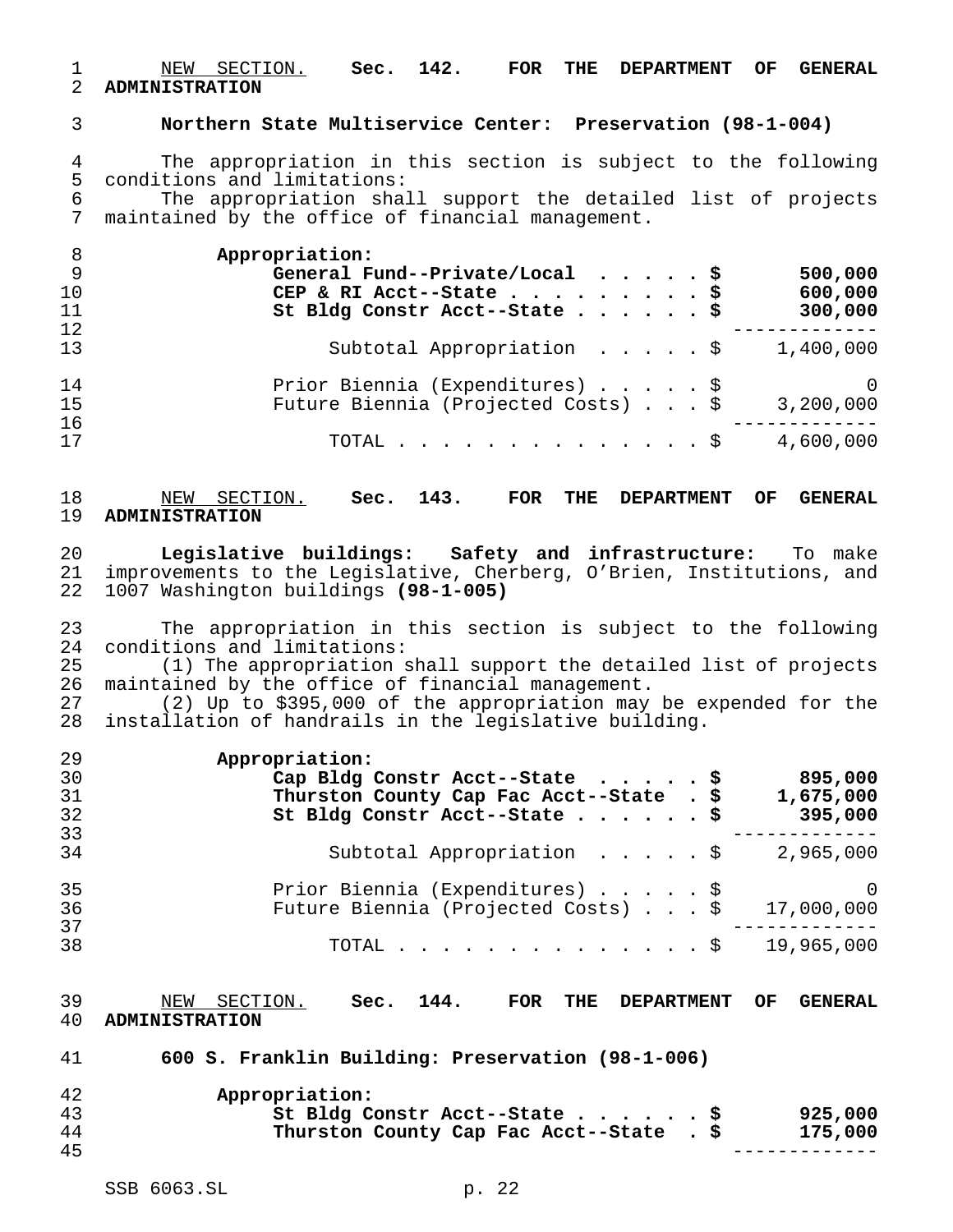NEW SECTION. **Sec. 142. FOR THE DEPARTMENT OF GENERAL ADMINISTRATION**

**Northern State Multiservice Center: Preservation (98-1-004)**

The appropriation in this section is subject to the following conditions and limitations:

The appropriation shall support the detailed list of projects maintained by the office of financial management.

**Appropriation:**

| | |
|---|---|
| **General Fund--Private/Local . . . . . $** | **500,000** |
| **CEP & RI Acct--State . . . . . . . . . $** | **600,000** |
| **St Bldg Constr Acct--State . . . . . . $** | **300,000** |
| Subtotal Appropriation . . . . . $ | 1,400,000 |
| Prior Biennia (Expenditures) . . . . . $ | 0 |
| Future Biennia (Projected Costs) . . . $ | 3,200,000 |
| TOTAL . . . . . . . . . . . . . . . $ | 4,600,000 |

NEW SECTION. **Sec. 143. FOR THE DEPARTMENT OF GENERAL ADMINISTRATION**

**Legislative buildings: Safety and infrastructure:** To make improvements to the Legislative, Cherberg, O'Brien, Institutions, and 1007 Washington buildings **(98-1-005)**

The appropriation in this section is subject to the following conditions and limitations:

(1) The appropriation shall support the detailed list of projects maintained by the office of financial management.

(2) Up to $395,000 of the appropriation may be expended for the installation of handrails in the legislative building.

**Appropriation:**

| | |
|---|---|
| **Cap Bldg Constr Acct--State . . . . . $** | **895,000** |
| **Thurston County Cap Fac Acct--State . $** | **1,675,000** |
| **St Bldg Constr Acct--State . . . . . . $** | **395,000** |
| Subtotal Appropriation . . . . . $ | 2,965,000 |
| Prior Biennia (Expenditures) . . . . . $ | 0 |
| Future Biennia (Projected Costs) . . . $ | 17,000,000 |
| TOTAL . . . . . . . . . . . . . . . $ | 19,965,000 |

NEW SECTION. **Sec. 144. FOR THE DEPARTMENT OF GENERAL ADMINISTRATION**

**600 S. Franklin Building: Preservation (98-1-006)**

**Appropriation:**

| | |
|---|---|
| **St Bldg Constr Acct--State . . . . . . $** | **925,000** |
| **Thurston County Cap Fac Acct--State . $** | **175,000** |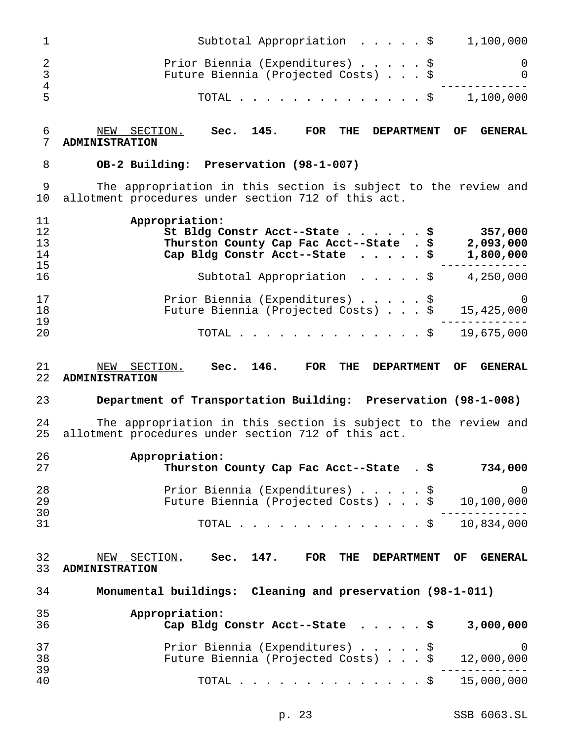Subtotal Appropriation . . . . . $ 1,100,000

Prior Biennia (Expenditures) . . . . . $ 0
Future Biennia (Projected Costs) . . . $ 0

TOTAL . . . . . . . . . . . . . . . $ 1,100,000

NEW SECTION. **Sec. 145. FOR THE DEPARTMENT OF GENERAL ADMINISTRATION**

**OB-2 Building: Preservation (98-1-007)**

The appropriation in this section is subject to the review and allotment procedures under section 712 of this act.

**Appropriation:**

| | |
|---|---|
| **St Bldg Constr Acct--State . . . . . . $** | **357,000** |
| **Thurston County Cap Fac Acct--State . $** | **2,093,000** |
| **Cap Bldg Constr Acct--State . . . . . $** | **1,800,000** |
| Subtotal Appropriation . . . . . $ | 4,250,000 |
| Prior Biennia (Expenditures) . . . . . $ | 0 |
| Future Biennia (Projected Costs) . . . $ | 15,425,000 |
| TOTAL . . . . . . . . . . . . . . . $ | 19,675,000 |

NEW SECTION. **Sec. 146. FOR THE DEPARTMENT OF GENERAL ADMINISTRATION**

**Department of Transportation Building: Preservation (98-1-008)**

The appropriation in this section is subject to the review and allotment procedures under section 712 of this act.

**Appropriation:**

| | |
|---|---|
| **Thurston County Cap Fac Acct--State . $** | **734,000** |
| Prior Biennia (Expenditures) . . . . . $ | 0 |
| Future Biennia (Projected Costs) . . . $ | 10,100,000 |
| TOTAL . . . . . . . . . . . . . . . $ | 10,834,000 |

NEW SECTION. **Sec. 147. FOR THE DEPARTMENT OF GENERAL ADMINISTRATION**

**Monumental buildings: Cleaning and preservation (98-1-011)**

**Appropriation:**

| | |
|---|---|
| **Cap Bldg Constr Acct--State . . . . . $** | **3,000,000** |
| Prior Biennia (Expenditures) . . . . . $ | 0 |
| Future Biennia (Projected Costs) . . . $ | 12,000,000 |
| TOTAL . . . . . . . . . . . . . . . $ | 15,000,000 |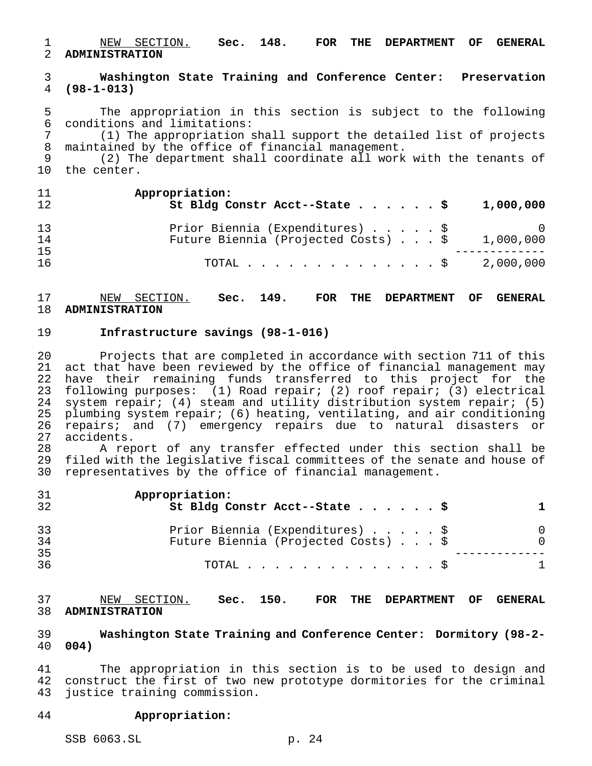NEW SECTION. **Sec. 148. FOR THE DEPARTMENT OF GENERAL ADMINISTRATION**

**Washington State Training and Conference Center: Preservation (98-1-013)**

The appropriation in this section is subject to the following conditions and limitations:

(1) The appropriation shall support the detailed list of projects maintained by the office of financial management.

(2) The department shall coordinate all work with the tenants of the center.

| Appropriation: | |
|---|---|
| **St Bldg Constr Acct--State . . . . . . $** | **1,000,000** |
| Prior Biennia (Expenditures) . . . . . $ | 0 |
| Future Biennia (Projected Costs) . . . $ | 1,000,000 |
| TOTAL . . . . . . . . . . . . . . $ | 2,000,000 |

NEW SECTION. **Sec. 149. FOR THE DEPARTMENT OF GENERAL ADMINISTRATION**

**Infrastructure savings (98-1-016)**

Projects that are completed in accordance with section 711 of this act that have been reviewed by the office of financial management may have their remaining funds transferred to this project for the following purposes: (1) Road repair; (2) roof repair; (3) electrical system repair; (4) steam and utility distribution system repair; (5) plumbing system repair; (6) heating, ventilating, and air conditioning repairs; and (7) emergency repairs due to natural disasters or accidents.

A report of any transfer effected under this section shall be filed with the legislative fiscal committees of the senate and house of representatives by the office of financial management.

| Appropriation: | |
|---|---|
| **St Bldg Constr Acct--State . . . . . . $** | **1** |
| Prior Biennia (Expenditures) . . . . . $ | 0 |
| Future Biennia (Projected Costs) . . . $ | 0 |
| TOTAL . . . . . . . . . . . . . . $ | 1 |

NEW SECTION. **Sec. 150. FOR THE DEPARTMENT OF GENERAL ADMINISTRATION**

**Washington State Training and Conference Center: Dormitory (98-2-004)**

The appropriation in this section is to be used to design and construct the first of two new prototype dormitories for the criminal justice training commission.

**Appropriation:**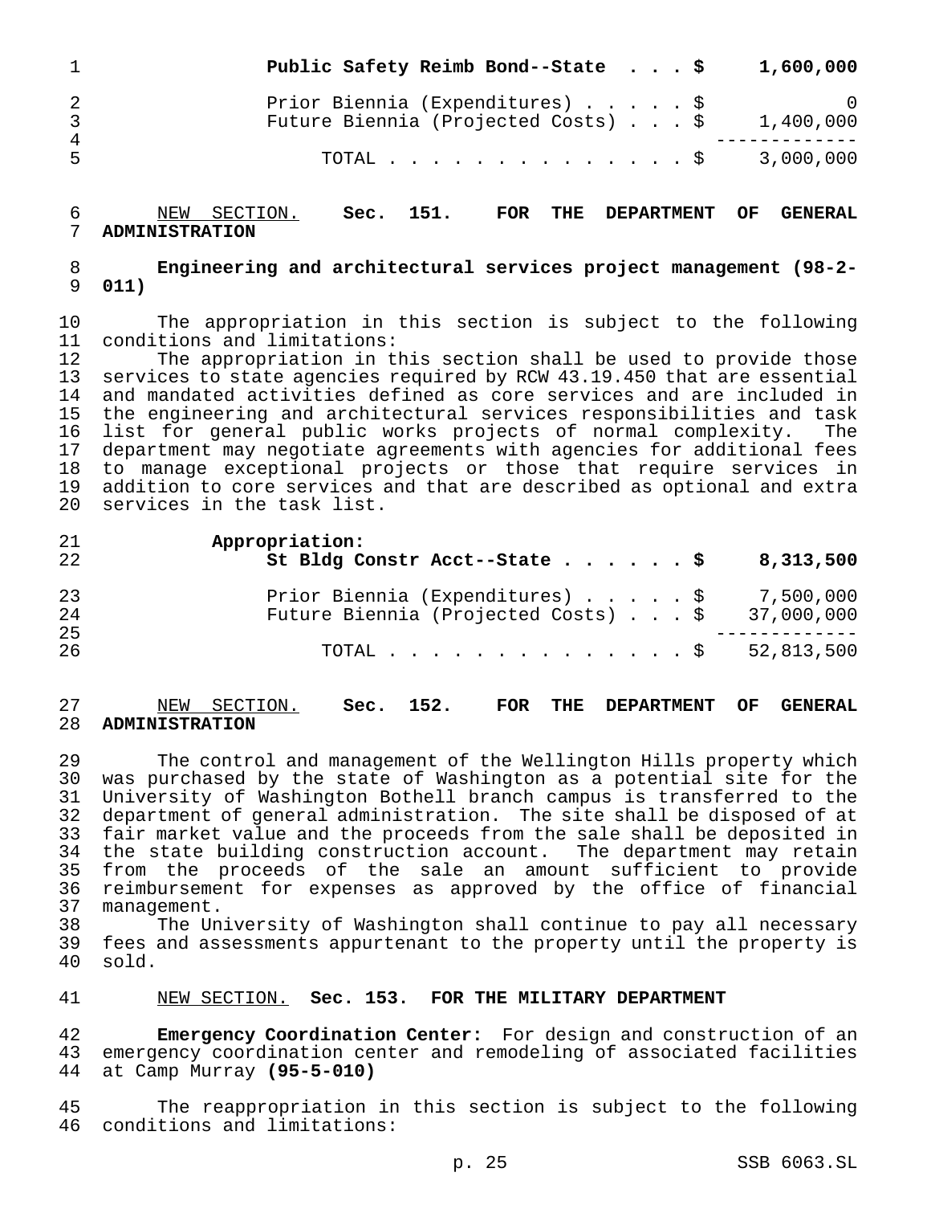| | |
|---|---|
| **Public Safety Reimb Bond--State . . . $** | **1,600,000** |
| Prior Biennia (Expenditures) . . . . . $ | 0 |
| Future Biennia (Projected Costs) . . . $ | 1,400,000 |
| TOTAL . . . . . . . . . . . . . . . $ | 3,000,000 |

NEW SECTION. **Sec. 151. FOR THE DEPARTMENT OF GENERAL ADMINISTRATION**

**Engineering and architectural services project management (98-2-011)**

The appropriation in this section is subject to the following conditions and limitations:

The appropriation in this section shall be used to provide those services to state agencies required by RCW 43.19.450 that are essential and mandated activities defined as core services and are included in the engineering and architectural services responsibilities and task list for general public works projects of normal complexity. The department may negotiate agreements with agencies for additional fees to manage exceptional projects or those that require services in addition to core services and that are described as optional and extra services in the task list.

**Appropriation:**

| | |
|---|---|
| **St Bldg Constr Acct--State . . . . . . $** | **8,313,500** |
| Prior Biennia (Expenditures) . . . . . $ | 7,500,000 |
| Future Biennia (Projected Costs) . . . $ | 37,000,000 |
| TOTAL . . . . . . . . . . . . . . . $ | 52,813,500 |

NEW SECTION. **Sec. 152. FOR THE DEPARTMENT OF GENERAL ADMINISTRATION**

The control and management of the Wellington Hills property which was purchased by the state of Washington as a potential site for the University of Washington Bothell branch campus is transferred to the department of general administration. The site shall be disposed of at fair market value and the proceeds from the sale shall be deposited in the state building construction account. The department may retain from the proceeds of the sale an amount sufficient to provide reimbursement for expenses as approved by the office of financial management.

The University of Washington shall continue to pay all necessary fees and assessments appurtenant to the property until the property is sold.

NEW SECTION. **Sec. 153. FOR THE MILITARY DEPARTMENT**

**Emergency Coordination Center:** For design and construction of an emergency coordination center and remodeling of associated facilities at Camp Murray **(95-5-010)**

The reappropriation in this section is subject to the following conditions and limitations: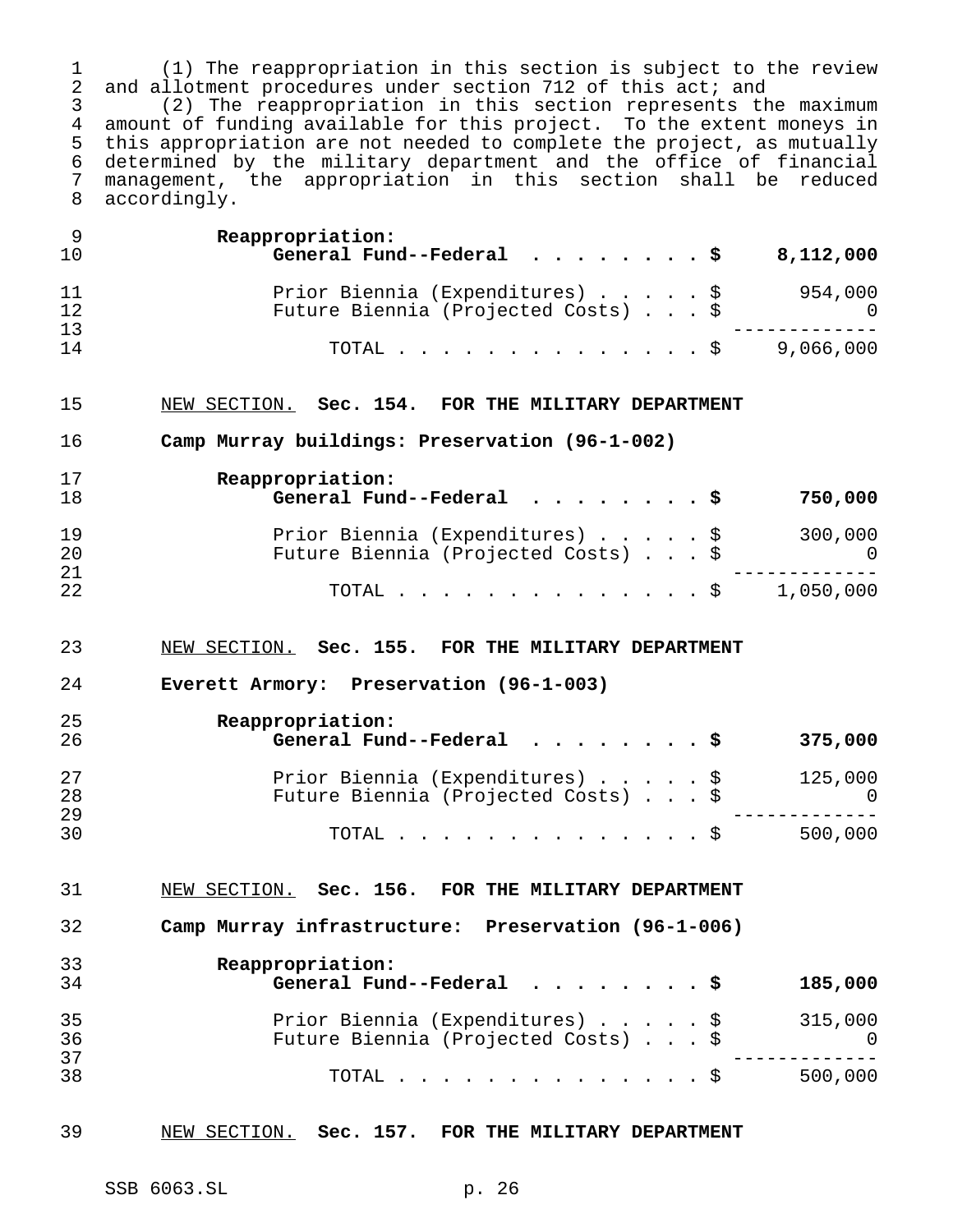(1) The reappropriation in this section is subject to the review and allotment procedures under section 712 of this act; and

(2) The reappropriation in this section represents the maximum amount of funding available for this project. To the extent moneys in this appropriation are not needed to complete the project, as mutually determined by the military department and the office of financial management, the appropriation in this section shall be reduced accordingly.

| | |
|---|---|
| **Reappropriation:** | |
| **General Fund--Federal . . . . . . . . $** | **8,112,000** |
| Prior Biennia (Expenditures) . . . . . $ | 954,000 |
| Future Biennia (Projected Costs) . . . $ | 0 |
| TOTAL . . . . . . . . . . . . . . . $ | 9,066,000 |

NEW SECTION. **Sec. 154. FOR THE MILITARY DEPARTMENT**

**Camp Murray buildings: Preservation (96-1-002)**

| | |
|---|---|
| **Reappropriation:** | |
| **General Fund--Federal . . . . . . . . $** | **750,000** |
| Prior Biennia (Expenditures) . . . . . $ | 300,000 |
| Future Biennia (Projected Costs) . . . $ | 0 |
| TOTAL . . . . . . . . . . . . . . . $ | 1,050,000 |

NEW SECTION. **Sec. 155. FOR THE MILITARY DEPARTMENT**

**Everett Armory: Preservation (96-1-003)**

| | |
|---|---|
| **Reappropriation:** | |
| **General Fund--Federal . . . . . . . . $** | **375,000** |
| Prior Biennia (Expenditures) . . . . . $ | 125,000 |
| Future Biennia (Projected Costs) . . . $ | 0 |
| TOTAL . . . . . . . . . . . . . . . $ | 500,000 |

NEW SECTION. **Sec. 156. FOR THE MILITARY DEPARTMENT**

**Camp Murray infrastructure: Preservation (96-1-006)**

| | |
|---|---|
| **Reappropriation:** | |
| **General Fund--Federal . . . . . . . . $** | **185,000** |
| Prior Biennia (Expenditures) . . . . . $ | 315,000 |
| Future Biennia (Projected Costs) . . . $ | 0 |
| TOTAL . . . . . . . . . . . . . . . $ | 500,000 |

NEW SECTION. **Sec. 157. FOR THE MILITARY DEPARTMENT**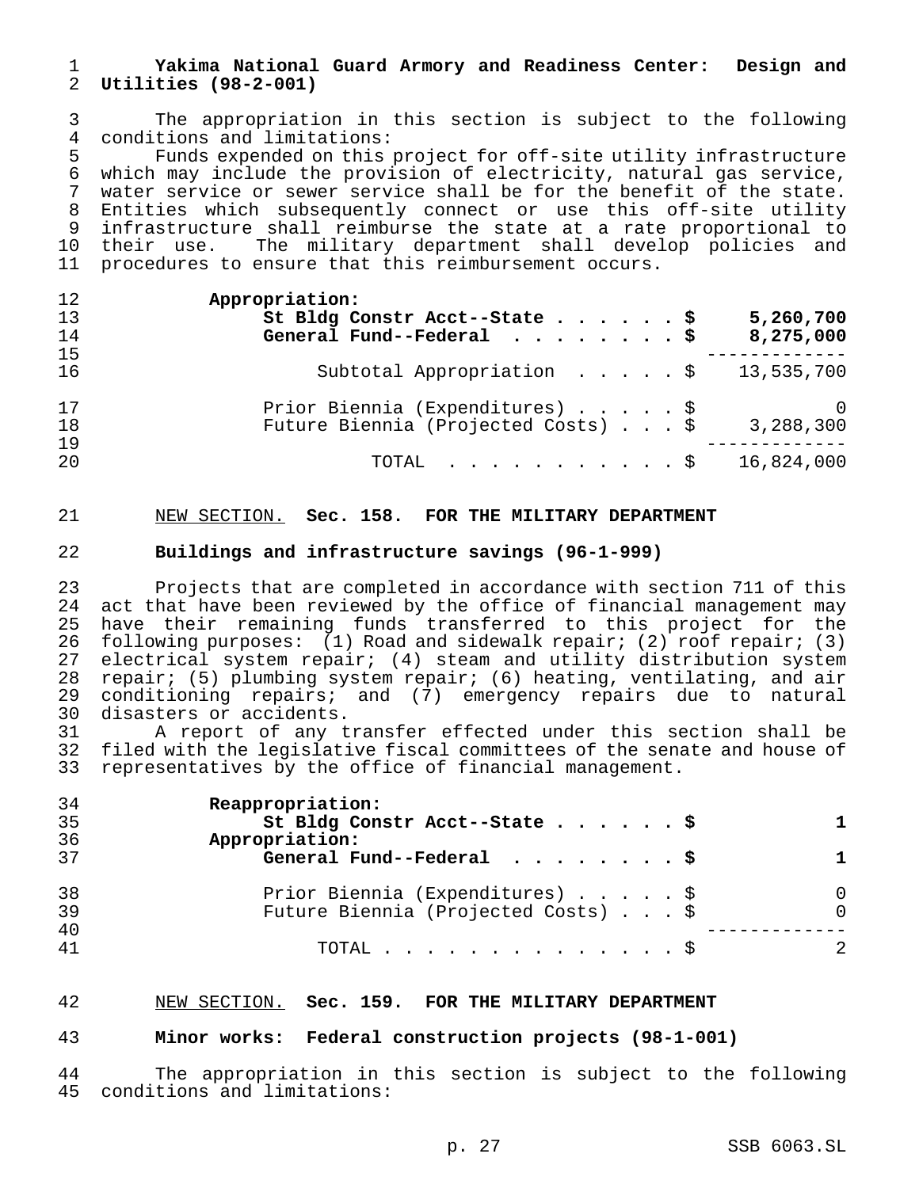**Yakima National Guard Armory and Readiness Center: Design and Utilities (98-2-001)**

The appropriation in this section is subject to the following conditions and limitations:

Funds expended on this project for off-site utility infrastructure which may include the provision of electricity, natural gas service, water service or sewer service shall be for the benefit of the state. Entities which subsequently connect or use this off-site utility infrastructure shall reimburse the state at a rate proportional to their use. The military department shall develop policies and procedures to ensure that this reimbursement occurs.

| | |
|---|---|
| **Appropriation:** | |
| **St Bldg Constr Acct--State . . . . . . $** | **5,260,700** |
| **General Fund--Federal . . . . . . . . $** | **8,275,000** |
| Subtotal Appropriation . . . . . $ | 13,535,700 |
| Prior Biennia (Expenditures) . . . . . $ | 0 |
| Future Biennia (Projected Costs) . . . $ | 3,288,300 |
| TOTAL . . . . . . . . . . . $ | 16,824,000 |

NEW SECTION. **Sec. 158. FOR THE MILITARY DEPARTMENT**

**Buildings and infrastructure savings (96-1-999)**

Projects that are completed in accordance with section 711 of this act that have been reviewed by the office of financial management may have their remaining funds transferred to this project for the following purposes: (1) Road and sidewalk repair; (2) roof repair; (3) electrical system repair; (4) steam and utility distribution system repair; (5) plumbing system repair; (6) heating, ventilating, and air conditioning repairs; and (7) emergency repairs due to natural disasters or accidents.

A report of any transfer effected under this section shall be filed with the legislative fiscal committees of the senate and house of representatives by the office of financial management.

| | |
|---|---|
| **Reappropriation:** | |
| **St Bldg Constr Acct--State . . . . . . $** | **1** |
| **Appropriation:** | |
| **General Fund--Federal . . . . . . . . $** | **1** |
| Prior Biennia (Expenditures) . . . . . $ | 0 |
| Future Biennia (Projected Costs) . . . $ | 0 |
| TOTAL . . . . . . . . . . . . . . $ | 2 |

NEW SECTION. **Sec. 159. FOR THE MILITARY DEPARTMENT**

**Minor works: Federal construction projects (98-1-001)**

The appropriation in this section is subject to the following conditions and limitations: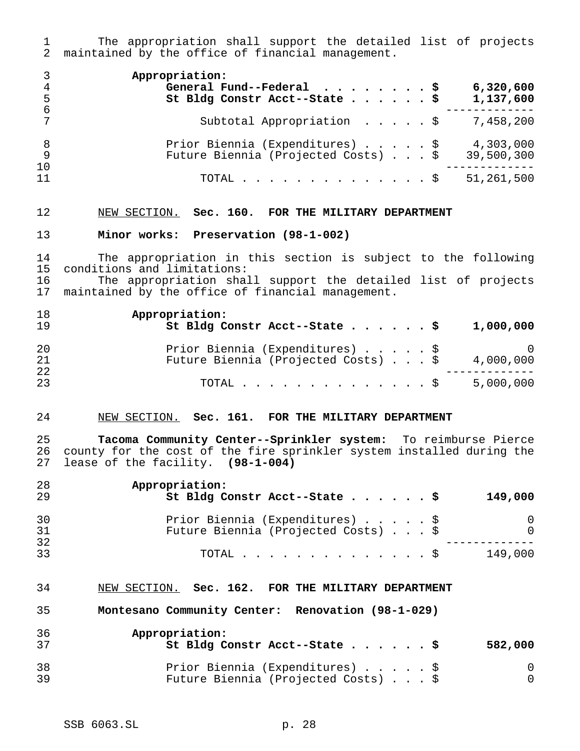The appropriation shall support the detailed list of projects maintained by the office of financial management.

| Appropriation: | |
|---|---|
| **General Fund--Federal . . . . . . . . $** | **6,320,600** |
| **St Bldg Constr Acct--State . . . . . . $** | **1,137,600** |
| Subtotal Appropriation . . . . . $ | 7,458,200 |
| Prior Biennia (Expenditures) . . . . . $ | 4,303,000 |
| Future Biennia (Projected Costs) . . . $ | 39,500,300 |
| TOTAL . . . . . . . . . . . . . . . $ | 51,261,500 |

NEW SECTION. **Sec. 160. FOR THE MILITARY DEPARTMENT**

**Minor works: Preservation (98-1-002)**

The appropriation in this section is subject to the following conditions and limitations:

The appropriation shall support the detailed list of projects maintained by the office of financial management.

| Appropriation: | |
|---|---|
| **St Bldg Constr Acct--State . . . . . . $** | **1,000,000** |
| Prior Biennia (Expenditures) . . . . . $ | 0 |
| Future Biennia (Projected Costs) . . . $ | 4,000,000 |
| TOTAL . . . . . . . . . . . . . . . $ | 5,000,000 |

NEW SECTION. **Sec. 161. FOR THE MILITARY DEPARTMENT**

**Tacoma Community Center--Sprinkler system:** To reimburse Pierce county for the cost of the fire sprinkler system installed during the lease of the facility. **(98-1-004)**

| Appropriation: | |
|---|---|
| **St Bldg Constr Acct--State . . . . . . $** | **149,000** |
| Prior Biennia (Expenditures) . . . . . $ | 0 |
| Future Biennia (Projected Costs) . . . $ | 0 |
| TOTAL . . . . . . . . . . . . . . . $ | 149,000 |

NEW SECTION. **Sec. 162. FOR THE MILITARY DEPARTMENT**

**Montesano Community Center: Renovation (98-1-029)**

| Appropriation: | |
|---|---|
| **St Bldg Constr Acct--State . . . . . . $** | **582,000** |
| Prior Biennia (Expenditures) . . . . . $ | 0 |
| Future Biennia (Projected Costs) . . . $ | 0 |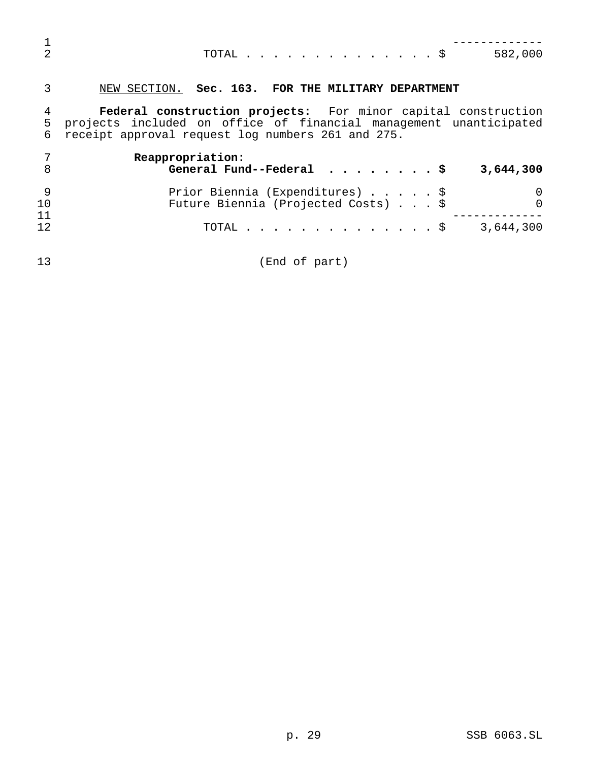| | |
|---|---|
| TOTAL . . . . . . . . . . . . . . . $ | 582,000 |

NEW SECTION. **Sec. 163. FOR THE MILITARY DEPARTMENT**

**Federal construction projects:** For minor capital construction projects included on office of financial management unanticipated receipt approval request log numbers 261 and 275.

| | |
|---|---|
| **Reappropriation:** | |
| **General Fund--Federal . . . . . . . . $** | **3,644,300** |
| Prior Biennia (Expenditures) . . . . . $ | 0 |
| Future Biennia (Projected Costs) . . . $ | 0 |
| TOTAL . . . . . . . . . . . . . . . $ | 3,644,300 |

(End of part)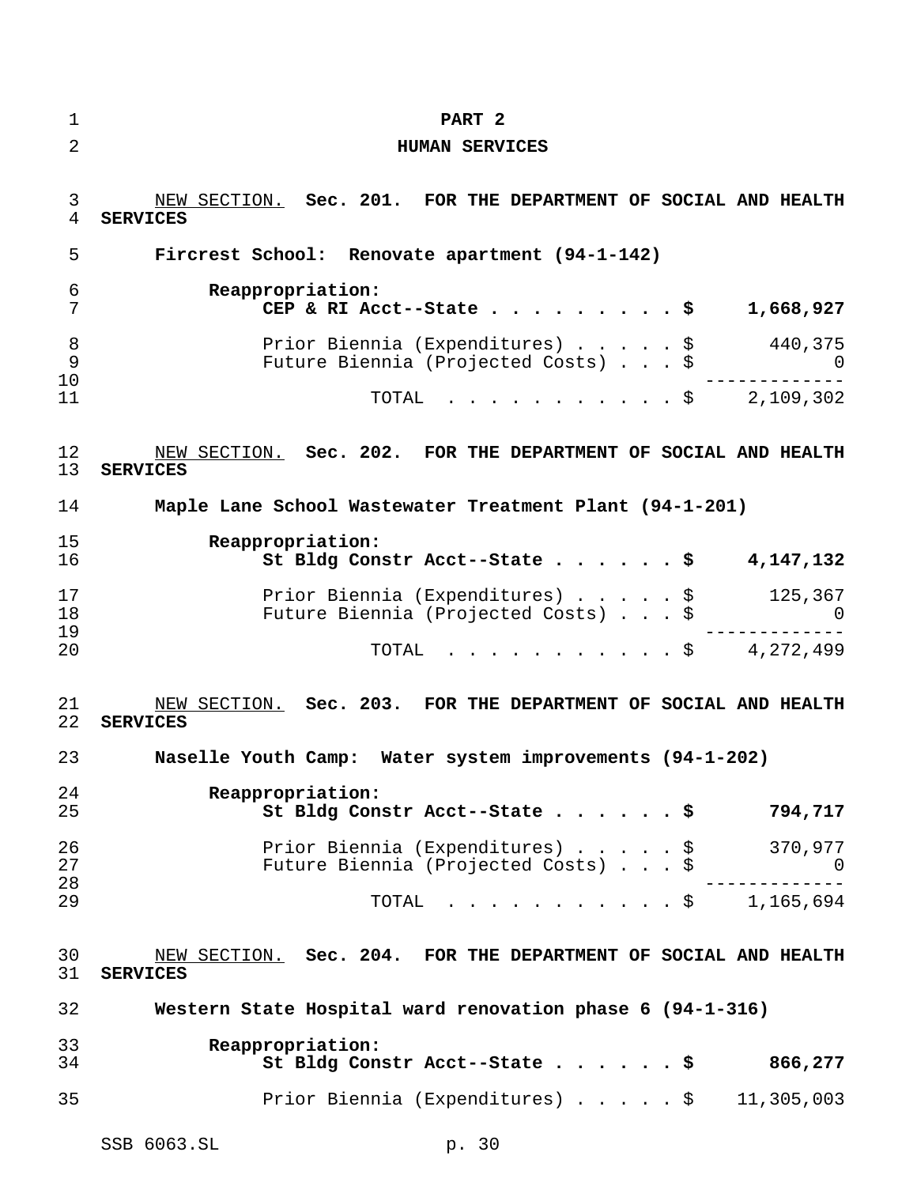# PART 2

## HUMAN SERVICES

NEW SECTION. **Sec. 201. FOR THE DEPARTMENT OF SOCIAL AND HEALTH SERVICES**

**Fircrest School: Renovate apartment (94-1-142)**

**Reappropriation:**

| | | |
|---|---|---|
| **CEP & RI Acct--State** | **$** | **1,668,927** |
| Prior Biennia (Expenditures) | $ | 440,375 |
| Future Biennia (Projected Costs) | $ | 0 |
| TOTAL | $ | 2,109,302 |

NEW SECTION. **Sec. 202. FOR THE DEPARTMENT OF SOCIAL AND HEALTH SERVICES**

**Maple Lane School Wastewater Treatment Plant (94-1-201)**

**Reappropriation:**

| | | |
|---|---|---|
| **St Bldg Constr Acct--State** | **$** | **4,147,132** |
| Prior Biennia (Expenditures) | $ | 125,367 |
| Future Biennia (Projected Costs) | $ | 0 |
| TOTAL | $ | 4,272,499 |

NEW SECTION. **Sec. 203. FOR THE DEPARTMENT OF SOCIAL AND HEALTH SERVICES**

**Naselle Youth Camp: Water system improvements (94-1-202)**

**Reappropriation:**

| | | |
|---|---|---|
| **St Bldg Constr Acct--State** | **$** | **794,717** |
| Prior Biennia (Expenditures) | $ | 370,977 |
| Future Biennia (Projected Costs) | $ | 0 |
| TOTAL | $ | 1,165,694 |

NEW SECTION. **Sec. 204. FOR THE DEPARTMENT OF SOCIAL AND HEALTH SERVICES**

**Western State Hospital ward renovation phase 6 (94-1-316)**

**Reappropriation:**

| | | |
|---|---|---|
| **St Bldg Constr Acct--State** | **$** | **866,277** |
| Prior Biennia (Expenditures) | $ | 11,305,003 |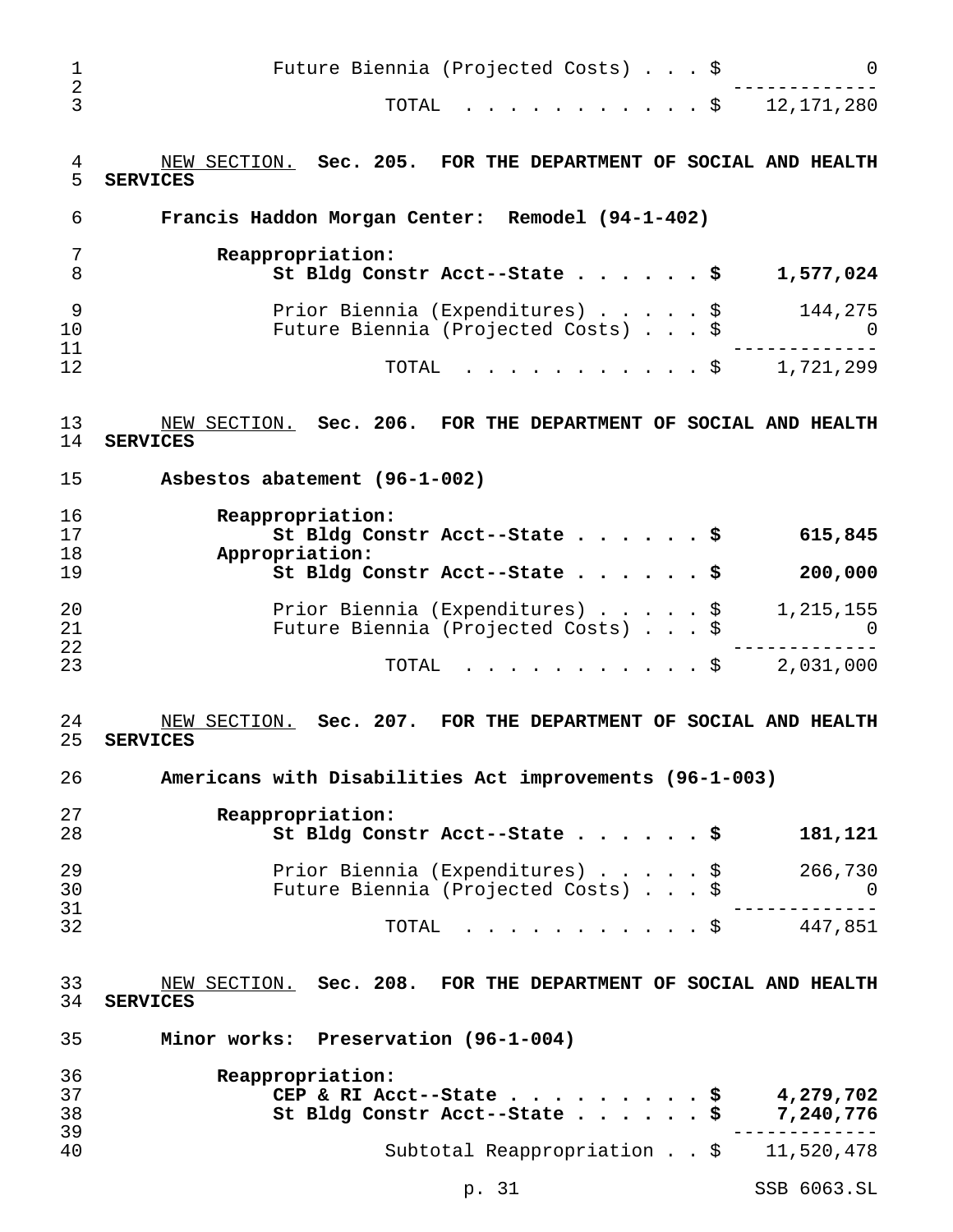| | |
|---|---|
| Future Biennia (Projected Costs) . . . $ | 0 |
| TOTAL . . . . . . . . . . . $ | 12,171,280 |

NEW SECTION. **Sec. 205. FOR THE DEPARTMENT OF SOCIAL AND HEALTH SERVICES**

**Francis Haddon Morgan Center: Remodel (94-1-402)**

| | |
|---|---|
| **Reappropriation:** | |
| **St Bldg Constr Acct--State . . . . . . $** | **1,577,024** |
| Prior Biennia (Expenditures) . . . . . $ | 144,275 |
| Future Biennia (Projected Costs) . . . $ | 0 |
| TOTAL . . . . . . . . . . . $ | 1,721,299 |

NEW SECTION. **Sec. 206. FOR THE DEPARTMENT OF SOCIAL AND HEALTH SERVICES**

**Asbestos abatement (96-1-002)**

| | |
|---|---|
| **Reappropriation:** | |
| **St Bldg Constr Acct--State . . . . . . $** | **615,845** |
| **Appropriation:** | |
| **St Bldg Constr Acct--State . . . . . . $** | **200,000** |
| Prior Biennia (Expenditures) . . . . . $ | 1,215,155 |
| Future Biennia (Projected Costs) . . . $ | 0 |
| TOTAL . . . . . . . . . . . $ | 2,031,000 |

NEW SECTION. **Sec. 207. FOR THE DEPARTMENT OF SOCIAL AND HEALTH SERVICES**

**Americans with Disabilities Act improvements (96-1-003)**

| | |
|---|---|
| **Reappropriation:** | |
| **St Bldg Constr Acct--State . . . . . . $** | **181,121** |
| Prior Biennia (Expenditures) . . . . . $ | 266,730 |
| Future Biennia (Projected Costs) . . . $ | 0 |
| TOTAL . . . . . . . . . . . $ | 447,851 |

NEW SECTION. **Sec. 208. FOR THE DEPARTMENT OF SOCIAL AND HEALTH SERVICES**

**Minor works: Preservation (96-1-004)**

| | |
|---|---|
| **Reappropriation:** | |
| **CEP & RI Acct--State . . . . . . . . . $** | **4,279,702** |
| **St Bldg Constr Acct--State . . . . . . $** | **7,240,776** |
| Subtotal Reappropriation . . $ | 11,520,478 |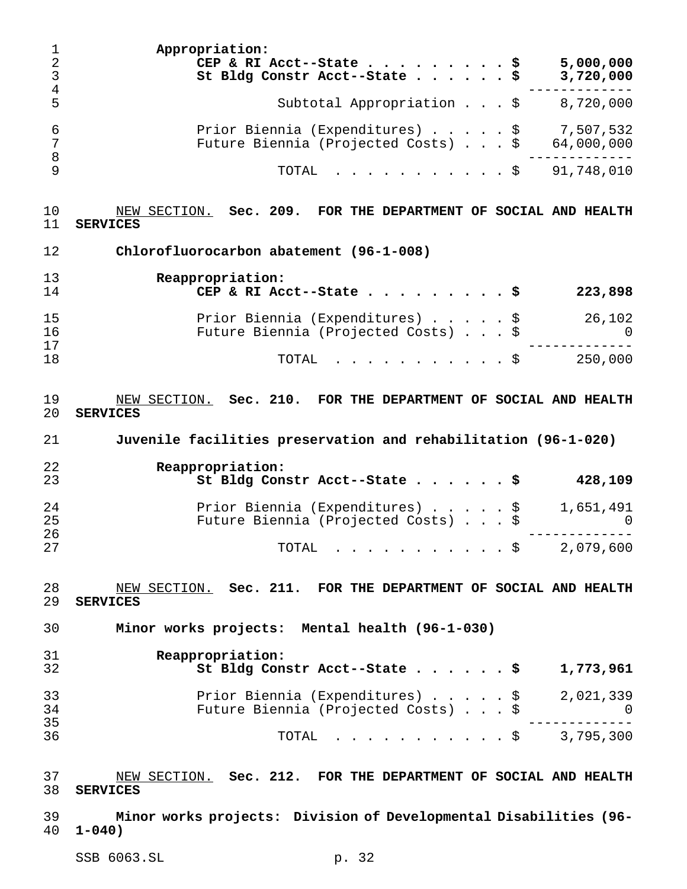Appropriation:

| | |
|---|---|
| **CEP & RI Acct--State . . . . . . . . . . $** | **5,000,000** |
| **St Bldg Constr Acct--State . . . . . . $** | **3,720,000** |
| Subtotal Appropriation . . . $ | 8,720,000 |
| Prior Biennia (Expenditures) . . . . . $ | 7,507,532 |
| Future Biennia (Projected Costs) . . . $ | 64,000,000 |
| TOTAL . . . . . . . . . . . $ | 91,748,010 |

NEW SECTION. **Sec. 209. FOR THE DEPARTMENT OF SOCIAL AND HEALTH SERVICES**

**Chlorofluorocarbon abatement (96-1-008)**

**Reappropriation:**

| | |
|---|---|
| **CEP & RI Acct--State . . . . . . . . . . $** | **223,898** |
| Prior Biennia (Expenditures) . . . . . $ | 26,102 |
| Future Biennia (Projected Costs) . . . $ | 0 |
| TOTAL . . . . . . . . . . . $ | 250,000 |

NEW SECTION. **Sec. 210. FOR THE DEPARTMENT OF SOCIAL AND HEALTH SERVICES**

**Juvenile facilities preservation and rehabilitation (96-1-020)**

**Reappropriation:**

| | |
|---|---|
| **St Bldg Constr Acct--State . . . . . . $** | **428,109** |
| Prior Biennia (Expenditures) . . . . . $ | 1,651,491 |
| Future Biennia (Projected Costs) . . . $ | 0 |
| TOTAL . . . . . . . . . . . $ | 2,079,600 |

NEW SECTION. **Sec. 211. FOR THE DEPARTMENT OF SOCIAL AND HEALTH SERVICES**

**Minor works projects: Mental health (96-1-030)**

**Reappropriation:**

| | |
|---|---|
| **St Bldg Constr Acct--State . . . . . . $** | **1,773,961** |
| Prior Biennia (Expenditures) . . . . . $ | 2,021,339 |
| Future Biennia (Projected Costs) . . . $ | 0 |
| TOTAL . . . . . . . . . . . $ | 3,795,300 |

NEW SECTION. **Sec. 212. FOR THE DEPARTMENT OF SOCIAL AND HEALTH SERVICES**

**Minor works projects: Division of Developmental Disabilities (96-1-040)**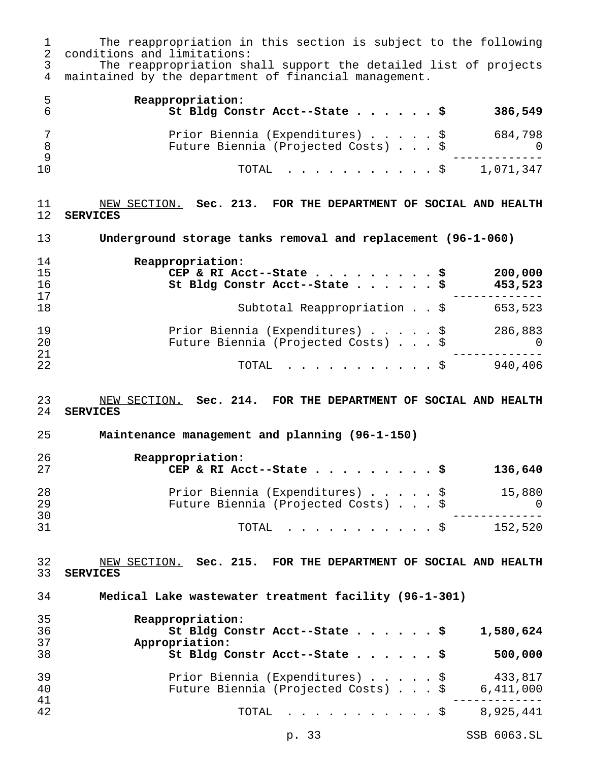The reappropriation in this section is subject to the following conditions and limitations:

The reappropriation shall support the detailed list of projects maintained by the department of financial management.

| | | |
|---|---|---|
| **Reappropriation:** | | |
| **St Bldg Constr Acct--State** | **$** | **386,549** |
| Prior Biennia (Expenditures) | $ | 684,798 |
| Future Biennia (Projected Costs) | $ | 0 |
| TOTAL | $ | 1,071,347 |

<u>NEW SECTION.</u> **Sec. 213. FOR THE DEPARTMENT OF SOCIAL AND HEALTH SERVICES**

**Underground storage tanks removal and replacement (96-1-060)**

| | | |
|---|---|---|
| **Reappropriation:** | | |
| **CEP & RI Acct--State** | **$** | **200,000** |
| **St Bldg Constr Acct--State** | **$** | **453,523** |
| Subtotal Reappropriation | $ | 653,523 |
| Prior Biennia (Expenditures) | $ | 286,883 |
| Future Biennia (Projected Costs) | $ | 0 |
| TOTAL | $ | 940,406 |

<u>NEW SECTION.</u> **Sec. 214. FOR THE DEPARTMENT OF SOCIAL AND HEALTH SERVICES**

**Maintenance management and planning (96-1-150)**

| | | |
|---|---|---|
| **Reappropriation:** | | |
| **CEP & RI Acct--State** | **$** | **136,640** |
| Prior Biennia (Expenditures) | $ | 15,880 |
| Future Biennia (Projected Costs) | $ | 0 |
| TOTAL | $ | 152,520 |

<u>NEW SECTION.</u> **Sec. 215. FOR THE DEPARTMENT OF SOCIAL AND HEALTH SERVICES**

**Medical Lake wastewater treatment facility (96-1-301)**

| | | |
|---|---|---|
| **Reappropriation:** | | |
| **St Bldg Constr Acct--State** | **$** | **1,580,624** |
| **Appropriation:** | | |
| **St Bldg Constr Acct--State** | **$** | **500,000** |
| Prior Biennia (Expenditures) | $ | 433,817 |
| Future Biennia (Projected Costs) | $ | 6,411,000 |
| TOTAL | $ | 8,925,441 |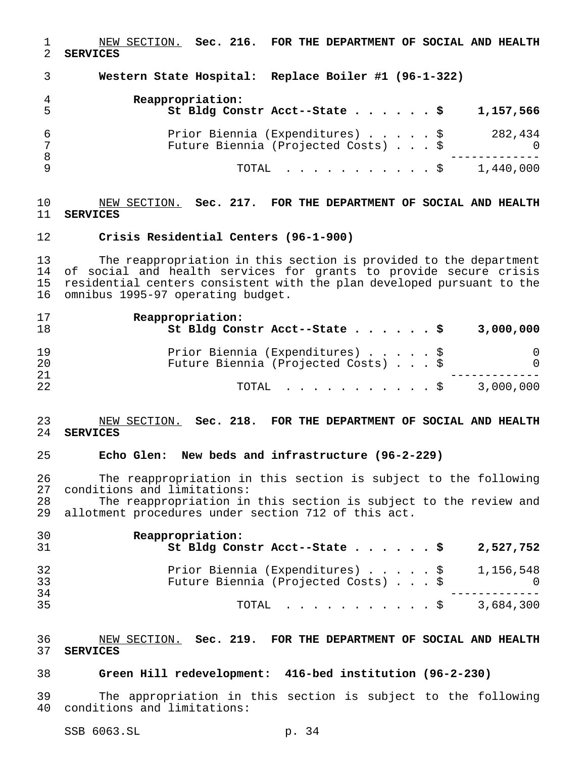NEW SECTION. **Sec. 216. FOR THE DEPARTMENT OF SOCIAL AND HEALTH SERVICES**

**Western State Hospital: Replace Boiler #1 (96-1-322)**

**Reappropriation:**

| | |
|---|---|
| **St Bldg Constr Acct--State . . . . . . $** | **1,157,566** |
| Prior Biennia (Expenditures) . . . . . $ | 282,434 |
| Future Biennia (Projected Costs) . . . $ | 0 |
| TOTAL . . . . . . . . . . . $ | 1,440,000 |

NEW SECTION. **Sec. 217. FOR THE DEPARTMENT OF SOCIAL AND HEALTH SERVICES**

**Crisis Residential Centers (96-1-900)**

The reappropriation in this section is provided to the department of social and health services for grants to provide secure crisis residential centers consistent with the plan developed pursuant to the omnibus 1995-97 operating budget.

**Reappropriation:**

| | |
|---|---|
| **St Bldg Constr Acct--State . . . . . . $** | **3,000,000** |
| Prior Biennia (Expenditures) . . . . . $ | 0 |
| Future Biennia (Projected Costs) . . . $ | 0 |
| TOTAL . . . . . . . . . . . $ | 3,000,000 |

NEW SECTION. **Sec. 218. FOR THE DEPARTMENT OF SOCIAL AND HEALTH SERVICES**

**Echo Glen: New beds and infrastructure (96-2-229)**

The reappropriation in this section is subject to the following conditions and limitations:

The reappropriation in this section is subject to the review and allotment procedures under section 712 of this act.

**Reappropriation:**

| | |
|---|---|
| **St Bldg Constr Acct--State . . . . . . $** | **2,527,752** |
| Prior Biennia (Expenditures) . . . . . $ | 1,156,548 |
| Future Biennia (Projected Costs) . . . $ | 0 |
| TOTAL . . . . . . . . . . . $ | 3,684,300 |

NEW SECTION. **Sec. 219. FOR THE DEPARTMENT OF SOCIAL AND HEALTH SERVICES**

**Green Hill redevelopment: 416-bed institution (96-2-230)**

The appropriation in this section is subject to the following conditions and limitations: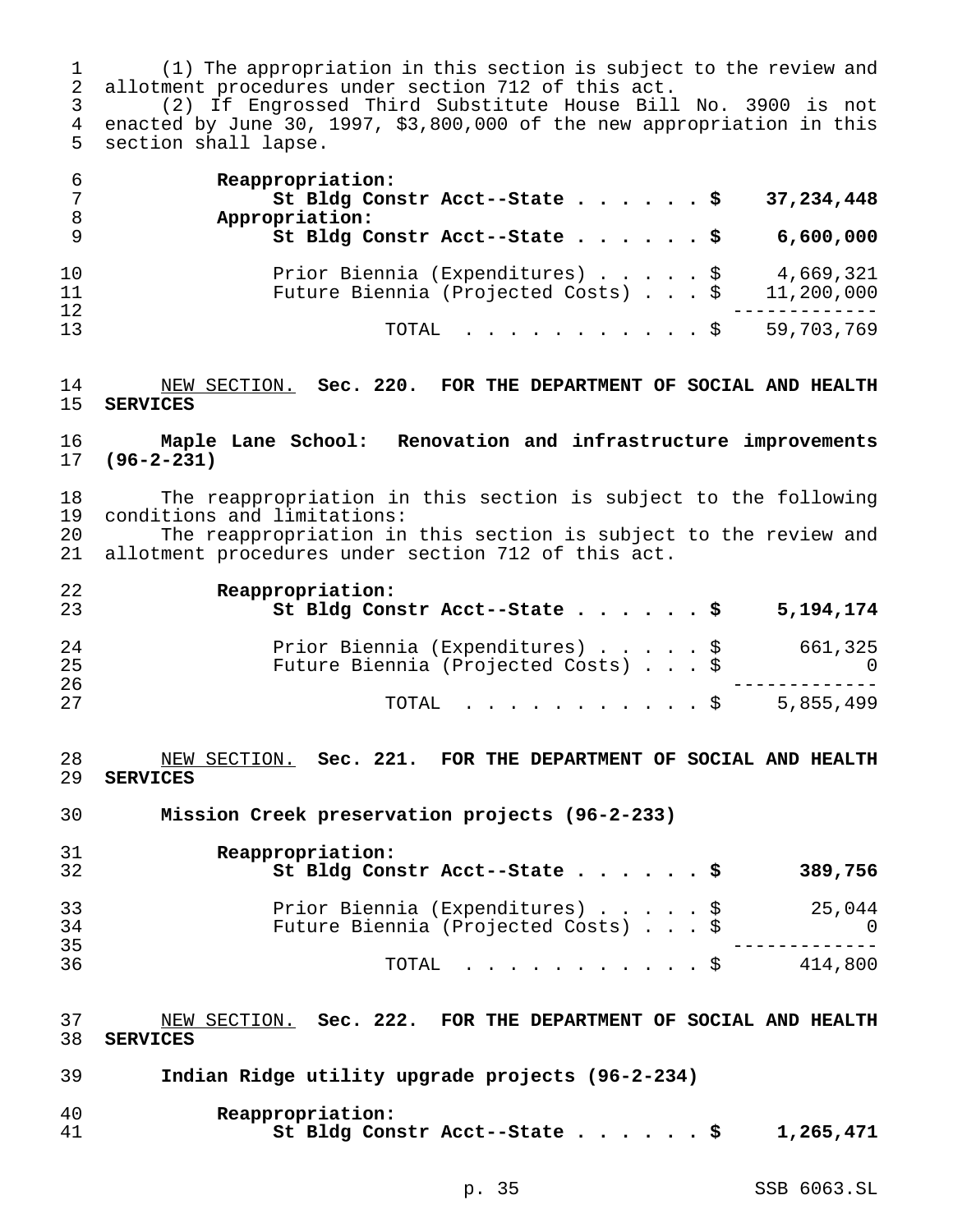(1) The appropriation in this section is subject to the review and allotment procedures under section 712 of this act.

(2) If Engrossed Third Substitute House Bill No. 3900 is not enacted by June 30, 1997, $3,800,000 of the new appropriation in this section shall lapse.

| | | |
|---|---|---|
| **Reappropriation:** | | |
| **St Bldg Constr Acct--State** | **$** | **37,234,448** |
| **Appropriation:** | | |
| **St Bldg Constr Acct--State** | **$** | **6,600,000** |
| Prior Biennia (Expenditures) | $ | 4,669,321 |
| Future Biennia (Projected Costs) | $ | 11,200,000 |
| TOTAL | $ | 59,703,769 |

NEW SECTION. **Sec. 220. FOR THE DEPARTMENT OF SOCIAL AND HEALTH SERVICES**

**Maple Lane School: Renovation and infrastructure improvements (96-2-231)**

The reappropriation in this section is subject to the following conditions and limitations:

The reappropriation in this section is subject to the review and allotment procedures under section 712 of this act.

| | | |
|---|---|---|
| **Reappropriation:** | | |
| **St Bldg Constr Acct--State** | **$** | **5,194,174** |
| Prior Biennia (Expenditures) | $ | 661,325 |
| Future Biennia (Projected Costs) | $ | 0 |
| TOTAL | $ | 5,855,499 |

NEW SECTION. **Sec. 221. FOR THE DEPARTMENT OF SOCIAL AND HEALTH SERVICES**

**Mission Creek preservation projects (96-2-233)**

| | | |
|---|---|---|
| **Reappropriation:** | | |
| **St Bldg Constr Acct--State** | **$** | **389,756** |
| Prior Biennia (Expenditures) | $ | 25,044 |
| Future Biennia (Projected Costs) | $ | 0 |
| TOTAL | $ | 414,800 |

NEW SECTION. **Sec. 222. FOR THE DEPARTMENT OF SOCIAL AND HEALTH SERVICES**

**Indian Ridge utility upgrade projects (96-2-234)**

| | | |
|---|---|---|
| **Reappropriation:** | | |
| **St Bldg Constr Acct--State** | **$** | **1,265,471** |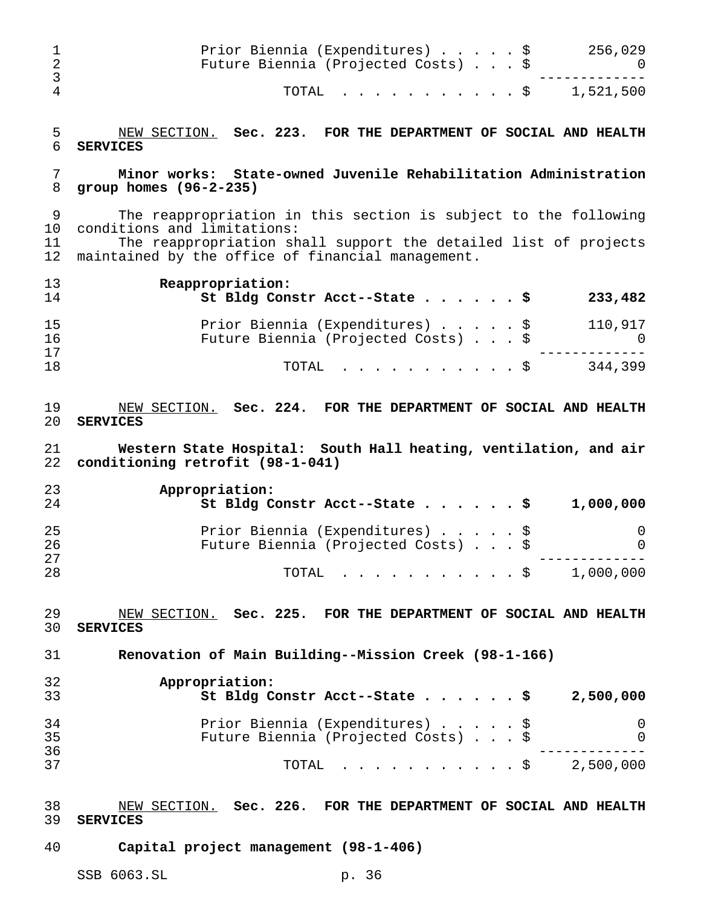| | |
|---|---|
| Prior Biennia (Expenditures) . . . . . $ | 256,029 |
| Future Biennia (Projected Costs) . . . $ | 0 |
| TOTAL . . . . . . . . . . . $ | 1,521,500 |

NEW SECTION. **Sec. 223. FOR THE DEPARTMENT OF SOCIAL AND HEALTH SERVICES**

**Minor works: State-owned Juvenile Rehabilitation Administration group homes (96-2-235)**

The reappropriation in this section is subject to the following conditions and limitations:

The reappropriation shall support the detailed list of projects maintained by the office of financial management.

| | |
|---|---|
| **Reappropriation:** | |
| **St Bldg Constr Acct--State . . . . . . $** | **233,482** |
| Prior Biennia (Expenditures) . . . . . $ | 110,917 |
| Future Biennia (Projected Costs) . . . $ | 0 |
| TOTAL . . . . . . . . . . . $ | 344,399 |

NEW SECTION. **Sec. 224. FOR THE DEPARTMENT OF SOCIAL AND HEALTH SERVICES**

**Western State Hospital: South Hall heating, ventilation, and air conditioning retrofit (98-1-041)**

| | |
|---|---|
| **Appropriation:** | |
| **St Bldg Constr Acct--State . . . . . . $** | **1,000,000** |
| Prior Biennia (Expenditures) . . . . . $ | 0 |
| Future Biennia (Projected Costs) . . . $ | 0 |
| TOTAL . . . . . . . . . . . $ | 1,000,000 |

NEW SECTION. **Sec. 225. FOR THE DEPARTMENT OF SOCIAL AND HEALTH SERVICES**

**Renovation of Main Building--Mission Creek (98-1-166)**

| | |
|---|---|
| **Appropriation:** | |
| **St Bldg Constr Acct--State . . . . . . $** | **2,500,000** |
| Prior Biennia (Expenditures) . . . . . $ | 0 |
| Future Biennia (Projected Costs) . . . $ | 0 |
| TOTAL . . . . . . . . . . . $ | 2,500,000 |

NEW SECTION. **Sec. 226. FOR THE DEPARTMENT OF SOCIAL AND HEALTH SERVICES**

**Capital project management (98-1-406)**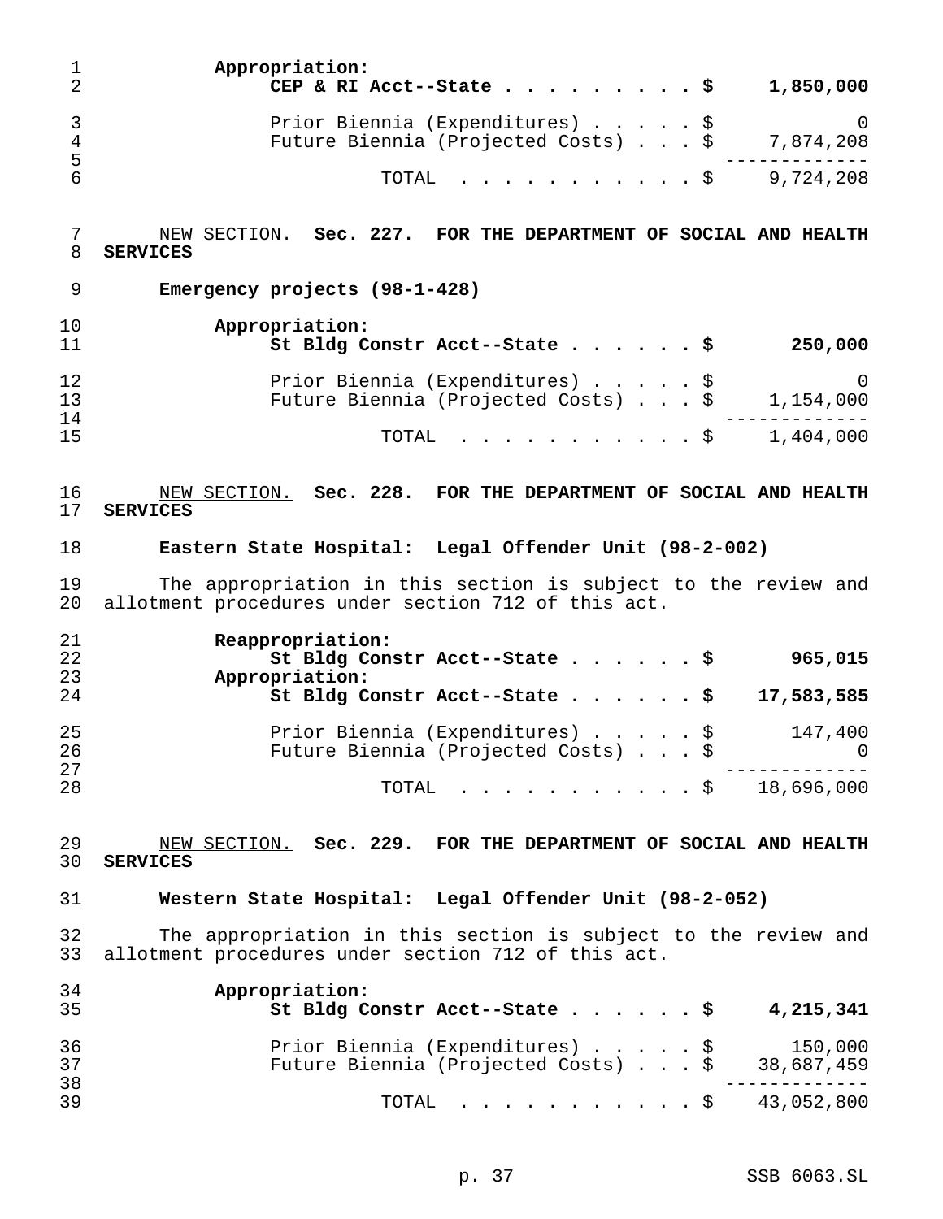**Appropriation:**

| | |
|---|---|
| **CEP & RI Acct--State . . . . . . . . . $** | **1,850,000** |
| Prior Biennia (Expenditures) . . . . . $ | 0 |
| Future Biennia (Projected Costs) . . . $ | 7,874,208 |
| TOTAL . . . . . . . . . . . $ | 9,724,208 |

<u>NEW SECTION.</u> **Sec. 227. FOR THE DEPARTMENT OF SOCIAL AND HEALTH SERVICES**

**Emergency projects (98-1-428)**

**Appropriation:**

| | |
|---|---|
| **St Bldg Constr Acct--State . . . . . . $** | **250,000** |
| Prior Biennia (Expenditures) . . . . . $ | 0 |
| Future Biennia (Projected Costs) . . . $ | 1,154,000 |
| TOTAL . . . . . . . . . . . $ | 1,404,000 |

<u>NEW SECTION.</u> **Sec. 228. FOR THE DEPARTMENT OF SOCIAL AND HEALTH SERVICES**

**Eastern State Hospital: Legal Offender Unit (98-2-002)**

The appropriation in this section is subject to the review and allotment procedures under section 712 of this act.

| | |
|---|---|
| **Reappropriation:** | |
| **St Bldg Constr Acct--State . . . . . . $** | **965,015** |
| **Appropriation:** | |
| **St Bldg Constr Acct--State . . . . . . $** | **17,583,585** |
| Prior Biennia (Expenditures) . . . . . $ | 147,400 |
| Future Biennia (Projected Costs) . . . $ | 0 |
| TOTAL . . . . . . . . . . . $ | 18,696,000 |

<u>NEW SECTION.</u> **Sec. 229. FOR THE DEPARTMENT OF SOCIAL AND HEALTH SERVICES**

**Western State Hospital: Legal Offender Unit (98-2-052)**

The appropriation in this section is subject to the review and allotment procedures under section 712 of this act.

**Appropriation:**

| | |
|---|---|
| **St Bldg Constr Acct--State . . . . . . $** | **4,215,341** |
| Prior Biennia (Expenditures) . . . . . $ | 150,000 |
| Future Biennia (Projected Costs) . . . $ | 38,687,459 |
| TOTAL . . . . . . . . . . . $ | 43,052,800 |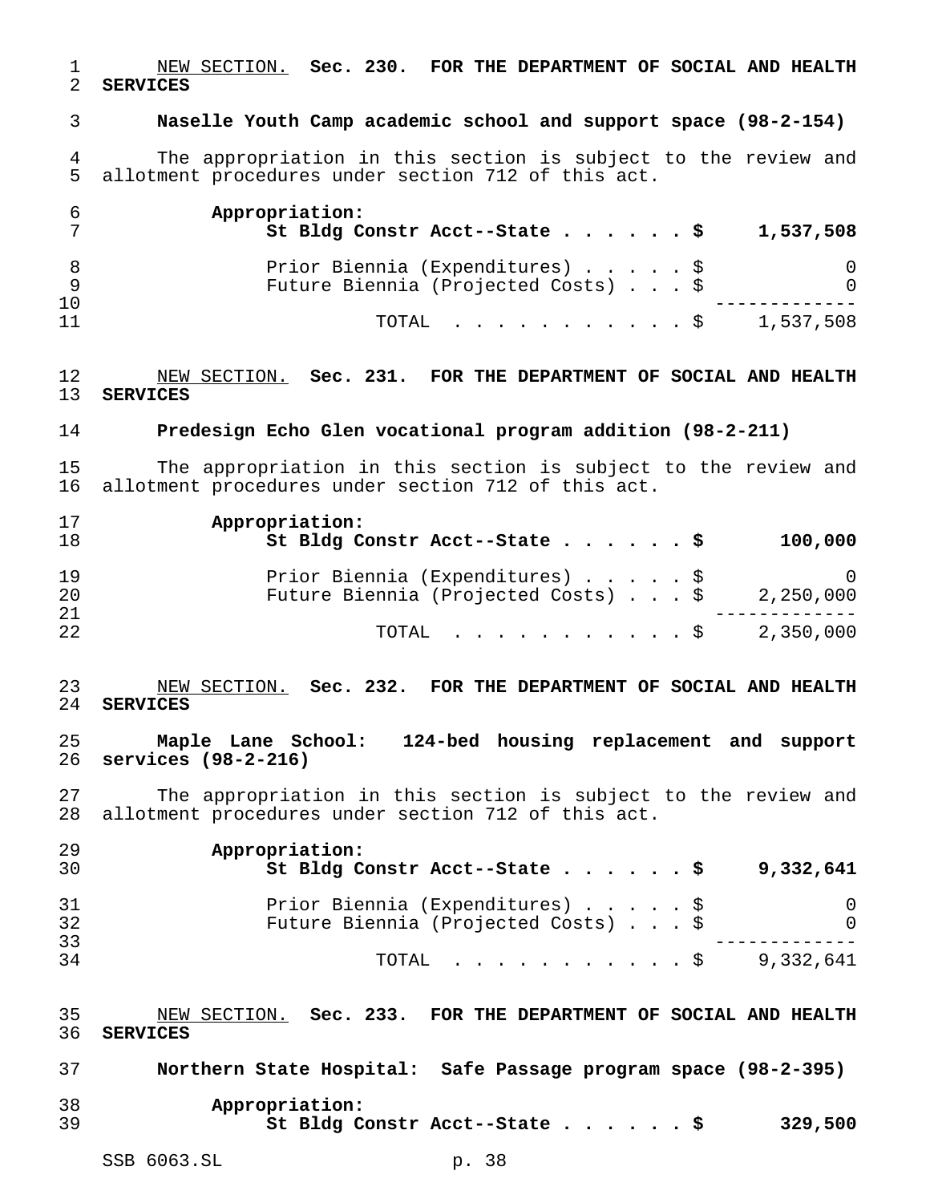NEW SECTION. **Sec. 230. FOR THE DEPARTMENT OF SOCIAL AND HEALTH SERVICES**

**Naselle Youth Camp academic school and support space (98-2-154)**

The appropriation in this section is subject to the review and allotment procedures under section 712 of this act.

| | |
|---|---|
| **Appropriation:** | |
| **St Bldg Constr Acct--State . . . . . . $** | **1,537,508** |
| Prior Biennia (Expenditures) . . . . . $ | 0 |
| Future Biennia (Projected Costs) . . . $ | 0 |
| TOTAL . . . . . . . . . . . $ | 1,537,508 |

NEW SECTION. **Sec. 231. FOR THE DEPARTMENT OF SOCIAL AND HEALTH SERVICES**

**Predesign Echo Glen vocational program addition (98-2-211)**

The appropriation in this section is subject to the review and allotment procedures under section 712 of this act.

| | |
|---|---|
| **Appropriation:** | |
| **St Bldg Constr Acct--State . . . . . . $** | **100,000** |
| Prior Biennia (Expenditures) . . . . . $ | 0 |
| Future Biennia (Projected Costs) . . . $ | 2,250,000 |
| TOTAL . . . . . . . . . . . $ | 2,350,000 |

NEW SECTION. **Sec. 232. FOR THE DEPARTMENT OF SOCIAL AND HEALTH SERVICES**

**Maple Lane School: 124-bed housing replacement and support services (98-2-216)**

The appropriation in this section is subject to the review and allotment procedures under section 712 of this act.

| | |
|---|---|
| **Appropriation:** | |
| **St Bldg Constr Acct--State . . . . . . $** | **9,332,641** |
| Prior Biennia (Expenditures) . . . . . $ | 0 |
| Future Biennia (Projected Costs) . . . $ | 0 |
| TOTAL . . . . . . . . . . . $ | 9,332,641 |

NEW SECTION. **Sec. 233. FOR THE DEPARTMENT OF SOCIAL AND HEALTH SERVICES**

**Northern State Hospital: Safe Passage program space (98-2-395)**

| | |
|---|---|
| **Appropriation:** | |
| **St Bldg Constr Acct--State . . . . . . $** | **329,500** |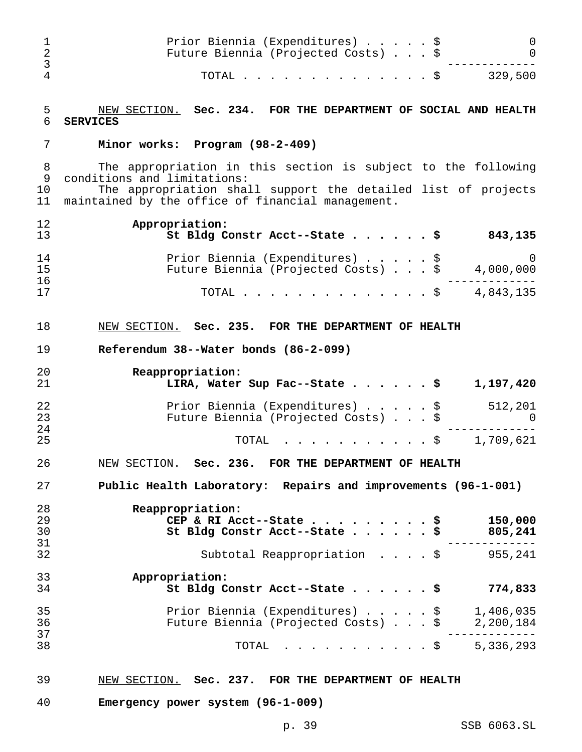Prior Biennia (Expenditures) . . . . . $ 0
Future Biennia (Projected Costs) . . . $ 0
TOTAL . . . . . . . . . . . . . . $ 329,500

<u>NEW SECTION.</u> **Sec. 234. FOR THE DEPARTMENT OF SOCIAL AND HEALTH SERVICES**

**Minor works: Program (98-2-409)**

The appropriation in this section is subject to the following conditions and limitations:

The appropriation shall support the detailed list of projects maintained by the office of financial management.

**Appropriation:**

| | |
|---|---:|
| **St Bldg Constr Acct--State . . . . . . $** | **843,135** |
| Prior Biennia (Expenditures) . . . . . $ | 0 |
| Future Biennia (Projected Costs) . . . $ | 4,000,000 |
| TOTAL . . . . . . . . . . . . . . $ | 4,843,135 |

<u>NEW SECTION.</u> **Sec. 235. FOR THE DEPARTMENT OF HEALTH**

**Referendum 38--Water bonds (86-2-099)**

**Reappropriation:**

| | |
|---|---:|
| **LIRA, Water Sup Fac--State . . . . . . $** | **1,197,420** |
| Prior Biennia (Expenditures) . . . . . $ | 512,201 |
| Future Biennia (Projected Costs) . . . $ | 0 |
| TOTAL . . . . . . . . . . . $ | 1,709,621 |

<u>NEW SECTION.</u> **Sec. 236. FOR THE DEPARTMENT OF HEALTH**

**Public Health Laboratory: Repairs and improvements (96-1-001)**

**Reappropriation:**

| | |
|---|---:|
| **CEP & RI Acct--State . . . . . . . . . $** | **150,000** |
| **St Bldg Constr Acct--State . . . . . . $** | **805,241** |
| Subtotal Reappropriation . . . . $ | 955,241 |

**Appropriation:**

| | |
|---|---:|
| **St Bldg Constr Acct--State . . . . . . $** | **774,833** |
| Prior Biennia (Expenditures) . . . . . $ | 1,406,035 |
| Future Biennia (Projected Costs) . . . $ | 2,200,184 |
| TOTAL . . . . . . . . . . . $ | 5,336,293 |

<u>NEW SECTION.</u> **Sec. 237. FOR THE DEPARTMENT OF HEALTH**

**Emergency power system (96-1-009)**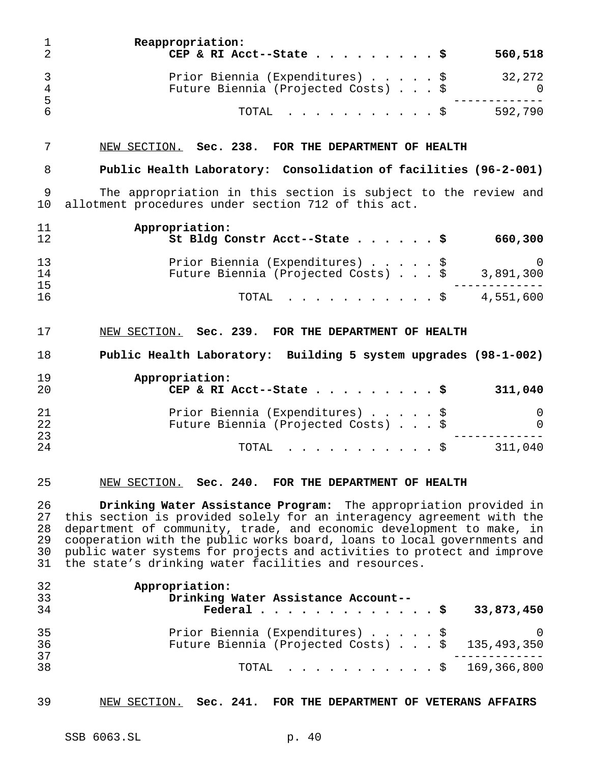**Reappropriation:**

| | |
|---|---|
| **CEP & RI Acct--State** | **$ 560,518** |
| Prior Biennia (Expenditures) | $ 32,272 |
| Future Biennia (Projected Costs) | $ 0 |
| TOTAL | $ 592,790 |

NEW SECTION. **Sec. 238. FOR THE DEPARTMENT OF HEALTH**

**Public Health Laboratory: Consolidation of facilities (96-2-001)**

The appropriation in this section is subject to the review and allotment procedures under section 712 of this act.

**Appropriation:**

| | |
|---|---|
| **St Bldg Constr Acct--State** | **$ 660,300** |
| Prior Biennia (Expenditures) | $ 0 |
| Future Biennia (Projected Costs) | $ 3,891,300 |
| TOTAL | $ 4,551,600 |

NEW SECTION. **Sec. 239. FOR THE DEPARTMENT OF HEALTH**

**Public Health Laboratory: Building 5 system upgrades (98-1-002)**

**Appropriation:**

| | |
|---|---|
| **CEP & RI Acct--State** | **$ 311,040** |
| Prior Biennia (Expenditures) | $ 0 |
| Future Biennia (Projected Costs) | $ 0 |
| TOTAL | $ 311,040 |

NEW SECTION. **Sec. 240. FOR THE DEPARTMENT OF HEALTH**

**Drinking Water Assistance Program:** The appropriation provided in this section is provided solely for an interagency agreement with the department of community, trade, and economic development to make, in cooperation with the public works board, loans to local governments and public water systems for projects and activities to protect and improve the state's drinking water facilities and resources.

**Appropriation:**

| | |
|---|---|
| **Drinking Water Assistance Account--Federal** | **$ 33,873,450** |
| Prior Biennia (Expenditures) | $ 0 |
| Future Biennia (Projected Costs) | $ 135,493,350 |
| TOTAL | $ 169,366,800 |

NEW SECTION. **Sec. 241. FOR THE DEPARTMENT OF VETERANS AFFAIRS**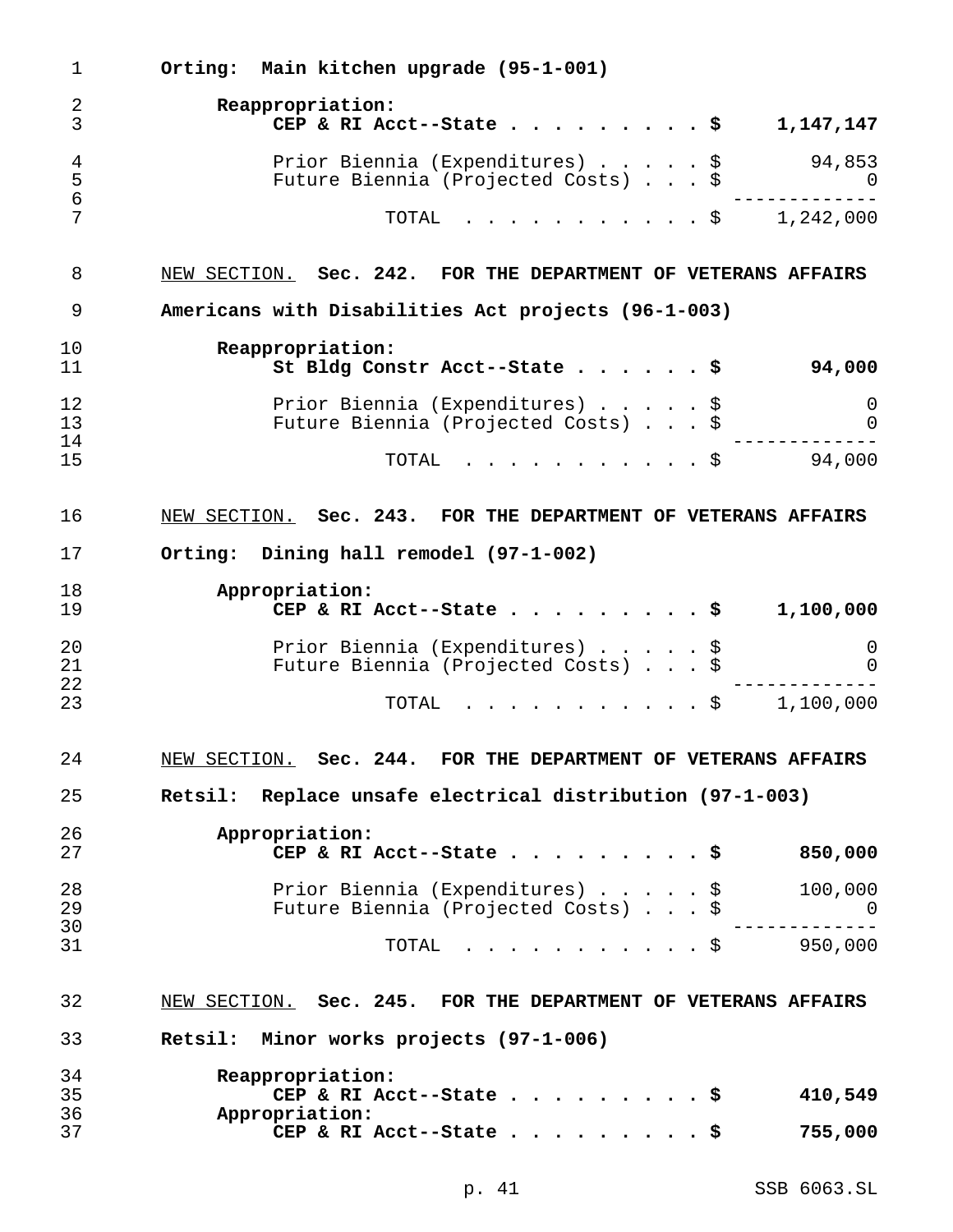**Orting: Main kitchen upgrade (95-1-001)**

**Reappropriation:**

| | |
|---|---|
| **CEP & RI Acct--State . . . . . . . . . $** | **1,147,147** |
| Prior Biennia (Expenditures) . . . . . $ | 94,853 |
| Future Biennia (Projected Costs) . . . $ | 0 |
| TOTAL . . . . . . . . . . . $ | 1,242,000 |

NEW SECTION. **Sec. 242. FOR THE DEPARTMENT OF VETERANS AFFAIRS**

**Americans with Disabilities Act projects (96-1-003)**

**Reappropriation:**

| | |
|---|---|
| **St Bldg Constr Acct--State . . . . . . $** | **94,000** |
| Prior Biennia (Expenditures) . . . . . $ | 0 |
| Future Biennia (Projected Costs) . . . $ | 0 |
| TOTAL . . . . . . . . . . . $ | 94,000 |

NEW SECTION. **Sec. 243. FOR THE DEPARTMENT OF VETERANS AFFAIRS**

**Orting: Dining hall remodel (97-1-002)**

**Appropriation:**

| | |
|---|---|
| **CEP & RI Acct--State . . . . . . . . . $** | **1,100,000** |
| Prior Biennia (Expenditures) . . . . . $ | 0 |
| Future Biennia (Projected Costs) . . . $ | 0 |
| TOTAL . . . . . . . . . . . $ | 1,100,000 |

NEW SECTION. **Sec. 244. FOR THE DEPARTMENT OF VETERANS AFFAIRS**

**Retsil: Replace unsafe electrical distribution (97-1-003)**

**Appropriation:**

| | |
|---|---|
| **CEP & RI Acct--State . . . . . . . . . $** | **850,000** |
| Prior Biennia (Expenditures) . . . . . $ | 100,000 |
| Future Biennia (Projected Costs) . . . $ | 0 |
| TOTAL . . . . . . . . . . . $ | 950,000 |

NEW SECTION. **Sec. 245. FOR THE DEPARTMENT OF VETERANS AFFAIRS**

**Retsil: Minor works projects (97-1-006)**

**Reappropriation:**

**CEP & RI Acct--State . . . . . . . . . $ 410,549**

**Appropriation:**

**CEP & RI Acct--State . . . . . . . . . $ 755,000**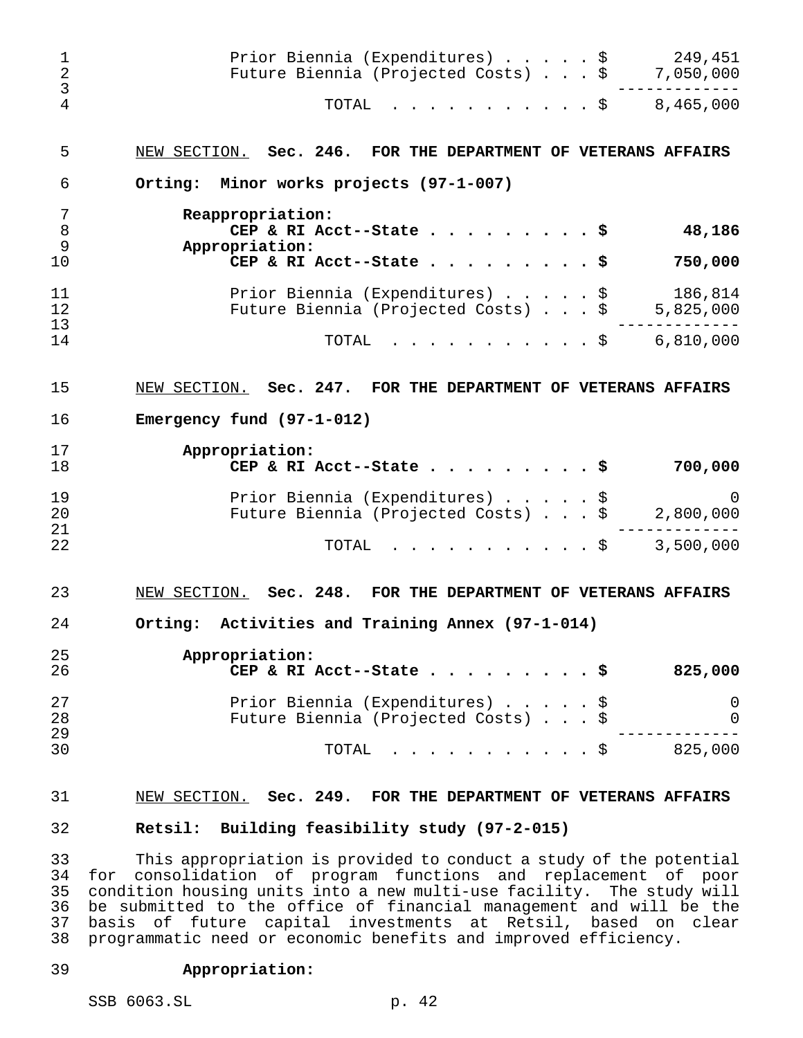| | |
|---|---|
| Prior Biennia (Expenditures) . . . . . $ | 249,451 |
| Future Biennia (Projected Costs) . . . $ | 7,050,000 |
| TOTAL . . . . . . . . . . . $ | 8,465,000 |

NEW SECTION. **Sec. 246. FOR THE DEPARTMENT OF VETERANS AFFAIRS**

**Orting: Minor works projects (97-1-007)**

| | |
|---|---|
| **Reappropriation:** | |
| **CEP & RI Acct--State . . . . . . . . . $** | **48,186** |
| **Appropriation:** | |
| **CEP & RI Acct--State . . . . . . . . . $** | **750,000** |
| Prior Biennia (Expenditures) . . . . . $ | 186,814 |
| Future Biennia (Projected Costs) . . . $ | 5,825,000 |
| TOTAL . . . . . . . . . . . $ | 6,810,000 |

NEW SECTION. **Sec. 247. FOR THE DEPARTMENT OF VETERANS AFFAIRS**

**Emergency fund (97-1-012)**

| | |
|---|---|
| **Appropriation:** | |
| **CEP & RI Acct--State . . . . . . . . . $** | **700,000** |
| Prior Biennia (Expenditures) . . . . . $ | 0 |
| Future Biennia (Projected Costs) . . . $ | 2,800,000 |
| TOTAL . . . . . . . . . . . $ | 3,500,000 |

NEW SECTION. **Sec. 248. FOR THE DEPARTMENT OF VETERANS AFFAIRS**

**Orting: Activities and Training Annex (97-1-014)**

| | |
|---|---|
| **Appropriation:** | |
| **CEP & RI Acct--State . . . . . . . . . $** | **825,000** |
| Prior Biennia (Expenditures) . . . . . $ | 0 |
| Future Biennia (Projected Costs) . . . $ | 0 |
| TOTAL . . . . . . . . . . . $ | 825,000 |

NEW SECTION. **Sec. 249. FOR THE DEPARTMENT OF VETERANS AFFAIRS**

**Retsil: Building feasibility study (97-2-015)**

This appropriation is provided to conduct a study of the potential for consolidation of program functions and replacement of poor condition housing units into a new multi-use facility. The study will be submitted to the office of financial management and will be the basis of future capital investments at Retsil, based on clear programmatic need or economic benefits and improved efficiency.

**Appropriation:**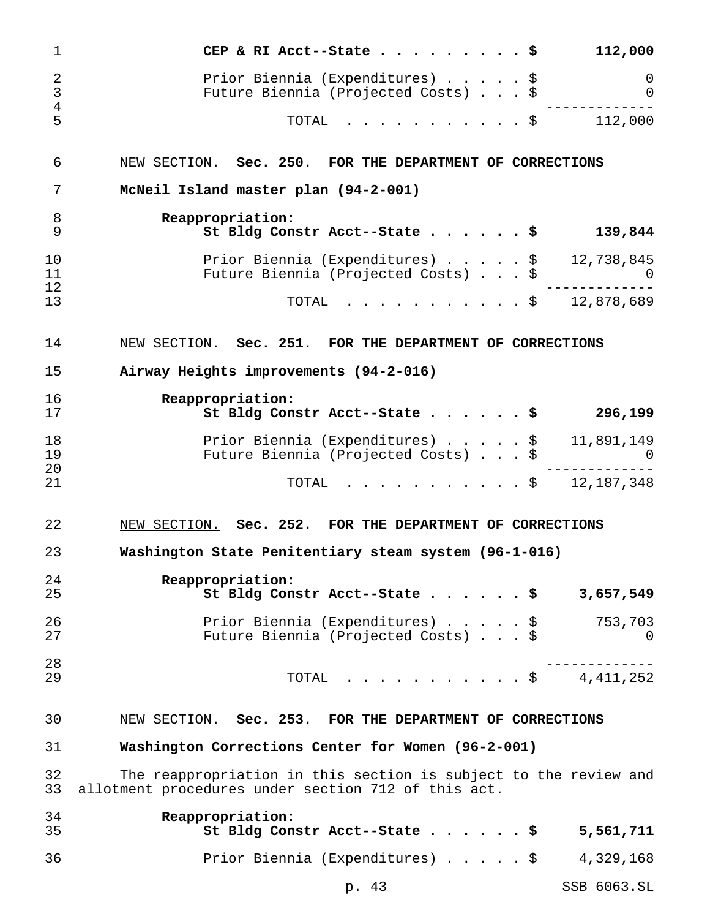| | |
|---|---|
| **CEP & RI Acct--State . . . . . . . . . $** | **112,000** |
| Prior Biennia (Expenditures) . . . . . $ | 0 |
| Future Biennia (Projected Costs) . . . $ | 0 |
| TOTAL . . . . . . . . . . . $ | 112,000 |

NEW SECTION. **Sec. 250. FOR THE DEPARTMENT OF CORRECTIONS**

**McNeil Island master plan (94-2-001)**

| | |
|---|---|
| **Reappropriation:** | |
| **St Bldg Constr Acct--State . . . . . . $** | **139,844** |
| Prior Biennia (Expenditures) . . . . . $ | 12,738,845 |
| Future Biennia (Projected Costs) . . . $ | 0 |
| TOTAL . . . . . . . . . . . $ | 12,878,689 |

NEW SECTION. **Sec. 251. FOR THE DEPARTMENT OF CORRECTIONS**

**Airway Heights improvements (94-2-016)**

| | |
|---|---|
| **Reappropriation:** | |
| **St Bldg Constr Acct--State . . . . . . $** | **296,199** |
| Prior Biennia (Expenditures) . . . . . $ | 11,891,149 |
| Future Biennia (Projected Costs) . . . $ | 0 |
| TOTAL . . . . . . . . . . . $ | 12,187,348 |

NEW SECTION. **Sec. 252. FOR THE DEPARTMENT OF CORRECTIONS**

**Washington State Penitentiary steam system (96-1-016)**

| | |
|---|---|
| **Reappropriation:** | |
| **St Bldg Constr Acct--State . . . . . . $** | **3,657,549** |
| Prior Biennia (Expenditures) . . . . . $ | 753,703 |
| Future Biennia (Projected Costs) . . . $ | 0 |
| TOTAL . . . . . . . . . . . $ | 4,411,252 |

NEW SECTION. **Sec. 253. FOR THE DEPARTMENT OF CORRECTIONS**

**Washington Corrections Center for Women (96-2-001)**

The reappropriation in this section is subject to the review and allotment procedures under section 712 of this act.

| | |
|---|---|
| **Reappropriation:** | |
| **St Bldg Constr Acct--State . . . . . . $** | **5,561,711** |
| Prior Biennia (Expenditures) . . . . . $ | 4,329,168 |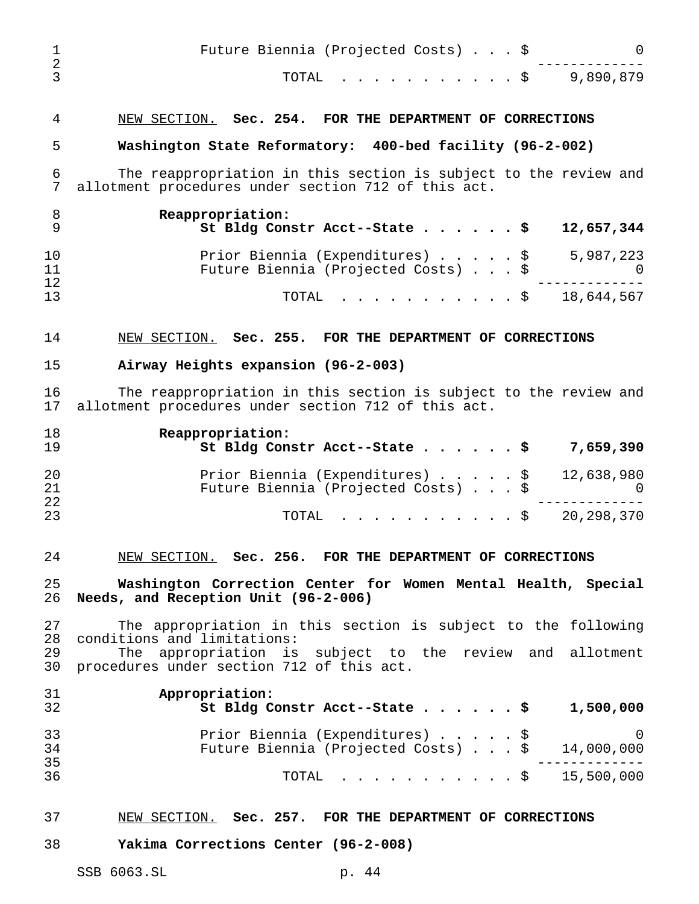| | |
|---|---:|
| Future Biennia (Projected Costs) . . . $ | 0 |
| TOTAL . . . . . . . . . . . . $ | 9,890,879 |

NEW SECTION. **Sec. 254. FOR THE DEPARTMENT OF CORRECTIONS**

**Washington State Reformatory: 400-bed facility (96-2-002)**

The reappropriation in this section is subject to the review and allotment procedures under section 712 of this act.

| | |
|---|---:|
| **Reappropriation:** | |
| **St Bldg Constr Acct--State . . . . . . $** | **12,657,344** |
| Prior Biennia (Expenditures) . . . . . $ | 5,987,223 |
| Future Biennia (Projected Costs) . . . $ | 0 |
| TOTAL . . . . . . . . . . . . $ | 18,644,567 |

NEW SECTION. **Sec. 255. FOR THE DEPARTMENT OF CORRECTIONS**

**Airway Heights expansion (96-2-003)**

The reappropriation in this section is subject to the review and allotment procedures under section 712 of this act.

| | |
|---|---:|
| **Reappropriation:** | |
| **St Bldg Constr Acct--State . . . . . . $** | **7,659,390** |
| Prior Biennia (Expenditures) . . . . . $ | 12,638,980 |
| Future Biennia (Projected Costs) . . . $ | 0 |
| TOTAL . . . . . . . . . . . . $ | 20,298,370 |

NEW SECTION. **Sec. 256. FOR THE DEPARTMENT OF CORRECTIONS**

**Washington Correction Center for Women Mental Health, Special Needs, and Reception Unit (96-2-006)**

The appropriation in this section is subject to the following conditions and limitations:

The appropriation is subject to the review and allotment procedures under section 712 of this act.

| | |
|---|---:|
| **Appropriation:** | |
| **St Bldg Constr Acct--State . . . . . . $** | **1,500,000** |
| Prior Biennia (Expenditures) . . . . . $ | 0 |
| Future Biennia (Projected Costs) . . . $ | 14,000,000 |
| TOTAL . . . . . . . . . . . . $ | 15,500,000 |

NEW SECTION. **Sec. 257. FOR THE DEPARTMENT OF CORRECTIONS**

**Yakima Corrections Center (96-2-008)**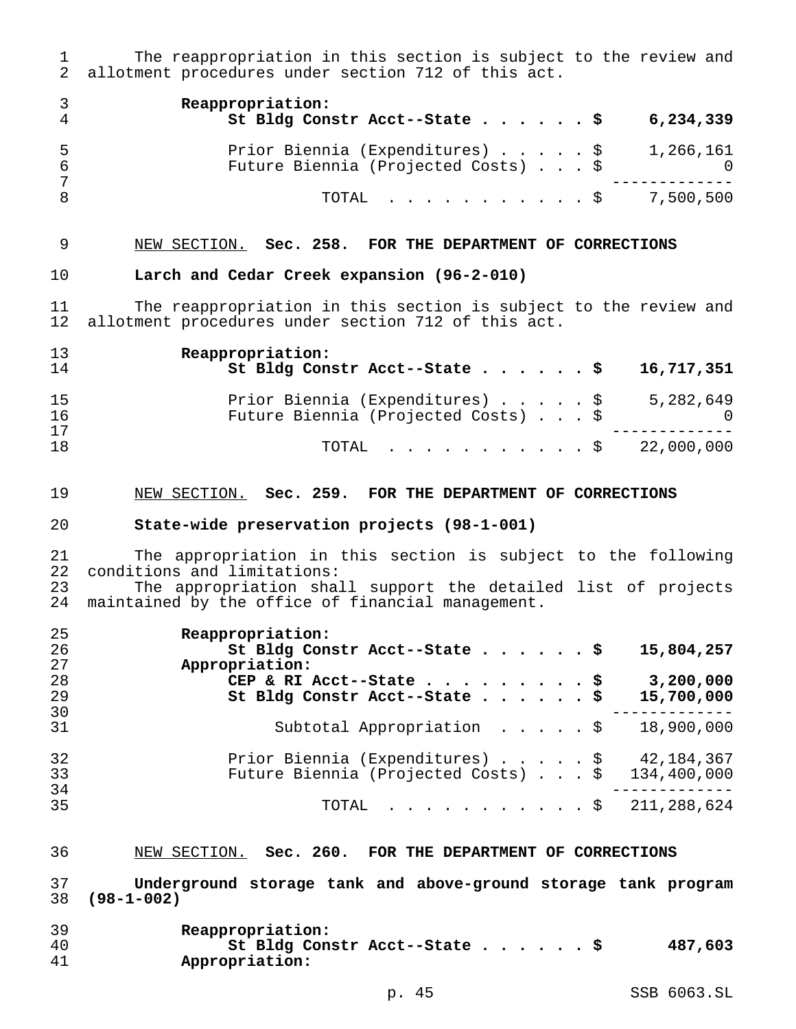The reappropriation in this section is subject to the review and allotment procedures under section 712 of this act.

| | |
|---|---|
| **Reappropriation:** | |
| **St Bldg Constr Acct--State . . . . . . $** | **6,234,339** |
| Prior Biennia (Expenditures) . . . . . $ | 1,266,161 |
| Future Biennia (Projected Costs) . . . $ | 0 |
| TOTAL . . . . . . . . . . . $ | 7,500,500 |

NEW SECTION. **Sec. 258. FOR THE DEPARTMENT OF CORRECTIONS**

**Larch and Cedar Creek expansion (96-2-010)**

The reappropriation in this section is subject to the review and allotment procedures under section 712 of this act.

| | |
|---|---|
| **Reappropriation:** | |
| **St Bldg Constr Acct--State . . . . . . $** | **16,717,351** |
| Prior Biennia (Expenditures) . . . . . $ | 5,282,649 |
| Future Biennia (Projected Costs) . . . $ | 0 |
| TOTAL . . . . . . . . . . . $ | 22,000,000 |

NEW SECTION. **Sec. 259. FOR THE DEPARTMENT OF CORRECTIONS**

**State-wide preservation projects (98-1-001)**

The appropriation in this section is subject to the following conditions and limitations:

The appropriation shall support the detailed list of projects maintained by the office of financial management.

| | |
|---|---|
| **Reappropriation:** | |
| **St Bldg Constr Acct--State . . . . . . $** | **15,804,257** |
| **Appropriation:** | |
| **CEP & RI Acct--State . . . . . . . . . $** | **3,200,000** |
| **St Bldg Constr Acct--State . . . . . . $** | **15,700,000** |
| Subtotal Appropriation . . . . . $ | 18,900,000 |
| Prior Biennia (Expenditures) . . . . . $ | 42,184,367 |
| Future Biennia (Projected Costs) . . . $ | 134,400,000 |
| TOTAL . . . . . . . . . . . $ | 211,288,624 |

NEW SECTION. **Sec. 260. FOR THE DEPARTMENT OF CORRECTIONS**

**Underground storage tank and above-ground storage tank program (98-1-002)**

| | |
|---|---|
| **Reappropriation:** | |
| **St Bldg Constr Acct--State . . . . . . $** | **487,603** |
| **Appropriation:** | |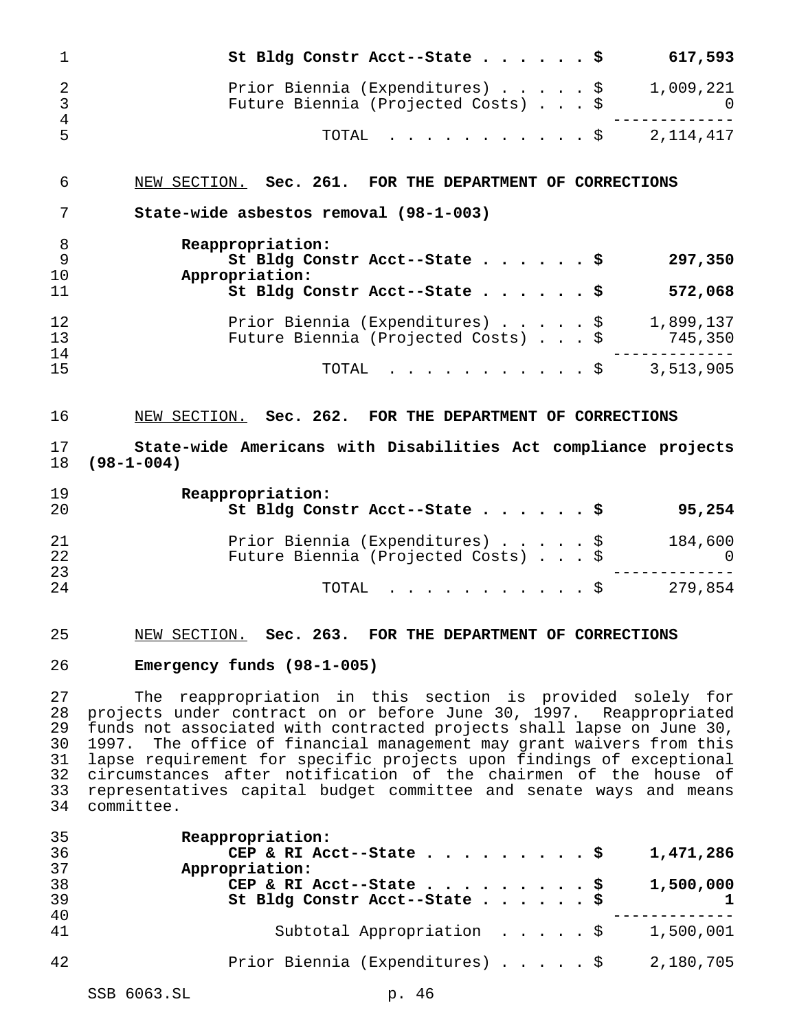**St Bldg Constr Acct--State . . . . . . $ 617,593**

Prior Biennia (Expenditures) . . . . . $ 1,009,221
Future Biennia (Projected Costs) . . . $ 0

TOTAL . . . . . . . . . . . $ 2,114,417

NEW SECTION. **Sec. 261. FOR THE DEPARTMENT OF CORRECTIONS**

**State-wide asbestos removal (98-1-003)**

**Reappropriation:**
**St Bldg Constr Acct--State . . . . . . $ 297,350**
**Appropriation:**
**St Bldg Constr Acct--State . . . . . . $ 572,068**

Prior Biennia (Expenditures) . . . . . $ 1,899,137
Future Biennia (Projected Costs) . . . $ 745,350

TOTAL . . . . . . . . . . . $ 3,513,905

NEW SECTION. **Sec. 262. FOR THE DEPARTMENT OF CORRECTIONS**

**State-wide Americans with Disabilities Act compliance projects (98-1-004)**

**Reappropriation:**
**St Bldg Constr Acct--State . . . . . . $ 95,254**

Prior Biennia (Expenditures) . . . . . $ 184,600
Future Biennia (Projected Costs) . . . $ 0

TOTAL . . . . . . . . . . . $ 279,854

NEW SECTION. **Sec. 263. FOR THE DEPARTMENT OF CORRECTIONS**

**Emergency funds (98-1-005)**

The reappropriation in this section is provided solely for projects under contract on or before June 30, 1997. Reappropriated funds not associated with contracted projects shall lapse on June 30, 1997. The office of financial management may grant waivers from this lapse requirement for specific projects upon findings of exceptional circumstances after notification of the chairmen of the house of representatives capital budget committee and senate ways and means committee.

**Reappropriation:**
**CEP & RI Acct--State . . . . . . . . . $ 1,471,286**
**Appropriation:**
**CEP & RI Acct--State . . . . . . . . . $ 1,500,000**
**St Bldg Constr Acct--State . . . . . . $ 1**

Subtotal Appropriation . . . . . $ 1,500,001

Prior Biennia (Expenditures) . . . . . $ 2,180,705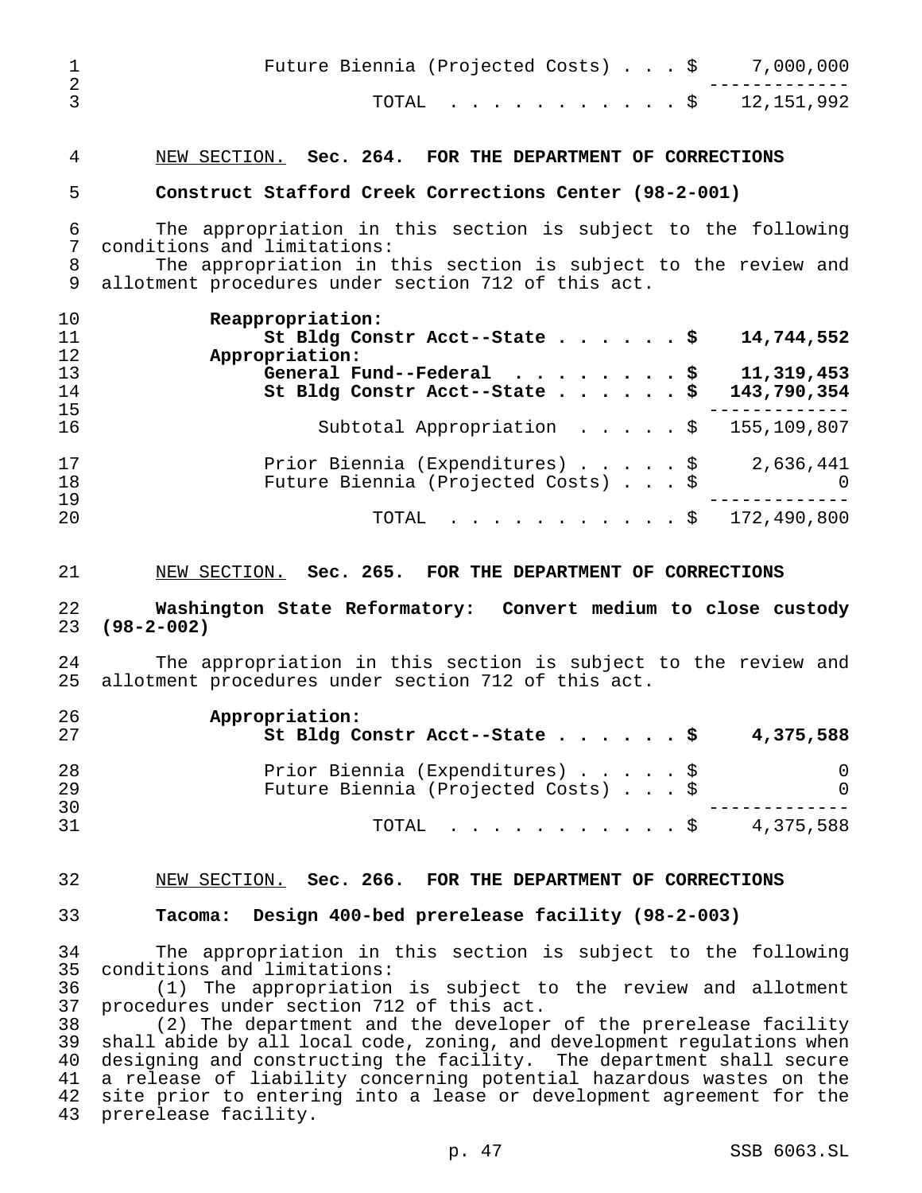| | |
|---|---|
| Future Biennia (Projected Costs) . . . | $ 7,000,000 |
| TOTAL . . . . . . . . . . . | $ 12,151,992 |

NEW SECTION. **Sec. 264. FOR THE DEPARTMENT OF CORRECTIONS**

**Construct Stafford Creek Corrections Center (98-2-001)**

The appropriation in this section is subject to the following conditions and limitations:

The appropriation in this section is subject to the review and allotment procedures under section 712 of this act.

| | |
|---|---|
| **Reappropriation:** | |
| **St Bldg Constr Acct--State . . . . . .** | **$ 14,744,552** |
| **Appropriation:** | |
| **General Fund--Federal . . . . . . . .** | **$ 11,319,453** |
| **St Bldg Constr Acct--State . . . . . .** | **$ 143,790,354** |
| Subtotal Appropriation . . . . . | $ 155,109,807 |
| Prior Biennia (Expenditures) . . . . . | $ 2,636,441 |
| Future Biennia (Projected Costs) . . . | $ 0 |
| TOTAL . . . . . . . . . . . | $ 172,490,800 |

NEW SECTION. **Sec. 265. FOR THE DEPARTMENT OF CORRECTIONS**

**Washington State Reformatory: Convert medium to close custody (98-2-002)**

The appropriation in this section is subject to the review and allotment procedures under section 712 of this act.

| | |
|---|---|
| **Appropriation:** | |
| **St Bldg Constr Acct--State . . . . . .** | **$ 4,375,588** |
| Prior Biennia (Expenditures) . . . . . | $ 0 |
| Future Biennia (Projected Costs) . . . | $ 0 |
| TOTAL . . . . . . . . . . . | $ 4,375,588 |

NEW SECTION. **Sec. 266. FOR THE DEPARTMENT OF CORRECTIONS**

**Tacoma: Design 400-bed prerelease facility (98-2-003)**

The appropriation in this section is subject to the following conditions and limitations:

(1) The appropriation is subject to the review and allotment procedures under section 712 of this act.

(2) The department and the developer of the prerelease facility shall abide by all local code, zoning, and development regulations when designing and constructing the facility. The department shall secure a release of liability concerning potential hazardous wastes on the site prior to entering into a lease or development agreement for the prerelease facility.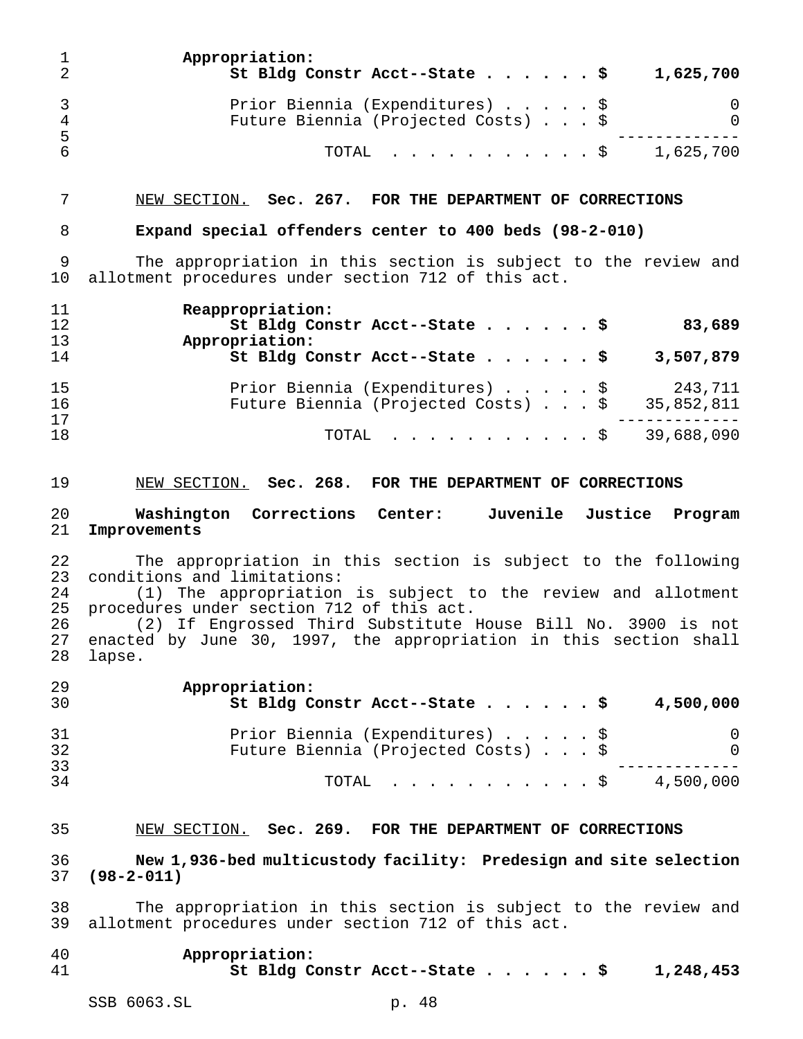Appropriation:

St Bldg Constr Acct--State . . . . . . $ 1,625,700

| | |
|---|---|
| Prior Biennia (Expenditures) . . . . . $ | 0 |
| Future Biennia (Projected Costs) . . . $ | 0 |
| TOTAL . . . . . . . . . . . $ | 1,625,700 |

NEW SECTION. **Sec. 267. FOR THE DEPARTMENT OF CORRECTIONS**

**Expand special offenders center to 400 beds (98-2-010)**

The appropriation in this section is subject to the review and allotment procedures under section 712 of this act.

**Reappropriation:**

**St Bldg Constr Acct--State . . . . . . $ 83,689**

**Appropriation:**

**St Bldg Constr Acct--State . . . . . . $ 3,507,879**

| | |
|---|---|
| Prior Biennia (Expenditures) . . . . . $ | 243,711 |
| Future Biennia (Projected Costs) . . . $ | 35,852,811 |
| TOTAL . . . . . . . . . . . $ | 39,688,090 |

NEW SECTION. **Sec. 268. FOR THE DEPARTMENT OF CORRECTIONS**

**Washington Corrections Center: Juvenile Justice Program Improvements**

The appropriation in this section is subject to the following conditions and limitations:

(1) The appropriation is subject to the review and allotment procedures under section 712 of this act.

(2) If Engrossed Third Substitute House Bill No. 3900 is not enacted by June 30, 1997, the appropriation in this section shall lapse.

**Appropriation:**

**St Bldg Constr Acct--State . . . . . . $ 4,500,000**

| | |
|---|---|
| Prior Biennia (Expenditures) . . . . . $ | 0 |
| Future Biennia (Projected Costs) . . . $ | 0 |
| TOTAL . . . . . . . . . . . $ | 4,500,000 |

NEW SECTION. **Sec. 269. FOR THE DEPARTMENT OF CORRECTIONS**

**New 1,936-bed multicustody facility: Predesign and site selection (98-2-011)**

The appropriation in this section is subject to the review and allotment procedures under section 712 of this act.

**Appropriation:**

**St Bldg Constr Acct--State . . . . . . $ 1,248,453**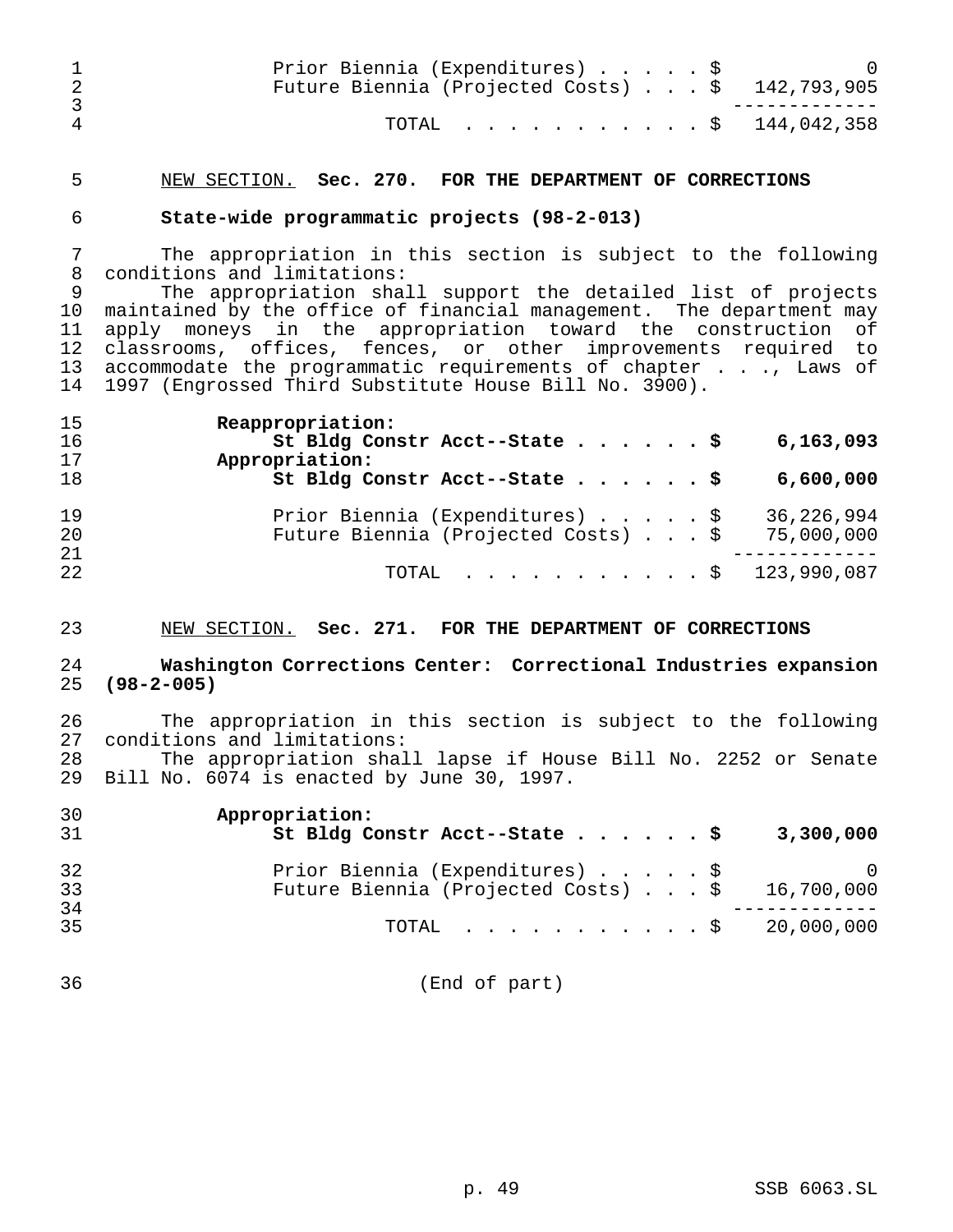| | |
|---|---|
| Prior Biennia (Expenditures) . . . . . $ | 0 |
| Future Biennia (Projected Costs) . . . $ | 142,793,905 |
| TOTAL . . . . . . . . . . . $ | 144,042,358 |

NEW SECTION. **Sec. 270. FOR THE DEPARTMENT OF CORRECTIONS**

**State-wide programmatic projects (98-2-013)**

The appropriation in this section is subject to the following conditions and limitations:

The appropriation shall support the detailed list of projects maintained by the office of financial management. The department may apply moneys in the appropriation toward the construction of classrooms, offices, fences, or other improvements required to accommodate the programmatic requirements of chapter . . ., Laws of 1997 (Engrossed Third Substitute House Bill No. 3900).

| | |
|---|---|
| **Reappropriation:** | |
| **St Bldg Constr Acct--State . . . . . . $** | **6,163,093** |
| **Appropriation:** | |
| **St Bldg Constr Acct--State . . . . . . $** | **6,600,000** |
| Prior Biennia (Expenditures) . . . . . $ | 36,226,994 |
| Future Biennia (Projected Costs) . . . $ | 75,000,000 |
| TOTAL . . . . . . . . . . . $ | 123,990,087 |

NEW SECTION. **Sec. 271. FOR THE DEPARTMENT OF CORRECTIONS**

**Washington Corrections Center: Correctional Industries expansion (98-2-005)**

The appropriation in this section is subject to the following conditions and limitations:

The appropriation shall lapse if House Bill No. 2252 or Senate Bill No. 6074 is enacted by June 30, 1997.

| | |
|---|---|
| **Appropriation:** | |
| **St Bldg Constr Acct--State . . . . . . $** | **3,300,000** |
| Prior Biennia (Expenditures) . . . . . $ | 0 |
| Future Biennia (Projected Costs) . . . $ | 16,700,000 |
| TOTAL . . . . . . . . . . . $ | 20,000,000 |

(End of part)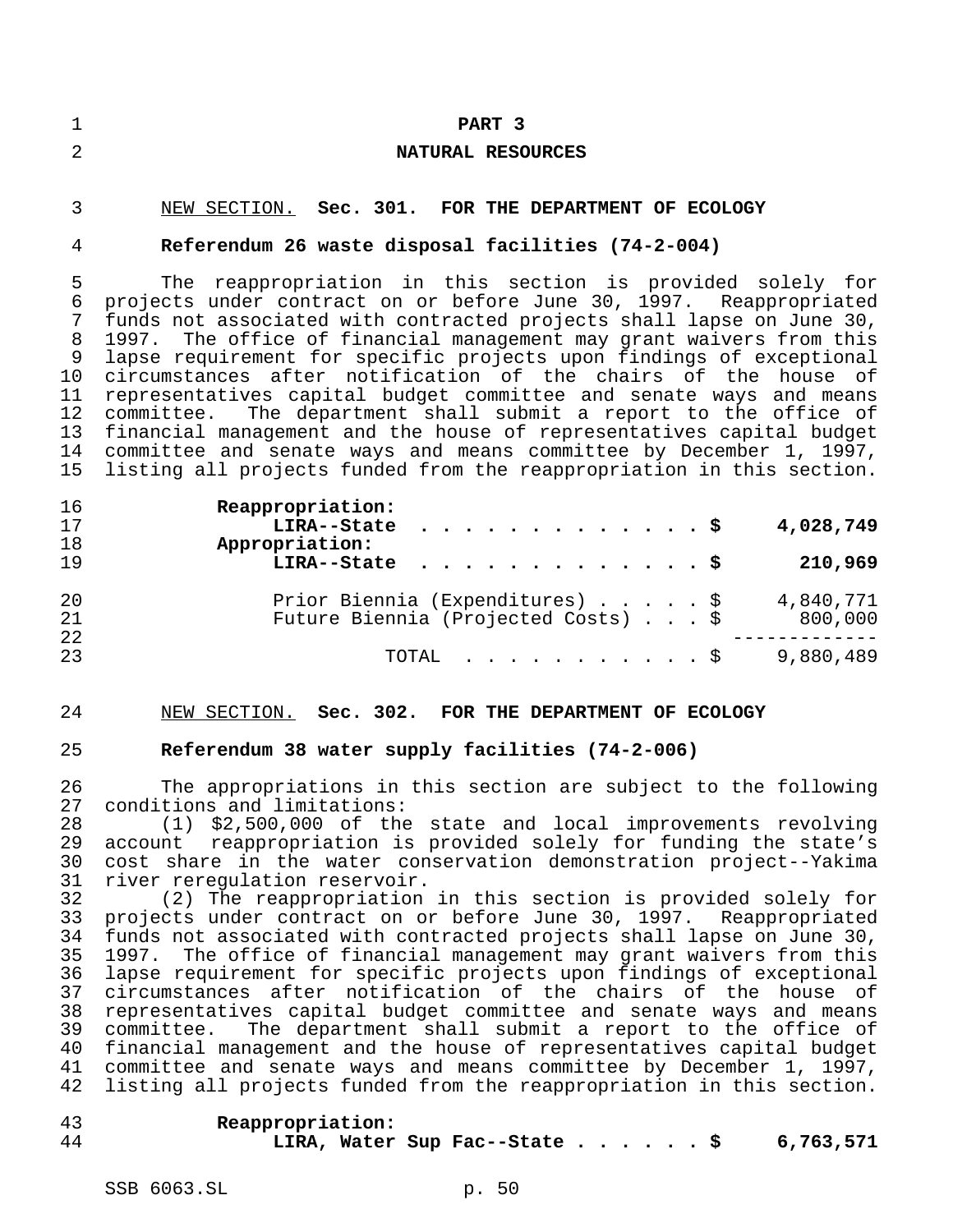# PART 3

## NATURAL RESOURCES

NEW SECTION. **Sec. 301. FOR THE DEPARTMENT OF ECOLOGY**

**Referendum 26 waste disposal facilities (74-2-004)**

The reappropriation in this section is provided solely for projects under contract on or before June 30, 1997. Reappropriated funds not associated with contracted projects shall lapse on June 30, 1997. The office of financial management may grant waivers from this lapse requirement for specific projects upon findings of exceptional circumstances after notification of the chairs of the house of representatives capital budget committee and senate ways and means committee. The department shall submit a report to the office of financial management and the house of representatives capital budget committee and senate ways and means committee by December 1, 1997, listing all projects funded from the reappropriation in this section.

| | |
|---|---|
| **Reappropriation:** | |
| **LIRA--State . . . . . . . . . . . . . . $** | **4,028,749** |
| **Appropriation:** | |
| **LIRA--State . . . . . . . . . . . . . . $** | **210,969** |
| Prior Biennia (Expenditures) . . . . . $ | 4,840,771 |
| Future Biennia (Projected Costs) . . . $ | 800,000 |
| TOTAL . . . . . . . . . . . $ | 9,880,489 |

NEW SECTION. **Sec. 302. FOR THE DEPARTMENT OF ECOLOGY**

**Referendum 38 water supply facilities (74-2-006)**

The appropriations in this section are subject to the following conditions and limitations:

(1) $2,500,000 of the state and local improvements revolving account reappropriation is provided solely for funding the state's cost share in the water conservation demonstration project--Yakima river reregulation reservoir.

(2) The reappropriation in this section is provided solely for projects under contract on or before June 30, 1997. Reappropriated funds not associated with contracted projects shall lapse on June 30, 1997. The office of financial management may grant waivers from this lapse requirement for specific projects upon findings of exceptional circumstances after notification of the chairs of the house of representatives capital budget committee and senate ways and means committee. The department shall submit a report to the office of financial management and the house of representatives capital budget committee and senate ways and means committee by December 1, 1997, listing all projects funded from the reappropriation in this section.

| | |
|---|---|
| **Reappropriation:** | |
| **LIRA, Water Sup Fac--State . . . . . . $** | **6,763,571** |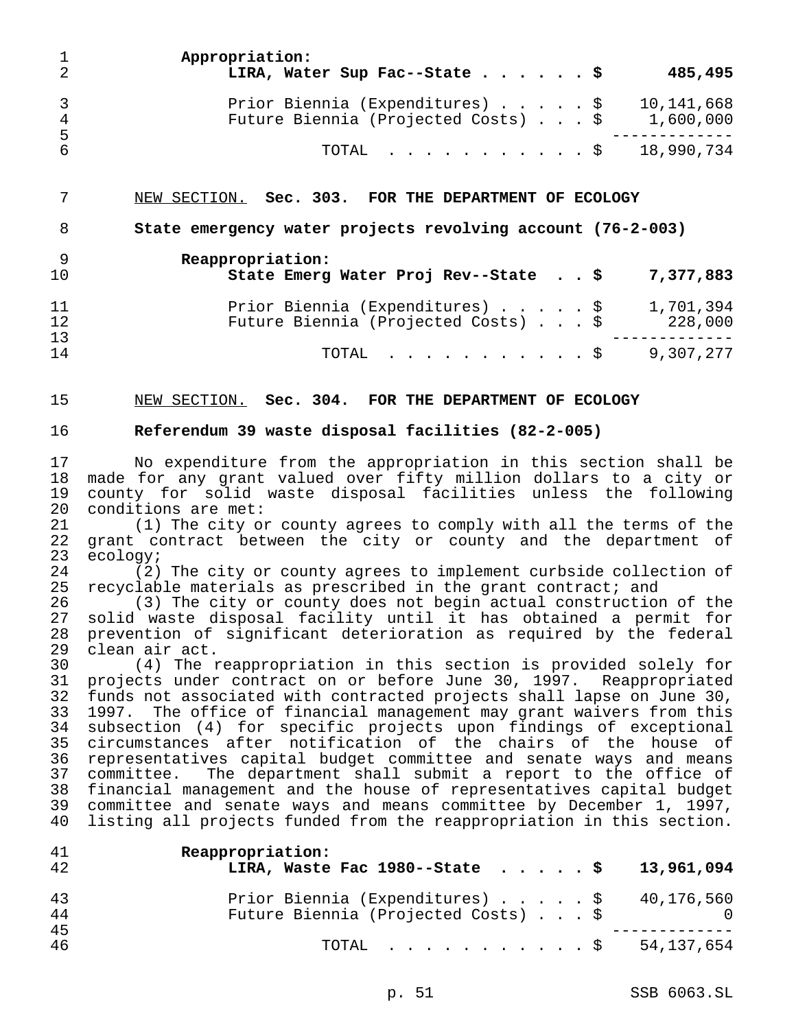**Appropriation:**

| | |
|---|---|
| **LIRA, Water Sup Fac--State . . . . . . $** | **485,495** |
| Prior Biennia (Expenditures) . . . . . $ | 10,141,668 |
| Future Biennia (Projected Costs) . . . $ | 1,600,000 |
| TOTAL . . . . . . . . . . . $ | 18,990,734 |

NEW SECTION. **Sec. 303. FOR THE DEPARTMENT OF ECOLOGY**

**State emergency water projects revolving account (76-2-003)**

**Reappropriation:**

| | |
|---|---|
| **State Emerg Water Proj Rev--State . . $** | **7,377,883** |
| Prior Biennia (Expenditures) . . . . . $ | 1,701,394 |
| Future Biennia (Projected Costs) . . . $ | 228,000 |
| TOTAL . . . . . . . . . . . $ | 9,307,277 |

NEW SECTION. **Sec. 304. FOR THE DEPARTMENT OF ECOLOGY**

**Referendum 39 waste disposal facilities (82-2-005)**

No expenditure from the appropriation in this section shall be made for any grant valued over fifty million dollars to a city or county for solid waste disposal facilities unless the following conditions are met:

(1) The city or county agrees to comply with all the terms of the grant contract between the city or county and the department of ecology;

(2) The city or county agrees to implement curbside collection of recyclable materials as prescribed in the grant contract; and

(3) The city or county does not begin actual construction of the solid waste disposal facility until it has obtained a permit for prevention of significant deterioration as required by the federal clean air act.

(4) The reappropriation in this section is provided solely for projects under contract on or before June 30, 1997. Reappropriated funds not associated with contracted projects shall lapse on June 30, 1997. The office of financial management may grant waivers from this subsection (4) for specific projects upon findings of exceptional circumstances after notification of the chairs of the house of representatives capital budget committee and senate ways and means committee. The department shall submit a report to the office of financial management and the house of representatives capital budget committee and senate ways and means committee by December 1, 1997, listing all projects funded from the reappropriation in this section.

**Reappropriation:**

| | |
|---|---|
| **LIRA, Waste Fac 1980--State . . . . . $** | **13,961,094** |
| Prior Biennia (Expenditures) . . . . . $ | 40,176,560 |
| Future Biennia (Projected Costs) . . . $ | 0 |
| TOTAL . . . . . . . . . . . $ | 54,137,654 |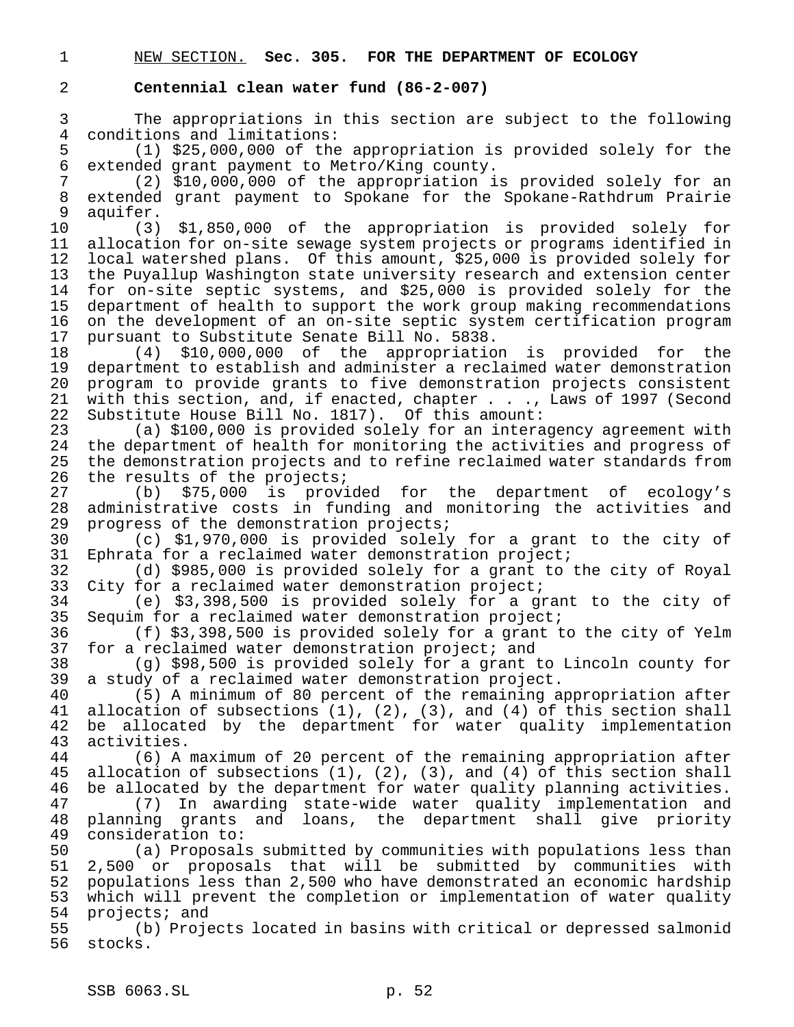NEW SECTION. **Sec. 305. FOR THE DEPARTMENT OF ECOLOGY**

**Centennial clean water fund (86-2-007)**

The appropriations in this section are subject to the following conditions and limitations:

(1) $25,000,000 of the appropriation is provided solely for the extended grant payment to Metro/King county.

(2) $10,000,000 of the appropriation is provided solely for an extended grant payment to Spokane for the Spokane-Rathdrum Prairie aquifer.

(3) $1,850,000 of the appropriation is provided solely for allocation for on-site sewage system projects or programs identified in local watershed plans. Of this amount, $25,000 is provided solely for the Puyallup Washington state university research and extension center for on-site septic systems, and $25,000 is provided solely for the department of health to support the work group making recommendations on the development of an on-site septic system certification program pursuant to Substitute Senate Bill No. 5838.

(4) $10,000,000 of the appropriation is provided for the department to establish and administer a reclaimed water demonstration program to provide grants to five demonstration projects consistent with this section, and, if enacted, chapter . . ., Laws of 1997 (Second Substitute House Bill No. 1817). Of this amount:

(a) $100,000 is provided solely for an interagency agreement with the department of health for monitoring the activities and progress of the demonstration projects and to refine reclaimed water standards from the results of the projects;

(b) $75,000 is provided for the department of ecology's administrative costs in funding and monitoring the activities and progress of the demonstration projects;

(c) $1,970,000 is provided solely for a grant to the city of Ephrata for a reclaimed water demonstration project;

(d) $985,000 is provided solely for a grant to the city of Royal City for a reclaimed water demonstration project;

(e) $3,398,500 is provided solely for a grant to the city of Sequim for a reclaimed water demonstration project;

(f) $3,398,500 is provided solely for a grant to the city of Yelm for a reclaimed water demonstration project; and

(g) $98,500 is provided solely for a grant to Lincoln county for a study of a reclaimed water demonstration project.

(5) A minimum of 80 percent of the remaining appropriation after allocation of subsections (1), (2), (3), and (4) of this section shall be allocated by the department for water quality implementation activities.

(6) A maximum of 20 percent of the remaining appropriation after allocation of subsections (1), (2), (3), and (4) of this section shall be allocated by the department for water quality planning activities.

(7) In awarding state-wide water quality implementation and planning grants and loans, the department shall give priority consideration to:

(a) Proposals submitted by communities with populations less than 2,500 or proposals that will be submitted by communities with populations less than 2,500 who have demonstrated an economic hardship which will prevent the completion or implementation of water quality projects; and

(b) Projects located in basins with critical or depressed salmonid stocks.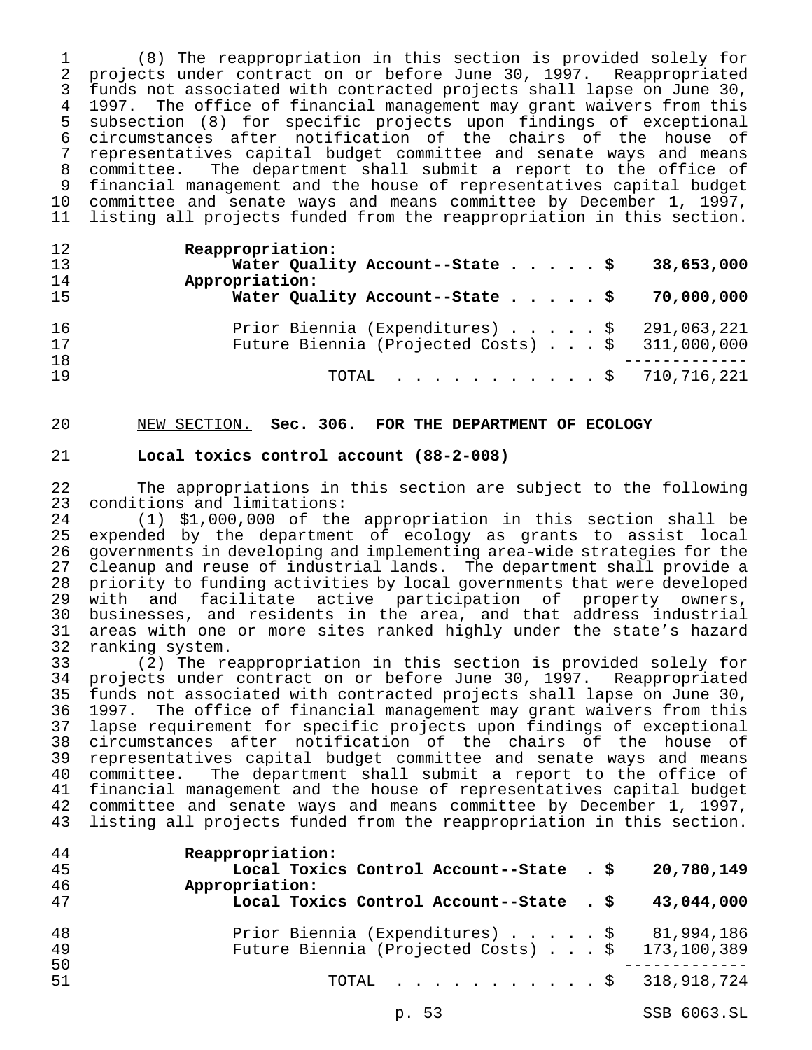(8) The reappropriation in this section is provided solely for projects under contract on or before June 30, 1997. Reappropriated funds not associated with contracted projects shall lapse on June 30, 1997. The office of financial management may grant waivers from this subsection (8) for specific projects upon findings of exceptional circumstances after notification of the chairs of the house of representatives capital budget committee and senate ways and means committee. The department shall submit a report to the office of financial management and the house of representatives capital budget committee and senate ways and means committee by December 1, 1997, listing all projects funded from the reappropriation in this section.

| | |
|---|---|
| **Reappropriation:** | |
| **Water Quality Account--State . . . . . $** | **38,653,000** |
| **Appropriation:** | |
| **Water Quality Account--State . . . . . $** | **70,000,000** |
| Prior Biennia (Expenditures) . . . . . $ | 291,063,221 |
| Future Biennia (Projected Costs) . . . $ | 311,000,000 |
| TOTAL . . . . . . . . . . . $ | 710,716,221 |

NEW SECTION. **Sec. 306. FOR THE DEPARTMENT OF ECOLOGY**

**Local toxics control account (88-2-008)**

The appropriations in this section are subject to the following conditions and limitations:

(1) $1,000,000 of the appropriation in this section shall be expended by the department of ecology as grants to assist local governments in developing and implementing area-wide strategies for the cleanup and reuse of industrial lands. The department shall provide a priority to funding activities by local governments that were developed with and facilitate active participation of property owners, businesses, and residents in the area, and that address industrial areas with one or more sites ranked highly under the state's hazard ranking system.

(2) The reappropriation in this section is provided solely for projects under contract on or before June 30, 1997. Reappropriated funds not associated with contracted projects shall lapse on June 30, 1997. The office of financial management may grant waivers from this lapse requirement for specific projects upon findings of exceptional circumstances after notification of the chairs of the house of representatives capital budget committee and senate ways and means committee. The department shall submit a report to the office of financial management and the house of representatives capital budget committee and senate ways and means committee by December 1, 1997, listing all projects funded from the reappropriation in this section.

| | |
|---|---|
| **Reappropriation:** | |
| **Local Toxics Control Account--State . $** | **20,780,149** |
| **Appropriation:** | |
| **Local Toxics Control Account--State . $** | **43,044,000** |
| Prior Biennia (Expenditures) . . . . . $ | 81,994,186 |
| Future Biennia (Projected Costs) . . . $ | 173,100,389 |
| TOTAL . . . . . . . . . . . $ | 318,918,724 |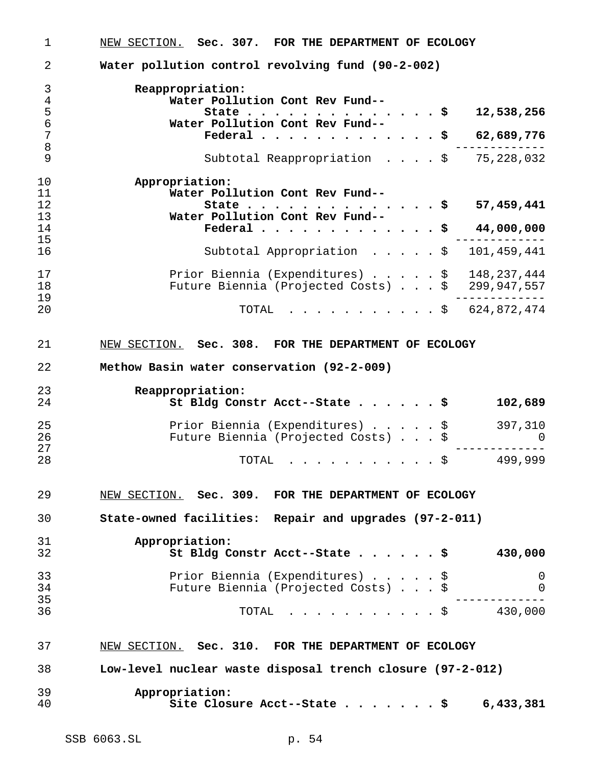NEW SECTION. **Sec. 307. FOR THE DEPARTMENT OF ECOLOGY**

**Water pollution control revolving fund (90-2-002)**

| | |
|---|---|
| **Reappropriation:** | |
| **Water Pollution Cont Rev Fund--State** | **$ 12,538,256** |
| **Water Pollution Cont Rev Fund--Federal** | **$ 62,689,776** |
| Subtotal Reappropriation | $ 75,228,032 |
| **Appropriation:** | |
| **Water Pollution Cont Rev Fund--State** | **$ 57,459,441** |
| **Water Pollution Cont Rev Fund--Federal** | **$ 44,000,000** |
| Subtotal Appropriation | $ 101,459,441 |
| Prior Biennia (Expenditures) | $ 148,237,444 |
| Future Biennia (Projected Costs) | $ 299,947,557 |
| TOTAL | $ 624,872,474 |

NEW SECTION. **Sec. 308. FOR THE DEPARTMENT OF ECOLOGY**

**Methow Basin water conservation (92-2-009)**

| | |
|---|---|
| **Reappropriation:** | |
| **St Bldg Constr Acct--State** | **$ 102,689** |
| Prior Biennia (Expenditures) | $ 397,310 |
| Future Biennia (Projected Costs) | $ 0 |
| TOTAL | $ 499,999 |

NEW SECTION. **Sec. 309. FOR THE DEPARTMENT OF ECOLOGY**

**State-owned facilities: Repair and upgrades (97-2-011)**

| | |
|---|---|
| **Appropriation:** | |
| **St Bldg Constr Acct--State** | **$ 430,000** |
| Prior Biennia (Expenditures) | $ 0 |
| Future Biennia (Projected Costs) | $ 0 |
| TOTAL | $ 430,000 |

NEW SECTION. **Sec. 310. FOR THE DEPARTMENT OF ECOLOGY**

**Low-level nuclear waste disposal trench closure (97-2-012)**

| | |
|---|---|
| **Appropriation:** | |
| **Site Closure Acct--State** | **$ 6,433,381** |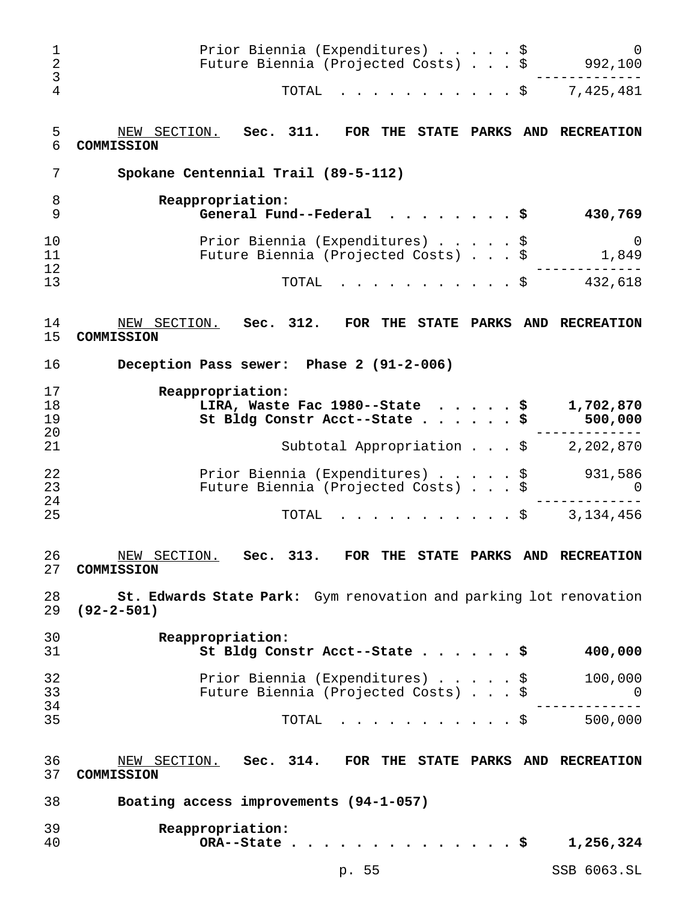| | |
|---|---|
| Prior Biennia (Expenditures) | $ 0 |
| Future Biennia (Projected Costs) | $ 992,100 |
| TOTAL | $ 7,425,481 |

NEW SECTION. **Sec. 311. FOR THE STATE PARKS AND RECREATION COMMISSION**

**Spokane Centennial Trail (89-5-112)**

| | |
|---|---|
| **Reappropriation:** | |
| **General Fund--Federal** | **$ 430,769** |
| Prior Biennia (Expenditures) | $ 0 |
| Future Biennia (Projected Costs) | $ 1,849 |
| TOTAL | $ 432,618 |

NEW SECTION. **Sec. 312. FOR THE STATE PARKS AND RECREATION COMMISSION**

**Deception Pass sewer: Phase 2 (91-2-006)**

| | |
|---|---|
| **Reappropriation:** | |
| **LIRA, Waste Fac 1980--State** | **$ 1,702,870** |
| **St Bldg Constr Acct--State** | **$ 500,000** |
| Subtotal Appropriation | $ 2,202,870 |
| Prior Biennia (Expenditures) | $ 931,586 |
| Future Biennia (Projected Costs) | $ 0 |
| TOTAL | $ 3,134,456 |

NEW SECTION. **Sec. 313. FOR THE STATE PARKS AND RECREATION COMMISSION**

**St. Edwards State Park:** Gym renovation and parking lot renovation **(92-2-501)**

| | |
|---|---|
| **Reappropriation:** | |
| **St Bldg Constr Acct--State** | **$ 400,000** |
| Prior Biennia (Expenditures) | $ 100,000 |
| Future Biennia (Projected Costs) | $ 0 |
| TOTAL | $ 500,000 |

NEW SECTION. **Sec. 314. FOR THE STATE PARKS AND RECREATION COMMISSION**

**Boating access improvements (94-1-057)**

| | |
|---|---|
| **Reappropriation:** | |
| **ORA--State** | **$ 1,256,324** |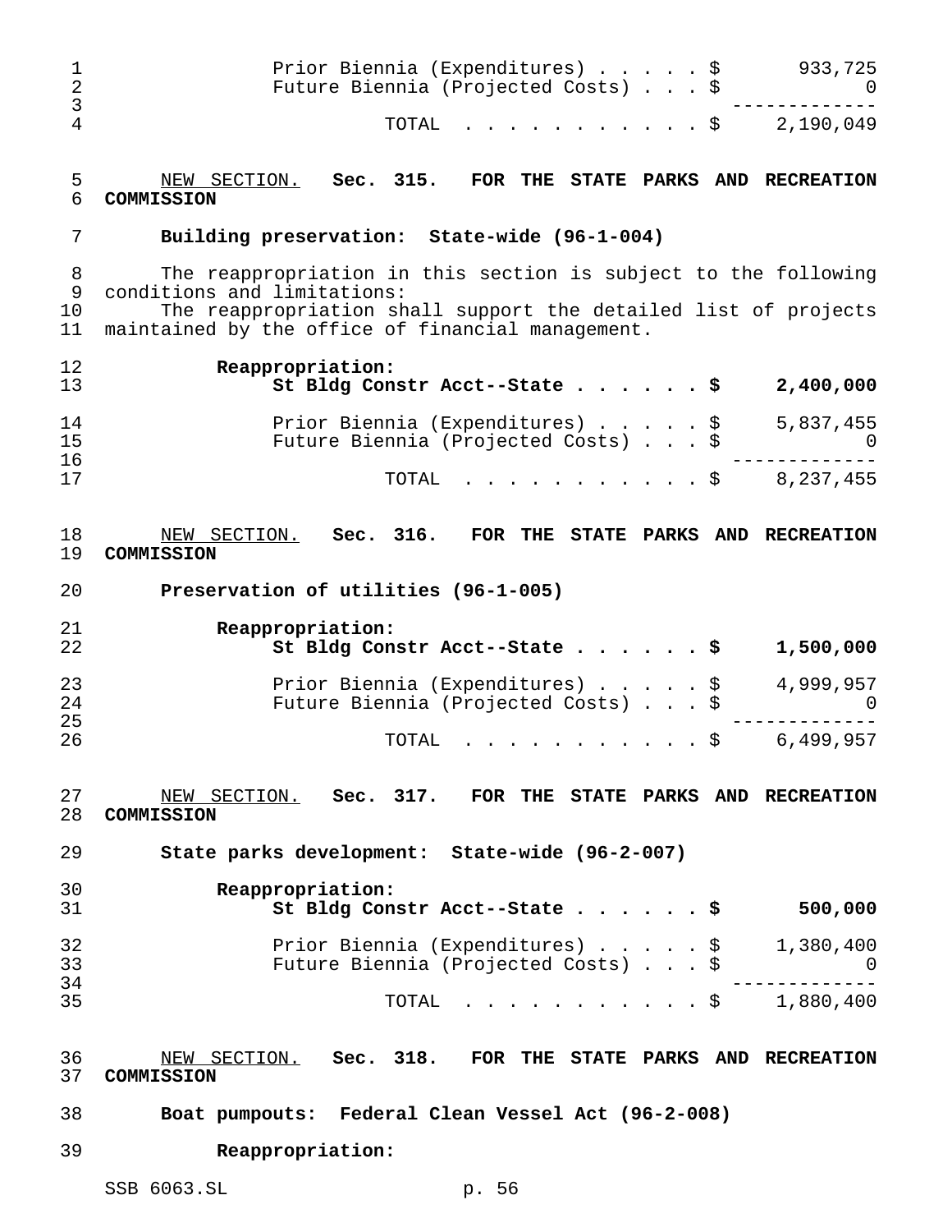Prior Biennia (Expenditures) . . . . . $ 933,725
Future Biennia (Projected Costs) . . . $ 0

-------------

TOTAL . . . . . . . . . . . $ 2,190,049

NEW SECTION. **Sec. 315. FOR THE STATE PARKS AND RECREATION COMMISSION**

**Building preservation: State-wide (96-1-004)**

The reappropriation in this section is subject to the following conditions and limitations:

The reappropriation shall support the detailed list of projects maintained by the office of financial management.

**Reappropriation:**

**St Bldg Constr Acct--State . . . . . . $ 2,400,000**

Prior Biennia (Expenditures) . . . . . $ 5,837,455
Future Biennia (Projected Costs) . . . $ 0

-------------

TOTAL . . . . . . . . . . . $ 8,237,455

NEW SECTION. **Sec. 316. FOR THE STATE PARKS AND RECREATION COMMISSION**

**Preservation of utilities (96-1-005)**

**Reappropriation:**

**St Bldg Constr Acct--State . . . . . . $ 1,500,000**

Prior Biennia (Expenditures) . . . . . $ 4,999,957
Future Biennia (Projected Costs) . . . $ 0

-------------

TOTAL . . . . . . . . . . . $ 6,499,957

NEW SECTION. **Sec. 317. FOR THE STATE PARKS AND RECREATION COMMISSION**

**State parks development: State-wide (96-2-007)**

**Reappropriation:**

**St Bldg Constr Acct--State . . . . . . $ 500,000**

Prior Biennia (Expenditures) . . . . . $ 1,380,400
Future Biennia (Projected Costs) . . . $ 0

-------------

TOTAL . . . . . . . . . . . $ 1,880,400

NEW SECTION. **Sec. 318. FOR THE STATE PARKS AND RECREATION COMMISSION**

**Boat pumpouts: Federal Clean Vessel Act (96-2-008)**

**Reappropriation:**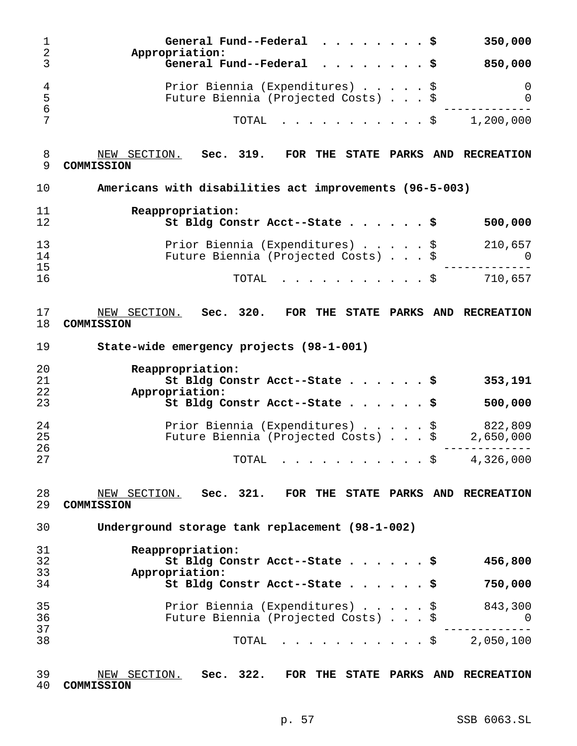**General Fund--Federal . . . . . . . . $ 350,000**

**Appropriation:**

**General Fund--Federal . . . . . . . . $ 850,000**

Prior Biennia (Expenditures) . . . . . $ 0

Future Biennia (Projected Costs) . . . $ 0

TOTAL . . . . . . . . . . . . $ 1,200,000

NEW SECTION. **Sec. 319. FOR THE STATE PARKS AND RECREATION COMMISSION**

**Americans with disabilities act improvements (96-5-003)**

**Reappropriation:**

**St Bldg Constr Acct--State . . . . . . $ 500,000**

Prior Biennia (Expenditures) . . . . . $ 210,657

Future Biennia (Projected Costs) . . . $ 0

TOTAL . . . . . . . . . . . . $ 710,657

NEW SECTION. **Sec. 320. FOR THE STATE PARKS AND RECREATION COMMISSION**

**State-wide emergency projects (98-1-001)**

**Reappropriation:**

**St Bldg Constr Acct--State . . . . . . $ 353,191**

**Appropriation:**

**St Bldg Constr Acct--State . . . . . . $ 500,000**

Prior Biennia (Expenditures) . . . . . $ 822,809

Future Biennia (Projected Costs) . . . $ 2,650,000

TOTAL . . . . . . . . . . . . $ 4,326,000

NEW SECTION. **Sec. 321. FOR THE STATE PARKS AND RECREATION COMMISSION**

**Underground storage tank replacement (98-1-002)**

**Reappropriation:**

**St Bldg Constr Acct--State . . . . . . $ 456,800**

**Appropriation:**

**St Bldg Constr Acct--State . . . . . . $ 750,000**

Prior Biennia (Expenditures) . . . . . $ 843,300

Future Biennia (Projected Costs) . . . $ 0

TOTAL . . . . . . . . . . . . $ 2,050,100

NEW SECTION. **Sec. 322. FOR THE STATE PARKS AND RECREATION COMMISSION**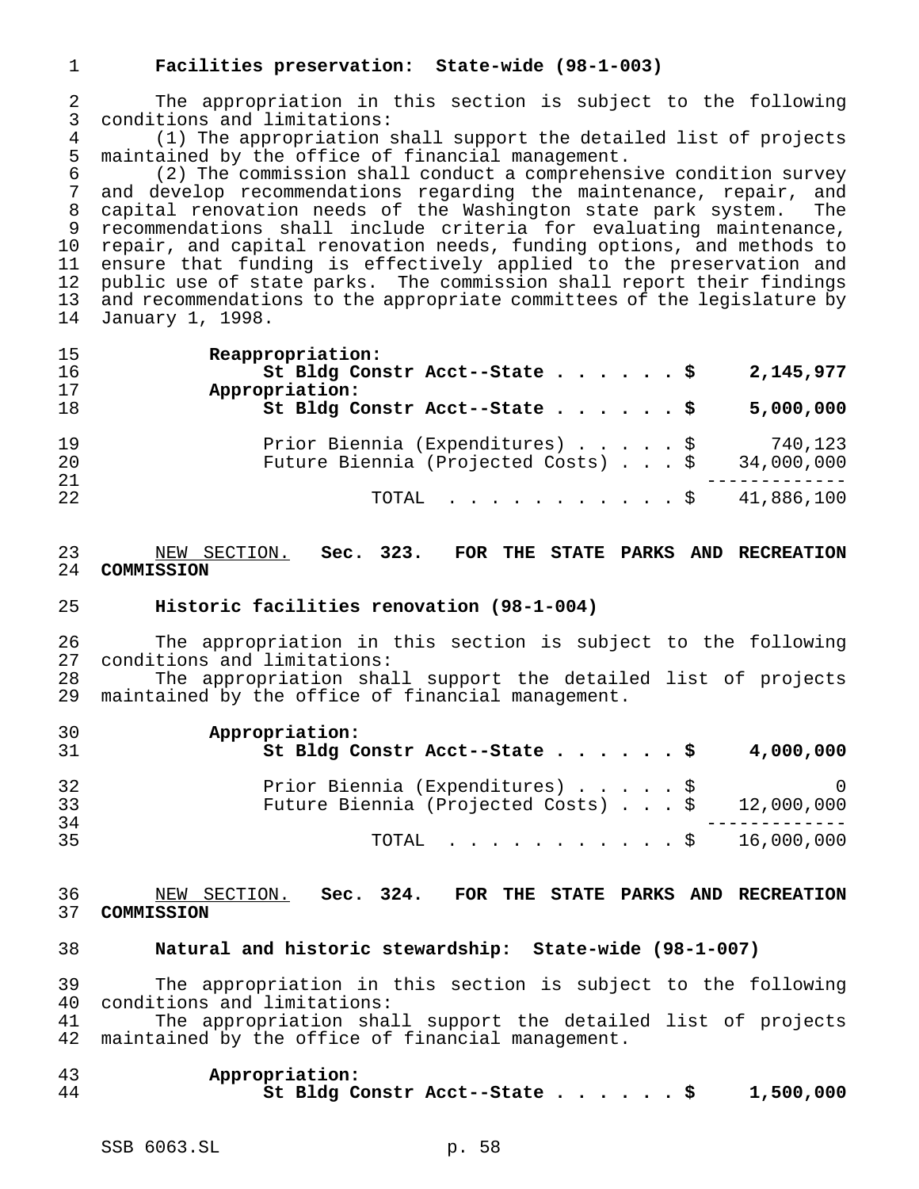**Facilities preservation: State-wide (98-1-003)**

The appropriation in this section is subject to the following conditions and limitations:

(1) The appropriation shall support the detailed list of projects maintained by the office of financial management.

(2) The commission shall conduct a comprehensive condition survey and develop recommendations regarding the maintenance, repair, and capital renovation needs of the Washington state park system. The recommendations shall include criteria for evaluating maintenance, repair, and capital renovation needs, funding options, and methods to ensure that funding is effectively applied to the preservation and public use of state parks. The commission shall report their findings and recommendations to the appropriate committees of the legislature by January 1, 1998.

| | |
|---|---|
| **Reappropriation:** | |
| **St Bldg Constr Acct--State . . . . . . $** | **2,145,977** |
| **Appropriation:** | |
| **St Bldg Constr Acct--State . . . . . . $** | **5,000,000** |
| Prior Biennia (Expenditures) . . . . . $ | 740,123 |
| Future Biennia (Projected Costs) . . . $ | 34,000,000 |
| TOTAL . . . . . . . . . . . $ | 41,886,100 |

NEW SECTION. **Sec. 323. FOR THE STATE PARKS AND RECREATION COMMISSION**

**Historic facilities renovation (98-1-004)**

The appropriation in this section is subject to the following conditions and limitations:

The appropriation shall support the detailed list of projects maintained by the office of financial management.

| | |
|---|---|
| **Appropriation:** | |
| **St Bldg Constr Acct--State . . . . . . $** | **4,000,000** |
| Prior Biennia (Expenditures) . . . . . $ | 0 |
| Future Biennia (Projected Costs) . . . $ | 12,000,000 |
| TOTAL . . . . . . . . . . . $ | 16,000,000 |

NEW SECTION. **Sec. 324. FOR THE STATE PARKS AND RECREATION COMMISSION**

**Natural and historic stewardship: State-wide (98-1-007)**

The appropriation in this section is subject to the following conditions and limitations:

The appropriation shall support the detailed list of projects maintained by the office of financial management.

| | |
|---|---|
| **Appropriation:** | |
| **St Bldg Constr Acct--State . . . . . . $** | **1,500,000** |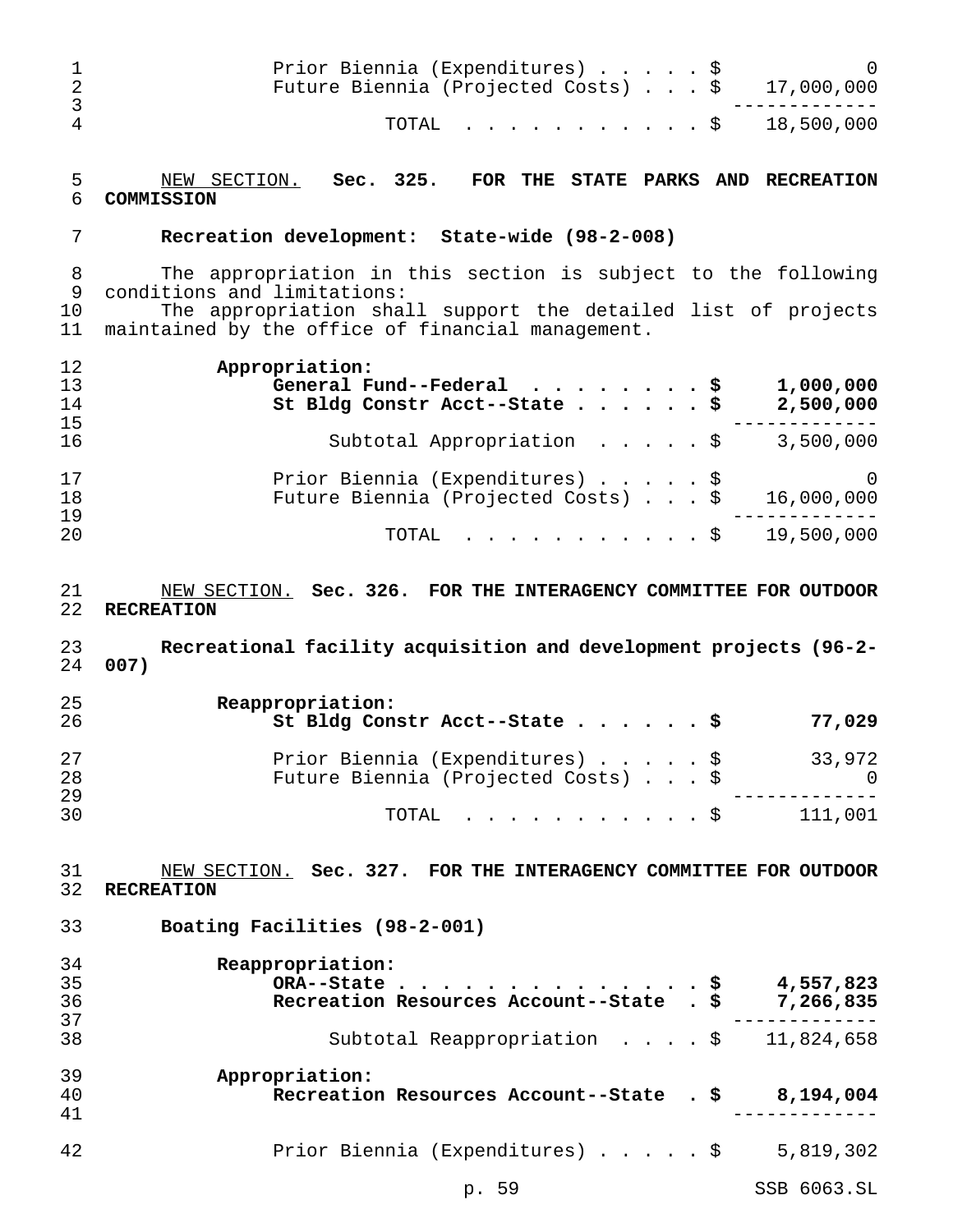| | |
|---|---|
| Prior Biennia (Expenditures) . . . . . $ | 0 |
| Future Biennia (Projected Costs) . . . $ | 17,000,000 |
| TOTAL . . . . . . . . . . . $ | 18,500,000 |

NEW SECTION. **Sec. 325. FOR THE STATE PARKS AND RECREATION COMMISSION**

**Recreation development: State-wide (98-2-008)**

The appropriation in this section is subject to the following conditions and limitations:

The appropriation shall support the detailed list of projects maintained by the office of financial management.

| | |
|---|---|
| **Appropriation:** | |
| **General Fund--Federal . . . . . . . . $** | **1,000,000** |
| **St Bldg Constr Acct--State . . . . . . $** | **2,500,000** |
| Subtotal Appropriation . . . . . $ | 3,500,000 |
| Prior Biennia (Expenditures) . . . . . $ | 0 |
| Future Biennia (Projected Costs) . . . $ | 16,000,000 |
| TOTAL . . . . . . . . . . . $ | 19,500,000 |

NEW SECTION. **Sec. 326. FOR THE INTERAGENCY COMMITTEE FOR OUTDOOR RECREATION**

**Recreational facility acquisition and development projects (96-2-007)**

| | |
|---|---|
| **Reappropriation:** | |
| **St Bldg Constr Acct--State . . . . . . $** | **77,029** |
| Prior Biennia (Expenditures) . . . . . $ | 33,972 |
| Future Biennia (Projected Costs) . . . $ | 0 |
| TOTAL . . . . . . . . . . . $ | 111,001 |

NEW SECTION. **Sec. 327. FOR THE INTERAGENCY COMMITTEE FOR OUTDOOR RECREATION**

**Boating Facilities (98-2-001)**

| | |
|---|---|
| **Reappropriation:** | |
| **ORA--State . . . . . . . . . . . . . . . $** | **4,557,823** |
| **Recreation Resources Account--State . $** | **7,266,835** |
| Subtotal Reappropriation . . . . $ | 11,824,658 |
| **Appropriation:** | |
| **Recreation Resources Account--State . $** | **8,194,004** |
| Prior Biennia (Expenditures) . . . . . $ | 5,819,302 |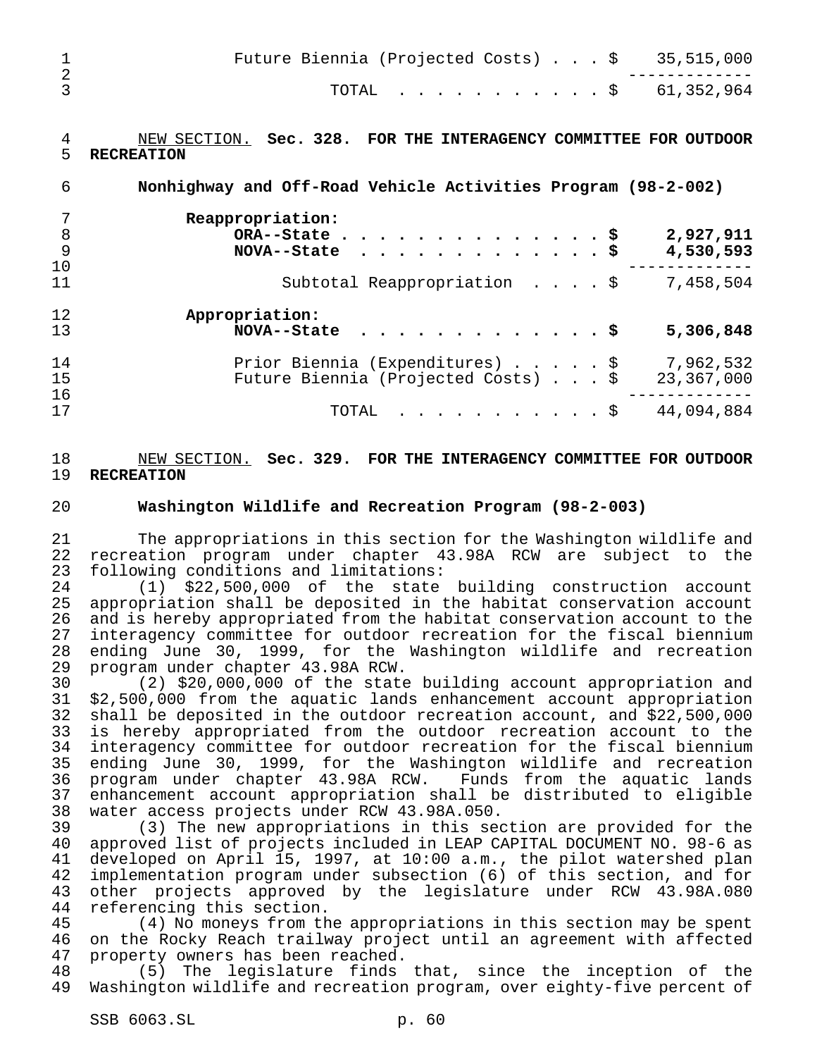| | |
|---|---|
| Future Biennia (Projected Costs) . . . | $ 35,515,000 |
| TOTAL . . . . . . . . . . . | $ 61,352,964 |

NEW SECTION. **Sec. 328. FOR THE INTERAGENCY COMMITTEE FOR OUTDOOR RECREATION**

**Nonhighway and Off-Road Vehicle Activities Program (98-2-002)**

| | |
|---|---|
| **Reappropriation:** | |
| **ORA--State . . . . . . . . . . . . . . .** | **$ 2,927,911** |
| **NOVA--State . . . . . . . . . . . . . .** | **$ 4,530,593** |
| Subtotal Reappropriation . . . . | $ 7,458,504 |
| **Appropriation:** | |
| **NOVA--State . . . . . . . . . . . . . .** | **$ 5,306,848** |
| Prior Biennia (Expenditures) . . . . . | $ 7,962,532 |
| Future Biennia (Projected Costs) . . . | $ 23,367,000 |
| TOTAL . . . . . . . . . . . | $ 44,094,884 |

NEW SECTION. **Sec. 329. FOR THE INTERAGENCY COMMITTEE FOR OUTDOOR RECREATION**

**Washington Wildlife and Recreation Program (98-2-003)**

The appropriations in this section for the Washington wildlife and recreation program under chapter 43.98A RCW are subject to the following conditions and limitations:

(1) $22,500,000 of the state building construction account appropriation shall be deposited in the habitat conservation account and is hereby appropriated from the habitat conservation account to the interagency committee for outdoor recreation for the fiscal biennium ending June 30, 1999, for the Washington wildlife and recreation program under chapter 43.98A RCW.

(2) $20,000,000 of the state building account appropriation and $2,500,000 from the aquatic lands enhancement account appropriation shall be deposited in the outdoor recreation account, and $22,500,000 is hereby appropriated from the outdoor recreation account to the interagency committee for outdoor recreation for the fiscal biennium ending June 30, 1999, for the Washington wildlife and recreation program under chapter 43.98A RCW. Funds from the aquatic lands enhancement account appropriation shall be distributed to eligible water access projects under RCW 43.98A.050.

(3) The new appropriations in this section are provided for the approved list of projects included in LEAP CAPITAL DOCUMENT NO. 98-6 as developed on April 15, 1997, at 10:00 a.m., the pilot watershed plan implementation program under subsection (6) of this section, and for other projects approved by the legislature under RCW 43.98A.080 referencing this section.

(4) No moneys from the appropriations in this section may be spent on the Rocky Reach trailway project until an agreement with affected property owners has been reached.

(5) The legislature finds that, since the inception of the Washington wildlife and recreation program, over eighty-five percent of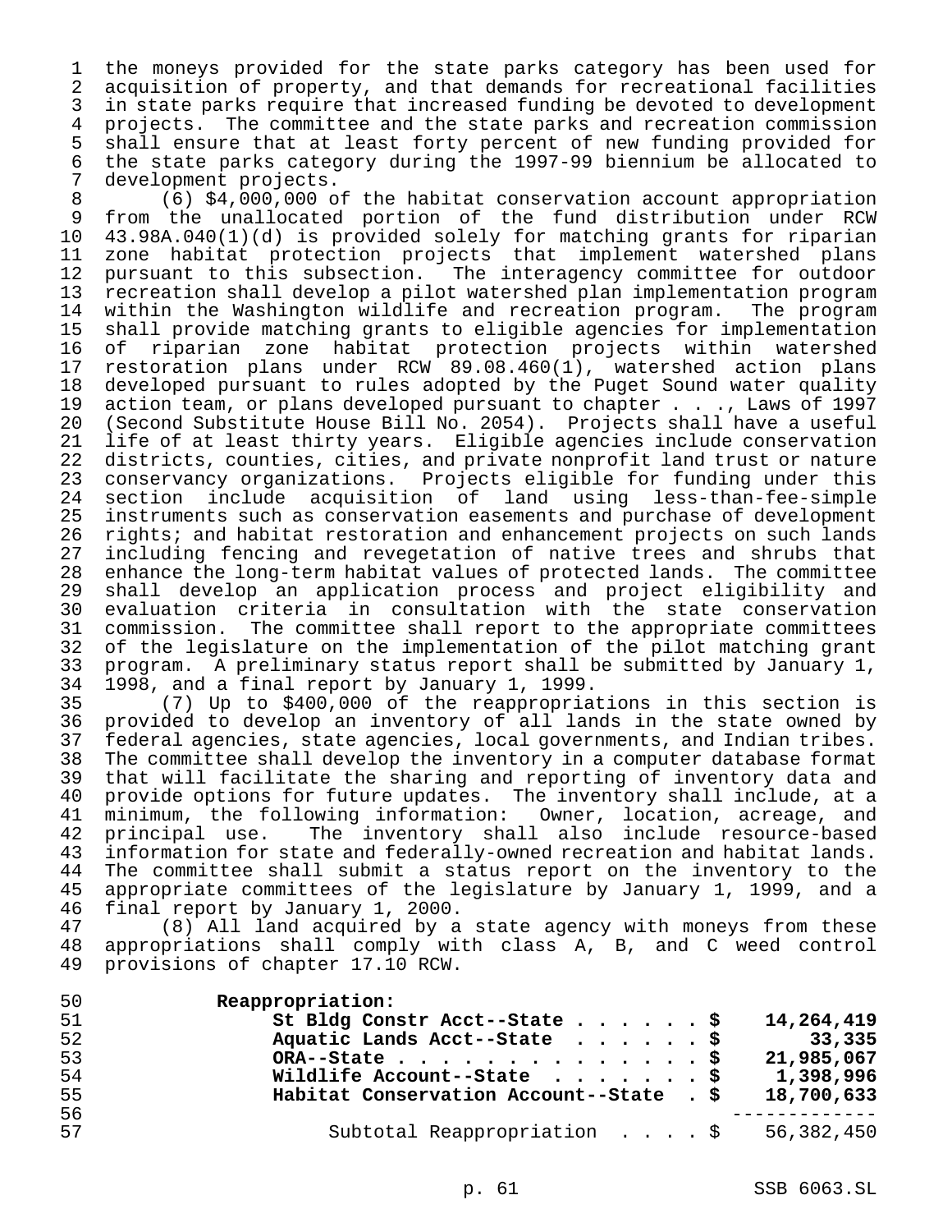the moneys provided for the state parks category has been used for acquisition of property, and that demands for recreational facilities in state parks require that increased funding be devoted to development projects. The committee and the state parks and recreation commission shall ensure that at least forty percent of new funding provided for the state parks category during the 1997-99 biennium be allocated to development projects.

(6) $4,000,000 of the habitat conservation account appropriation from the unallocated portion of the fund distribution under RCW 43.98A.040(1)(d) is provided solely for matching grants for riparian zone habitat protection projects that implement watershed plans pursuant to this subsection. The interagency committee for outdoor recreation shall develop a pilot watershed plan implementation program within the Washington wildlife and recreation program. The program shall provide matching grants to eligible agencies for implementation of riparian zone habitat protection projects within watershed restoration plans under RCW 89.08.460(1), watershed action plans developed pursuant to rules adopted by the Puget Sound water quality action team, or plans developed pursuant to chapter . . ., Laws of 1997 (Second Substitute House Bill No. 2054). Projects shall have a useful life of at least thirty years. Eligible agencies include conservation districts, counties, cities, and private nonprofit land trust or nature conservancy organizations. Projects eligible for funding under this section include acquisition of land using less-than-fee-simple instruments such as conservation easements and purchase of development rights; and habitat restoration and enhancement projects on such lands including fencing and revegetation of native trees and shrubs that enhance the long-term habitat values of protected lands. The committee shall develop an application process and project eligibility and evaluation criteria in consultation with the state conservation commission. The committee shall report to the appropriate committees of the legislature on the implementation of the pilot matching grant program. A preliminary status report shall be submitted by January 1, 1998, and a final report by January 1, 1999.

(7) Up to $400,000 of the reappropriations in this section is provided to develop an inventory of all lands in the state owned by federal agencies, state agencies, local governments, and Indian tribes. The committee shall develop the inventory in a computer database format that will facilitate the sharing and reporting of inventory data and provide options for future updates. The inventory shall include, at a minimum, the following information: Owner, location, acreage, and principal use. The inventory shall also include resource-based information for state and federally-owned recreation and habitat lands. The committee shall submit a status report on the inventory to the appropriate committees of the legislature by January 1, 1999, and a final report by January 1, 2000.

(8) All land acquired by a state agency with moneys from these appropriations shall comply with class A, B, and C weed control provisions of chapter 17.10 RCW.

**Reappropriation:**

| | |
|---|---|
| **St Bldg Constr Acct--State . . . . . . $** | **14,264,419** |
| **Aquatic Lands Acct--State . . . . . . $** | **33,335** |
| **ORA--State . . . . . . . . . . . . . . $** | **21,985,067** |
| **Wildlife Account--State . . . . . . . $** | **1,398,996** |
| **Habitat Conservation Account--State . $** | **18,700,633** |
| Subtotal Reappropriation . . . . $ | 56,382,450 |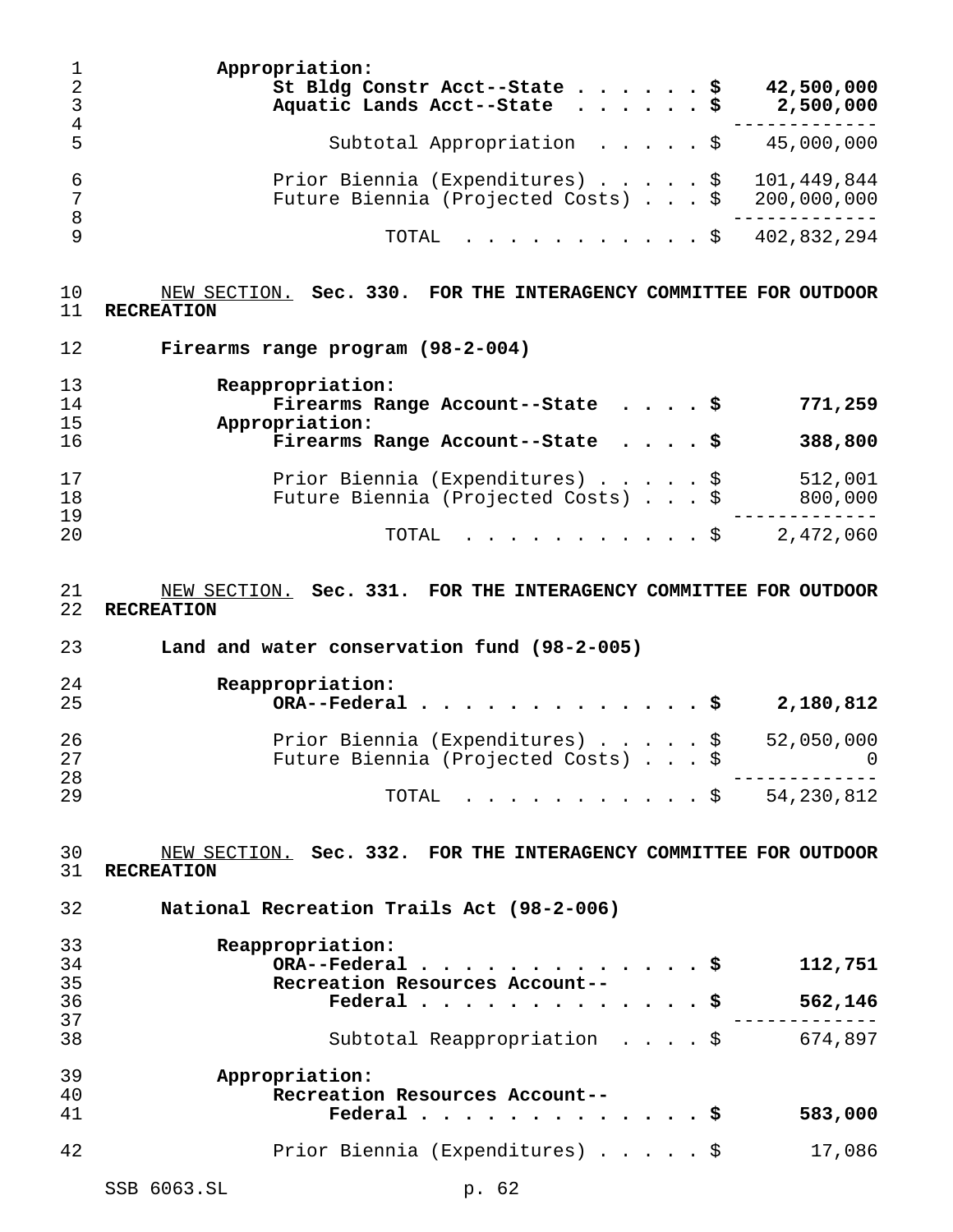Appropriation:

| | |
|---|---|
| **St Bldg Constr Acct--State . . . . . . $** | **42,500,000** |
| **Aquatic Lands Acct--State . . . . . . $** | **2,500,000** |
| Subtotal Appropriation . . . . . $ | 45,000,000 |
| Prior Biennia (Expenditures) . . . . . $ | 101,449,844 |
| Future Biennia (Projected Costs) . . . $ | 200,000,000 |
| TOTAL . . . . . . . . . . . $ | 402,832,294 |

NEW SECTION. **Sec. 330. FOR THE INTERAGENCY COMMITTEE FOR OUTDOOR RECREATION**

**Firearms range program (98-2-004)**

| | |
|---|---|
| **Reappropriation:** | |
| **Firearms Range Account--State . . . . $** | **771,259** |
| **Appropriation:** | |
| **Firearms Range Account--State . . . . $** | **388,800** |
| Prior Biennia (Expenditures) . . . . . $ | 512,001 |
| Future Biennia (Projected Costs) . . . $ | 800,000 |
| TOTAL . . . . . . . . . . . $ | 2,472,060 |

NEW SECTION. **Sec. 331. FOR THE INTERAGENCY COMMITTEE FOR OUTDOOR RECREATION**

**Land and water conservation fund (98-2-005)**

| | |
|---|---|
| **Reappropriation:** | |
| **ORA--Federal . . . . . . . . . . . . . . $** | **2,180,812** |
| Prior Biennia (Expenditures) . . . . . $ | 52,050,000 |
| Future Biennia (Projected Costs) . . . $ | 0 |
| TOTAL . . . . . . . . . . . $ | 54,230,812 |

NEW SECTION. **Sec. 332. FOR THE INTERAGENCY COMMITTEE FOR OUTDOOR RECREATION**

**National Recreation Trails Act (98-2-006)**

| | |
|---|---|
| **Reappropriation:** | |
| **ORA--Federal . . . . . . . . . . . . . . $** | **112,751** |
| **Recreation Resources Account--Federal . . . . . . . . . . . . . . $** | **562,146** |
| Subtotal Reappropriation . . . . $ | 674,897 |
| **Appropriation:** | |
| **Recreation Resources Account--Federal . . . . . . . . . . . . . . $** | **583,000** |
| Prior Biennia (Expenditures) . . . . . $ | 17,086 |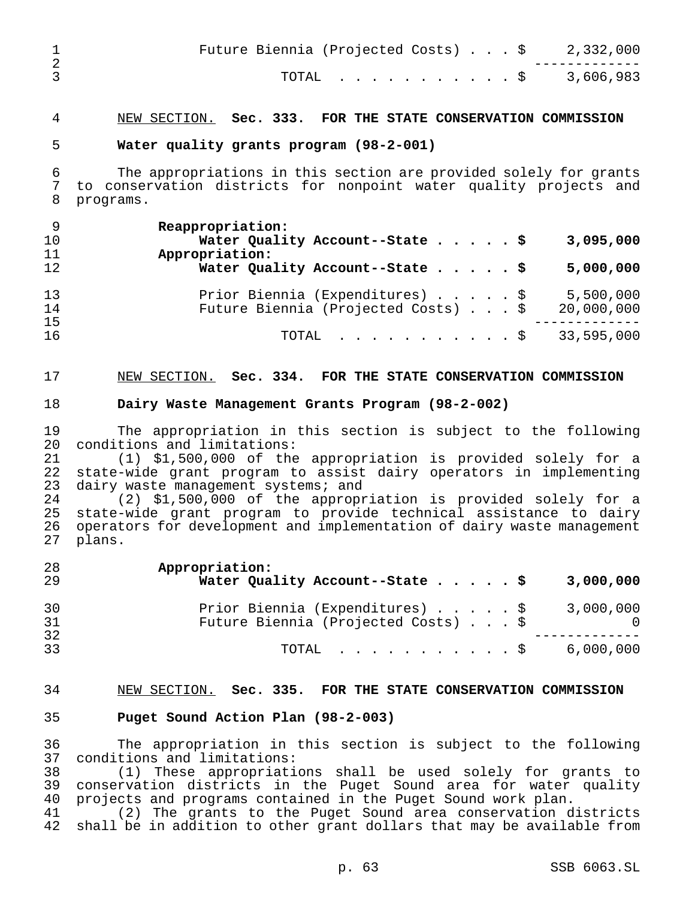| | |
|---|---|
| Future Biennia (Projected Costs) . . . $ | 2,332,000 |
| TOTAL . . . . . . . . . . . $ | 3,606,983 |

NEW SECTION. **Sec. 333. FOR THE STATE CONSERVATION COMMISSION**

**Water quality grants program (98-2-001)**

The appropriations in this section are provided solely for grants to conservation districts for nonpoint water quality projects and programs.

| | |
|---|---|
| **Reappropriation:** | |
| **Water Quality Account--State . . . . . $** | **3,095,000** |
| **Appropriation:** | |
| **Water Quality Account--State . . . . . $** | **5,000,000** |
| Prior Biennia (Expenditures) . . . . . $ | 5,500,000 |
| Future Biennia (Projected Costs) . . . $ | 20,000,000 |
| TOTAL . . . . . . . . . . . $ | 33,595,000 |

NEW SECTION. **Sec. 334. FOR THE STATE CONSERVATION COMMISSION**

**Dairy Waste Management Grants Program (98-2-002)**

The appropriation in this section is subject to the following conditions and limitations:

(1) $1,500,000 of the appropriation is provided solely for a state-wide grant program to assist dairy operators in implementing dairy waste management systems; and

(2) $1,500,000 of the appropriation is provided solely for a state-wide grant program to provide technical assistance to dairy operators for development and implementation of dairy waste management plans.

| | |
|---|---|
| **Appropriation:** | |
| **Water Quality Account--State . . . . . $** | **3,000,000** |
| Prior Biennia (Expenditures) . . . . . $ | 3,000,000 |
| Future Biennia (Projected Costs) . . . $ | 0 |
| TOTAL . . . . . . . . . . . $ | 6,000,000 |

NEW SECTION. **Sec. 335. FOR THE STATE CONSERVATION COMMISSION**

**Puget Sound Action Plan (98-2-003)**

The appropriation in this section is subject to the following conditions and limitations:

(1) These appropriations shall be used solely for grants to conservation districts in the Puget Sound area for water quality projects and programs contained in the Puget Sound work plan.

(2) The grants to the Puget Sound area conservation districts shall be in addition to other grant dollars that may be available from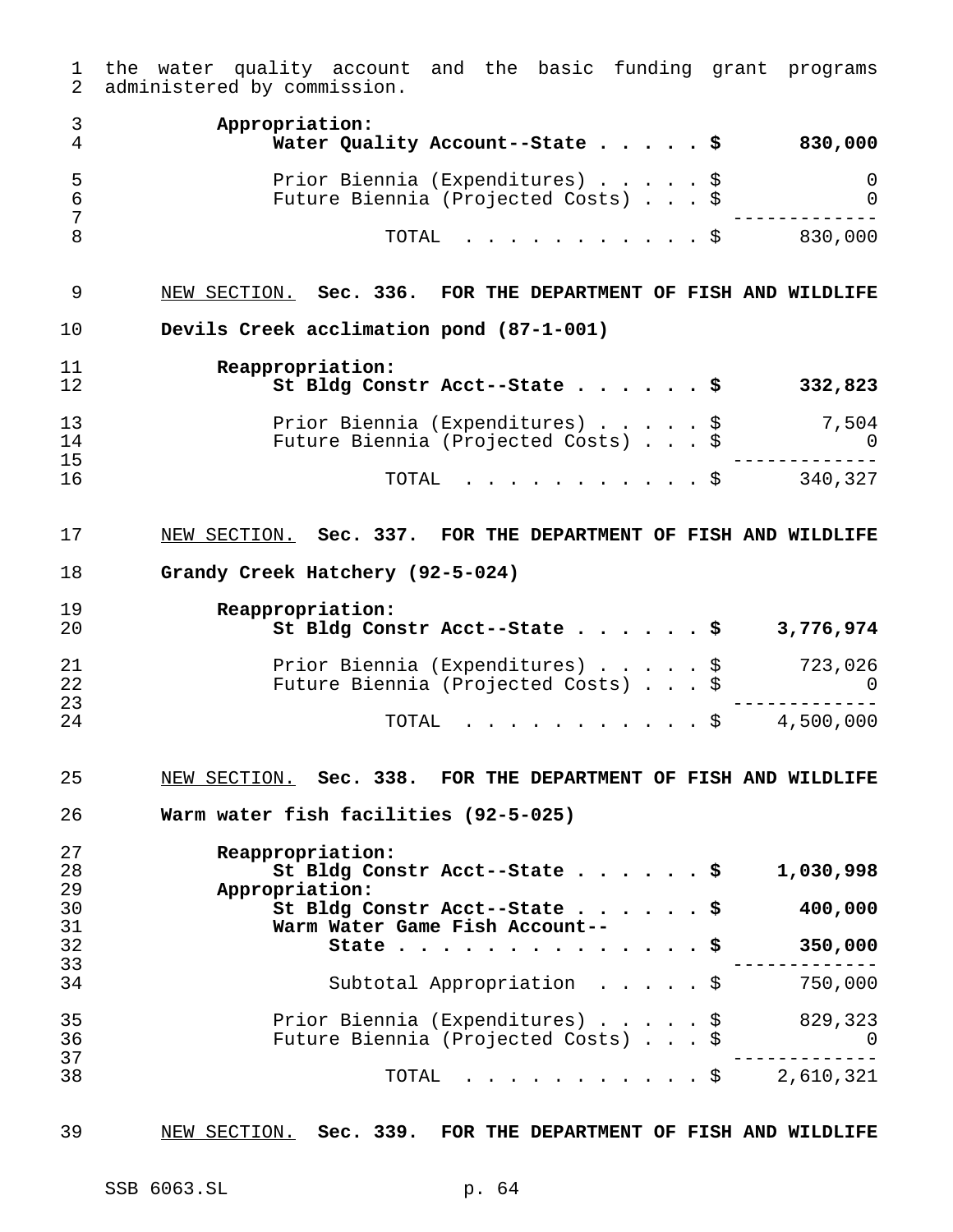the water quality account and the basic funding grant programs administered by commission.

| | |
|---|---|
| **Appropriation:** | |
| **Water Quality Account--State . . . . . $** | **830,000** |
| Prior Biennia (Expenditures) . . . . . $ | 0 |
| Future Biennia (Projected Costs) . . . $ | 0 |
| TOTAL . . . . . . . . . . . $ | 830,000 |

NEW SECTION. **Sec. 336. FOR THE DEPARTMENT OF FISH AND WILDLIFE**

**Devils Creek acclimation pond (87-1-001)**

| | |
|---|---|
| **Reappropriation:** | |
| **St Bldg Constr Acct--State . . . . . . $** | **332,823** |
| Prior Biennia (Expenditures) . . . . . $ | 7,504 |
| Future Biennia (Projected Costs) . . . $ | 0 |
| TOTAL . . . . . . . . . . . $ | 340,327 |

NEW SECTION. **Sec. 337. FOR THE DEPARTMENT OF FISH AND WILDLIFE**

**Grandy Creek Hatchery (92-5-024)**

| | |
|---|---|
| **Reappropriation:** | |
| **St Bldg Constr Acct--State . . . . . . $** | **3,776,974** |
| Prior Biennia (Expenditures) . . . . . $ | 723,026 |
| Future Biennia (Projected Costs) . . . $ | 0 |
| TOTAL . . . . . . . . . . . $ | 4,500,000 |

NEW SECTION. **Sec. 338. FOR THE DEPARTMENT OF FISH AND WILDLIFE**

**Warm water fish facilities (92-5-025)**

| | |
|---|---|
| **Reappropriation:** | |
| **St Bldg Constr Acct--State . . . . . . $** | **1,030,998** |
| **Appropriation:** | |
| **St Bldg Constr Acct--State . . . . . . $** | **400,000** |
| **Warm Water Game Fish Account--State . . . . . . . . . . . . . . $** | **350,000** |
| Subtotal Appropriation . . . . . $ | 750,000 |
| Prior Biennia (Expenditures) . . . . . $ | 829,323 |
| Future Biennia (Projected Costs) . . . $ | 0 |
| TOTAL . . . . . . . . . . . $ | 2,610,321 |

NEW SECTION. **Sec. 339. FOR THE DEPARTMENT OF FISH AND WILDLIFE**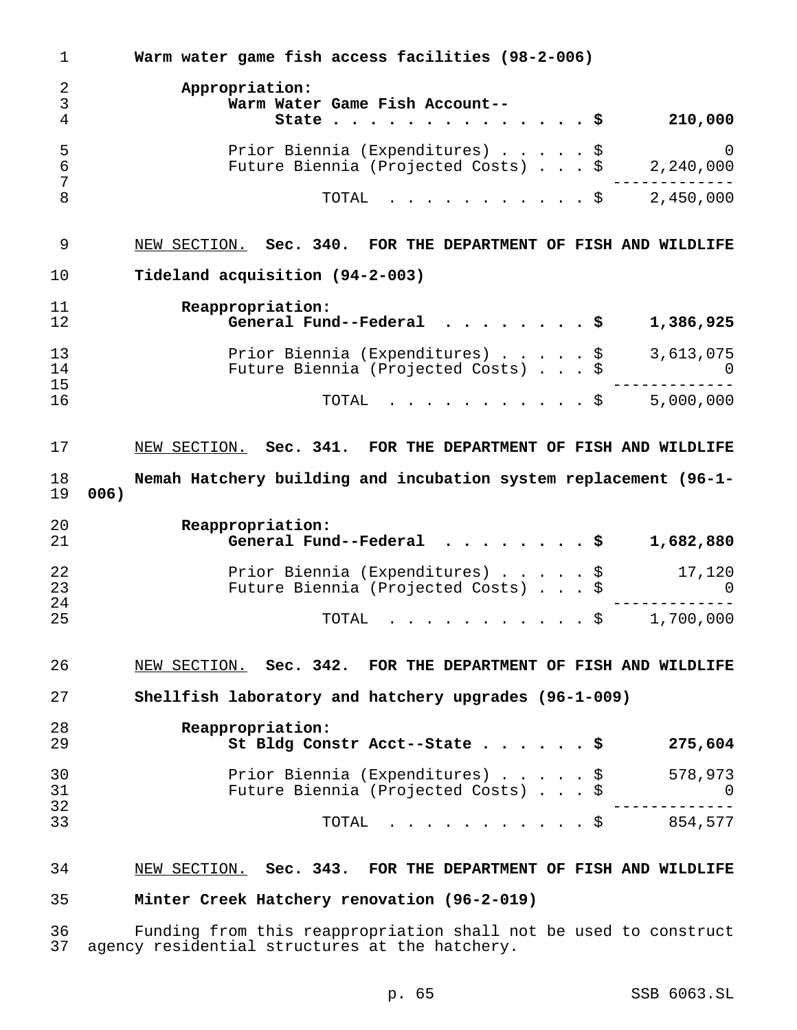**Warm water game fish access facilities (98-2-006)**

**Appropriation:**

| | |
|---|---|
| **Warm Water Game Fish Account--State** | **$ 210,000** |
| Prior Biennia (Expenditures) | $ 0 |
| Future Biennia (Projected Costs) | $ 2,240,000 |
| TOTAL | $ 2,450,000 |

NEW SECTION. **Sec. 340. FOR THE DEPARTMENT OF FISH AND WILDLIFE**

**Tideland acquisition (94-2-003)**

**Reappropriation:**

| | |
|---|---|
| **General Fund--Federal** | **$ 1,386,925** |
| Prior Biennia (Expenditures) | $ 3,613,075 |
| Future Biennia (Projected Costs) | $ 0 |
| TOTAL | $ 5,000,000 |

NEW SECTION. **Sec. 341. FOR THE DEPARTMENT OF FISH AND WILDLIFE**

**Nemah Hatchery building and incubation system replacement (96-1-006)**

**Reappropriation:**

| | |
|---|---|
| **General Fund--Federal** | **$ 1,682,880** |
| Prior Biennia (Expenditures) | $ 17,120 |
| Future Biennia (Projected Costs) | $ 0 |
| TOTAL | $ 1,700,000 |

NEW SECTION. **Sec. 342. FOR THE DEPARTMENT OF FISH AND WILDLIFE**

**Shellfish laboratory and hatchery upgrades (96-1-009)**

**Reappropriation:**

| | |
|---|---|
| **St Bldg Constr Acct--State** | **$ 275,604** |
| Prior Biennia (Expenditures) | $ 578,973 |
| Future Biennia (Projected Costs) | $ 0 |
| TOTAL | $ 854,577 |

NEW SECTION. **Sec. 343. FOR THE DEPARTMENT OF FISH AND WILDLIFE**

**Minter Creek Hatchery renovation (96-2-019)**

Funding from this reappropriation shall not be used to construct agency residential structures at the hatchery.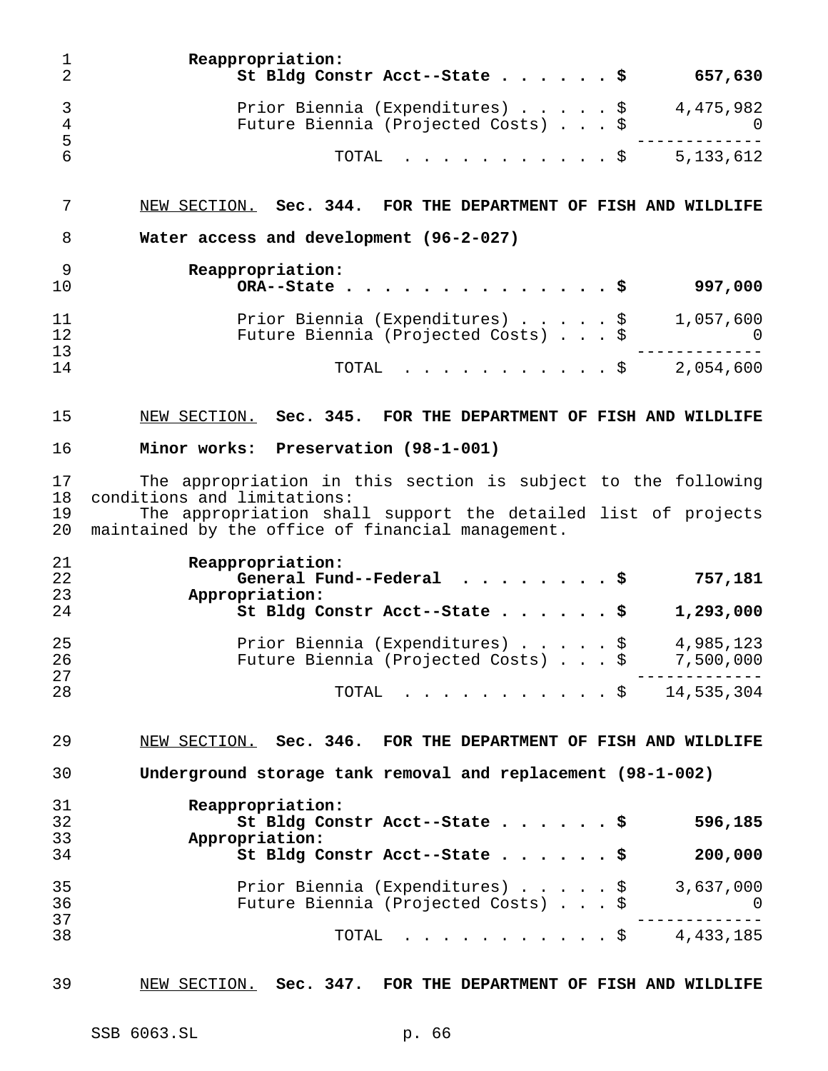**Reappropriation:**

| | |
|---|---|
| **St Bldg Constr Acct--State . . . . . . $** | **657,630** |
| Prior Biennia (Expenditures) . . . . . $ | 4,475,982 |
| Future Biennia (Projected Costs) . . . $ | 0 |
| TOTAL . . . . . . . . . . . $ | 5,133,612 |

NEW SECTION. **Sec. 344. FOR THE DEPARTMENT OF FISH AND WILDLIFE**

**Water access and development (96-2-027)**

**Reappropriation:**

| | |
|---|---|
| **ORA--State . . . . . . . . . . . . . . . $** | **997,000** |
| Prior Biennia (Expenditures) . . . . . $ | 1,057,600 |
| Future Biennia (Projected Costs) . . . $ | 0 |
| TOTAL . . . . . . . . . . . $ | 2,054,600 |

NEW SECTION. **Sec. 345. FOR THE DEPARTMENT OF FISH AND WILDLIFE**

**Minor works: Preservation (98-1-001)**

The appropriation in this section is subject to the following conditions and limitations:

The appropriation shall support the detailed list of projects maintained by the office of financial management.

| | |
|---|---|
| **Reappropriation:** | |
| **General Fund--Federal . . . . . . . . $** | **757,181** |
| **Appropriation:** | |
| **St Bldg Constr Acct--State . . . . . . $** | **1,293,000** |
| Prior Biennia (Expenditures) . . . . . $ | 4,985,123 |
| Future Biennia (Projected Costs) . . . $ | 7,500,000 |
| TOTAL . . . . . . . . . . . $ | 14,535,304 |

NEW SECTION. **Sec. 346. FOR THE DEPARTMENT OF FISH AND WILDLIFE**

**Underground storage tank removal and replacement (98-1-002)**

| | |
|---|---|
| **Reappropriation:** | |
| **St Bldg Constr Acct--State . . . . . . $** | **596,185** |
| **Appropriation:** | |
| **St Bldg Constr Acct--State . . . . . . $** | **200,000** |
| Prior Biennia (Expenditures) . . . . . $ | 3,637,000 |
| Future Biennia (Projected Costs) . . . $ | 0 |
| TOTAL . . . . . . . . . . . $ | 4,433,185 |

NEW SECTION. **Sec. 347. FOR THE DEPARTMENT OF FISH AND WILDLIFE**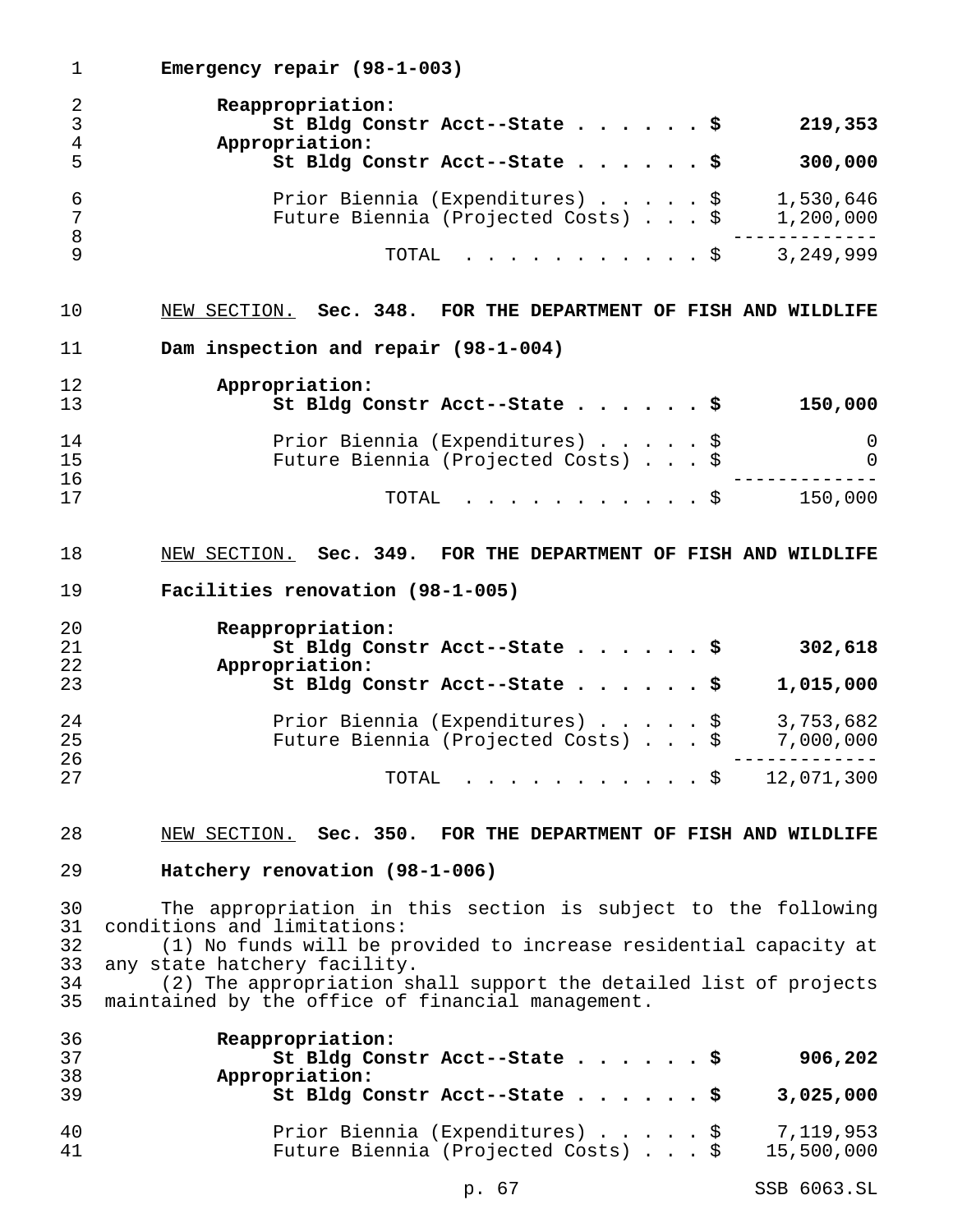**Emergency repair (98-1-003)**

| | |
|---|---|
| **Reappropriation:** | |
| **St Bldg Constr Acct--State . . . . . . $** | **219,353** |
| **Appropriation:** | |
| **St Bldg Constr Acct--State . . . . . . $** | **300,000** |
| Prior Biennia (Expenditures) . . . . . $ | 1,530,646 |
| Future Biennia (Projected Costs) . . . $ | 1,200,000 |
| TOTAL . . . . . . . . . . . $ | 3,249,999 |

NEW SECTION. **Sec. 348. FOR THE DEPARTMENT OF FISH AND WILDLIFE**

**Dam inspection and repair (98-1-004)**

| | |
|---|---|
| **Appropriation:** | |
| **St Bldg Constr Acct--State . . . . . . $** | **150,000** |
| Prior Biennia (Expenditures) . . . . . $ | 0 |
| Future Biennia (Projected Costs) . . . $ | 0 |
| TOTAL . . . . . . . . . . . $ | 150,000 |

NEW SECTION. **Sec. 349. FOR THE DEPARTMENT OF FISH AND WILDLIFE**

**Facilities renovation (98-1-005)**

| | |
|---|---|
| **Reappropriation:** | |
| **St Bldg Constr Acct--State . . . . . . $** | **302,618** |
| **Appropriation:** | |
| **St Bldg Constr Acct--State . . . . . . $** | **1,015,000** |
| Prior Biennia (Expenditures) . . . . . $ | 3,753,682 |
| Future Biennia (Projected Costs) . . . $ | 7,000,000 |
| TOTAL . . . . . . . . . . . $ | 12,071,300 |

NEW SECTION. **Sec. 350. FOR THE DEPARTMENT OF FISH AND WILDLIFE**

**Hatchery renovation (98-1-006)**

The appropriation in this section is subject to the following conditions and limitations:

(1) No funds will be provided to increase residential capacity at any state hatchery facility.

(2) The appropriation shall support the detailed list of projects maintained by the office of financial management.

| | |
|---|---|
| **Reappropriation:** | |
| **St Bldg Constr Acct--State . . . . . . $** | **906,202** |
| **Appropriation:** | |
| **St Bldg Constr Acct--State . . . . . . $** | **3,025,000** |
| Prior Biennia (Expenditures) . . . . . $ | 7,119,953 |
| Future Biennia (Projected Costs) . . . $ | 15,500,000 |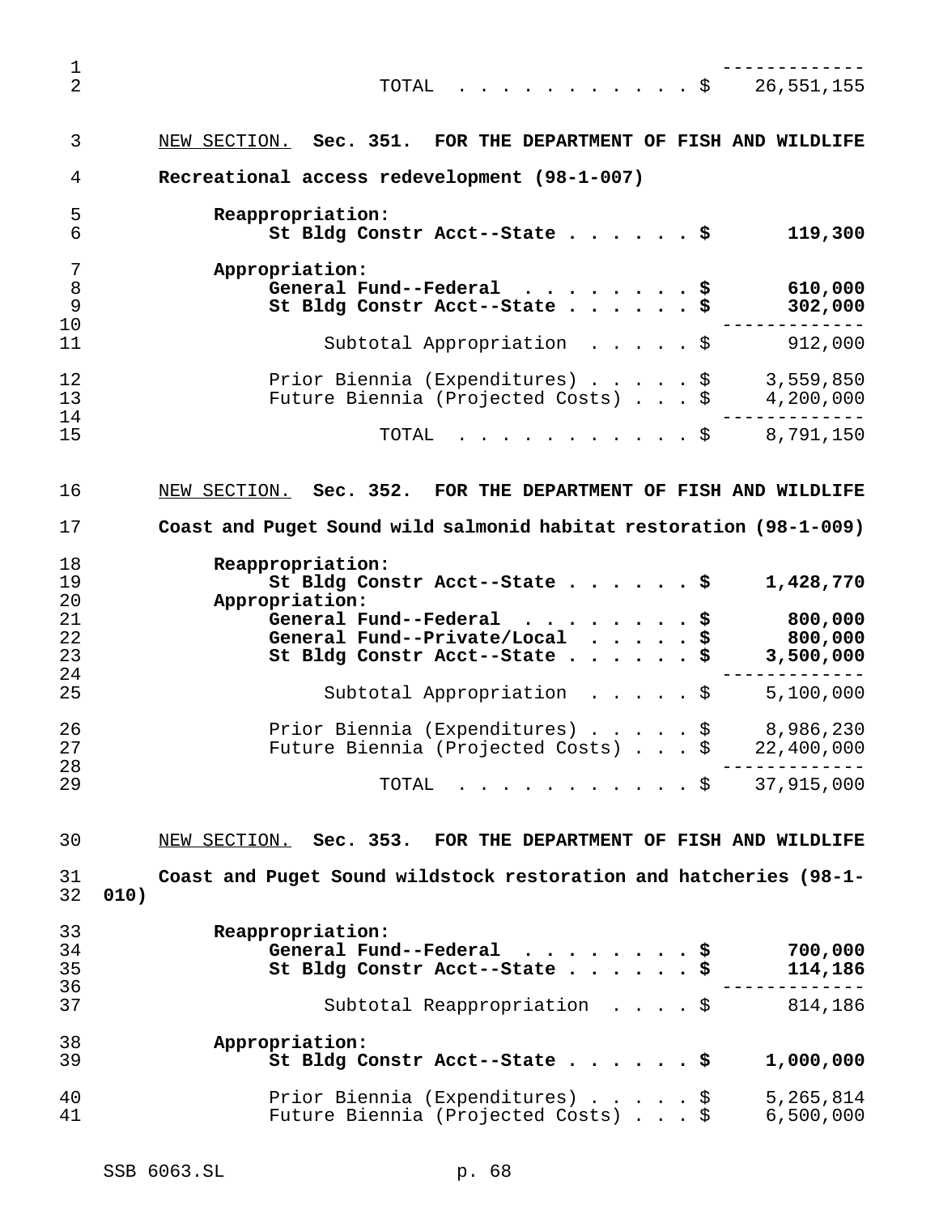| | |
|---|---|
| TOTAL | $ 26,551,155 |

NEW SECTION. **Sec. 351. FOR THE DEPARTMENT OF FISH AND WILDLIFE**

**Recreational access redevelopment (98-1-007)**

| | |
|---|---|
| **Reappropriation:** | |
| **St Bldg Constr Acct--State** | **$ 119,300** |
| **Appropriation:** | |
| **General Fund--Federal** | **$ 610,000** |
| **St Bldg Constr Acct--State** | **$ 302,000** |
| Subtotal Appropriation | $ 912,000 |
| Prior Biennia (Expenditures) | $ 3,559,850 |
| Future Biennia (Projected Costs) | $ 4,200,000 |
| TOTAL | $ 8,791,150 |

NEW SECTION. **Sec. 352. FOR THE DEPARTMENT OF FISH AND WILDLIFE**

**Coast and Puget Sound wild salmonid habitat restoration (98-1-009)**

| | |
|---|---|
| **Reappropriation:** | |
| **St Bldg Constr Acct--State** | **$ 1,428,770** |
| **Appropriation:** | |
| **General Fund--Federal** | **$ 800,000** |
| **General Fund--Private/Local** | **$ 800,000** |
| **St Bldg Constr Acct--State** | **$ 3,500,000** |
| Subtotal Appropriation | $ 5,100,000 |
| Prior Biennia (Expenditures) | $ 8,986,230 |
| Future Biennia (Projected Costs) | $ 22,400,000 |
| TOTAL | $ 37,915,000 |

NEW SECTION. **Sec. 353. FOR THE DEPARTMENT OF FISH AND WILDLIFE**

**Coast and Puget Sound wildstock restoration and hatcheries (98-1-010)**

| | |
|---|---|
| **Reappropriation:** | |
| **General Fund--Federal** | **$ 700,000** |
| **St Bldg Constr Acct--State** | **$ 114,186** |
| Subtotal Reappropriation | $ 814,186 |
| **Appropriation:** | |
| **St Bldg Constr Acct--State** | **$ 1,000,000** |
| Prior Biennia (Expenditures) | $ 5,265,814 |
| Future Biennia (Projected Costs) | $ 6,500,000 |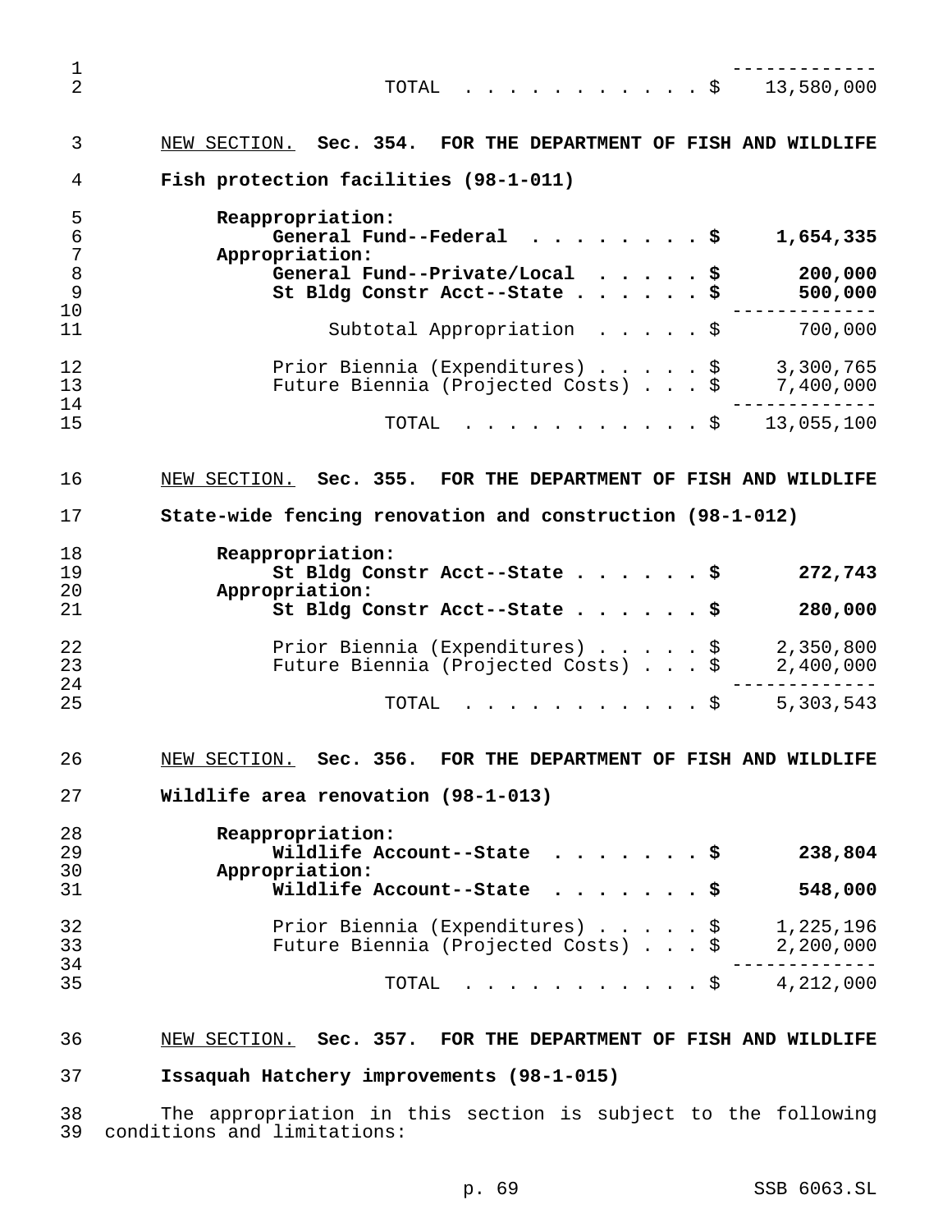| | |
|---|---|
| TOTAL . . . . . . . . . . . . $ | 13,580,000 |

NEW SECTION. **Sec. 354. FOR THE DEPARTMENT OF FISH AND WILDLIFE**

**Fish protection facilities (98-1-011)**

| | |
|---|---|
| **Reappropriation:** | |
| **General Fund--Federal . . . . . . . . $** | **1,654,335** |
| **Appropriation:** | |
| **General Fund--Private/Local . . . . . $** | **200,000** |
| **St Bldg Constr Acct--State . . . . . . $** | **500,000** |
| Subtotal Appropriation . . . . . $ | 700,000 |
| Prior Biennia (Expenditures) . . . . . $ | 3,300,765 |
| Future Biennia (Projected Costs) . . . $ | 7,400,000 |
| TOTAL . . . . . . . . . . . . $ | 13,055,100 |

NEW SECTION. **Sec. 355. FOR THE DEPARTMENT OF FISH AND WILDLIFE**

**State-wide fencing renovation and construction (98-1-012)**

| | |
|---|---|
| **Reappropriation:** | |
| **St Bldg Constr Acct--State . . . . . . $** | **272,743** |
| **Appropriation:** | |
| **St Bldg Constr Acct--State . . . . . . $** | **280,000** |
| Prior Biennia (Expenditures) . . . . . $ | 2,350,800 |
| Future Biennia (Projected Costs) . . . $ | 2,400,000 |
| TOTAL . . . . . . . . . . . . $ | 5,303,543 |

NEW SECTION. **Sec. 356. FOR THE DEPARTMENT OF FISH AND WILDLIFE**

**Wildlife area renovation (98-1-013)**

| | |
|---|---|
| **Reappropriation:** | |
| **Wildlife Account--State . . . . . . . $** | **238,804** |
| **Appropriation:** | |
| **Wildlife Account--State . . . . . . . $** | **548,000** |
| Prior Biennia (Expenditures) . . . . . $ | 1,225,196 |
| Future Biennia (Projected Costs) . . . $ | 2,200,000 |
| TOTAL . . . . . . . . . . . . $ | 4,212,000 |

NEW SECTION. **Sec. 357. FOR THE DEPARTMENT OF FISH AND WILDLIFE**

**Issaquah Hatchery improvements (98-1-015)**

The appropriation in this section is subject to the following conditions and limitations: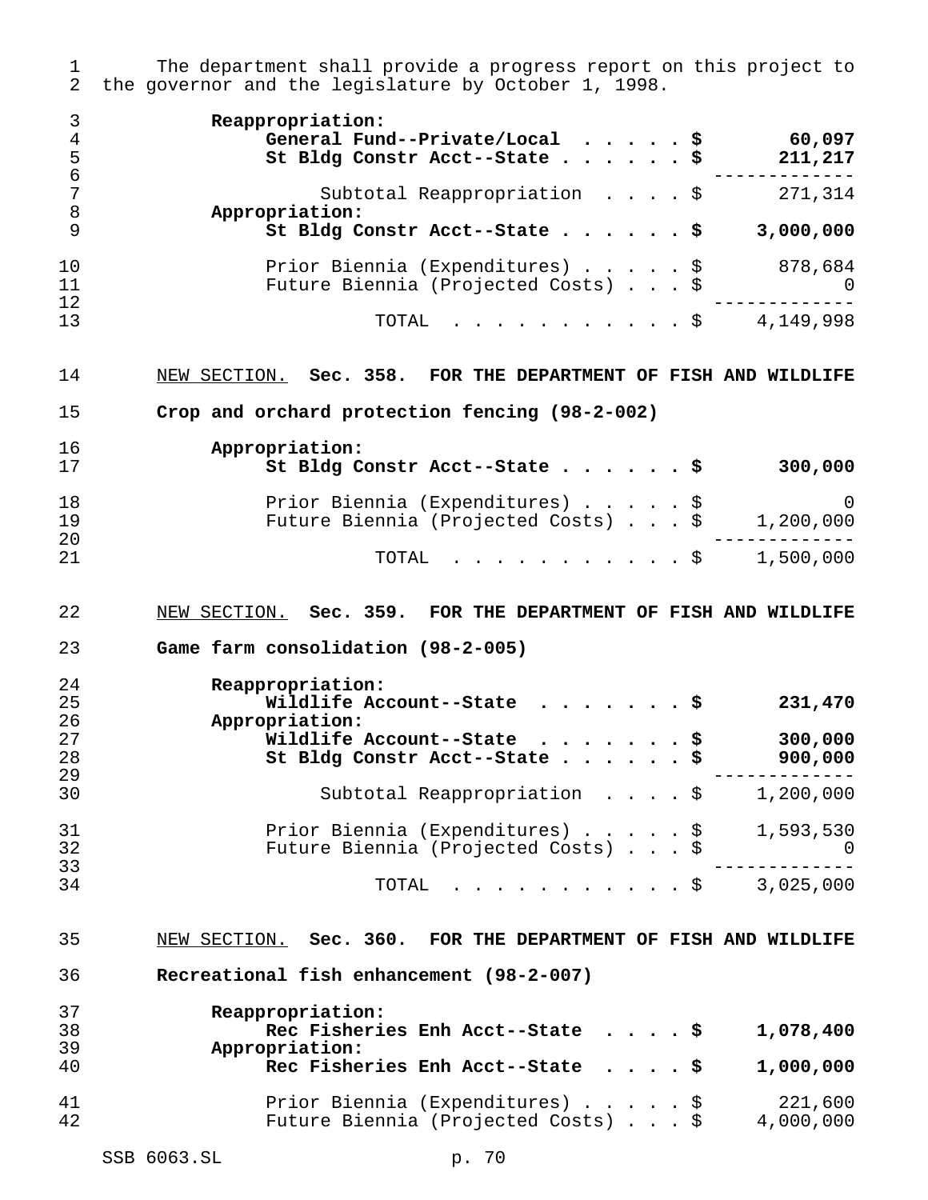The department shall provide a progress report on this project to the governor and the legislature by October 1, 1998.

| | |
|---|---|
| **Reappropriation:** | |
| **General Fund--Private/Local . . . . . $** | **60,097** |
| **St Bldg Constr Acct--State . . . . . . $** | **211,217** |
| Subtotal Reappropriation . . . . $ | 271,314 |
| **Appropriation:** | |
| **St Bldg Constr Acct--State . . . . . . $** | **3,000,000** |
| Prior Biennia (Expenditures) . . . . . $ | 878,684 |
| Future Biennia (Projected Costs) . . . $ | 0 |
| TOTAL . . . . . . . . . . . $ | 4,149,998 |

NEW SECTION. **Sec. 358. FOR THE DEPARTMENT OF FISH AND WILDLIFE**

**Crop and orchard protection fencing (98-2-002)**

| | |
|---|---|
| **Appropriation:** | |
| **St Bldg Constr Acct--State . . . . . . $** | **300,000** |
| Prior Biennia (Expenditures) . . . . . $ | 0 |
| Future Biennia (Projected Costs) . . . $ | 1,200,000 |
| TOTAL . . . . . . . . . . . $ | 1,500,000 |

NEW SECTION. **Sec. 359. FOR THE DEPARTMENT OF FISH AND WILDLIFE**

**Game farm consolidation (98-2-005)**

| | |
|---|---|
| **Reappropriation:** | |
| **Wildlife Account--State . . . . . . . $** | **231,470** |
| **Appropriation:** | |
| **Wildlife Account--State . . . . . . . $** | **300,000** |
| **St Bldg Constr Acct--State . . . . . . $** | **900,000** |
| Subtotal Reappropriation . . . . $ | 1,200,000 |
| Prior Biennia (Expenditures) . . . . . $ | 1,593,530 |
| Future Biennia (Projected Costs) . . . $ | 0 |
| TOTAL . . . . . . . . . . . $ | 3,025,000 |

NEW SECTION. **Sec. 360. FOR THE DEPARTMENT OF FISH AND WILDLIFE**

**Recreational fish enhancement (98-2-007)**

| | |
|---|---|
| **Reappropriation:** | |
| **Rec Fisheries Enh Acct--State . . . . $** | **1,078,400** |
| **Appropriation:** | |
| **Rec Fisheries Enh Acct--State . . . . $** | **1,000,000** |
| Prior Biennia (Expenditures) . . . . . $ | 221,600 |
| Future Biennia (Projected Costs) . . . $ | 4,000,000 |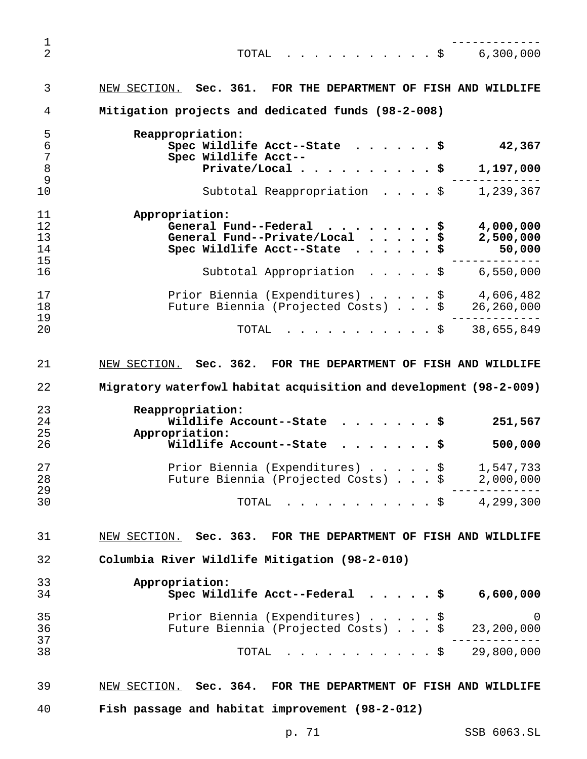| | |
|---|---|
| TOTAL | $ 6,300,000 |

NEW SECTION. **Sec. 361. FOR THE DEPARTMENT OF FISH AND WILDLIFE**

**Mitigation projects and dedicated funds (98-2-008)**

| | |
|---|---|
| **Reappropriation:** | |
| **Spec Wildlife Acct--State** | **$ 42,367** |
| **Spec Wildlife Acct--Private/Local** | **$ 1,197,000** |
| Subtotal Reappropriation | $ 1,239,367 |
| **Appropriation:** | |
| **General Fund--Federal** | **$ 4,000,000** |
| **General Fund--Private/Local** | **$ 2,500,000** |
| **Spec Wildlife Acct--State** | **$ 50,000** |
| Subtotal Appropriation | $ 6,550,000 |
| Prior Biennia (Expenditures) | $ 4,606,482 |
| Future Biennia (Projected Costs) | $ 26,260,000 |
| TOTAL | $ 38,655,849 |

NEW SECTION. **Sec. 362. FOR THE DEPARTMENT OF FISH AND WILDLIFE**

**Migratory waterfowl habitat acquisition and development (98-2-009)**

| | |
|---|---|
| **Reappropriation:** | |
| **Wildlife Account--State** | **$ 251,567** |
| **Appropriation:** | |
| **Wildlife Account--State** | **$ 500,000** |
| Prior Biennia (Expenditures) | $ 1,547,733 |
| Future Biennia (Projected Costs) | $ 2,000,000 |
| TOTAL | $ 4,299,300 |

NEW SECTION. **Sec. 363. FOR THE DEPARTMENT OF FISH AND WILDLIFE**

**Columbia River Wildlife Mitigation (98-2-010)**

| | |
|---|---|
| **Appropriation:** | |
| **Spec Wildlife Acct--Federal** | **$ 6,600,000** |
| Prior Biennia (Expenditures) | $ 0 |
| Future Biennia (Projected Costs) | $ 23,200,000 |
| TOTAL | $ 29,800,000 |

NEW SECTION. **Sec. 364. FOR THE DEPARTMENT OF FISH AND WILDLIFE**

**Fish passage and habitat improvement (98-2-012)**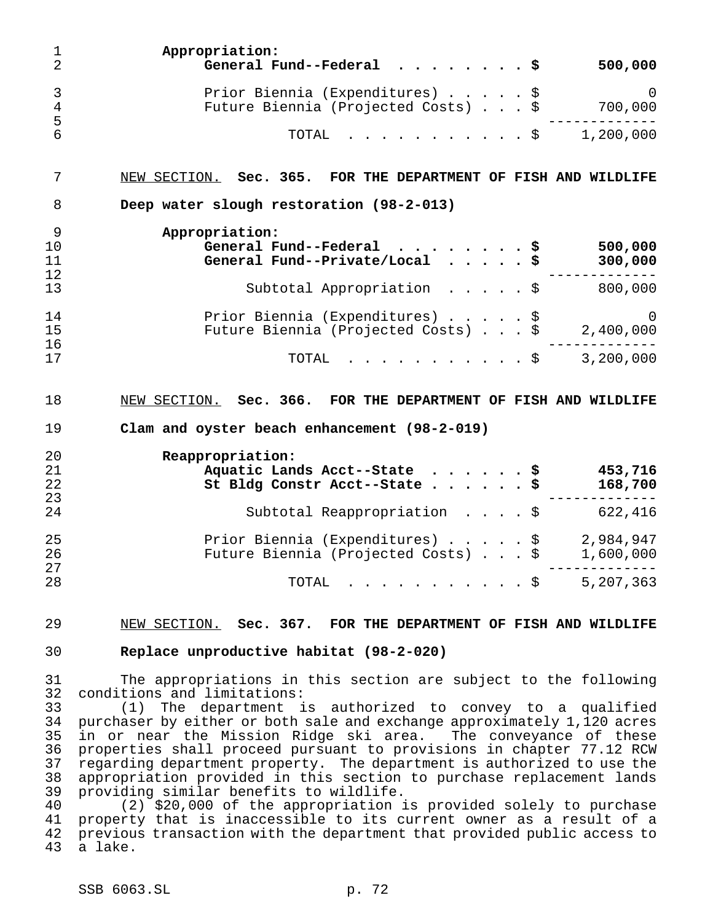**Appropriation:**

| | |
|---|---|
| **General Fund--Federal** | **$ 500,000** |
| Prior Biennia (Expenditures) | $ 0 |
| Future Biennia (Projected Costs) | $ 700,000 |
| TOTAL | $ 1,200,000 |

NEW SECTION. **Sec. 365. FOR THE DEPARTMENT OF FISH AND WILDLIFE**

**Deep water slough restoration (98-2-013)**

**Appropriation:**

| | |
|---|---|
| **General Fund--Federal** | **$ 500,000** |
| **General Fund--Private/Local** | **$ 300,000** |
| Subtotal Appropriation | $ 800,000 |
| Prior Biennia (Expenditures) | $ 0 |
| Future Biennia (Projected Costs) | $ 2,400,000 |
| TOTAL | $ 3,200,000 |

NEW SECTION. **Sec. 366. FOR THE DEPARTMENT OF FISH AND WILDLIFE**

**Clam and oyster beach enhancement (98-2-019)**

**Reappropriation:**

| | |
|---|---|
| **Aquatic Lands Acct--State** | **$ 453,716** |
| **St Bldg Constr Acct--State** | **$ 168,700** |
| Subtotal Reappropriation | $ 622,416 |
| Prior Biennia (Expenditures) | $ 2,984,947 |
| Future Biennia (Projected Costs) | $ 1,600,000 |
| TOTAL | $ 5,207,363 |

NEW SECTION. **Sec. 367. FOR THE DEPARTMENT OF FISH AND WILDLIFE**

**Replace unproductive habitat (98-2-020)**

The appropriations in this section are subject to the following conditions and limitations:

(1) The department is authorized to convey to a qualified purchaser by either or both sale and exchange approximately 1,120 acres in or near the Mission Ridge ski area. The conveyance of these properties shall proceed pursuant to provisions in chapter 77.12 RCW regarding department property. The department is authorized to use the appropriation provided in this section to purchase replacement lands providing similar benefits to wildlife.

(2) $20,000 of the appropriation is provided solely to purchase property that is inaccessible to its current owner as a result of a previous transaction with the department that provided public access to a lake.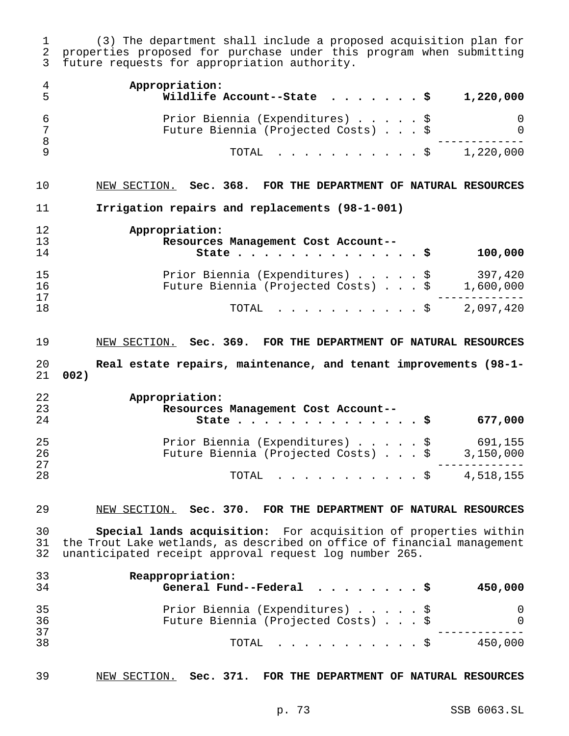(3) The department shall include a proposed acquisition plan for properties proposed for purchase under this program when submitting future requests for appropriation authority.

**Appropriation:**

| | |
|---|---|
| **Wildlife Account--State . . . . . . . . $** | **1,220,000** |
| Prior Biennia (Expenditures) . . . . . $ | 0 |
| Future Biennia (Projected Costs) . . . $ | 0 |
| TOTAL . . . . . . . . . . . . $ | 1,220,000 |

NEW SECTION. **Sec. 368. FOR THE DEPARTMENT OF NATURAL RESOURCES**

**Irrigation repairs and replacements (98-1-001)**

**Appropriation:**

| | |
|---|---|
| **Resources Management Cost Account--State . . . . . . . . . . . . . . . $** | **100,000** |
| Prior Biennia (Expenditures) . . . . . $ | 397,420 |
| Future Biennia (Projected Costs) . . . $ | 1,600,000 |
| TOTAL . . . . . . . . . . . . $ | 2,097,420 |

NEW SECTION. **Sec. 369. FOR THE DEPARTMENT OF NATURAL RESOURCES**

**Real estate repairs, maintenance, and tenant improvements (98-1-002)**

**Appropriation:**

| | |
|---|---|
| **Resources Management Cost Account--State . . . . . . . . . . . . . . . $** | **677,000** |
| Prior Biennia (Expenditures) . . . . . $ | 691,155 |
| Future Biennia (Projected Costs) . . . $ | 3,150,000 |
| TOTAL . . . . . . . . . . . . $ | 4,518,155 |

NEW SECTION. **Sec. 370. FOR THE DEPARTMENT OF NATURAL RESOURCES**

**Special lands acquisition:** For acquisition of properties within the Trout Lake wetlands, as described on office of financial management unanticipated receipt approval request log number 265.

**Reappropriation:**

| | |
|---|---|
| **General Fund--Federal . . . . . . . . . $** | **450,000** |
| Prior Biennia (Expenditures) . . . . . $ | 0 |
| Future Biennia (Projected Costs) . . . $ | 0 |
| TOTAL . . . . . . . . . . . . $ | 450,000 |

NEW SECTION. **Sec. 371. FOR THE DEPARTMENT OF NATURAL RESOURCES**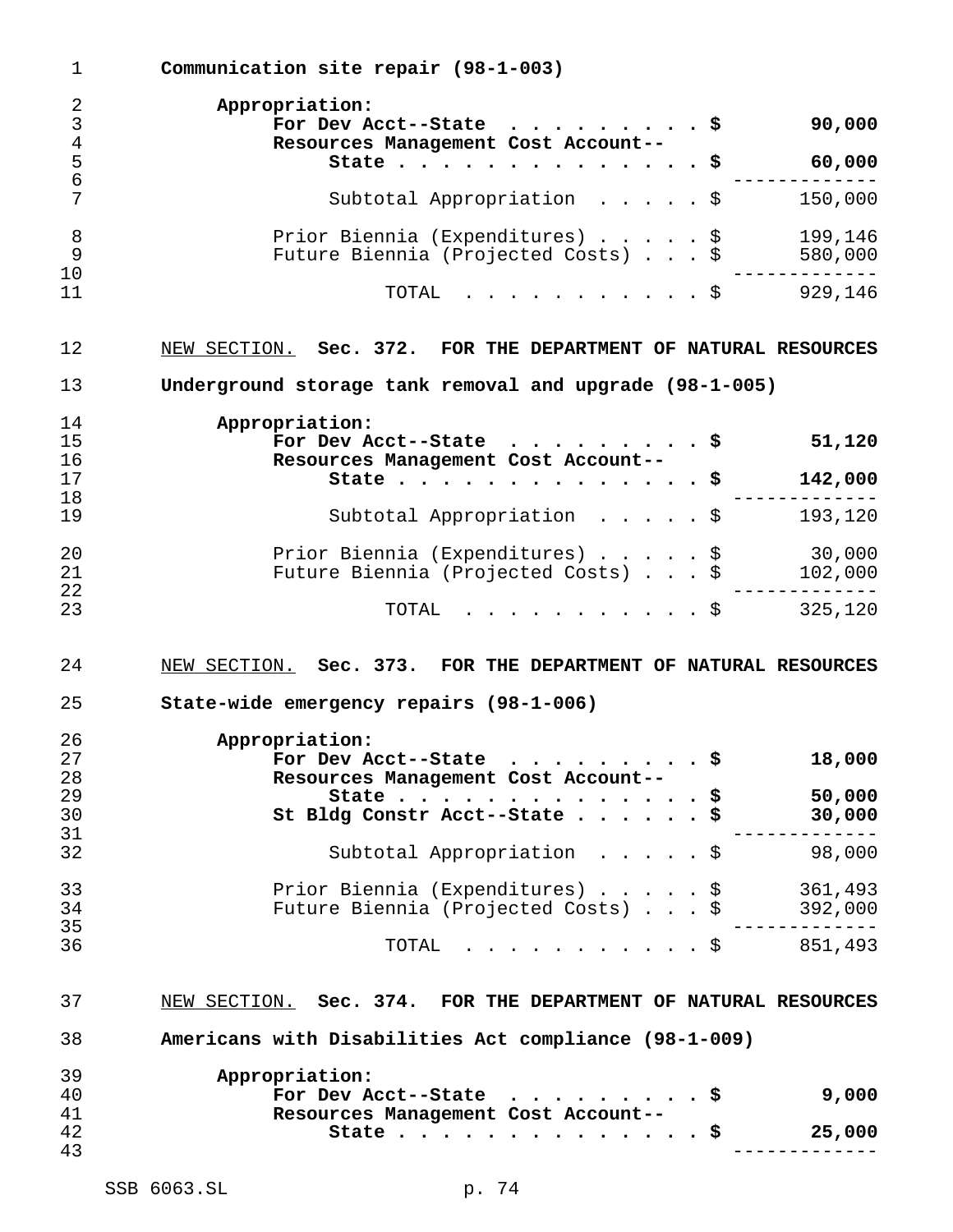**Communication site repair (98-1-003)**

| | |
|---|---|
| **Appropriation:** | |
| **For Dev Acct--State** . . . . . . . . . . **$** | **90,000** |
| **Resources Management Cost Account--State** . . . . . . . . . . . . . . . **$** | **60,000** |
| Subtotal Appropriation . . . . . $ | 150,000 |
| Prior Biennia (Expenditures) . . . . . $ | 199,146 |
| Future Biennia (Projected Costs) . . . $ | 580,000 |
| TOTAL . . . . . . . . . . . . $ | 929,146 |

NEW SECTION. **Sec. 372. FOR THE DEPARTMENT OF NATURAL RESOURCES**

**Underground storage tank removal and upgrade (98-1-005)**

| | |
|---|---|
| **Appropriation:** | |
| **For Dev Acct--State** . . . . . . . . . . **$** | **51,120** |
| **Resources Management Cost Account--State** . . . . . . . . . . . . . . . **$** | **142,000** |
| Subtotal Appropriation . . . . . $ | 193,120 |
| Prior Biennia (Expenditures) . . . . . $ | 30,000 |
| Future Biennia (Projected Costs) . . . $ | 102,000 |
| TOTAL . . . . . . . . . . . . $ | 325,120 |

NEW SECTION. **Sec. 373. FOR THE DEPARTMENT OF NATURAL RESOURCES**

**State-wide emergency repairs (98-1-006)**

| | |
|---|---|
| **Appropriation:** | |
| **For Dev Acct--State** . . . . . . . . . . **$** | **18,000** |
| **Resources Management Cost Account--State** . . . . . . . . . . . . . . . **$** | **50,000** |
| **St Bldg Constr Acct--State** . . . . . . **$** | **30,000** |
| Subtotal Appropriation . . . . . $ | 98,000 |
| Prior Biennia (Expenditures) . . . . . $ | 361,493 |
| Future Biennia (Projected Costs) . . . $ | 392,000 |
| TOTAL . . . . . . . . . . . . $ | 851,493 |

NEW SECTION. **Sec. 374. FOR THE DEPARTMENT OF NATURAL RESOURCES**

**Americans with Disabilities Act compliance (98-1-009)**

| | |
|---|---|
| **Appropriation:** | |
| **For Dev Acct--State** . . . . . . . . . . **$** | **9,000** |
| **Resources Management Cost Account--State** . . . . . . . . . . . . . . . **$** | **25,000** |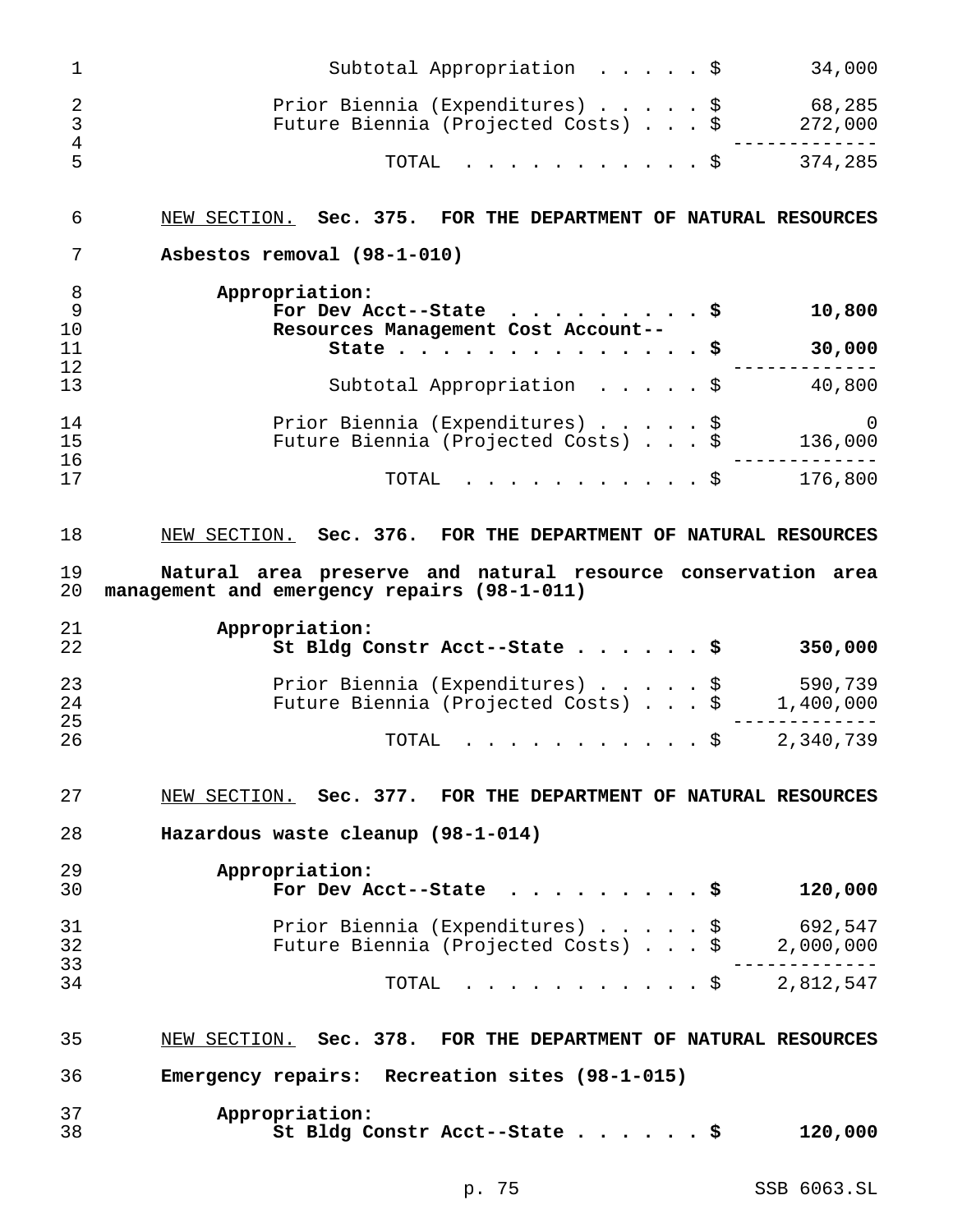| | |
|---|---|
| Subtotal Appropriation . . . . . $ | 34,000 |
| Prior Biennia (Expenditures) . . . . . $ | 68,285 |
| Future Biennia (Projected Costs) . . . $ | 272,000 |
| TOTAL . . . . . . . . . . . . $ | 374,285 |

NEW SECTION. **Sec. 375. FOR THE DEPARTMENT OF NATURAL RESOURCES**

**Asbestos removal (98-1-010)**

| | |
|---|---|
| **Appropriation:** | |
| **For Dev Acct--State . . . . . . . . . . $** | **10,800** |
| **Resources Management Cost Account--State . . . . . . . . . . . . . . . $** | **30,000** |
| Subtotal Appropriation . . . . . $ | 40,800 |
| Prior Biennia (Expenditures) . . . . . $ | 0 |
| Future Biennia (Projected Costs) . . . $ | 136,000 |
| TOTAL . . . . . . . . . . . . $ | 176,800 |

NEW SECTION. **Sec. 376. FOR THE DEPARTMENT OF NATURAL RESOURCES**

**Natural area preserve and natural resource conservation area management and emergency repairs (98-1-011)**

| | |
|---|---|
| **Appropriation:** | |
| **St Bldg Constr Acct--State . . . . . . $** | **350,000** |
| Prior Biennia (Expenditures) . . . . . $ | 590,739 |
| Future Biennia (Projected Costs) . . . $ | 1,400,000 |
| TOTAL . . . . . . . . . . . . $ | 2,340,739 |

NEW SECTION. **Sec. 377. FOR THE DEPARTMENT OF NATURAL RESOURCES**

**Hazardous waste cleanup (98-1-014)**

| | |
|---|---|
| **Appropriation:** | |
| **For Dev Acct--State . . . . . . . . . . $** | **120,000** |
| Prior Biennia (Expenditures) . . . . . $ | 692,547 |
| Future Biennia (Projected Costs) . . . $ | 2,000,000 |
| TOTAL . . . . . . . . . . . . $ | 2,812,547 |

NEW SECTION. **Sec. 378. FOR THE DEPARTMENT OF NATURAL RESOURCES**

**Emergency repairs: Recreation sites (98-1-015)**

| | |
|---|---|
| **Appropriation:** | |
| **St Bldg Constr Acct--State . . . . . . $** | **120,000** |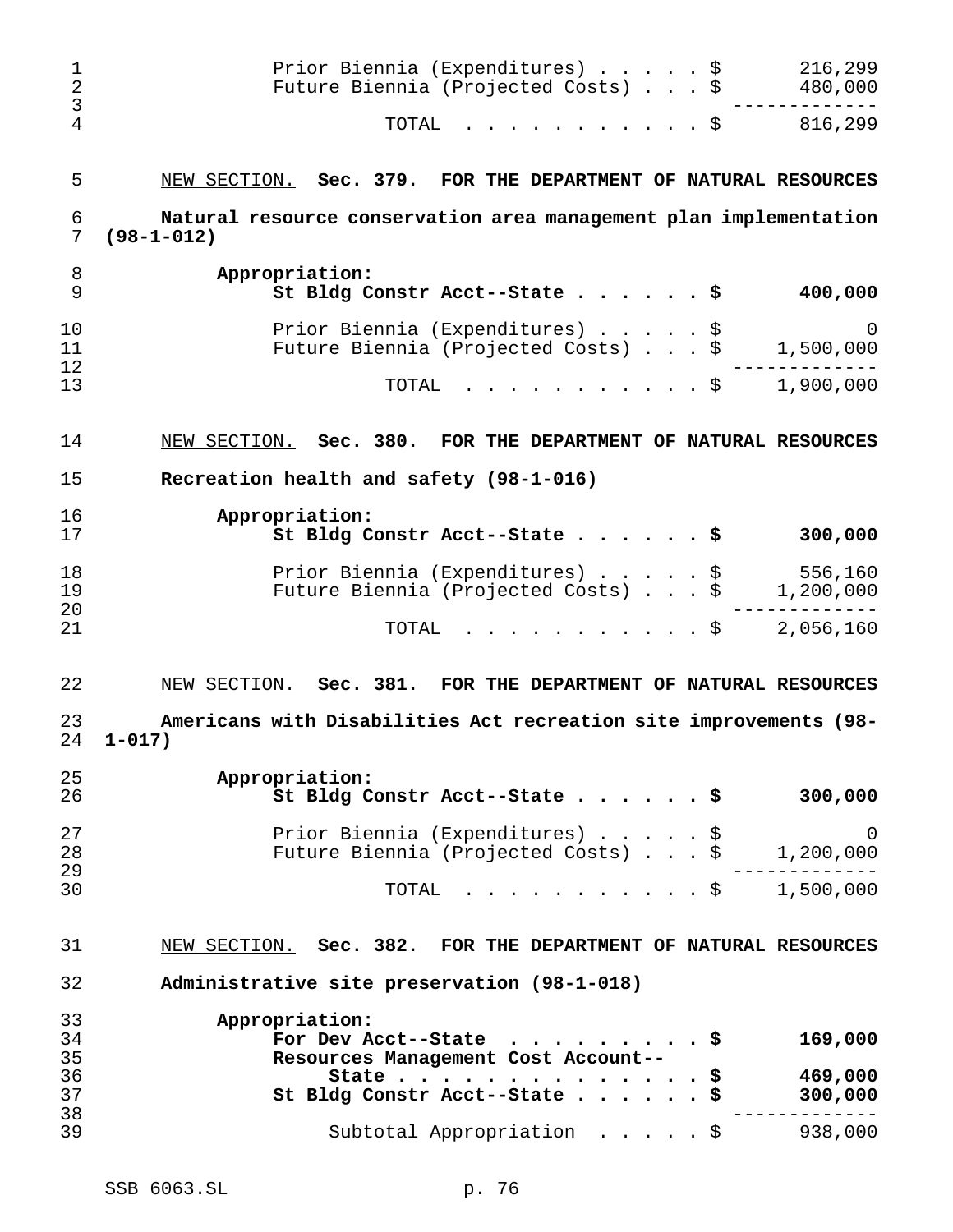| | |
|---|---:|
| Prior Biennia (Expenditures) . . . . . $ | 216,299 |
| Future Biennia (Projected Costs) . . . $ | 480,000 |
| TOTAL . . . . . . . . . . . $ | 816,299 |

NEW SECTION. **Sec. 379. FOR THE DEPARTMENT OF NATURAL RESOURCES**

**Natural resource conservation area management plan implementation (98-1-012)**

| | |
|---|---:|
| **Appropriation:** | |
| **St Bldg Constr Acct--State . . . . . . $** | **400,000** |
| Prior Biennia (Expenditures) . . . . . $ | 0 |
| Future Biennia (Projected Costs) . . . $ | 1,500,000 |
| TOTAL . . . . . . . . . . . $ | 1,900,000 |

NEW SECTION. **Sec. 380. FOR THE DEPARTMENT OF NATURAL RESOURCES**

**Recreation health and safety (98-1-016)**

| | |
|---|---:|
| **Appropriation:** | |
| **St Bldg Constr Acct--State . . . . . . $** | **300,000** |
| Prior Biennia (Expenditures) . . . . . $ | 556,160 |
| Future Biennia (Projected Costs) . . . $ | 1,200,000 |
| TOTAL . . . . . . . . . . . $ | 2,056,160 |

NEW SECTION. **Sec. 381. FOR THE DEPARTMENT OF NATURAL RESOURCES**

**Americans with Disabilities Act recreation site improvements (98-1-017)**

| | |
|---|---:|
| **Appropriation:** | |
| **St Bldg Constr Acct--State . . . . . . $** | **300,000** |
| Prior Biennia (Expenditures) . . . . . $ | 0 |
| Future Biennia (Projected Costs) . . . $ | 1,200,000 |
| TOTAL . . . . . . . . . . . $ | 1,500,000 |

NEW SECTION. **Sec. 382. FOR THE DEPARTMENT OF NATURAL RESOURCES**

**Administrative site preservation (98-1-018)**

| | |
|---|---:|
| **Appropriation:** | |
| **For Dev Acct--State . . . . . . . . . . $** | **169,000** |
| **Resources Management Cost Account--State . . . . . . . . . . . . . . . . $** | **469,000** |
| **St Bldg Constr Acct--State . . . . . . $** | **300,000** |
| Subtotal Appropriation . . . . . $ | 938,000 |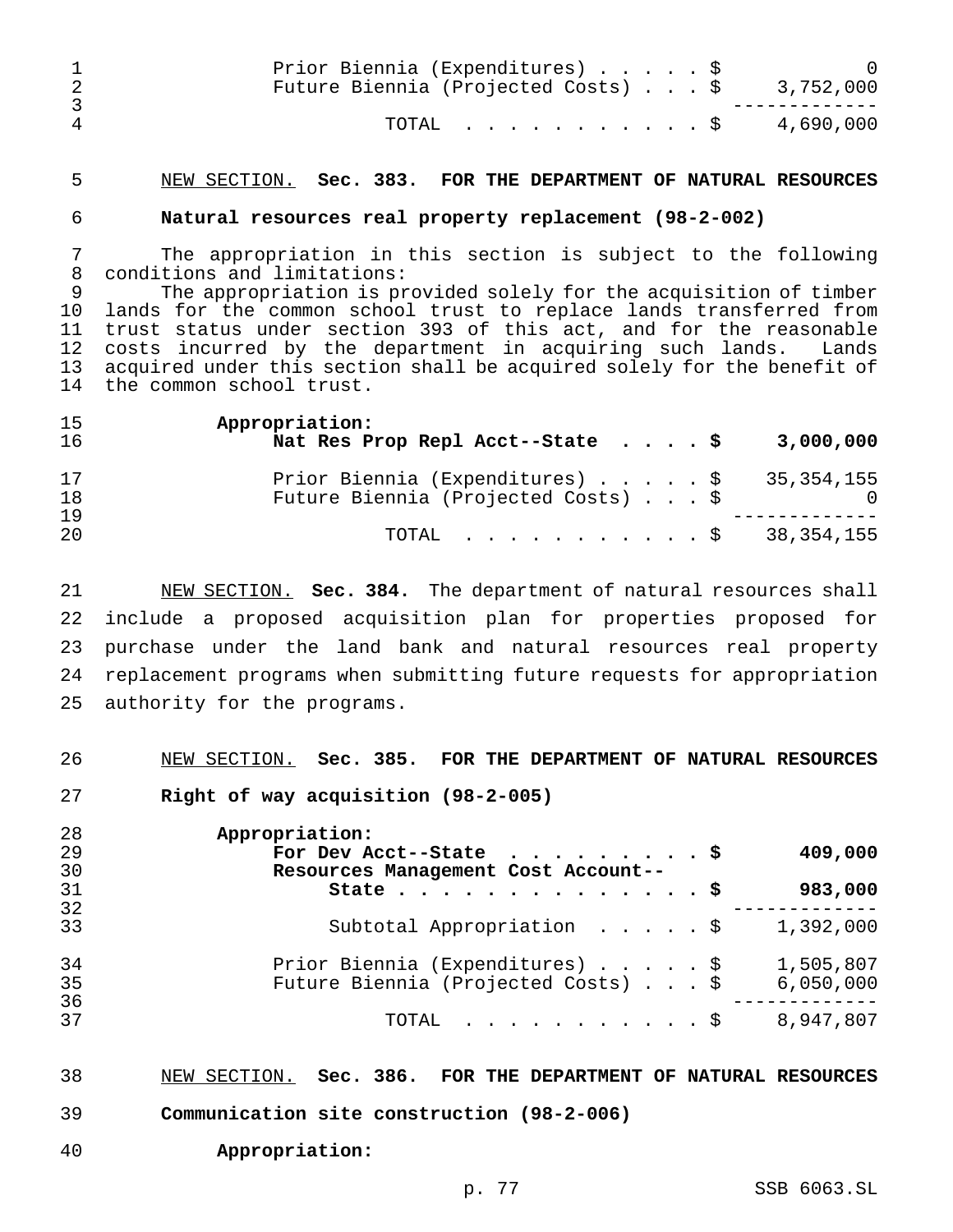| | |
|---|---|
| Prior Biennia (Expenditures) . . . . . $ | 0 |
| Future Biennia (Projected Costs) . . . $ | 3,752,000 |
| TOTAL . . . . . . . . . . . $ | 4,690,000 |

NEW SECTION. **Sec. 383. FOR THE DEPARTMENT OF NATURAL RESOURCES**

**Natural resources real property replacement (98-2-002)**

The appropriation in this section is subject to the following conditions and limitations:

The appropriation is provided solely for the acquisition of timber lands for the common school trust to replace lands transferred from trust status under section 393 of this act, and for the reasonable costs incurred by the department in acquiring such lands. Lands acquired under this section shall be acquired solely for the benefit of the common school trust.

| | |
|---|---|
| **Appropriation:** | |
| **Nat Res Prop Repl Acct--State . . . . $** | **3,000,000** |
| Prior Biennia (Expenditures) . . . . . $ | 35,354,155 |
| Future Biennia (Projected Costs) . . . $ | 0 |
| TOTAL . . . . . . . . . . . $ | 38,354,155 |

NEW SECTION. **Sec. 384.** The department of natural resources shall include a proposed acquisition plan for properties proposed for purchase under the land bank and natural resources real property replacement programs when submitting future requests for appropriation authority for the programs.

NEW SECTION. **Sec. 385. FOR THE DEPARTMENT OF NATURAL RESOURCES**

**Right of way acquisition (98-2-005)**

| | |
|---|---|
| **Appropriation:** | |
| **For Dev Acct--State . . . . . . . . . . $** | **409,000** |
| **Resources Management Cost Account--State . . . . . . . . . . . . . . . $** | **983,000** |
| Subtotal Appropriation . . . . . $ | 1,392,000 |
| Prior Biennia (Expenditures) . . . . . $ | 1,505,807 |
| Future Biennia (Projected Costs) . . . $ | 6,050,000 |
| TOTAL . . . . . . . . . . . $ | 8,947,807 |

NEW SECTION. **Sec. 386. FOR THE DEPARTMENT OF NATURAL RESOURCES**

**Communication site construction (98-2-006)**

**Appropriation:**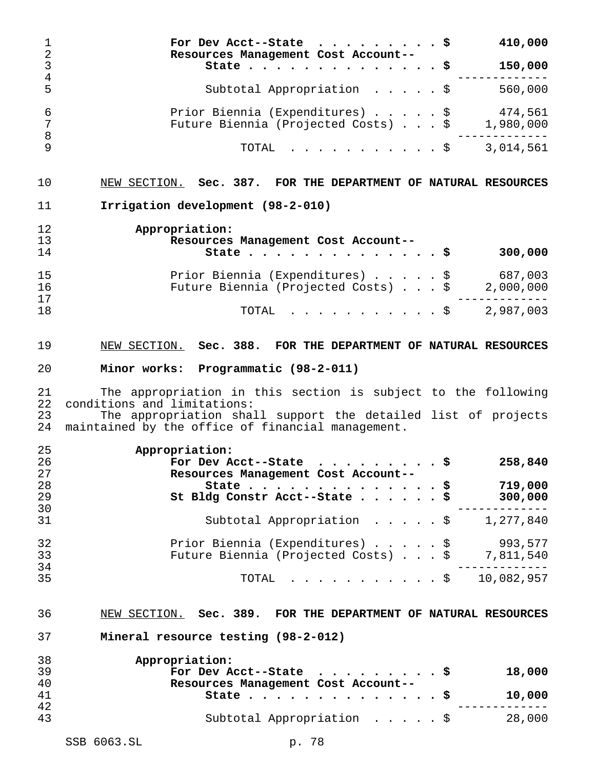| | |
|---|---|
| **For Dev Acct--State** | **$ 410,000** |
| **Resources Management Cost Account--State** | **$ 150,000** |
| Subtotal Appropriation | $ 560,000 |
| Prior Biennia (Expenditures) | $ 474,561 |
| Future Biennia (Projected Costs) | $ 1,980,000 |
| TOTAL | $ 3,014,561 |

NEW SECTION. **Sec. 387. FOR THE DEPARTMENT OF NATURAL RESOURCES**

**Irrigation development (98-2-010)**

**Appropriation:**

| | |
|---|---|
| **Resources Management Cost Account--State** | **$ 300,000** |
| Prior Biennia (Expenditures) | $ 687,003 |
| Future Biennia (Projected Costs) | $ 2,000,000 |
| TOTAL | $ 2,987,003 |

NEW SECTION. **Sec. 388. FOR THE DEPARTMENT OF NATURAL RESOURCES**

**Minor works: Programmatic (98-2-011)**

The appropriation in this section is subject to the following conditions and limitations:

The appropriation shall support the detailed list of projects maintained by the office of financial management.

**Appropriation:**

| | |
|---|---|
| **For Dev Acct--State** | **$ 258,840** |
| **Resources Management Cost Account--State** | **$ 719,000** |
| **St Bldg Constr Acct--State** | **$ 300,000** |
| Subtotal Appropriation | $ 1,277,840 |
| Prior Biennia (Expenditures) | $ 993,577 |
| Future Biennia (Projected Costs) | $ 7,811,540 |
| TOTAL | $ 10,082,957 |

NEW SECTION. **Sec. 389. FOR THE DEPARTMENT OF NATURAL RESOURCES**

**Mineral resource testing (98-2-012)**

**Appropriation:**

| | |
|---|---|
| **For Dev Acct--State** | **$ 18,000** |
| **Resources Management Cost Account--State** | **$ 10,000** |
| Subtotal Appropriation | $ 28,000 |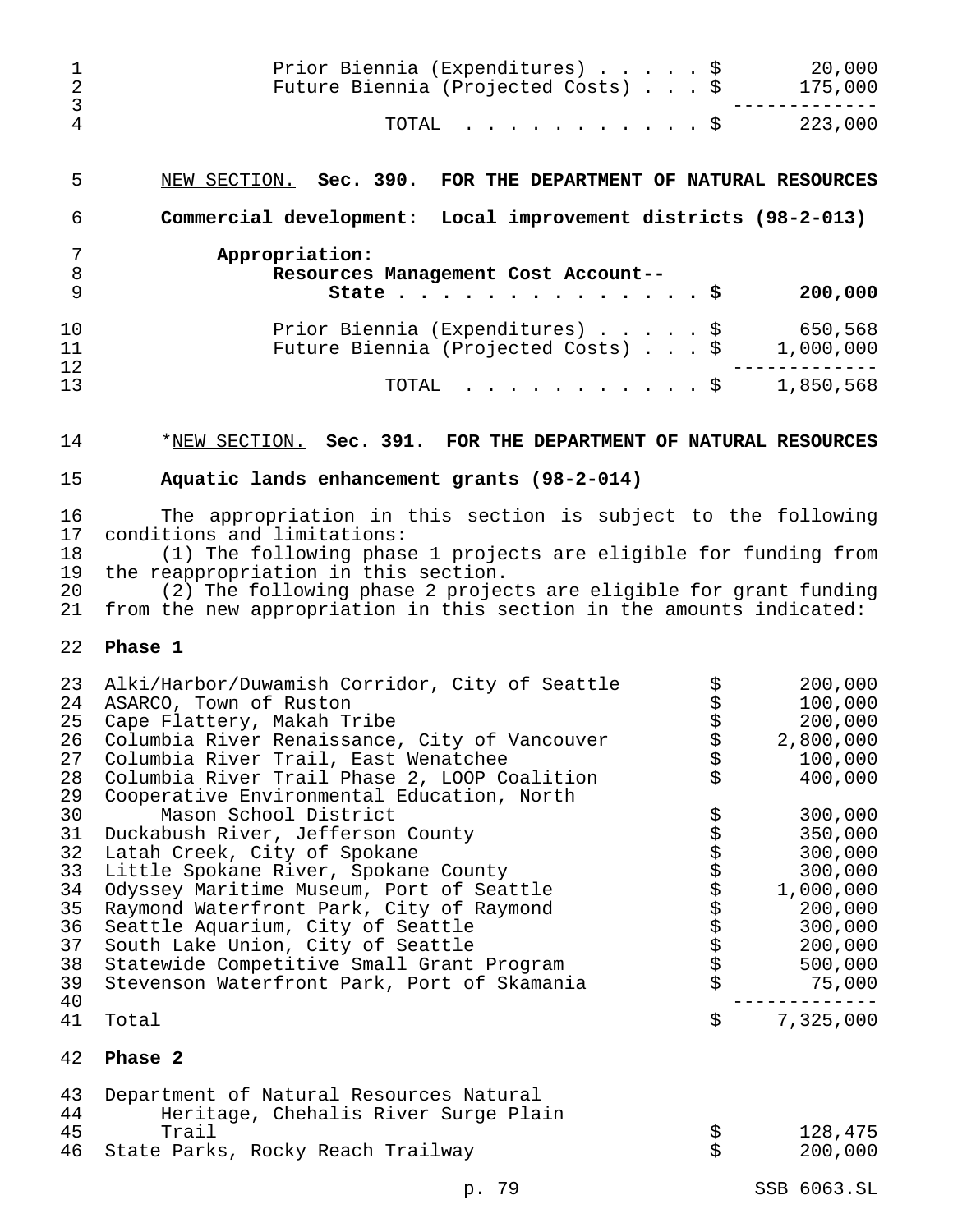| | |
|---|---|
| Prior Biennia (Expenditures) . . . . . $ | 20,000 |
| Future Biennia (Projected Costs) . . . $ | 175,000 |
| TOTAL . . . . . . . . . . . $ | 223,000 |

NEW SECTION. **Sec. 390. FOR THE DEPARTMENT OF NATURAL RESOURCES**

**Commercial development: Local improvement districts (98-2-013)**

| | |
|---|---|
| **Appropriation:** | |
| **Resources Management Cost Account--State . . . . . . . . . . . . . . . $** | **200,000** |
| Prior Biennia (Expenditures) . . . . . $ | 650,568 |
| Future Biennia (Projected Costs) . . . $ | 1,000,000 |
| TOTAL . . . . . . . . . . . $ | 1,850,568 |

*NEW SECTION. **Sec. 391. FOR THE DEPARTMENT OF NATURAL RESOURCES**

**Aquatic lands enhancement grants (98-2-014)**

The appropriation in this section is subject to the following conditions and limitations:

(1) The following phase 1 projects are eligible for funding from the reappropriation in this section.

(2) The following phase 2 projects are eligible for grant funding from the new appropriation in this section in the amounts indicated:

**Phase 1**

| | | |
|---|---|---|
| Alki/Harbor/Duwamish Corridor, City of Seattle | $ | 200,000 |
| ASARCO, Town of Ruston | $ | 100,000 |
| Cape Flattery, Makah Tribe | $ | 200,000 |
| Columbia River Renaissance, City of Vancouver | $ | 2,800,000 |
| Columbia River Trail, East Wenatchee | $ | 100,000 |
| Columbia River Trail Phase 2, LOOP Coalition | $ | 400,000 |
| Cooperative Environmental Education, North Mason School District | $ | 300,000 |
| Duckabush River, Jefferson County | $ | 350,000 |
| Latah Creek, City of Spokane | $ | 300,000 |
| Little Spokane River, Spokane County | $ | 300,000 |
| Odyssey Maritime Museum, Port of Seattle | $ | 1,000,000 |
| Raymond Waterfront Park, City of Raymond | $ | 200,000 |
| Seattle Aquarium, City of Seattle | $ | 300,000 |
| South Lake Union, City of Seattle | $ | 200,000 |
| Statewide Competitive Small Grant Program | $ | 500,000 |
| Stevenson Waterfront Park, Port of Skamania | $ | 75,000 |
| Total | $ | 7,325,000 |

**Phase 2**

| | | |
|---|---|---|
| Department of Natural Resources Natural Heritage, Chehalis River Surge Plain Trail | $ | 128,475 |
| State Parks, Rocky Reach Trailway | $ | 200,000 |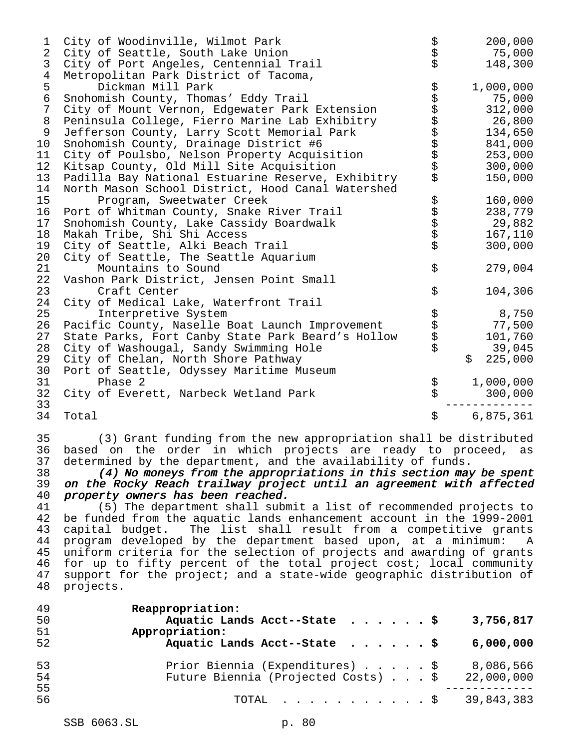| Project | Amount |
|---|---|
| City of Woodinville, Wilmot Park | $ 200,000 |
| City of Seattle, South Lake Union | $ 75,000 |
| City of Port Angeles, Centennial Trail | $ 148,300 |
| Metropolitan Park District of Tacoma, Dickman Mill Park | $ 1,000,000 |
| Snohomish County, Thomas' Eddy Trail | $ 75,000 |
| City of Mount Vernon, Edgewater Park Extension | $ 312,000 |
| Peninsula College, Fierro Marine Lab Exhibitry | $ 26,800 |
| Jefferson County, Larry Scott Memorial Park | $ 134,650 |
| Snohomish County, Drainage District #6 | $ 841,000 |
| City of Poulsbo, Nelson Property Acquisition | $ 253,000 |
| Kitsap County, Old Mill Site Acquisition | $ 300,000 |
| Padilla Bay National Estuarine Reserve, Exhibitry | $ 150,000 |
| North Mason School District, Hood Canal Watershed Program, Sweetwater Creek | $ 160,000 |
| Port of Whitman County, Snake River Trail | $ 238,779 |
| Snohomish County, Lake Cassidy Boardwalk | $ 29,882 |
| Makah Tribe, Shi Shi Access | $ 167,110 |
| City of Seattle, Alki Beach Trail | $ 300,000 |
| City of Seattle, The Seattle Aquarium Mountains to Sound | $ 279,004 |
| Vashon Park District, Jensen Point Small Craft Center | $ 104,306 |
| City of Medical Lake, Waterfront Trail Interpretive System | $ 8,750 |
| Pacific County, Naselle Boat Launch Improvement | $ 77,500 |
| State Parks, Fort Canby State Park Beard's Hollow | $ 101,760 |
| City of Washougal, Sandy Swimming Hole | $ 39,045 |
| City of Chelan, North Shore Pathway | $ 225,000 |
| Port of Seattle, Odyssey Maritime Museum Phase 2 | $ 1,000,000 |
| City of Everett, Narbeck Wetland Park | $ 300,000 |
| Total | $ 6,875,361 |

(3) Grant funding from the new appropriation shall be distributed based on the order in which projects are ready to proceed, as determined by the department, and the availability of funds.

***(4) No moneys from the appropriations in this section may be spent on the Rocky Reach trailway project until an agreement with affected property owners has been reached.***

(5) The department shall submit a list of recommended projects to be funded from the aquatic lands enhancement account in the 1999-2001 capital budget. The list shall result from a competitive grants program developed by the department based upon, at a minimum: A uniform criteria for the selection of projects and awarding of grants for up to fifty percent of the total project cost; local community support for the project; and a state-wide geographic distribution of projects.

| | |
|---|---|
| **Reappropriation:** | |
| **Aquatic Lands Acct--State** | **$ 3,756,817** |
| **Appropriation:** | |
| **Aquatic Lands Acct--State** | **$ 6,000,000** |
| Prior Biennia (Expenditures) | $ 8,086,566 |
| Future Biennia (Projected Costs) | $ 22,000,000 |
| TOTAL | $ 39,843,383 |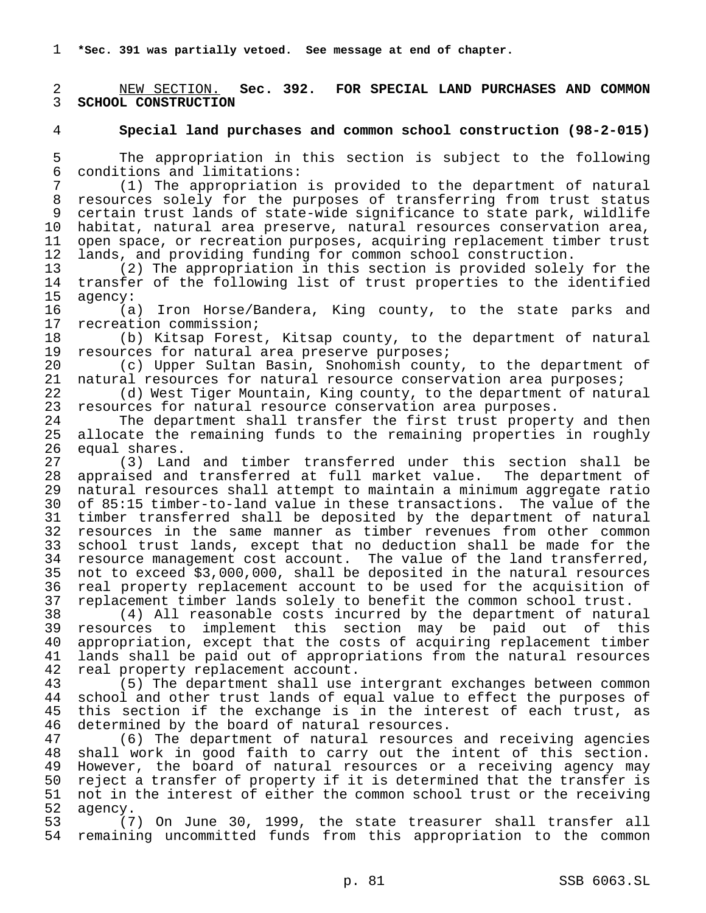***Sec. 391 was partially vetoed. See message at end of chapter.**

NEW SECTION. **Sec. 392. FOR SPECIAL LAND PURCHASES AND COMMON SCHOOL CONSTRUCTION**

**Special land purchases and common school construction (98-2-015)**

The appropriation in this section is subject to the following conditions and limitations:

(1) The appropriation is provided to the department of natural resources solely for the purposes of transferring from trust status certain trust lands of state-wide significance to state park, wildlife habitat, natural area preserve, natural resources conservation area, open space, or recreation purposes, acquiring replacement timber trust lands, and providing funding for common school construction.

(2) The appropriation in this section is provided solely for the transfer of the following list of trust properties to the identified agency:

(a) Iron Horse/Bandera, King county, to the state parks and recreation commission;

(b) Kitsap Forest, Kitsap county, to the department of natural resources for natural area preserve purposes;

(c) Upper Sultan Basin, Snohomish county, to the department of natural resources for natural resource conservation area purposes;

(d) West Tiger Mountain, King county, to the department of natural resources for natural resource conservation area purposes.

The department shall transfer the first trust property and then allocate the remaining funds to the remaining properties in roughly equal shares.

(3) Land and timber transferred under this section shall be appraised and transferred at full market value. The department of natural resources shall attempt to maintain a minimum aggregate ratio of 85:15 timber-to-land value in these transactions. The value of the timber transferred shall be deposited by the department of natural resources in the same manner as timber revenues from other common school trust lands, except that no deduction shall be made for the resource management cost account. The value of the land transferred, not to exceed $3,000,000, shall be deposited in the natural resources real property replacement account to be used for the acquisition of replacement timber lands solely to benefit the common school trust.

(4) All reasonable costs incurred by the department of natural resources to implement this section may be paid out of this appropriation, except that the costs of acquiring replacement timber lands shall be paid out of appropriations from the natural resources real property replacement account.

(5) The department shall use intergrant exchanges between common school and other trust lands of equal value to effect the purposes of this section if the exchange is in the interest of each trust, as determined by the board of natural resources.

(6) The department of natural resources and receiving agencies shall work in good faith to carry out the intent of this section. However, the board of natural resources or a receiving agency may reject a transfer of property if it is determined that the transfer is not in the interest of either the common school trust or the receiving agency.

(7) On June 30, 1999, the state treasurer shall transfer all remaining uncommitted funds from this appropriation to the common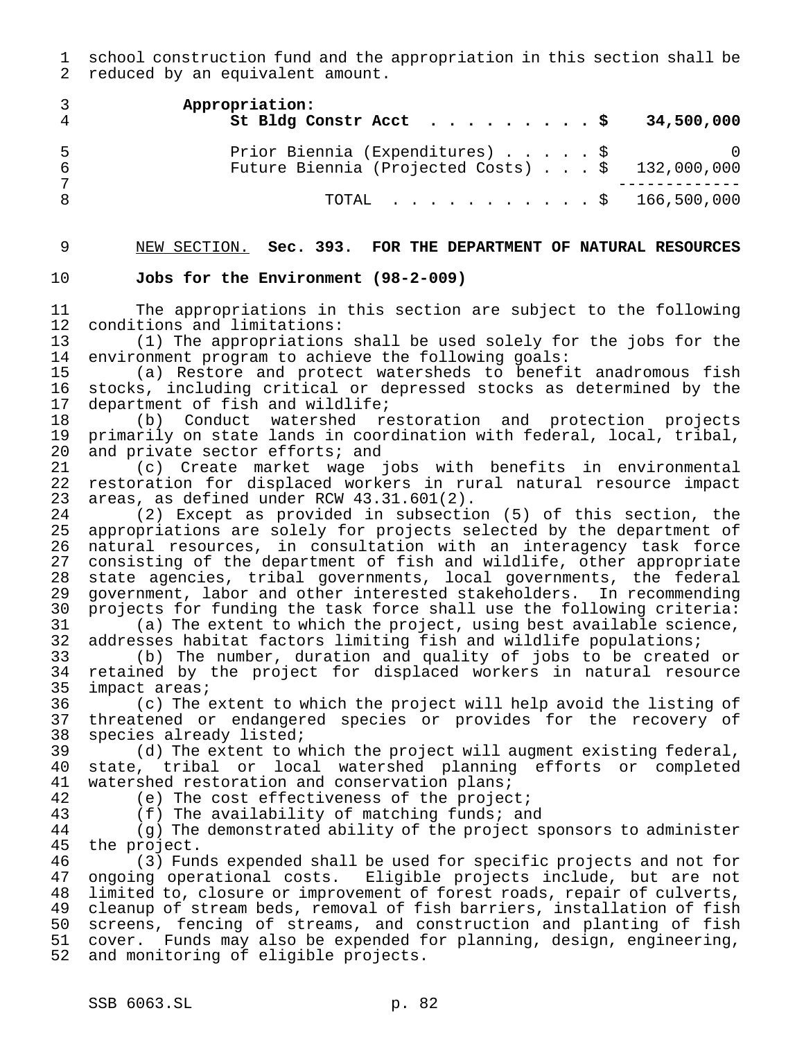school construction fund and the appropriation in this section shall be reduced by an equivalent amount.

**Appropriation:**

| | | |
|---|---|---|
| **St Bldg Constr Acct** | **$** | **34,500,000** |
| Prior Biennia (Expenditures) | $ | 0 |
| Future Biennia (Projected Costs) | $ | 132,000,000 |
| TOTAL | $ | 166,500,000 |

NEW SECTION. **Sec. 393. FOR THE DEPARTMENT OF NATURAL RESOURCES**

**Jobs for the Environment (98-2-009)**

The appropriations in this section are subject to the following conditions and limitations:

(1) The appropriations shall be used solely for the jobs for the environment program to achieve the following goals:

(a) Restore and protect watersheds to benefit anadromous fish stocks, including critical or depressed stocks as determined by the department of fish and wildlife;

(b) Conduct watershed restoration and protection projects primarily on state lands in coordination with federal, local, tribal, and private sector efforts; and

(c) Create market wage jobs with benefits in environmental restoration for displaced workers in rural natural resource impact areas, as defined under RCW 43.31.601(2).

(2) Except as provided in subsection (5) of this section, the appropriations are solely for projects selected by the department of natural resources, in consultation with an interagency task force consisting of the department of fish and wildlife, other appropriate state agencies, tribal governments, local governments, the federal government, labor and other interested stakeholders. In recommending projects for funding the task force shall use the following criteria:

(a) The extent to which the project, using best available science, addresses habitat factors limiting fish and wildlife populations;

(b) The number, duration and quality of jobs to be created or retained by the project for displaced workers in natural resource impact areas;

(c) The extent to which the project will help avoid the listing of threatened or endangered species or provides for the recovery of species already listed;

(d) The extent to which the project will augment existing federal, state, tribal or local watershed planning efforts or completed watershed restoration and conservation plans;

(e) The cost effectiveness of the project;

(f) The availability of matching funds; and

(g) The demonstrated ability of the project sponsors to administer the project.

(3) Funds expended shall be used for specific projects and not for ongoing operational costs. Eligible projects include, but are not limited to, closure or improvement of forest roads, repair of culverts, cleanup of stream beds, removal of fish barriers, installation of fish screens, fencing of streams, and construction and planting of fish cover. Funds may also be expended for planning, design, engineering, and monitoring of eligible projects.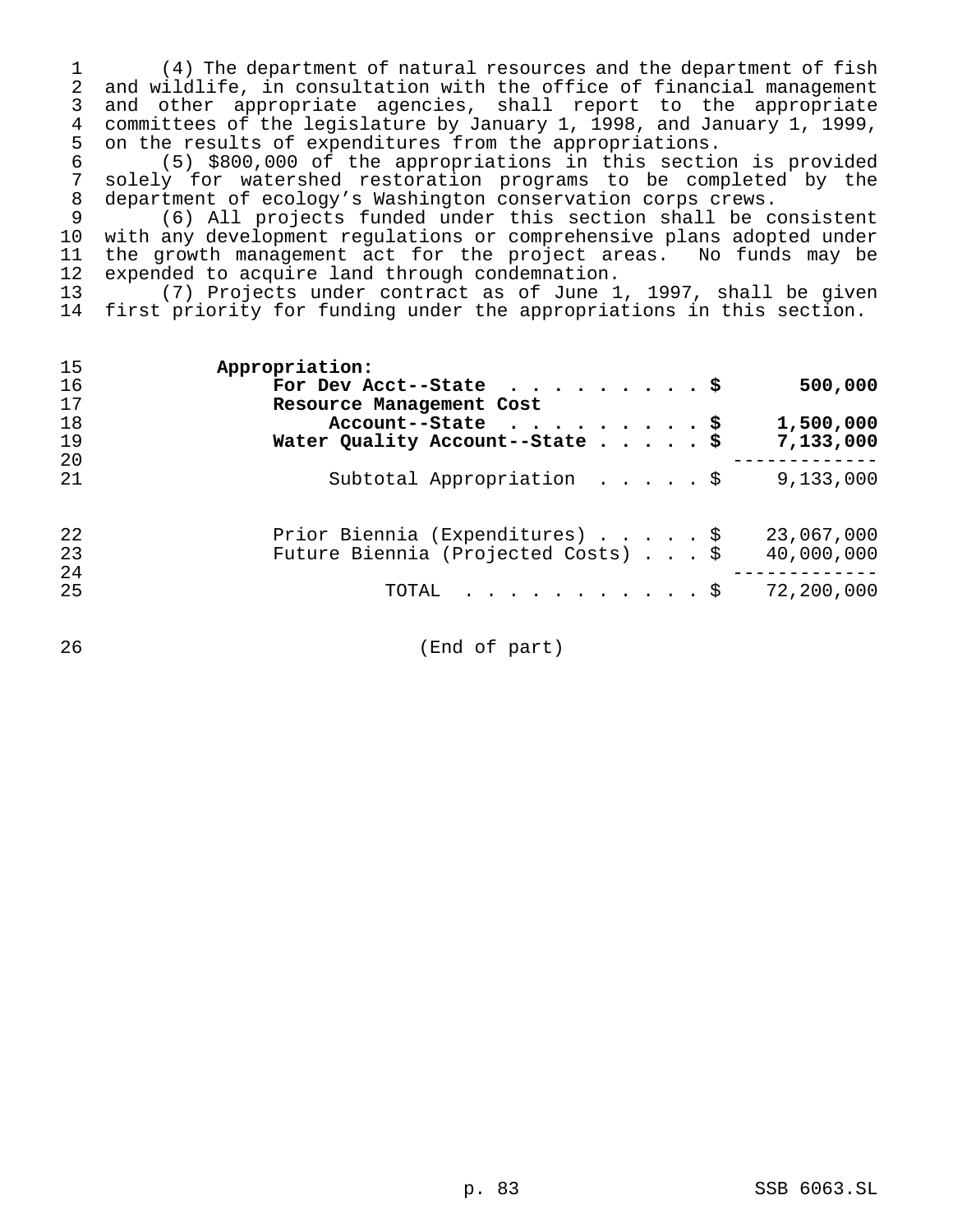(4) The department of natural resources and the department of fish and wildlife, in consultation with the office of financial management and other appropriate agencies, shall report to the appropriate committees of the legislature by January 1, 1998, and January 1, 1999, on the results of expenditures from the appropriations.

(5) $800,000 of the appropriations in this section is provided solely for watershed restoration programs to be completed by the department of ecology's Washington conservation corps crews.

(6) All projects funded under this section shall be consistent with any development regulations or comprehensive plans adopted under the growth management act for the project areas. No funds may be expended to acquire land through condemnation.

(7) Projects under contract as of June 1, 1997, shall be given first priority for funding under the appropriations in this section.

**Appropriation:**

| | |
|---|---|
| **For Dev Acct--State** | **$ 500,000** |
| **Resource Management Cost Account--State** | **$ 1,500,000** |
| **Water Quality Account--State** | **$ 7,133,000** |
| Subtotal Appropriation | $ 9,133,000 |
| Prior Biennia (Expenditures) | $ 23,067,000 |
| Future Biennia (Projected Costs) | $ 40,000,000 |
| TOTAL | $ 72,200,000 |

(End of part)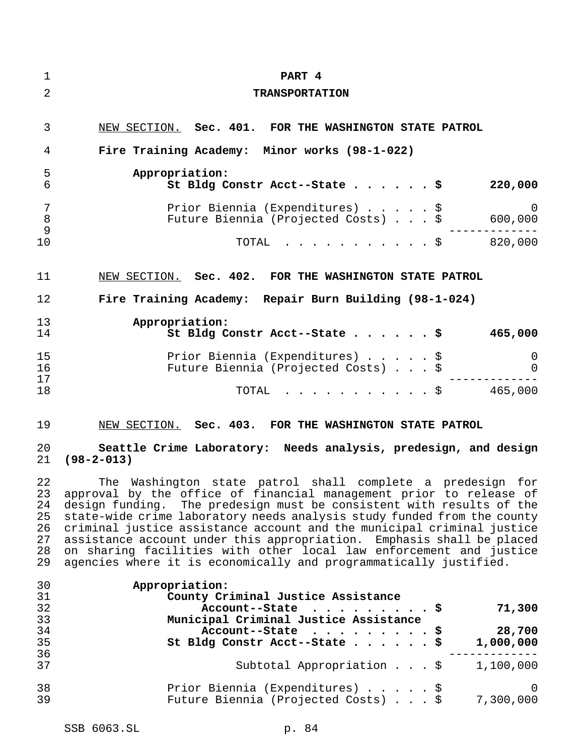# PART 4

## TRANSPORTATION

NEW SECTION. **Sec. 401. FOR THE WASHINGTON STATE PATROL**

**Fire Training Academy: Minor works (98-1-022)**

| | |
|---|---|
| **Appropriation:** | |
| **St Bldg Constr Acct--State . . . . . . $** | **220,000** |
| Prior Biennia (Expenditures) . . . . . $ | 0 |
| Future Biennia (Projected Costs) . . . $ | 600,000 |
| TOTAL . . . . . . . . . . . . $ | 820,000 |

NEW SECTION. **Sec. 402. FOR THE WASHINGTON STATE PATROL**

**Fire Training Academy: Repair Burn Building (98-1-024)**

| | |
|---|---|
| **Appropriation:** | |
| **St Bldg Constr Acct--State . . . . . . $** | **465,000** |
| Prior Biennia (Expenditures) . . . . . $ | 0 |
| Future Biennia (Projected Costs) . . . $ | 0 |
| TOTAL . . . . . . . . . . . . $ | 465,000 |

NEW SECTION. **Sec. 403. FOR THE WASHINGTON STATE PATROL**

**Seattle Crime Laboratory: Needs analysis, predesign, and design (98-2-013)**

The Washington state patrol shall complete a predesign for approval by the office of financial management prior to release of design funding. The predesign must be consistent with results of the state-wide crime laboratory needs analysis study funded from the county criminal justice assistance account and the municipal criminal justice assistance account under this appropriation. Emphasis shall be placed on sharing facilities with other local law enforcement and justice agencies where it is economically and programmatically justified.

| | |
|---|---|
| **Appropriation:** | |
| **County Criminal Justice Assistance Account--State . . . . . . . . . . $** | **71,300** |
| **Municipal Criminal Justice Assistance Account--State . . . . . . . . . . $** | **28,700** |
| **St Bldg Constr Acct--State . . . . . . $** | **1,000,000** |
| Subtotal Appropriation . . . $ | 1,100,000 |
| Prior Biennia (Expenditures) . . . . . $ | 0 |
| Future Biennia (Projected Costs) . . . $ | 7,300,000 |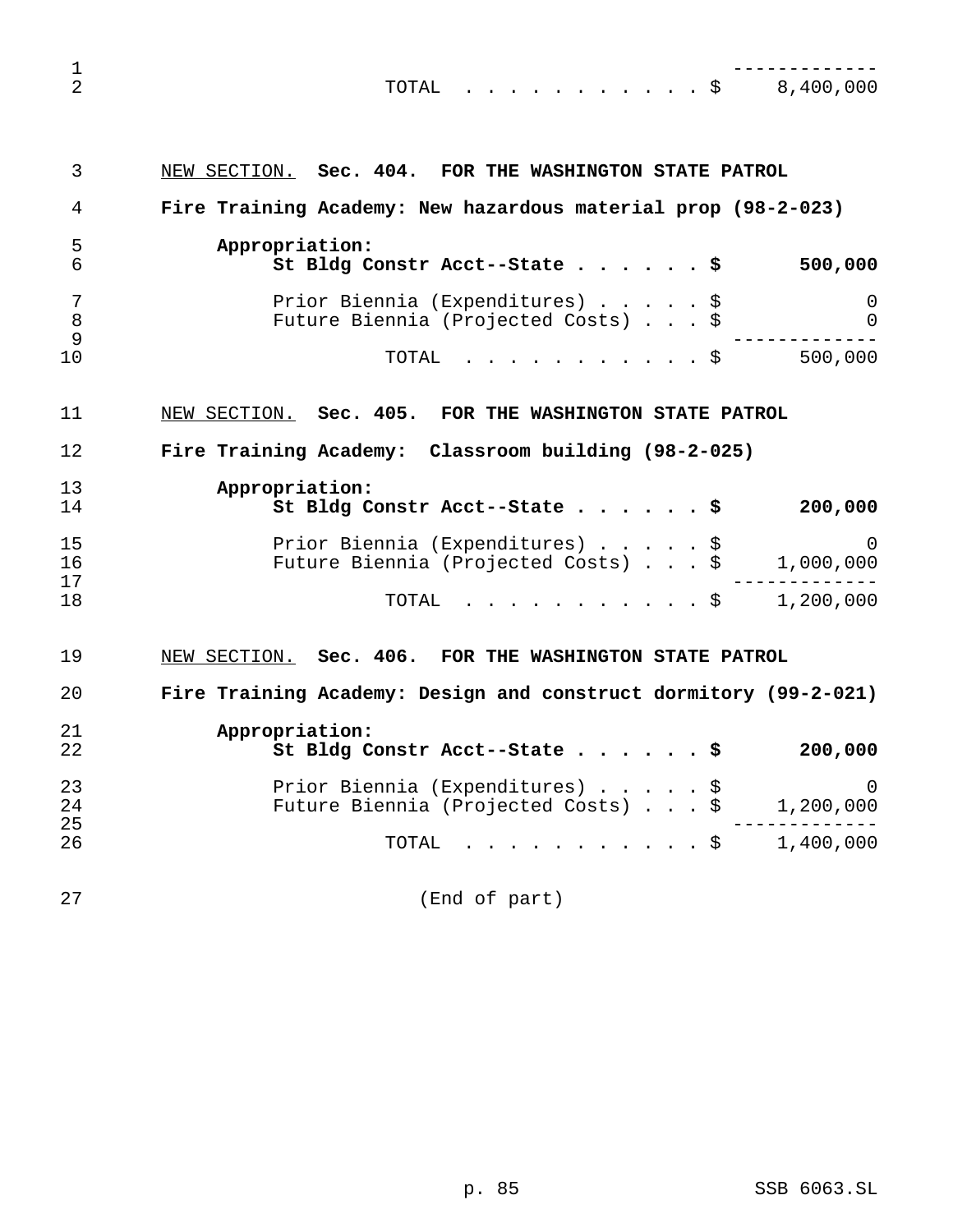TOTAL . . . . . . . . . . . $ 8,400,000

<u>NEW SECTION.</u> **Sec. 404. FOR THE WASHINGTON STATE PATROL**

**Fire Training Academy: New hazardous material prop (98-2-023)**

| | |
|---|---|
| **Appropriation:** | |
| **St Bldg Constr Acct--State . . . . . . $** | **500,000** |
| Prior Biennia (Expenditures) . . . . . $ | 0 |
| Future Biennia (Projected Costs) . . . $ | 0 |
| TOTAL . . . . . . . . . . . $ | 500,000 |

<u>NEW SECTION.</u> **Sec. 405. FOR THE WASHINGTON STATE PATROL**

**Fire Training Academy: Classroom building (98-2-025)**

| | |
|---|---|
| **Appropriation:** | |
| **St Bldg Constr Acct--State . . . . . . $** | **200,000** |
| Prior Biennia (Expenditures) . . . . . $ | 0 |
| Future Biennia (Projected Costs) . . . $ | 1,000,000 |
| TOTAL . . . . . . . . . . . $ | 1,200,000 |

<u>NEW SECTION.</u> **Sec. 406. FOR THE WASHINGTON STATE PATROL**

**Fire Training Academy: Design and construct dormitory (99-2-021)**

| | |
|---|---|
| **Appropriation:** | |
| **St Bldg Constr Acct--State . . . . . . $** | **200,000** |
| Prior Biennia (Expenditures) . . . . . $ | 0 |
| Future Biennia (Projected Costs) . . . $ | 1,200,000 |
| TOTAL . . . . . . . . . . . $ | 1,400,000 |

(End of part)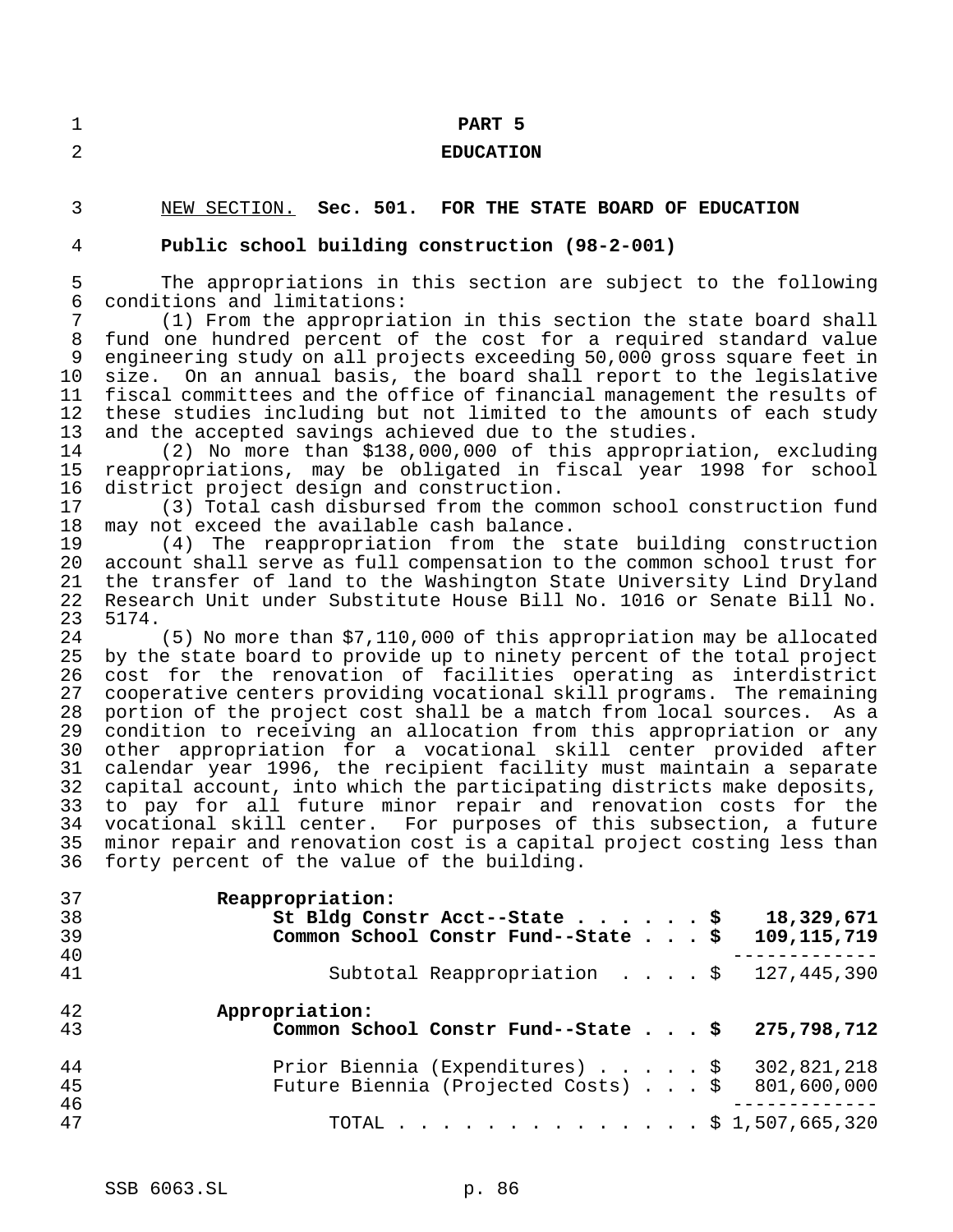# PART 5

## EDUCATION

NEW SECTION. **Sec. 501. FOR THE STATE BOARD OF EDUCATION**

**Public school building construction (98-2-001)**

The appropriations in this section are subject to the following conditions and limitations:

(1) From the appropriation in this section the state board shall fund one hundred percent of the cost for a required standard value engineering study on all projects exceeding 50,000 gross square feet in size. On an annual basis, the board shall report to the legislative fiscal committees and the office of financial management the results of these studies including but not limited to the amounts of each study and the accepted savings achieved due to the studies.

(2) No more than $138,000,000 of this appropriation, excluding reappropriations, may be obligated in fiscal year 1998 for school district project design and construction.

(3) Total cash disbursed from the common school construction fund may not exceed the available cash balance.

(4) The reappropriation from the state building construction account shall serve as full compensation to the common school trust for the transfer of land to the Washington State University Lind Dryland Research Unit under Substitute House Bill No. 1016 or Senate Bill No. 5174.

(5) No more than $7,110,000 of this appropriation may be allocated by the state board to provide up to ninety percent of the total project cost for the renovation of facilities operating as interdistrict cooperative centers providing vocational skill programs. The remaining portion of the project cost shall be a match from local sources. As a condition to receiving an allocation from this appropriation or any other appropriation for a vocational skill center provided after calendar year 1996, the recipient facility must maintain a separate capital account, into which the participating districts make deposits, to pay for all future minor repair and renovation costs for the vocational skill center. For purposes of this subsection, a future minor repair and renovation cost is a capital project costing less than forty percent of the value of the building.

| | |
|---|---|
| **Reappropriation:** | |
| **St Bldg Constr Acct--State** | **$ 18,329,671** |
| **Common School Constr Fund--State** | **$ 109,115,719** |
| Subtotal Reappropriation | $ 127,445,390 |
| **Appropriation:** | |
| **Common School Constr Fund--State** | **$ 275,798,712** |
| Prior Biennia (Expenditures) | $ 302,821,218 |
| Future Biennia (Projected Costs) | $ 801,600,000 |
| TOTAL | $ 1,507,665,320 |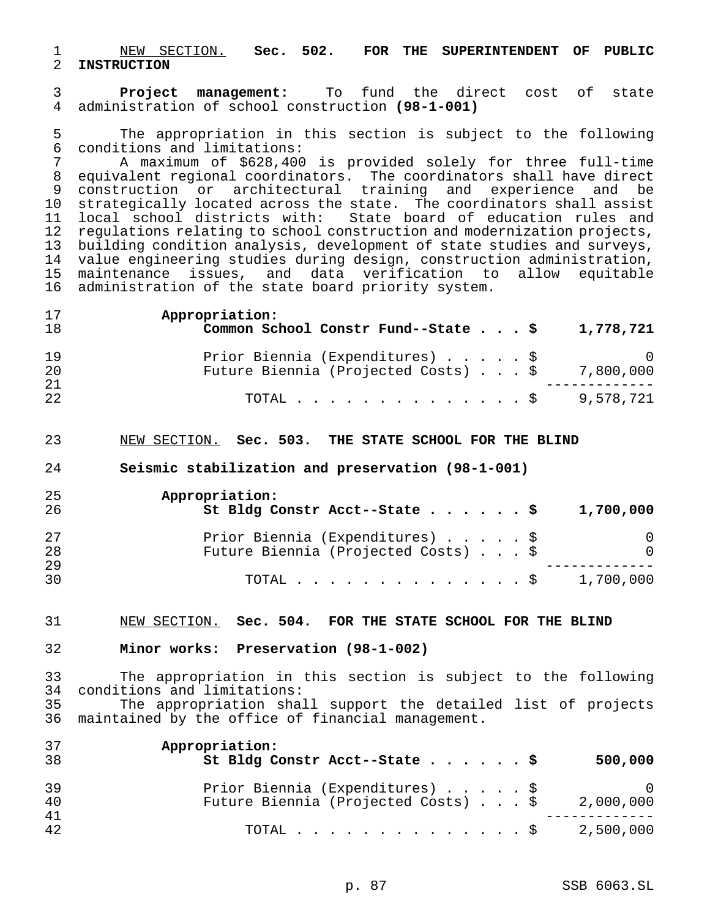NEW SECTION. **Sec. 502. FOR THE SUPERINTENDENT OF PUBLIC INSTRUCTION**

**Project management:** To fund the direct cost of state administration of school construction **(98-1-001)**

The appropriation in this section is subject to the following conditions and limitations:

A maximum of $628,400 is provided solely for three full-time equivalent regional coordinators. The coordinators shall have direct construction or architectural training and experience and be strategically located across the state. The coordinators shall assist local school districts with: State board of education rules and regulations relating to school construction and modernization projects, building condition analysis, development of state studies and surveys, value engineering studies during design, construction administration, maintenance issues, and data verification to allow equitable administration of the state board priority system.

| | |
|---|---|
| **Appropriation:** | |
| **Common School Constr Fund--State . . . $** | **1,778,721** |
| Prior Biennia (Expenditures) . . . . . $ | 0 |
| Future Biennia (Projected Costs) . . . $ | 7,800,000 |
| TOTAL . . . . . . . . . . . . . . . $ | 9,578,721 |

NEW SECTION. **Sec. 503. THE STATE SCHOOL FOR THE BLIND**

**Seismic stabilization and preservation (98-1-001)**

| | |
|---|---|
| **Appropriation:** | |
| **St Bldg Constr Acct--State . . . . . . $** | **1,700,000** |
| Prior Biennia (Expenditures) . . . . . $ | 0 |
| Future Biennia (Projected Costs) . . . $ | 0 |
| TOTAL . . . . . . . . . . . . . . . $ | 1,700,000 |

NEW SECTION. **Sec. 504. FOR THE STATE SCHOOL FOR THE BLIND**

**Minor works: Preservation (98-1-002)**

The appropriation in this section is subject to the following conditions and limitations:

The appropriation shall support the detailed list of projects maintained by the office of financial management.

| | |
|---|---|
| **Appropriation:** | |
| **St Bldg Constr Acct--State . . . . . . $** | **500,000** |
| Prior Biennia (Expenditures) . . . . . $ | 0 |
| Future Biennia (Projected Costs) . . . $ | 2,000,000 |
| TOTAL . . . . . . . . . . . . . . . $ | 2,500,000 |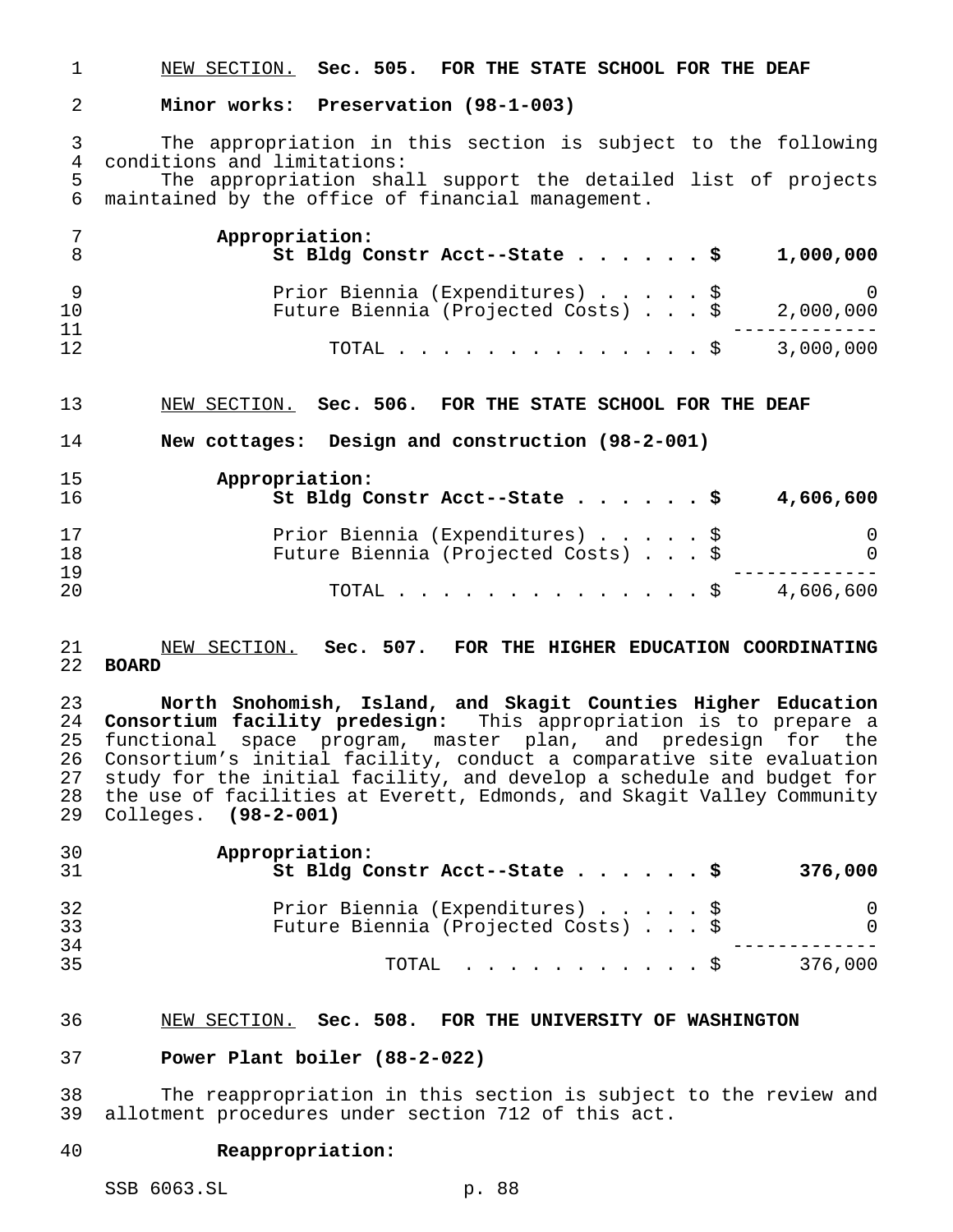NEW SECTION. **Sec. 505. FOR THE STATE SCHOOL FOR THE DEAF**

**Minor works: Preservation (98-1-003)**

The appropriation in this section is subject to the following conditions and limitations:

The appropriation shall support the detailed list of projects maintained by the office of financial management.

| | |
|---|---|
| **Appropriation:** | |
| **St Bldg Constr Acct--State . . . . . . $** | **1,000,000** |
| Prior Biennia (Expenditures) . . . . . $ | 0 |
| Future Biennia (Projected Costs) . . . $ | 2,000,000 |
| TOTAL . . . . . . . . . . . . . . . $ | 3,000,000 |

NEW SECTION. **Sec. 506. FOR THE STATE SCHOOL FOR THE DEAF**

**New cottages: Design and construction (98-2-001)**

| | |
|---|---|
| **Appropriation:** | |
| **St Bldg Constr Acct--State . . . . . . $** | **4,606,600** |
| Prior Biennia (Expenditures) . . . . . $ | 0 |
| Future Biennia (Projected Costs) . . . $ | 0 |
| TOTAL . . . . . . . . . . . . . . . $ | 4,606,600 |

NEW SECTION. **Sec. 507. FOR THE HIGHER EDUCATION COORDINATING BOARD**

**North Snohomish, Island, and Skagit Counties Higher Education Consortium facility predesign:** This appropriation is to prepare a functional space program, master plan, and predesign for the Consortium's initial facility, conduct a comparative site evaluation study for the initial facility, and develop a schedule and budget for the use of facilities at Everett, Edmonds, and Skagit Valley Community Colleges. **(98-2-001)**

| | |
|---|---|
| **Appropriation:** | |
| **St Bldg Constr Acct--State . . . . . . $** | **376,000** |
| Prior Biennia (Expenditures) . . . . . $ | 0 |
| Future Biennia (Projected Costs) . . . $ | 0 |
| TOTAL . . . . . . . . . . . $ | 376,000 |

NEW SECTION. **Sec. 508. FOR THE UNIVERSITY OF WASHINGTON**

**Power Plant boiler (88-2-022)**

The reappropriation in this section is subject to the review and allotment procedures under section 712 of this act.

**Reappropriation:**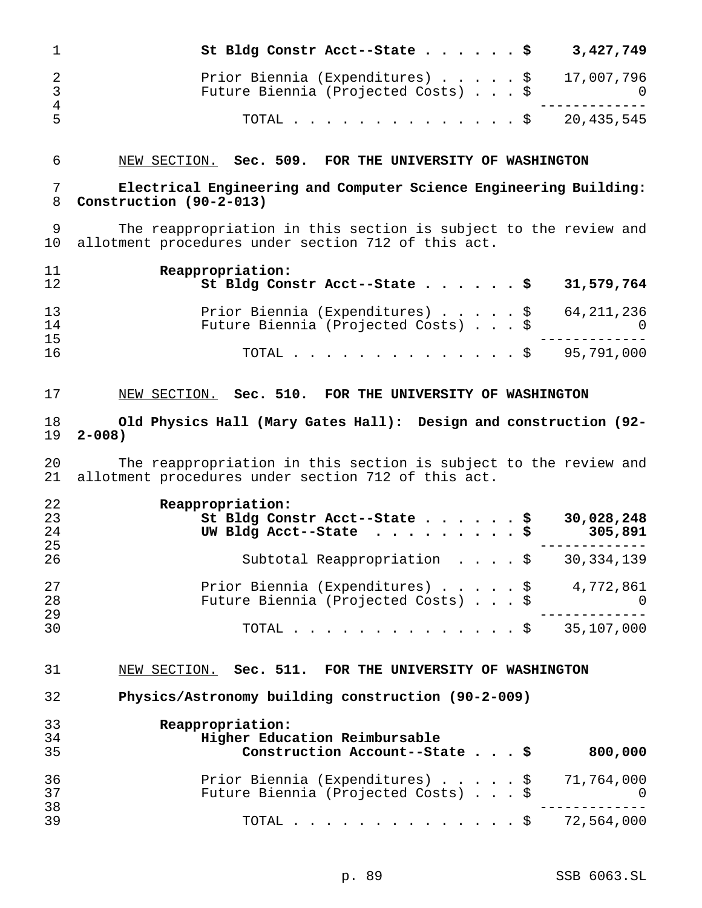| | |
|---|---|
| **St Bldg Constr Acct--State . . . . . . $** | **3,427,749** |
| Prior Biennia (Expenditures) . . . . . $ | 17,007,796 |
| Future Biennia (Projected Costs) . . . $ | 0 |
| TOTAL . . . . . . . . . . . . . . . $ | 20,435,545 |

NEW SECTION. **Sec. 509. FOR THE UNIVERSITY OF WASHINGTON**

**Electrical Engineering and Computer Science Engineering Building: Construction (90-2-013)**

The reappropriation in this section is subject to the review and allotment procedures under section 712 of this act.

| | |
|---|---|
| **Reappropriation:** | |
| **St Bldg Constr Acct--State . . . . . . $** | **31,579,764** |
| Prior Biennia (Expenditures) . . . . . $ | 64,211,236 |
| Future Biennia (Projected Costs) . . . $ | 0 |
| TOTAL . . . . . . . . . . . . . . . $ | 95,791,000 |

NEW SECTION. **Sec. 510. FOR THE UNIVERSITY OF WASHINGTON**

**Old Physics Hall (Mary Gates Hall): Design and construction (92-2-008)**

The reappropriation in this section is subject to the review and allotment procedures under section 712 of this act.

| | |
|---|---|
| **Reappropriation:** | |
| **St Bldg Constr Acct--State . . . . . . $** | **30,028,248** |
| **UW Bldg Acct--State . . . . . . . . . $** | **305,891** |
| Subtotal Reappropriation . . . . $ | 30,334,139 |
| Prior Biennia (Expenditures) . . . . . $ | 4,772,861 |
| Future Biennia (Projected Costs) . . . $ | 0 |
| TOTAL . . . . . . . . . . . . . . . $ | 35,107,000 |

NEW SECTION. **Sec. 511. FOR THE UNIVERSITY OF WASHINGTON**

**Physics/Astronomy building construction (90-2-009)**

| | |
|---|---|
| **Reappropriation:** | |
| **Higher Education Reimbursable Construction Account--State . . . $** | **800,000** |
| Prior Biennia (Expenditures) . . . . . $ | 71,764,000 |
| Future Biennia (Projected Costs) . . . $ | 0 |
| TOTAL . . . . . . . . . . . . . . . $ | 72,564,000 |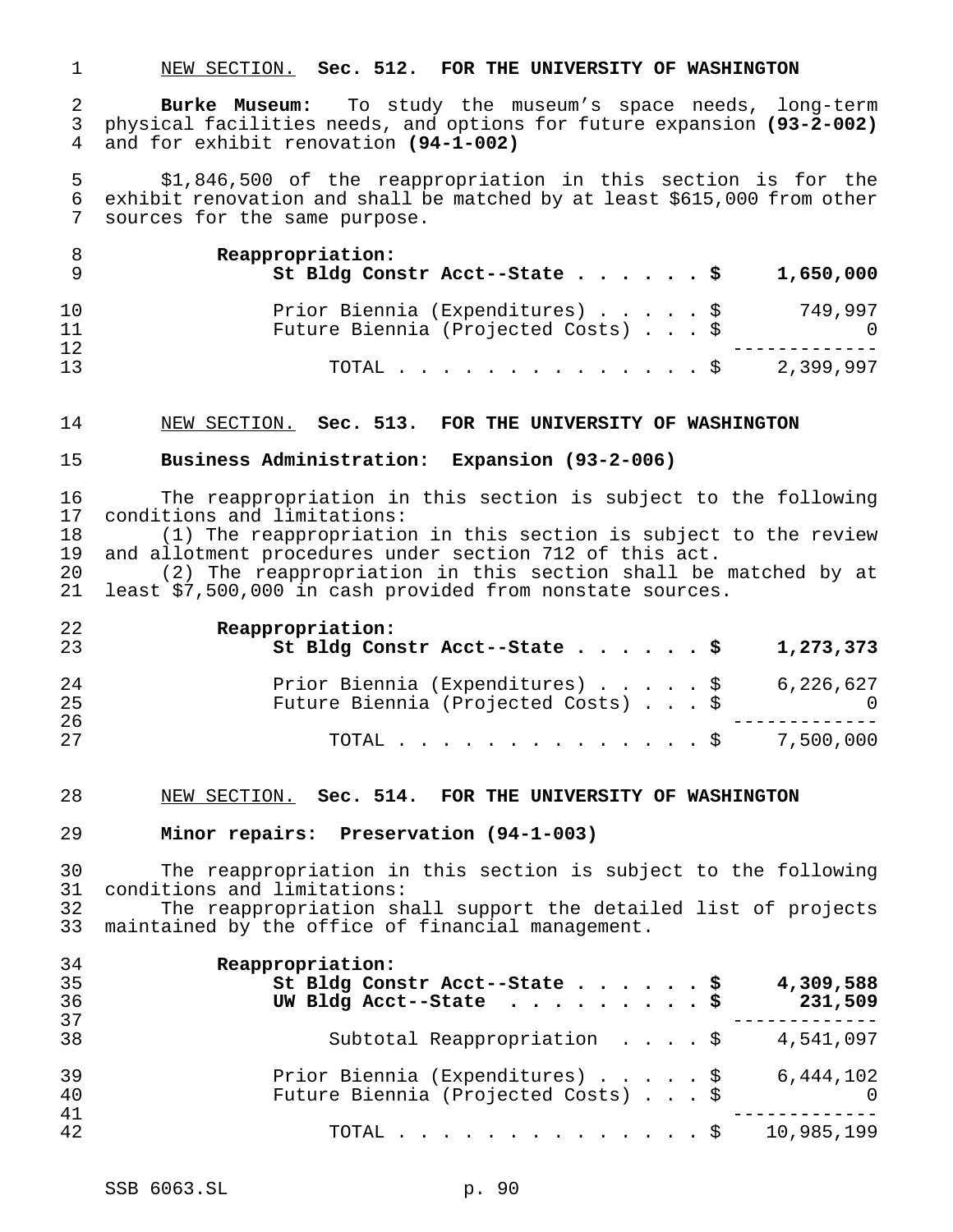NEW SECTION. **Sec. 512. FOR THE UNIVERSITY OF WASHINGTON**

**Burke Museum:** To study the museum's space needs, long-term physical facilities needs, and options for future expansion **(93-2-002)** and for exhibit renovation **(94-1-002)**

$1,846,500 of the reappropriation in this section is for the exhibit renovation and shall be matched by at least $615,000 from other sources for the same purpose.

| | | |
|---|---|---|
| **Reappropriation:** | | |
| **St Bldg Constr Acct--State** | **$** | **1,650,000** |
| Prior Biennia (Expenditures) | $ | 749,997 |
| Future Biennia (Projected Costs) | $ | 0 |
| TOTAL | $ | 2,399,997 |

NEW SECTION. **Sec. 513. FOR THE UNIVERSITY OF WASHINGTON**

**Business Administration: Expansion (93-2-006)**

The reappropriation in this section is subject to the following conditions and limitations:

(1) The reappropriation in this section is subject to the review and allotment procedures under section 712 of this act.

(2) The reappropriation in this section shall be matched by at least $7,500,000 in cash provided from nonstate sources.

| | | |
|---|---|---|
| **Reappropriation:** | | |
| **St Bldg Constr Acct--State** | **$** | **1,273,373** |
| Prior Biennia (Expenditures) | $ | 6,226,627 |
| Future Biennia (Projected Costs) | $ | 0 |
| TOTAL | $ | 7,500,000 |

NEW SECTION. **Sec. 514. FOR THE UNIVERSITY OF WASHINGTON**

**Minor repairs: Preservation (94-1-003)**

The reappropriation in this section is subject to the following conditions and limitations:

The reappropriation shall support the detailed list of projects maintained by the office of financial management.

| | | |
|---|---|---|
| **Reappropriation:** | | |
| **St Bldg Constr Acct--State** | **$** | **4,309,588** |
| **UW Bldg Acct--State** | **$** | **231,509** |
| Subtotal Reappropriation | $ | 4,541,097 |
| Prior Biennia (Expenditures) | $ | 6,444,102 |
| Future Biennia (Projected Costs) | $ | 0 |
| TOTAL | $ | 10,985,199 |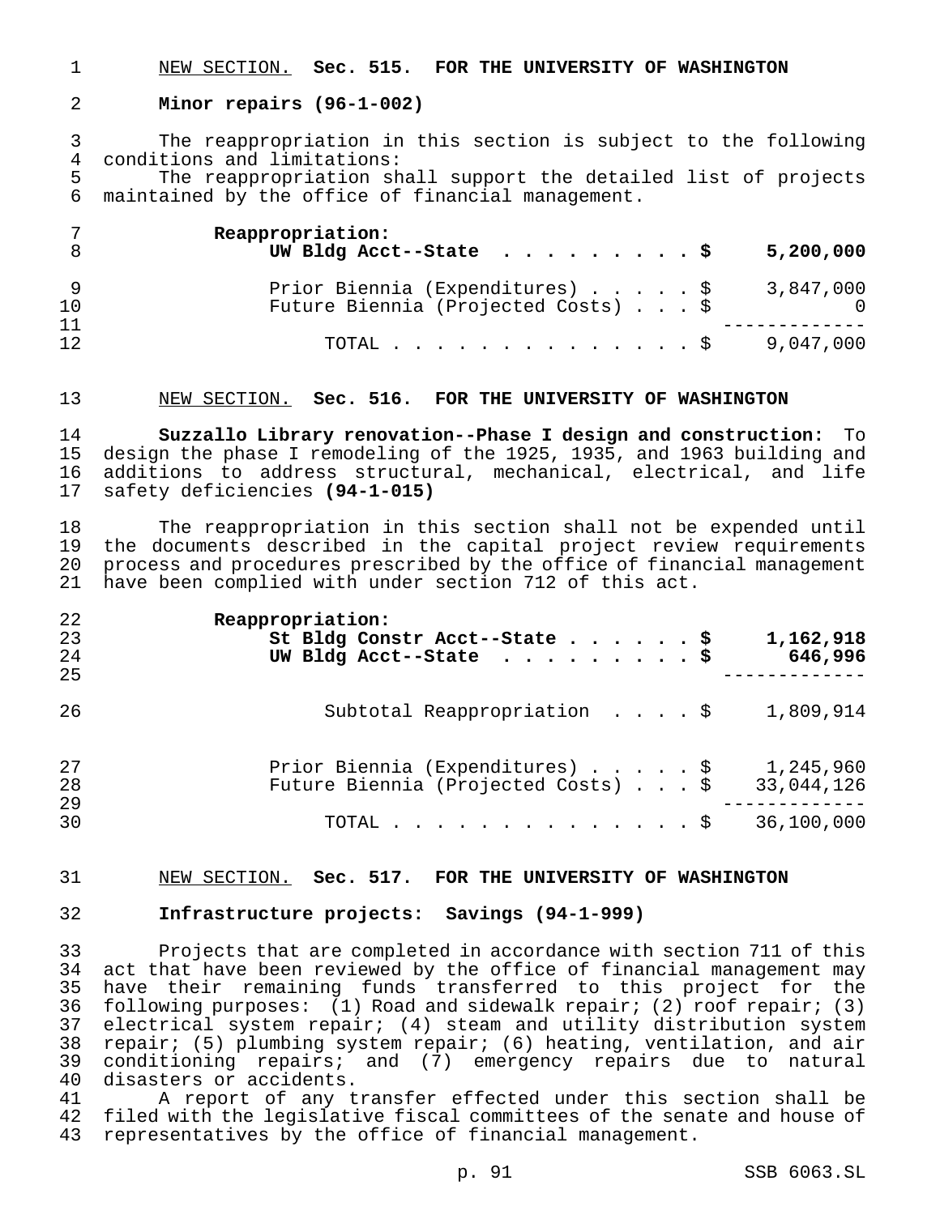NEW SECTION. **Sec. 515. FOR THE UNIVERSITY OF WASHINGTON**

**Minor repairs (96-1-002)**

The reappropriation in this section is subject to the following conditions and limitations:

The reappropriation shall support the detailed list of projects maintained by the office of financial management.

| | |
|---|---|
| **Reappropriation:** | |
| **UW Bldg Acct--State . . . . . . . . . . $** | **5,200,000** |
| Prior Biennia (Expenditures) . . . . . $ | 3,847,000 |
| Future Biennia (Projected Costs) . . . $ | 0 |
| TOTAL . . . . . . . . . . . . . . . $ | 9,047,000 |

NEW SECTION. **Sec. 516. FOR THE UNIVERSITY OF WASHINGTON**

**Suzzallo Library renovation--Phase I design and construction:** To design the phase I remodeling of the 1925, 1935, and 1963 building and additions to address structural, mechanical, electrical, and life safety deficiencies **(94-1-015)**

The reappropriation in this section shall not be expended until the documents described in the capital project review requirements process and procedures prescribed by the office of financial management have been complied with under section 712 of this act.

| | |
|---|---|
| **Reappropriation:** | |
| **St Bldg Constr Acct--State . . . . . . . $** | **1,162,918** |
| **UW Bldg Acct--State . . . . . . . . . . $** | **646,996** |
| Subtotal Reappropriation . . . . $ | 1,809,914 |
| Prior Biennia (Expenditures) . . . . . $ | 1,245,960 |
| Future Biennia (Projected Costs) . . . $ | 33,044,126 |
| TOTAL . . . . . . . . . . . . . . . $ | 36,100,000 |

NEW SECTION. **Sec. 517. FOR THE UNIVERSITY OF WASHINGTON**

**Infrastructure projects: Savings (94-1-999)**

Projects that are completed in accordance with section 711 of this act that have been reviewed by the office of financial management may have their remaining funds transferred to this project for the following purposes: (1) Road and sidewalk repair; (2) roof repair; (3) electrical system repair; (4) steam and utility distribution system repair; (5) plumbing system repair; (6) heating, ventilation, and air conditioning repairs; and (7) emergency repairs due to natural disasters or accidents.

A report of any transfer effected under this section shall be filed with the legislative fiscal committees of the senate and house of representatives by the office of financial management.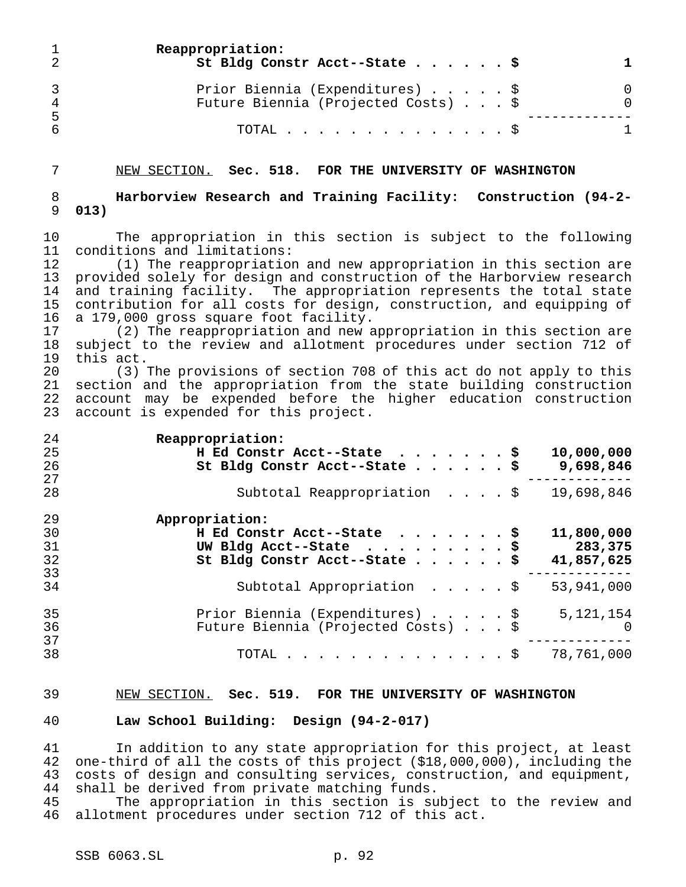| | |
|---|---|
| **Reappropriation:** | |
| **St Bldg Constr Acct--State . . . . . . $** | **1** |
| Prior Biennia (Expenditures) . . . . . $ | 0 |
| Future Biennia (Projected Costs) . . . $ | 0 |
| TOTAL . . . . . . . . . . . . . . $ | 1 |

NEW SECTION. **Sec. 518. FOR THE UNIVERSITY OF WASHINGTON**

**Harborview Research and Training Facility: Construction (94-2-013)**

The appropriation in this section is subject to the following conditions and limitations:

(1) The reappropriation and new appropriation in this section are provided solely for design and construction of the Harborview research and training facility. The appropriation represents the total state contribution for all costs for design, construction, and equipping of a 179,000 gross square foot facility.

(2) The reappropriation and new appropriation in this section are subject to the review and allotment procedures under section 712 of this act.

(3) The provisions of section 708 of this act do not apply to this section and the appropriation from the state building construction account may be expended before the higher education construction account is expended for this project.

| | |
|---|---|
| **Reappropriation:** | |
| **H Ed Constr Acct--State . . . . . . . $** | **10,000,000** |
| **St Bldg Constr Acct--State . . . . . . $** | **9,698,846** |
| Subtotal Reappropriation . . . . $ | 19,698,846 |
| **Appropriation:** | |
| **H Ed Constr Acct--State . . . . . . . $** | **11,800,000** |
| **UW Bldg Acct--State . . . . . . . . . $** | **283,375** |
| **St Bldg Constr Acct--State . . . . . . $** | **41,857,625** |
| Subtotal Appropriation . . . . . $ | 53,941,000 |
| Prior Biennia (Expenditures) . . . . . $ | 5,121,154 |
| Future Biennia (Projected Costs) . . . $ | 0 |
| TOTAL . . . . . . . . . . . . . . $ | 78,761,000 |

NEW SECTION. **Sec. 519. FOR THE UNIVERSITY OF WASHINGTON**

**Law School Building: Design (94-2-017)**

In addition to any state appropriation for this project, at least one-third of all the costs of this project ($18,000,000), including the costs of design and consulting services, construction, and equipment, shall be derived from private matching funds.

The appropriation in this section is subject to the review and allotment procedures under section 712 of this act.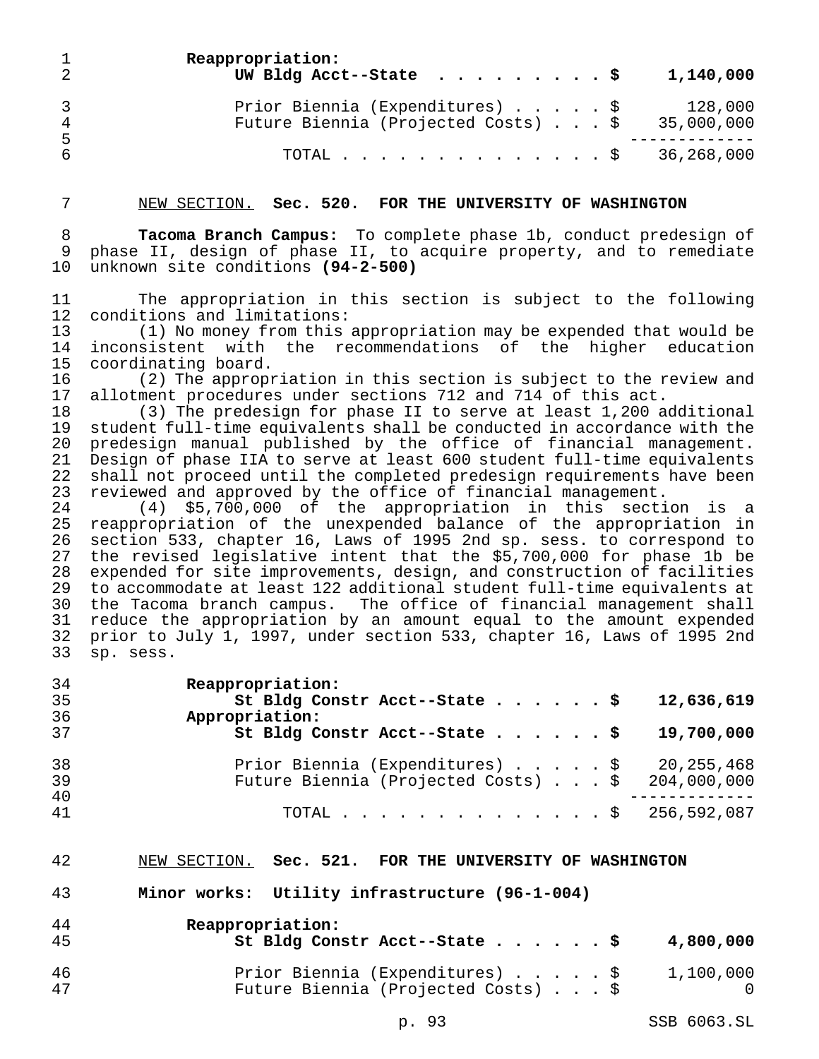**Reappropriation:**

| | |
|---|---|
| **UW Bldg Acct--State** | **$ 1,140,000** |
| Prior Biennia (Expenditures) | $ 128,000 |
| Future Biennia (Projected Costs) | $ 35,000,000 |
| TOTAL | $ 36,268,000 |

NEW SECTION. **Sec. 520. FOR THE UNIVERSITY OF WASHINGTON**

**Tacoma Branch Campus:** To complete phase 1b, conduct predesign of phase II, design of phase II, to acquire property, and to remediate unknown site conditions **(94-2-500)**

The appropriation in this section is subject to the following conditions and limitations:

(1) No money from this appropriation may be expended that would be inconsistent with the recommendations of the higher education coordinating board.

(2) The appropriation in this section is subject to the review and allotment procedures under sections 712 and 714 of this act.

(3) The predesign for phase II to serve at least 1,200 additional student full-time equivalents shall be conducted in accordance with the predesign manual published by the office of financial management. Design of phase IIA to serve at least 600 student full-time equivalents shall not proceed until the completed predesign requirements have been reviewed and approved by the office of financial management.

(4) $5,700,000 of the appropriation in this section is a reappropriation of the unexpended balance of the appropriation in section 533, chapter 16, Laws of 1995 2nd sp. sess. to correspond to the revised legislative intent that the $5,700,000 for phase 1b be expended for site improvements, design, and construction of facilities to accommodate at least 122 additional student full-time equivalents at the Tacoma branch campus. The office of financial management shall reduce the appropriation by an amount equal to the amount expended prior to July 1, 1997, under section 533, chapter 16, Laws of 1995 2nd sp. sess.

| | |
|---|---|
| **Reappropriation:** | |
| **St Bldg Constr Acct--State** | **$ 12,636,619** |
| **Appropriation:** | |
| **St Bldg Constr Acct--State** | **$ 19,700,000** |
| Prior Biennia (Expenditures) | $ 20,255,468 |
| Future Biennia (Projected Costs) | $ 204,000,000 |
| TOTAL | $ 256,592,087 |

NEW SECTION. **Sec. 521. FOR THE UNIVERSITY OF WASHINGTON**

**Minor works: Utility infrastructure (96-1-004)**

| | |
|---|---|
| **Reappropriation:** | |
| **St Bldg Constr Acct--State** | **$ 4,800,000** |
| Prior Biennia (Expenditures) | $ 1,100,000 |
| Future Biennia (Projected Costs) | $ 0 |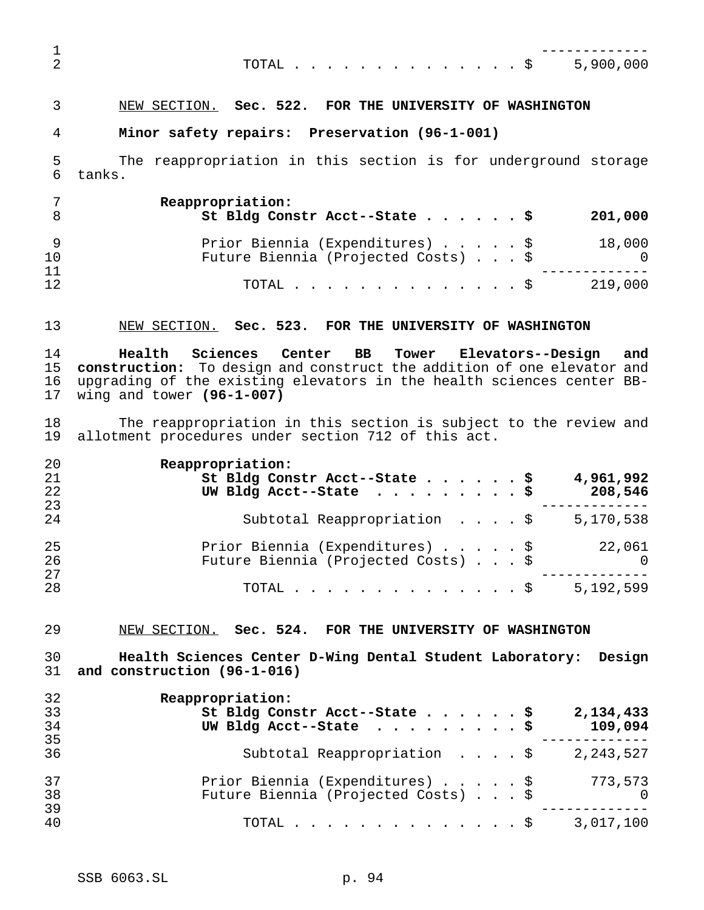| | |
|---|---|
| TOTAL . . . . . . . . . . . . . . . $ | 5,900,000 |

NEW SECTION. **Sec. 522. FOR THE UNIVERSITY OF WASHINGTON**

**Minor safety repairs: Preservation (96-1-001)**

The reappropriation in this section is for underground storage tanks.

| | |
|---|---|
| **Reappropriation:** | |
| **St Bldg Constr Acct--State . . . . . . $** | **201,000** |
| Prior Biennia (Expenditures) . . . . . $ | 18,000 |
| Future Biennia (Projected Costs) . . . $ | 0 |
| TOTAL . . . . . . . . . . . . . . . $ | 219,000 |

NEW SECTION. **Sec. 523. FOR THE UNIVERSITY OF WASHINGTON**

**Health Sciences Center BB Tower Elevators--Design and construction:** To design and construct the addition of one elevator and upgrading of the existing elevators in the health sciences center BB-wing and tower **(96-1-007)**

The reappropriation in this section is subject to the review and allotment procedures under section 712 of this act.

| | |
|---|---|
| **Reappropriation:** | |
| **St Bldg Constr Acct--State . . . . . . $** | **4,961,992** |
| **UW Bldg Acct--State . . . . . . . . . $** | **208,546** |
| Subtotal Reappropriation . . . . $ | 5,170,538 |
| Prior Biennia (Expenditures) . . . . . $ | 22,061 |
| Future Biennia (Projected Costs) . . . $ | 0 |
| TOTAL . . . . . . . . . . . . . . . $ | 5,192,599 |

NEW SECTION. **Sec. 524. FOR THE UNIVERSITY OF WASHINGTON**

**Health Sciences Center D-Wing Dental Student Laboratory: Design and construction (96-1-016)**

| | |
|---|---|
| **Reappropriation:** | |
| **St Bldg Constr Acct--State . . . . . . $** | **2,134,433** |
| **UW Bldg Acct--State . . . . . . . . . $** | **109,094** |
| Subtotal Reappropriation . . . . $ | 2,243,527 |
| Prior Biennia (Expenditures) . . . . . $ | 773,573 |
| Future Biennia (Projected Costs) . . . $ | 0 |
| TOTAL . . . . . . . . . . . . . . . $ | 3,017,100 |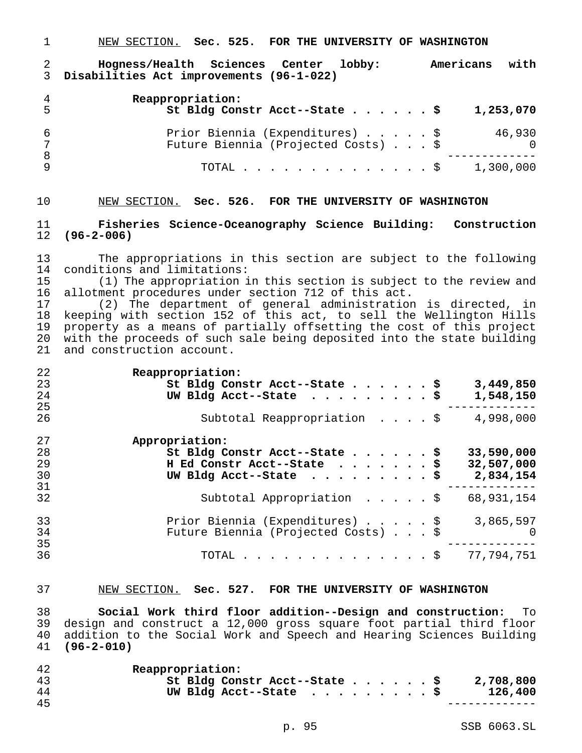NEW SECTION. **Sec. 525. FOR THE UNIVERSITY OF WASHINGTON**

**Hogness/Health Sciences Center lobby: Americans with Disabilities Act improvements (96-1-022)**

| | |
|---|---|
| **Reappropriation:** | |
| **St Bldg Constr Acct--State . . . . . . $** | **1,253,070** |
| Prior Biennia (Expenditures) . . . . . $ | 46,930 |
| Future Biennia (Projected Costs) . . . $ | 0 |
| TOTAL . . . . . . . . . . . . . . . $ | 1,300,000 |

NEW SECTION. **Sec. 526. FOR THE UNIVERSITY OF WASHINGTON**

**Fisheries Science-Oceanography Science Building: Construction (96-2-006)**

The appropriations in this section are subject to the following conditions and limitations:

(1) The appropriation in this section is subject to the review and allotment procedures under section 712 of this act.

(2) The department of general administration is directed, in keeping with section 152 of this act, to sell the Wellington Hills property as a means of partially offsetting the cost of this project with the proceeds of such sale being deposited into the state building and construction account.

| | |
|---|---|
| **Reappropriation:** | |
| **St Bldg Constr Acct--State . . . . . . $** | **3,449,850** |
| **UW Bldg Acct--State . . . . . . . . . $** | **1,548,150** |
| Subtotal Reappropriation . . . . $ | 4,998,000 |
| **Appropriation:** | |
| **St Bldg Constr Acct--State . . . . . . $** | **33,590,000** |
| **H Ed Constr Acct--State . . . . . . . $** | **32,507,000** |
| **UW Bldg Acct--State . . . . . . . . . $** | **2,834,154** |
| Subtotal Appropriation . . . . . $ | 68,931,154 |
| Prior Biennia (Expenditures) . . . . . $ | 3,865,597 |
| Future Biennia (Projected Costs) . . . $ | 0 |
| TOTAL . . . . . . . . . . . . . . . $ | 77,794,751 |

NEW SECTION. **Sec. 527. FOR THE UNIVERSITY OF WASHINGTON**

**Social Work third floor addition--Design and construction:** To design and construct a 12,000 gross square foot partial third floor addition to the Social Work and Speech and Hearing Sciences Building **(96-2-010)**

| | |
|---|---|
| **Reappropriation:** | |
| **St Bldg Constr Acct--State . . . . . . $** | **2,708,800** |
| **UW Bldg Acct--State . . . . . . . . . $** | **126,400** |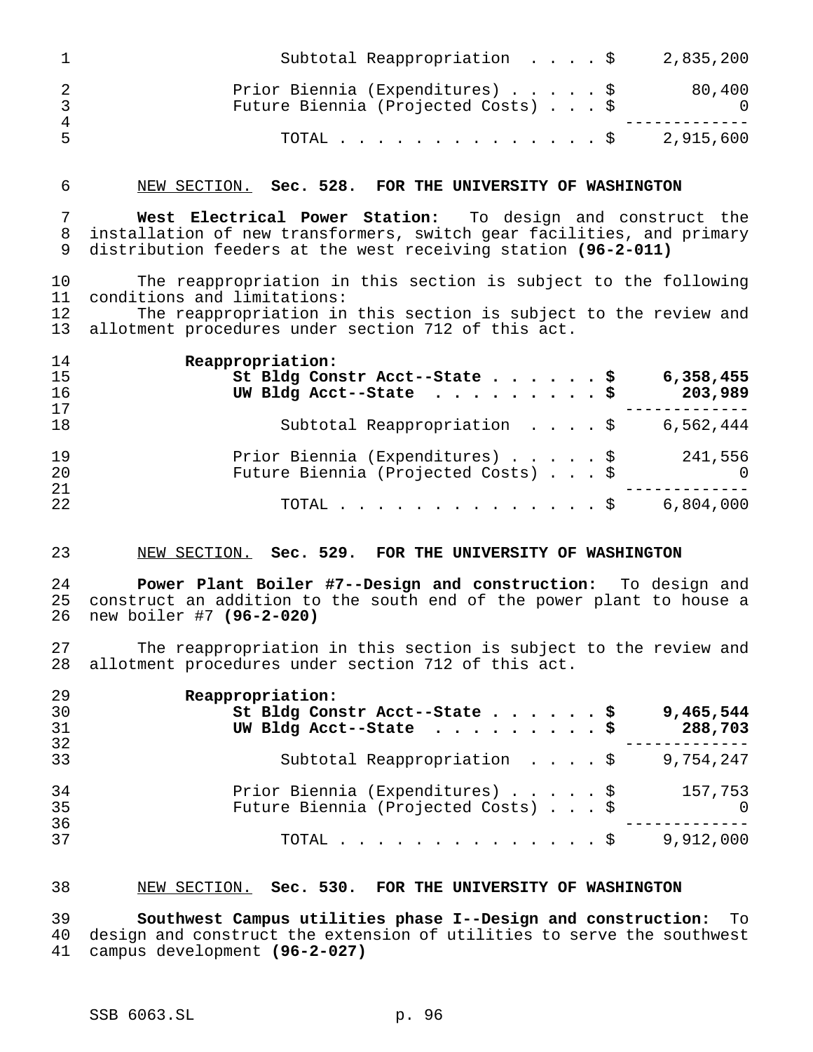| | |
|---|---|
| Subtotal Reappropriation . . . . $ | 2,835,200 |
| Prior Biennia (Expenditures) . . . . . $ | 80,400 |
| Future Biennia (Projected Costs) . . . $ | 0 |
| TOTAL . . . . . . . . . . . . . . . $ | 2,915,600 |

NEW SECTION. **Sec. 528. FOR THE UNIVERSITY OF WASHINGTON**

**West Electrical Power Station:** To design and construct the installation of new transformers, switch gear facilities, and primary distribution feeders at the west receiving station **(96-2-011)**

The reappropriation in this section is subject to the following conditions and limitations:

The reappropriation in this section is subject to the review and allotment procedures under section 712 of this act.

| | |
|---|---|
| **Reappropriation:** | |
| **St Bldg Constr Acct--State . . . . . . $** | **6,358,455** |
| **UW Bldg Acct--State . . . . . . . . . $** | **203,989** |
| Subtotal Reappropriation . . . . $ | 6,562,444 |
| Prior Biennia (Expenditures) . . . . . $ | 241,556 |
| Future Biennia (Projected Costs) . . . $ | 0 |
| TOTAL . . . . . . . . . . . . . . . $ | 6,804,000 |

NEW SECTION. **Sec. 529. FOR THE UNIVERSITY OF WASHINGTON**

**Power Plant Boiler #7--Design and construction:** To design and construct an addition to the south end of the power plant to house a new boiler #7 **(96-2-020)**

The reappropriation in this section is subject to the review and allotment procedures under section 712 of this act.

| | |
|---|---|
| **Reappropriation:** | |
| **St Bldg Constr Acct--State . . . . . . $** | **9,465,544** |
| **UW Bldg Acct--State . . . . . . . . . $** | **288,703** |
| Subtotal Reappropriation . . . . $ | 9,754,247 |
| Prior Biennia (Expenditures) . . . . . $ | 157,753 |
| Future Biennia (Projected Costs) . . . $ | 0 |
| TOTAL . . . . . . . . . . . . . . . $ | 9,912,000 |

NEW SECTION. **Sec. 530. FOR THE UNIVERSITY OF WASHINGTON**

**Southwest Campus utilities phase I--Design and construction:** To design and construct the extension of utilities to serve the southwest campus development **(96-2-027)**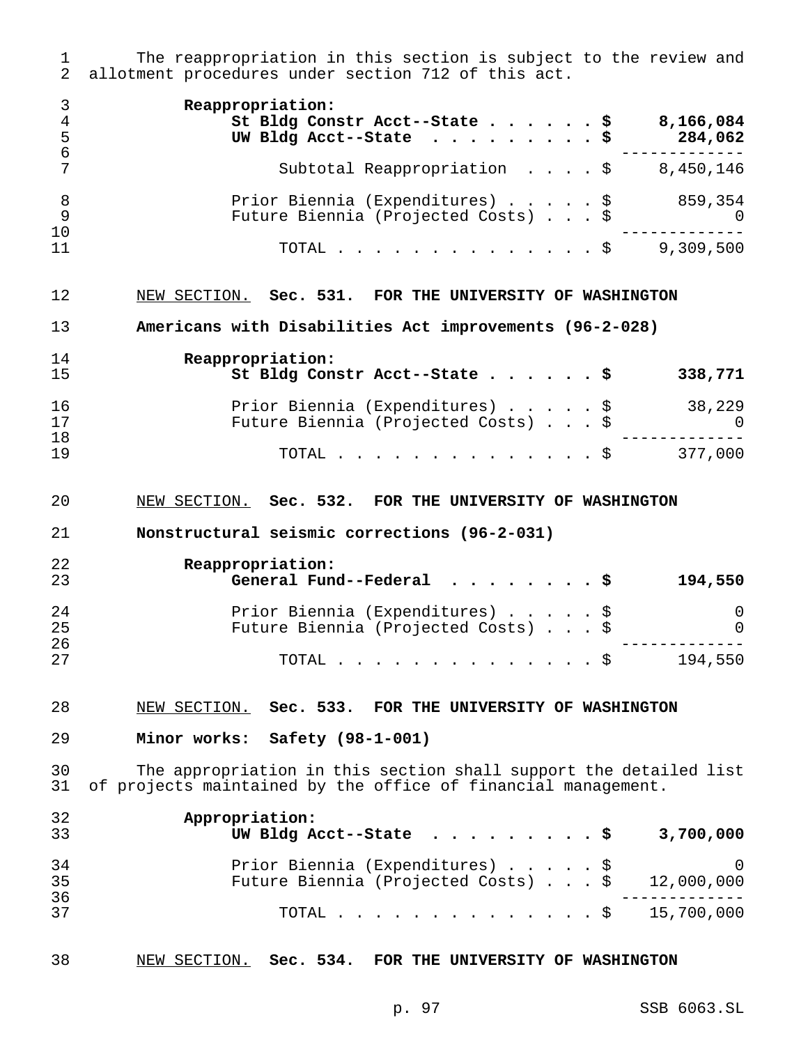The reappropriation in this section is subject to the review and allotment procedures under section 712 of this act.

| | |
|---|---|
| **Reappropriation:** | |
| **St Bldg Constr Acct--State . . . . . . $** | **8,166,084** |
| **UW Bldg Acct--State . . . . . . . . . $** | **284,062** |
| Subtotal Reappropriation . . . . $ | 8,450,146 |
| Prior Biennia (Expenditures) . . . . . $ | 859,354 |
| Future Biennia (Projected Costs) . . . $ | 0 |
| TOTAL . . . . . . . . . . . . . . . $ | 9,309,500 |

NEW SECTION. **Sec. 531. FOR THE UNIVERSITY OF WASHINGTON**

**Americans with Disabilities Act improvements (96-2-028)**

| | |
|---|---|
| **Reappropriation:** | |
| **St Bldg Constr Acct--State . . . . . . $** | **338,771** |
| Prior Biennia (Expenditures) . . . . . $ | 38,229 |
| Future Biennia (Projected Costs) . . . $ | 0 |
| TOTAL . . . . . . . . . . . . . . . $ | 377,000 |

NEW SECTION. **Sec. 532. FOR THE UNIVERSITY OF WASHINGTON**

**Nonstructural seismic corrections (96-2-031)**

| | |
|---|---|
| **Reappropriation:** | |
| **General Fund--Federal . . . . . . . . $** | **194,550** |
| Prior Biennia (Expenditures) . . . . . $ | 0 |
| Future Biennia (Projected Costs) . . . $ | 0 |
| TOTAL . . . . . . . . . . . . . . . $ | 194,550 |

NEW SECTION. **Sec. 533. FOR THE UNIVERSITY OF WASHINGTON**

**Minor works: Safety (98-1-001)**

The appropriation in this section shall support the detailed list of projects maintained by the office of financial management.

| | |
|---|---|
| **Appropriation:** | |
| **UW Bldg Acct--State . . . . . . . . . $** | **3,700,000** |
| Prior Biennia (Expenditures) . . . . . $ | 0 |
| Future Biennia (Projected Costs) . . . $ | 12,000,000 |
| TOTAL . . . . . . . . . . . . . . . $ | 15,700,000 |

NEW SECTION. **Sec. 534. FOR THE UNIVERSITY OF WASHINGTON**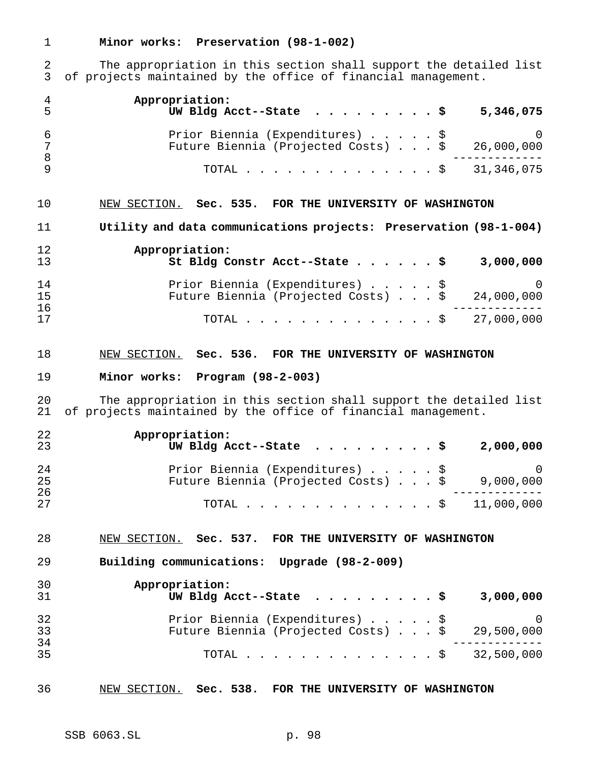**Minor works: Preservation (98-1-002)**

The appropriation in this section shall support the detailed list of projects maintained by the office of financial management.

| | |
|---|---|
| **Appropriation:** | |
| **UW Bldg Acct--State . . . . . . . . . . $** | **5,346,075** |
| Prior Biennia (Expenditures) . . . . . $ | 0 |
| Future Biennia (Projected Costs) . . . $ | 26,000,000 |
| TOTAL . . . . . . . . . . . . . . . $ | 31,346,075 |

NEW SECTION. **Sec. 535. FOR THE UNIVERSITY OF WASHINGTON**

**Utility and data communications projects: Preservation (98-1-004)**

| | |
|---|---|
| **Appropriation:** | |
| **St Bldg Constr Acct--State . . . . . . $** | **3,000,000** |
| Prior Biennia (Expenditures) . . . . . $ | 0 |
| Future Biennia (Projected Costs) . . . $ | 24,000,000 |
| TOTAL . . . . . . . . . . . . . . . $ | 27,000,000 |

NEW SECTION. **Sec. 536. FOR THE UNIVERSITY OF WASHINGTON**

**Minor works: Program (98-2-003)**

The appropriation in this section shall support the detailed list of projects maintained by the office of financial management.

| | |
|---|---|
| **Appropriation:** | |
| **UW Bldg Acct--State . . . . . . . . . . $** | **2,000,000** |
| Prior Biennia (Expenditures) . . . . . $ | 0 |
| Future Biennia (Projected Costs) . . . $ | 9,000,000 |
| TOTAL . . . . . . . . . . . . . . . $ | 11,000,000 |

NEW SECTION. **Sec. 537. FOR THE UNIVERSITY OF WASHINGTON**

**Building communications: Upgrade (98-2-009)**

| | |
|---|---|
| **Appropriation:** | |
| **UW Bldg Acct--State . . . . . . . . . . $** | **3,000,000** |
| Prior Biennia (Expenditures) . . . . . $ | 0 |
| Future Biennia (Projected Costs) . . . $ | 29,500,000 |
| TOTAL . . . . . . . . . . . . . . . $ | 32,500,000 |

NEW SECTION. **Sec. 538. FOR THE UNIVERSITY OF WASHINGTON**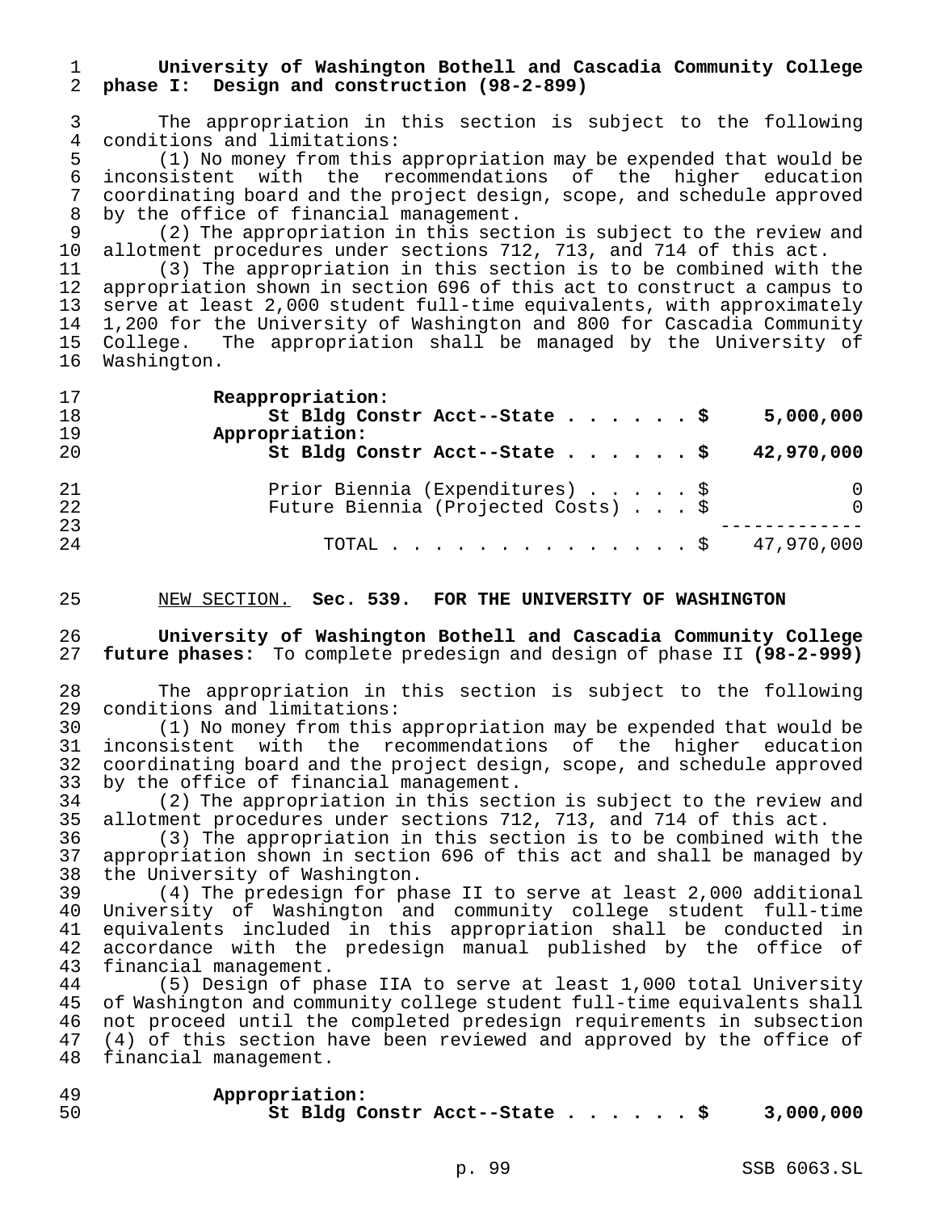**University of Washington Bothell and Cascadia Community College phase I: Design and construction (98-2-899)**

The appropriation in this section is subject to the following conditions and limitations:

(1) No money from this appropriation may be expended that would be inconsistent with the recommendations of the higher education coordinating board and the project design, scope, and schedule approved by the office of financial management.

(2) The appropriation in this section is subject to the review and allotment procedures under sections 712, 713, and 714 of this act.

(3) The appropriation in this section is to be combined with the appropriation shown in section 696 of this act to construct a campus to serve at least 2,000 student full-time equivalents, with approximately 1,200 for the University of Washington and 800 for Cascadia Community College. The appropriation shall be managed by the University of Washington.

| | |
|---|---|
| **Reappropriation:** | |
| **St Bldg Constr Acct--State . . . . . . $** | **5,000,000** |
| **Appropriation:** | |
| **St Bldg Constr Acct--State . . . . . . $** | **42,970,000** |
| Prior Biennia (Expenditures) . . . . . $ | 0 |
| Future Biennia (Projected Costs) . . . $ | 0 |
| TOTAL . . . . . . . . . . . . . . . $ | 47,970,000 |

NEW SECTION. **Sec. 539. FOR THE UNIVERSITY OF WASHINGTON**

**University of Washington Bothell and Cascadia Community College future phases:** To complete predesign and design of phase II **(98-2-999)**

The appropriation in this section is subject to the following conditions and limitations:

(1) No money from this appropriation may be expended that would be inconsistent with the recommendations of the higher education coordinating board and the project design, scope, and schedule approved by the office of financial management.

(2) The appropriation in this section is subject to the review and allotment procedures under sections 712, 713, and 714 of this act.

(3) The appropriation in this section is to be combined with the appropriation shown in section 696 of this act and shall be managed by the University of Washington.

(4) The predesign for phase II to serve at least 2,000 additional University of Washington and community college student full-time equivalents included in this appropriation shall be conducted in accordance with the predesign manual published by the office of financial management.

(5) Design of phase IIA to serve at least 1,000 total University of Washington and community college student full-time equivalents shall not proceed until the completed predesign requirements in subsection (4) of this section have been reviewed and approved by the office of financial management.

| | |
|---|---|
| **Appropriation:** | |
| **St Bldg Constr Acct--State . . . . . . $** | **3,000,000** |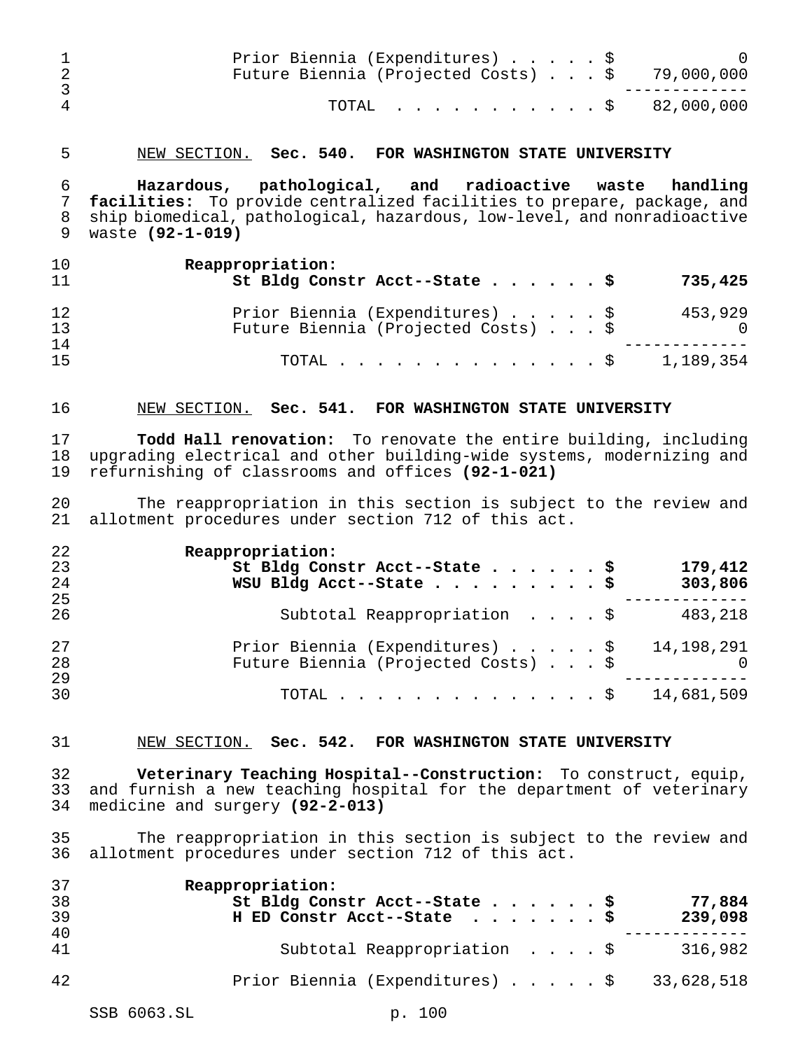| | |
|---|---|
| Prior Biennia (Expenditures) | $ 0 |
| Future Biennia (Projected Costs) | $ 79,000,000 |
| TOTAL | $ 82,000,000 |

NEW SECTION. **Sec. 540. FOR WASHINGTON STATE UNIVERSITY**

**Hazardous, pathological, and radioactive waste handling facilities:** To provide centralized facilities to prepare, package, and ship biomedical, pathological, hazardous, low-level, and nonradioactive waste **(92-1-019)**

**Reappropriation:**

| | |
|---|---|
| **St Bldg Constr Acct--State** | **$ 735,425** |
| Prior Biennia (Expenditures) | $ 453,929 |
| Future Biennia (Projected Costs) | $ 0 |
| TOTAL | $ 1,189,354 |

NEW SECTION. **Sec. 541. FOR WASHINGTON STATE UNIVERSITY**

**Todd Hall renovation:** To renovate the entire building, including upgrading electrical and other building-wide systems, modernizing and refurnishing of classrooms and offices **(92-1-021)**

The reappropriation in this section is subject to the review and allotment procedures under section 712 of this act.

**Reappropriation:**

| | |
|---|---|
| **St Bldg Constr Acct--State** | **$ 179,412** |
| **WSU Bldg Acct--State** | **$ 303,806** |
| Subtotal Reappropriation | $ 483,218 |
| Prior Biennia (Expenditures) | $ 14,198,291 |
| Future Biennia (Projected Costs) | $ 0 |
| TOTAL | $ 14,681,509 |

NEW SECTION. **Sec. 542. FOR WASHINGTON STATE UNIVERSITY**

**Veterinary Teaching Hospital--Construction:** To construct, equip, and furnish a new teaching hospital for the department of veterinary medicine and surgery **(92-2-013)**

The reappropriation in this section is subject to the review and allotment procedures under section 712 of this act.

**Reappropriation:**

| | |
|---|---|
| **St Bldg Constr Acct--State** | **$ 77,884** |
| **H ED Constr Acct--State** | **$ 239,098** |
| Subtotal Reappropriation | $ 316,982 |
| Prior Biennia (Expenditures) | $ 33,628,518 |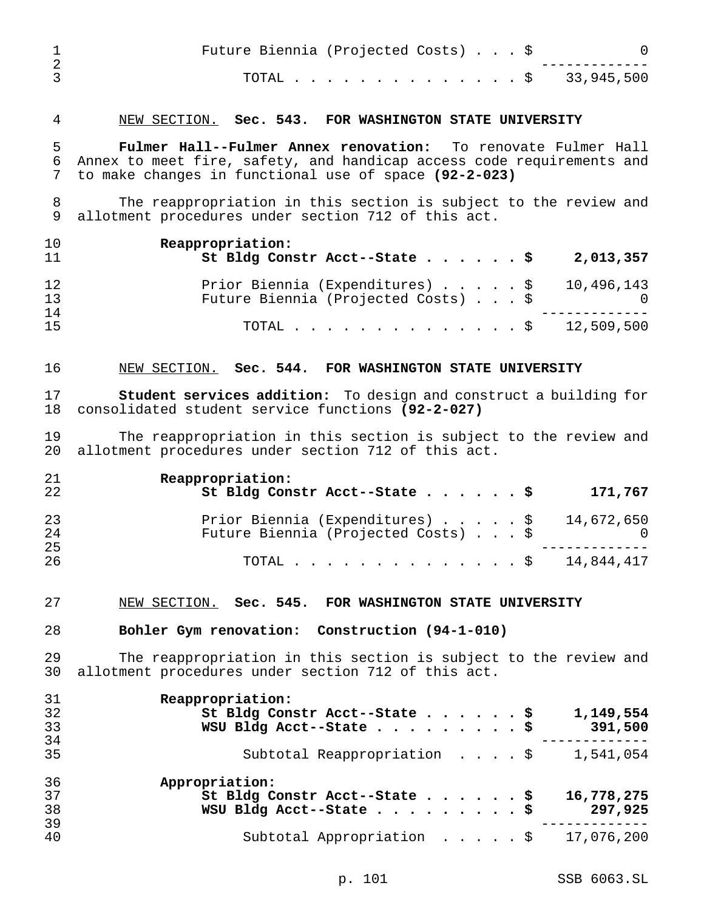| | |
|---|---|
| Future Biennia (Projected Costs) . . . $ | 0 |
| TOTAL . . . . . . . . . . . . . . . $ | 33,945,500 |

NEW SECTION. **Sec. 543. FOR WASHINGTON STATE UNIVERSITY**

**Fulmer Hall--Fulmer Annex renovation:** To renovate Fulmer Hall Annex to meet fire, safety, and handicap access code requirements and to make changes in functional use of space **(92-2-023)**

The reappropriation in this section is subject to the review and allotment procedures under section 712 of this act.

| | |
|---|---|
| **Reappropriation:** | |
| **St Bldg Constr Acct--State . . . . . . $** | **2,013,357** |
| Prior Biennia (Expenditures) . . . . . $ | 10,496,143 |
| Future Biennia (Projected Costs) . . . $ | 0 |
| TOTAL . . . . . . . . . . . . . . . $ | 12,509,500 |

NEW SECTION. **Sec. 544. FOR WASHINGTON STATE UNIVERSITY**

**Student services addition:** To design and construct a building for consolidated student service functions **(92-2-027)**

The reappropriation in this section is subject to the review and allotment procedures under section 712 of this act.

| | |
|---|---|
| **Reappropriation:** | |
| **St Bldg Constr Acct--State . . . . . . $** | **171,767** |
| Prior Biennia (Expenditures) . . . . . $ | 14,672,650 |
| Future Biennia (Projected Costs) . . . $ | 0 |
| TOTAL . . . . . . . . . . . . . . . $ | 14,844,417 |

NEW SECTION. **Sec. 545. FOR WASHINGTON STATE UNIVERSITY**

**Bohler Gym renovation: Construction (94-1-010)**

The reappropriation in this section is subject to the review and allotment procedures under section 712 of this act.

| | |
|---|---|
| **Reappropriation:** | |
| **St Bldg Constr Acct--State . . . . . . $** | **1,149,554** |
| **WSU Bldg Acct--State . . . . . . . . . $** | **391,500** |
| Subtotal Reappropriation . . . . $ | 1,541,054 |
| **Appropriation:** | |
| **St Bldg Constr Acct--State . . . . . . $** | **16,778,275** |
| **WSU Bldg Acct--State . . . . . . . . . $** | **297,925** |
| Subtotal Appropriation . . . . . $ | 17,076,200 |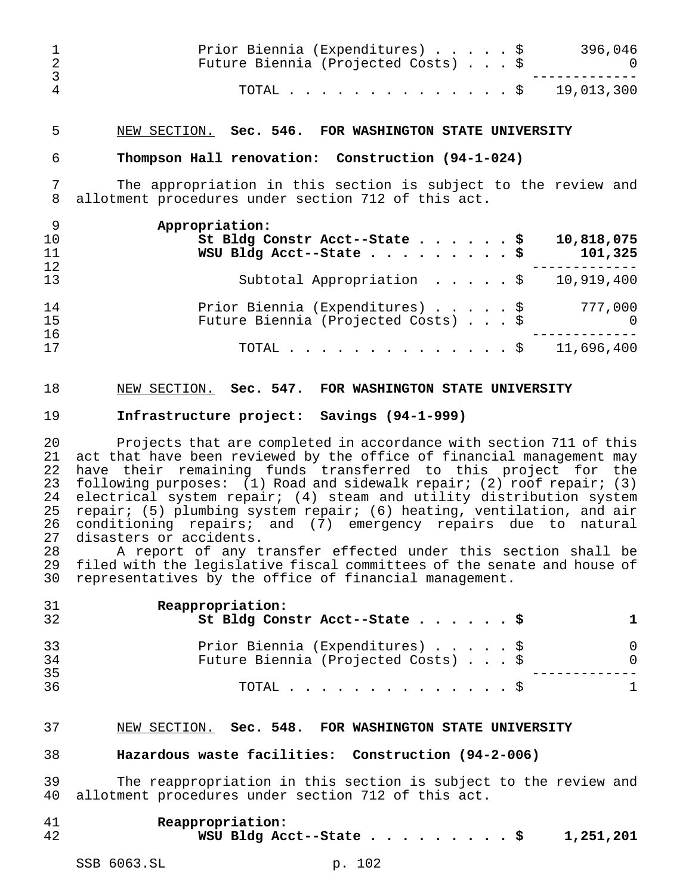| | |
|---|---|
| Prior Biennia (Expenditures) . . . . . $ | 396,046 |
| Future Biennia (Projected Costs) . . . $ | 0 |
| TOTAL . . . . . . . . . . . . . . . $ | 19,013,300 |

NEW SECTION. **Sec. 546. FOR WASHINGTON STATE UNIVERSITY**

**Thompson Hall renovation: Construction (94-1-024)**

The appropriation in this section is subject to the review and allotment procedures under section 712 of this act.

**Appropriation:**

| | |
|---|---|
| **St Bldg Constr Acct--State . . . . . . $** | **10,818,075** |
| **WSU Bldg Acct--State . . . . . . . . . $** | **101,325** |
| Subtotal Appropriation . . . . . $ | 10,919,400 |
| Prior Biennia (Expenditures) . . . . . $ | 777,000 |
| Future Biennia (Projected Costs) . . . $ | 0 |
| TOTAL . . . . . . . . . . . . . . . $ | 11,696,400 |

NEW SECTION. **Sec. 547. FOR WASHINGTON STATE UNIVERSITY**

**Infrastructure project: Savings (94-1-999)**

Projects that are completed in accordance with section 711 of this act that have been reviewed by the office of financial management may have their remaining funds transferred to this project for the following purposes: (1) Road and sidewalk repair; (2) roof repair; (3) electrical system repair; (4) steam and utility distribution system repair; (5) plumbing system repair; (6) heating, ventilation, and air conditioning repairs; and (7) emergency repairs due to natural disasters or accidents.

A report of any transfer effected under this section shall be filed with the legislative fiscal committees of the senate and house of representatives by the office of financial management.

**Reappropriation:**

| | |
|---|---|
| **St Bldg Constr Acct--State . . . . . . $** | **1** |
| Prior Biennia (Expenditures) . . . . . $ | 0 |
| Future Biennia (Projected Costs) . . . $ | 0 |
| TOTAL . . . . . . . . . . . . . . . $ | 1 |

NEW SECTION. **Sec. 548. FOR WASHINGTON STATE UNIVERSITY**

**Hazardous waste facilities: Construction (94-2-006)**

The reappropriation in this section is subject to the review and allotment procedures under section 712 of this act.

**Reappropriation:**

| | |
|---|---|
| **WSU Bldg Acct--State . . . . . . . . . $** | **1,251,201** |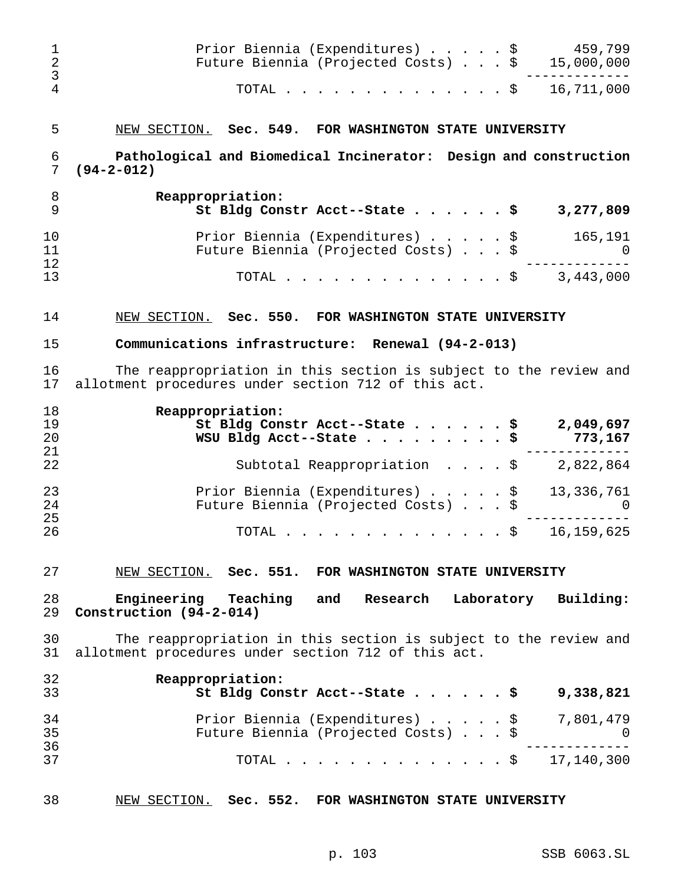| | |
|---|---|
| Prior Biennia (Expenditures) | $ 459,799 |
| Future Biennia (Projected Costs) | $ 15,000,000 |
| TOTAL | $ 16,711,000 |

NEW SECTION. **Sec. 549. FOR WASHINGTON STATE UNIVERSITY**

**Pathological and Biomedical Incinerator: Design and construction (94-2-012)**

| | |
|---|---|
| **Reappropriation:** | |
| **St Bldg Constr Acct--State** | **$ 3,277,809** |
| Prior Biennia (Expenditures) | $ 165,191 |
| Future Biennia (Projected Costs) | $ 0 |
| TOTAL | $ 3,443,000 |

NEW SECTION. **Sec. 550. FOR WASHINGTON STATE UNIVERSITY**

**Communications infrastructure: Renewal (94-2-013)**

The reappropriation in this section is subject to the review and allotment procedures under section 712 of this act.

| | |
|---|---|
| **Reappropriation:** | |
| **St Bldg Constr Acct--State** | **$ 2,049,697** |
| **WSU Bldg Acct--State** | **$ 773,167** |
| Subtotal Reappropriation | $ 2,822,864 |
| Prior Biennia (Expenditures) | $ 13,336,761 |
| Future Biennia (Projected Costs) | $ 0 |
| TOTAL | $ 16,159,625 |

NEW SECTION. **Sec. 551. FOR WASHINGTON STATE UNIVERSITY**

**Engineering Teaching and Research Laboratory Building: Construction (94-2-014)**

The reappropriation in this section is subject to the review and allotment procedures under section 712 of this act.

| | |
|---|---|
| **Reappropriation:** | |
| **St Bldg Constr Acct--State** | **$ 9,338,821** |
| Prior Biennia (Expenditures) | $ 7,801,479 |
| Future Biennia (Projected Costs) | $ 0 |
| TOTAL | $ 17,140,300 |

NEW SECTION. **Sec. 552. FOR WASHINGTON STATE UNIVERSITY**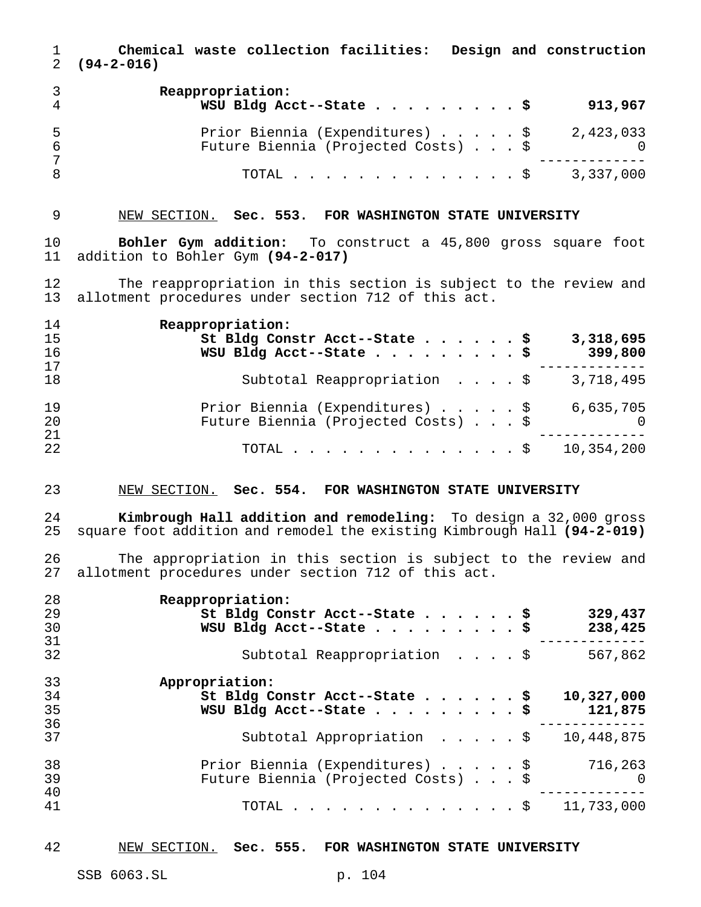**Chemical waste collection facilities: Design and construction (94-2-016)**

| | |
|---|---|
| **Reappropriation:** | |
| **WSU Bldg Acct--State . . . . . . . . . $** | **913,967** |
| Prior Biennia (Expenditures) . . . . . $ | 2,423,033 |
| Future Biennia (Projected Costs) . . . $ | 0 |
| TOTAL . . . . . . . . . . . . . . . $ | 3,337,000 |

NEW SECTION. **Sec. 553. FOR WASHINGTON STATE UNIVERSITY**

**Bohler Gym addition:** To construct a 45,800 gross square foot addition to Bohler Gym **(94-2-017)**

The reappropriation in this section is subject to the review and allotment procedures under section 712 of this act.

| | |
|---|---|
| **Reappropriation:** | |
| **St Bldg Constr Acct--State . . . . . . $** | **3,318,695** |
| **WSU Bldg Acct--State . . . . . . . . . $** | **399,800** |
| Subtotal Reappropriation . . . . $ | 3,718,495 |
| Prior Biennia (Expenditures) . . . . . $ | 6,635,705 |
| Future Biennia (Projected Costs) . . . $ | 0 |
| TOTAL . . . . . . . . . . . . . . . $ | 10,354,200 |

NEW SECTION. **Sec. 554. FOR WASHINGTON STATE UNIVERSITY**

**Kimbrough Hall addition and remodeling:** To design a 32,000 gross square foot addition and remodel the existing Kimbrough Hall **(94-2-019)**

The appropriation in this section is subject to the review and allotment procedures under section 712 of this act.

| | |
|---|---|
| **Reappropriation:** | |
| **St Bldg Constr Acct--State . . . . . . $** | **329,437** |
| **WSU Bldg Acct--State . . . . . . . . . $** | **238,425** |
| Subtotal Reappropriation . . . . $ | 567,862 |
| **Appropriation:** | |
| **St Bldg Constr Acct--State . . . . . . $** | **10,327,000** |
| **WSU Bldg Acct--State . . . . . . . . . $** | **121,875** |
| Subtotal Appropriation . . . . . $ | 10,448,875 |
| Prior Biennia (Expenditures) . . . . . $ | 716,263 |
| Future Biennia (Projected Costs) . . . $ | 0 |
| TOTAL . . . . . . . . . . . . . . . $ | 11,733,000 |

NEW SECTION. **Sec. 555. FOR WASHINGTON STATE UNIVERSITY**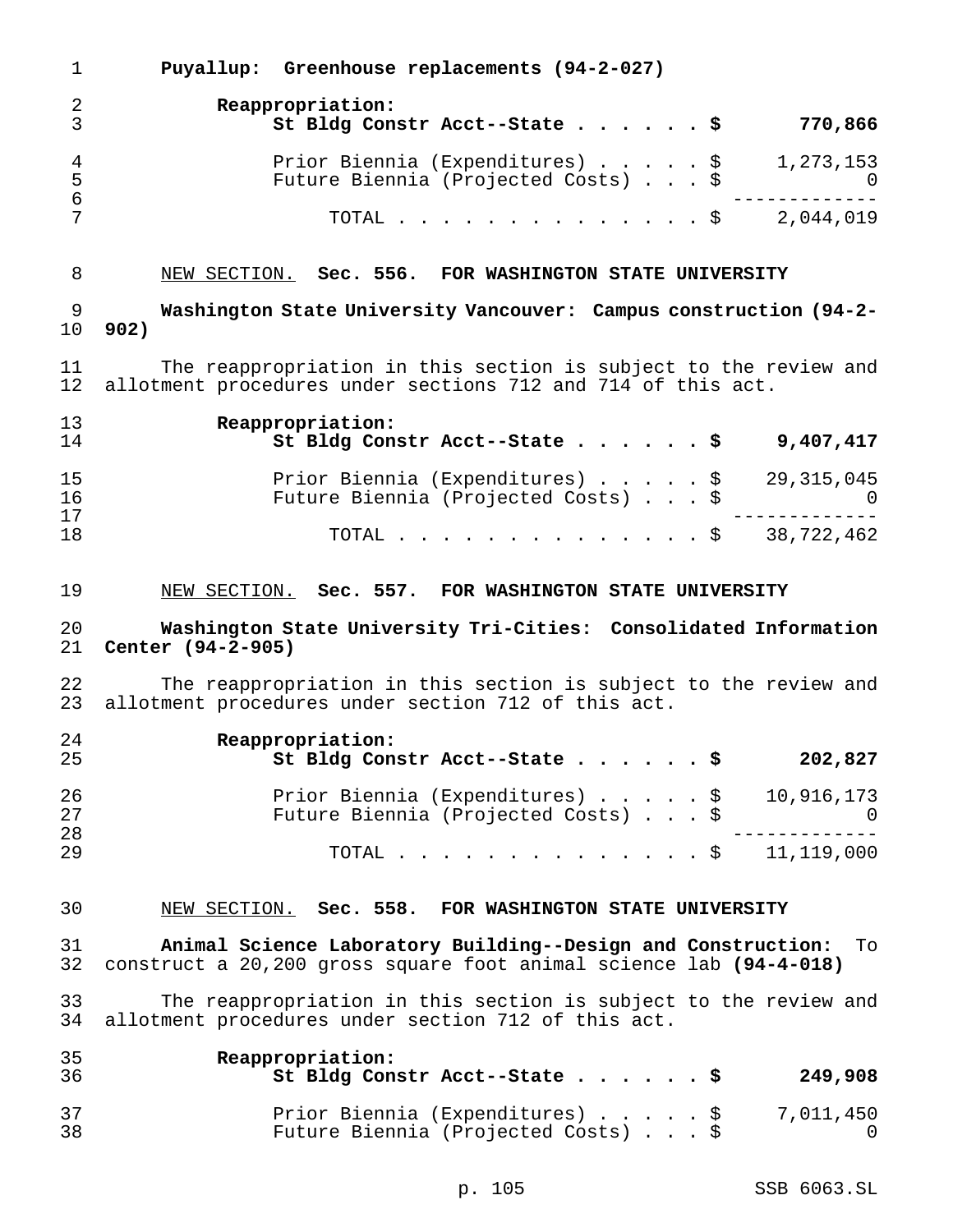**Puyallup: Greenhouse replacements (94-2-027)**

| | |
|---|---|
| **Reappropriation:** | |
| **St Bldg Constr Acct--State . . . . . . $** | **770,866** |
| Prior Biennia (Expenditures) . . . . . $ | 1,273,153 |
| Future Biennia (Projected Costs) . . . $ | 0 |
| TOTAL . . . . . . . . . . . . . . . $ | 2,044,019 |

NEW SECTION. **Sec. 556. FOR WASHINGTON STATE UNIVERSITY**

**Washington State University Vancouver: Campus construction (94-2-902)**

The reappropriation in this section is subject to the review and allotment procedures under sections 712 and 714 of this act.

| | |
|---|---|
| **Reappropriation:** | |
| **St Bldg Constr Acct--State . . . . . . $** | **9,407,417** |
| Prior Biennia (Expenditures) . . . . . $ | 29,315,045 |
| Future Biennia (Projected Costs) . . . $ | 0 |
| TOTAL . . . . . . . . . . . . . . . $ | 38,722,462 |

NEW SECTION. **Sec. 557. FOR WASHINGTON STATE UNIVERSITY**

**Washington State University Tri-Cities: Consolidated Information Center (94-2-905)**

The reappropriation in this section is subject to the review and allotment procedures under section 712 of this act.

| | |
|---|---|
| **Reappropriation:** | |
| **St Bldg Constr Acct--State . . . . . . $** | **202,827** |
| Prior Biennia (Expenditures) . . . . . $ | 10,916,173 |
| Future Biennia (Projected Costs) . . . $ | 0 |
| TOTAL . . . . . . . . . . . . . . . $ | 11,119,000 |

NEW SECTION. **Sec. 558. FOR WASHINGTON STATE UNIVERSITY**

**Animal Science Laboratory Building--Design and Construction:** To construct a 20,200 gross square foot animal science lab **(94-4-018)**

The reappropriation in this section is subject to the review and allotment procedures under section 712 of this act.

| | |
|---|---|
| **Reappropriation:** | |
| **St Bldg Constr Acct--State . . . . . . $** | **249,908** |
| Prior Biennia (Expenditures) . . . . . $ | 7,011,450 |
| Future Biennia (Projected Costs) . . . $ | 0 |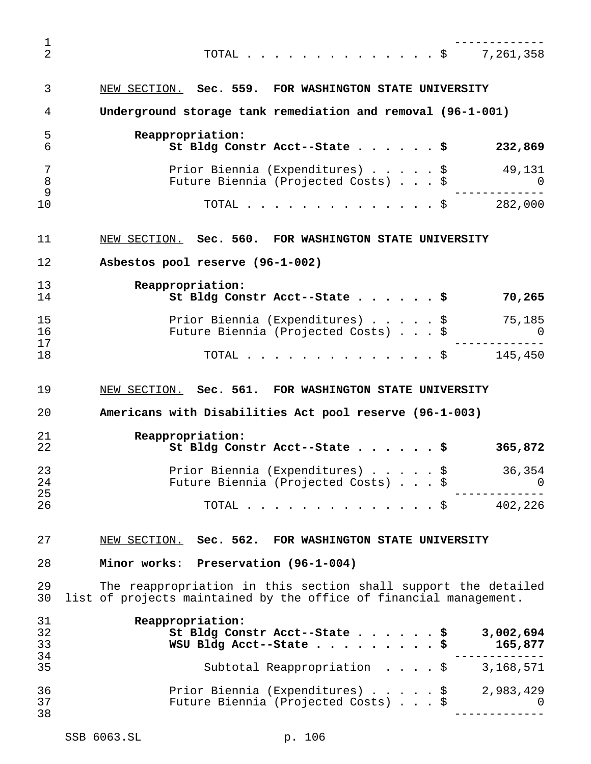| | |
|---|---|
| TOTAL | $ 7,261,358 |

NEW SECTION. **Sec. 559. FOR WASHINGTON STATE UNIVERSITY**

**Underground storage tank remediation and removal (96-1-001)**

| | |
|---|---|
| **Reappropriation:** | |
| **St Bldg Constr Acct--State** | **$ 232,869** |
| Prior Biennia (Expenditures) | $ 49,131 |
| Future Biennia (Projected Costs) | $ 0 |
| TOTAL | $ 282,000 |

NEW SECTION. **Sec. 560. FOR WASHINGTON STATE UNIVERSITY**

**Asbestos pool reserve (96-1-002)**

| | |
|---|---|
| **Reappropriation:** | |
| **St Bldg Constr Acct--State** | **$ 70,265** |
| Prior Biennia (Expenditures) | $ 75,185 |
| Future Biennia (Projected Costs) | $ 0 |
| TOTAL | $ 145,450 |

NEW SECTION. **Sec. 561. FOR WASHINGTON STATE UNIVERSITY**

**Americans with Disabilities Act pool reserve (96-1-003)**

| | |
|---|---|
| **Reappropriation:** | |
| **St Bldg Constr Acct--State** | **$ 365,872** |
| Prior Biennia (Expenditures) | $ 36,354 |
| Future Biennia (Projected Costs) | $ 0 |
| TOTAL | $ 402,226 |

NEW SECTION. **Sec. 562. FOR WASHINGTON STATE UNIVERSITY**

**Minor works: Preservation (96-1-004)**

The reappropriation in this section shall support the detailed list of projects maintained by the office of financial management.

| | |
|---|---|
| **Reappropriation:** | |
| **St Bldg Constr Acct--State** | **$ 3,002,694** |
| **WSU Bldg Acct--State** | **$ 165,877** |
| Subtotal Reappropriation | $ 3,168,571 |
| Prior Biennia (Expenditures) | $ 2,983,429 |
| Future Biennia (Projected Costs) | $ 0 |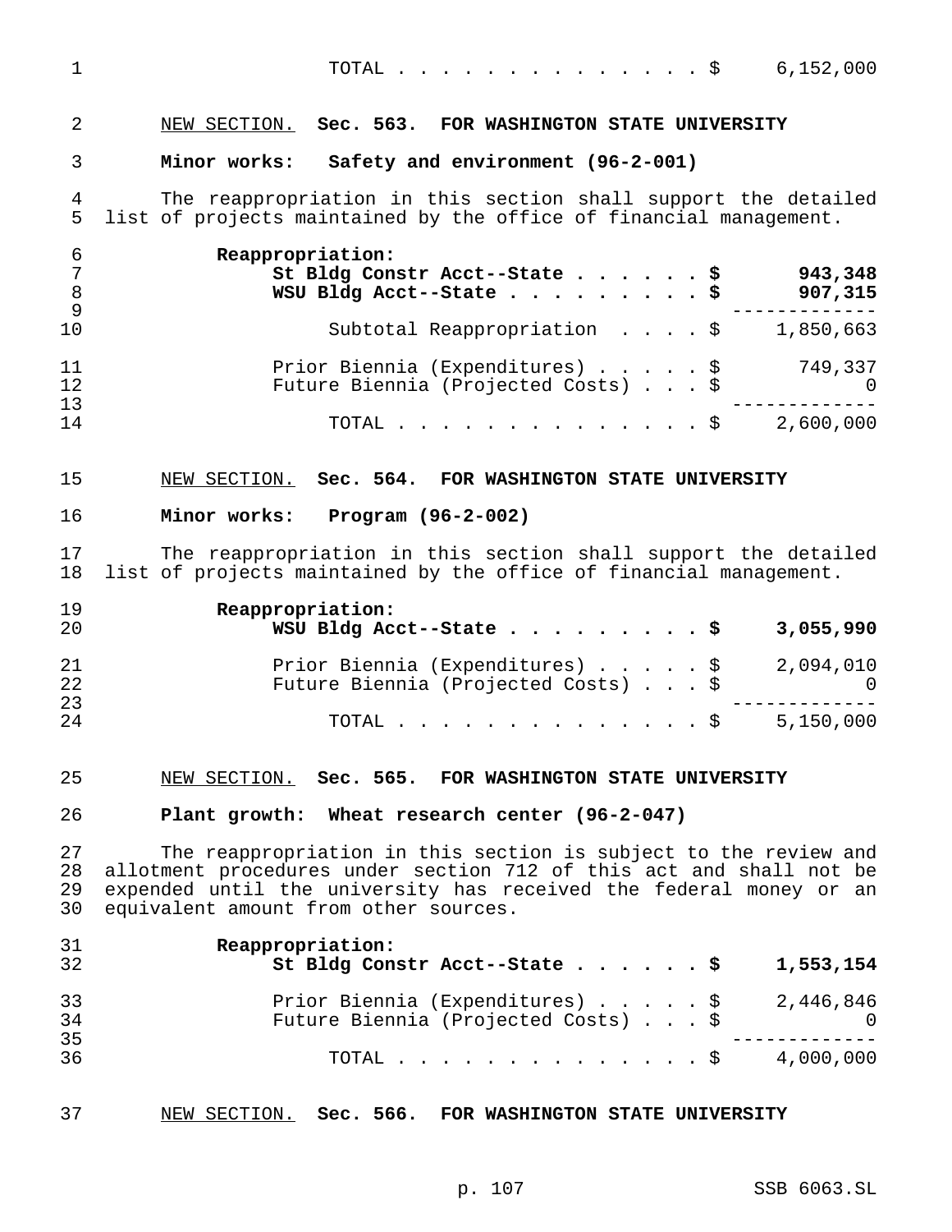TOTAL . . . . . . . . . . . . . . . $ 6,152,000

NEW SECTION. **Sec. 563. FOR WASHINGTON STATE UNIVERSITY**

**Minor works: Safety and environment (96-2-001)**

The reappropriation in this section shall support the detailed list of projects maintained by the office of financial management.

| | |
|---|---|
| **Reappropriation:** | |
| **St Bldg Constr Acct--State . . . . . . $** | **943,348** |
| **WSU Bldg Acct--State . . . . . . . . . $** | **907,315** |
| Subtotal Reappropriation . . . . $ | 1,850,663 |
| Prior Biennia (Expenditures) . . . . . $ | 749,337 |
| Future Biennia (Projected Costs) . . . $ | 0 |
| TOTAL . . . . . . . . . . . . . . . $ | 2,600,000 |

NEW SECTION. **Sec. 564. FOR WASHINGTON STATE UNIVERSITY**

**Minor works: Program (96-2-002)**

The reappropriation in this section shall support the detailed list of projects maintained by the office of financial management.

| | |
|---|---|
| **Reappropriation:** | |
| **WSU Bldg Acct--State . . . . . . . . . $** | **3,055,990** |
| Prior Biennia (Expenditures) . . . . . $ | 2,094,010 |
| Future Biennia (Projected Costs) . . . $ | 0 |
| TOTAL . . . . . . . . . . . . . . . $ | 5,150,000 |

NEW SECTION. **Sec. 565. FOR WASHINGTON STATE UNIVERSITY**

**Plant growth: Wheat research center (96-2-047)**

The reappropriation in this section is subject to the review and allotment procedures under section 712 of this act and shall not be expended until the university has received the federal money or an equivalent amount from other sources.

| | |
|---|---|
| **Reappropriation:** | |
| **St Bldg Constr Acct--State . . . . . . $** | **1,553,154** |
| Prior Biennia (Expenditures) . . . . . $ | 2,446,846 |
| Future Biennia (Projected Costs) . . . $ | 0 |
| TOTAL . . . . . . . . . . . . . . . $ | 4,000,000 |

NEW SECTION. **Sec. 566. FOR WASHINGTON STATE UNIVERSITY**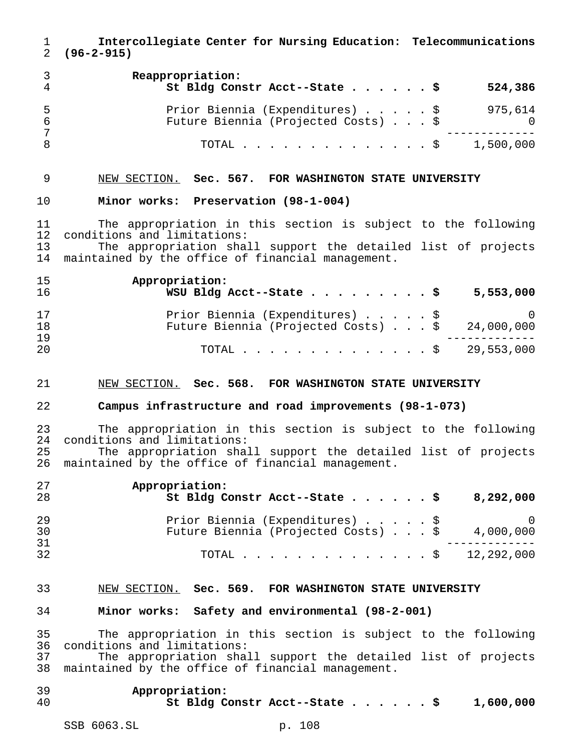**Intercollegiate Center for Nursing Education: Telecommunications (96-2-915)**

**Reappropriation:**

| | |
|---|---|
| **St Bldg Constr Acct--State . . . . . . $** | **524,386** |
| Prior Biennia (Expenditures) . . . . . $ | 975,614 |
| Future Biennia (Projected Costs) . . . $ | 0 |
| TOTAL . . . . . . . . . . . . . . . $ | 1,500,000 |

NEW SECTION. **Sec. 567. FOR WASHINGTON STATE UNIVERSITY**

**Minor works: Preservation (98-1-004)**

The appropriation in this section is subject to the following conditions and limitations:

The appropriation shall support the detailed list of projects maintained by the office of financial management.

**Appropriation:**

| | |
|---|---|
| **WSU Bldg Acct--State . . . . . . . . . $** | **5,553,000** |
| Prior Biennia (Expenditures) . . . . . $ | 0 |
| Future Biennia (Projected Costs) . . . $ | 24,000,000 |
| TOTAL . . . . . . . . . . . . . . . $ | 29,553,000 |

NEW SECTION. **Sec. 568. FOR WASHINGTON STATE UNIVERSITY**

**Campus infrastructure and road improvements (98-1-073)**

The appropriation in this section is subject to the following conditions and limitations:

The appropriation shall support the detailed list of projects maintained by the office of financial management.

**Appropriation:**

| | |
|---|---|
| **St Bldg Constr Acct--State . . . . . . $** | **8,292,000** |
| Prior Biennia (Expenditures) . . . . . $ | 0 |
| Future Biennia (Projected Costs) . . . $ | 4,000,000 |
| TOTAL . . . . . . . . . . . . . . . $ | 12,292,000 |

NEW SECTION. **Sec. 569. FOR WASHINGTON STATE UNIVERSITY**

**Minor works: Safety and environmental (98-2-001)**

The appropriation in this section is subject to the following conditions and limitations:

The appropriation shall support the detailed list of projects maintained by the office of financial management.

**Appropriation:**

| | |
|---|---|
| **St Bldg Constr Acct--State . . . . . . $** | **1,600,000** |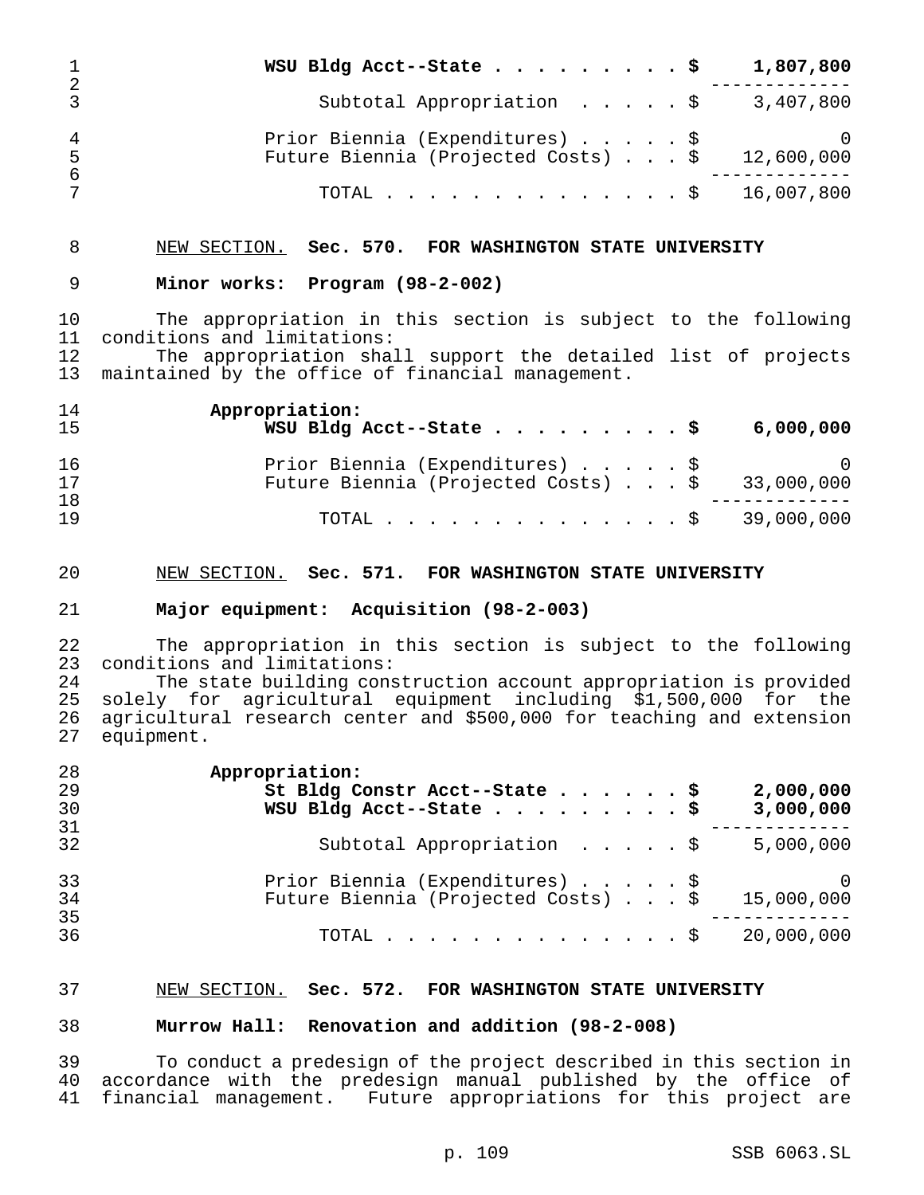| | |
|---|---|
| **WSU Bldg Acct--State** | **$ 1,807,800** |
| Subtotal Appropriation | $ 3,407,800 |
| Prior Biennia (Expenditures) | $ 0 |
| Future Biennia (Projected Costs) | $ 12,600,000 |
| TOTAL | $ 16,007,800 |

NEW SECTION. **Sec. 570. FOR WASHINGTON STATE UNIVERSITY**

**Minor works: Program (98-2-002)**

The appropriation in this section is subject to the following conditions and limitations:

The appropriation shall support the detailed list of projects maintained by the office of financial management.

**Appropriation:**

| | |
|---|---|
| **WSU Bldg Acct--State** | **$ 6,000,000** |
| Prior Biennia (Expenditures) | $ 0 |
| Future Biennia (Projected Costs) | $ 33,000,000 |
| TOTAL | $ 39,000,000 |

NEW SECTION. **Sec. 571. FOR WASHINGTON STATE UNIVERSITY**

**Major equipment: Acquisition (98-2-003)**

The appropriation in this section is subject to the following conditions and limitations:

The state building construction account appropriation is provided solely for agricultural equipment including $1,500,000 for the agricultural research center and $500,000 for teaching and extension equipment.

**Appropriation:**

| | |
|---|---|
| **St Bldg Constr Acct--State** | **$ 2,000,000** |
| **WSU Bldg Acct--State** | **$ 3,000,000** |
| Subtotal Appropriation | $ 5,000,000 |
| Prior Biennia (Expenditures) | $ 0 |
| Future Biennia (Projected Costs) | $ 15,000,000 |
| TOTAL | $ 20,000,000 |

NEW SECTION. **Sec. 572. FOR WASHINGTON STATE UNIVERSITY**

**Murrow Hall: Renovation and addition (98-2-008)**

To conduct a predesign of the project described in this section in accordance with the predesign manual published by the office of financial management. Future appropriations for this project are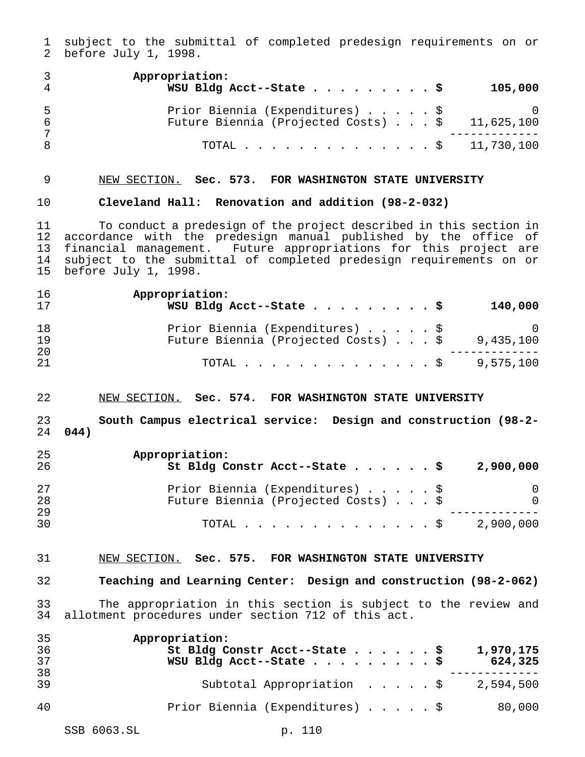subject to the submittal of completed predesign requirements on or before July 1, 1998.

| Appropriation: | |
|---|---|
| **WSU Bldg Acct--State** | **$ 105,000** |
| Prior Biennia (Expenditures) | $ 0 |
| Future Biennia (Projected Costs) | $ 11,625,100 |
| TOTAL | $ 11,730,100 |

NEW SECTION. **Sec. 573. FOR WASHINGTON STATE UNIVERSITY**

**Cleveland Hall: Renovation and addition (98-2-032)**

To conduct a predesign of the project described in this section in accordance with the predesign manual published by the office of financial management. Future appropriations for this project are subject to the submittal of completed predesign requirements on or before July 1, 1998.

| Appropriation: | |
|---|---|
| **WSU Bldg Acct--State** | **$ 140,000** |
| Prior Biennia (Expenditures) | $ 0 |
| Future Biennia (Projected Costs) | $ 9,435,100 |
| TOTAL | $ 9,575,100 |

NEW SECTION. **Sec. 574. FOR WASHINGTON STATE UNIVERSITY**

**South Campus electrical service: Design and construction (98-2-044)**

| Appropriation: | |
|---|---|
| **St Bldg Constr Acct--State** | **$ 2,900,000** |
| Prior Biennia (Expenditures) | $ 0 |
| Future Biennia (Projected Costs) | $ 0 |
| TOTAL | $ 2,900,000 |

NEW SECTION. **Sec. 575. FOR WASHINGTON STATE UNIVERSITY**

**Teaching and Learning Center: Design and construction (98-2-062)**

The appropriation in this section is subject to the review and allotment procedures under section 712 of this act.

| Appropriation: | |
|---|---|
| **St Bldg Constr Acct--State** | **$ 1,970,175** |
| **WSU Bldg Acct--State** | **$ 624,325** |
| Subtotal Appropriation | $ 2,594,500 |
| Prior Biennia (Expenditures) | $ 80,000 |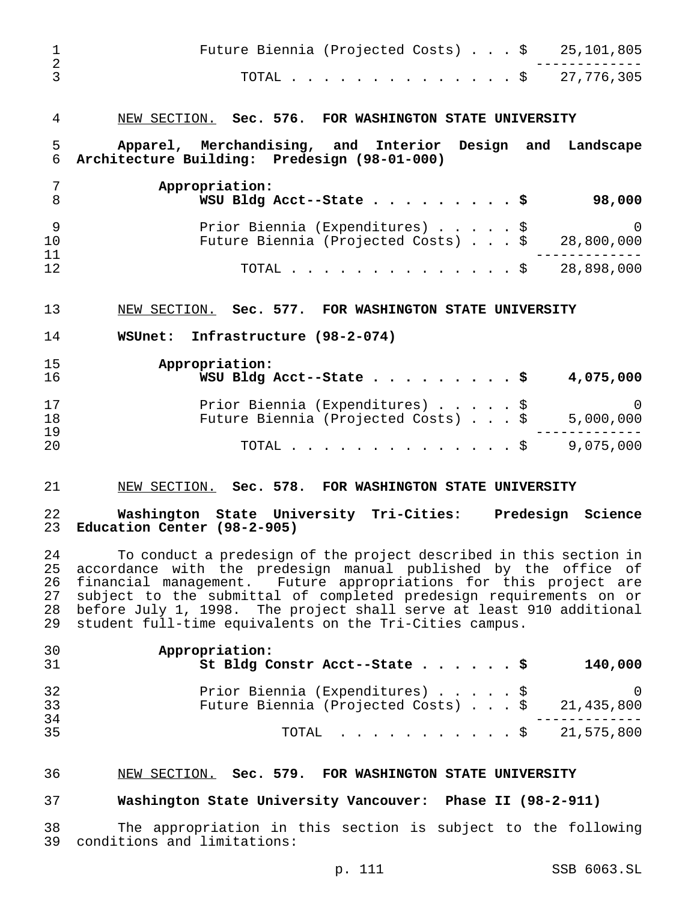| | |
|---|---:|
| Future Biennia (Projected Costs) . . . $ | 25,101,805 |
| TOTAL . . . . . . . . . . . . . . . $ | 27,776,305 |

NEW SECTION. **Sec. 576. FOR WASHINGTON STATE UNIVERSITY**

**Apparel, Merchandising, and Interior Design and Landscape Architecture Building: Predesign (98-01-000)**

| | |
|---|---:|
| **Appropriation:** | |
| **WSU Bldg Acct--State . . . . . . . . . $** | **98,000** |
| Prior Biennia (Expenditures) . . . . . $ | 0 |
| Future Biennia (Projected Costs) . . . $ | 28,800,000 |
| TOTAL . . . . . . . . . . . . . . . $ | 28,898,000 |

NEW SECTION. **Sec. 577. FOR WASHINGTON STATE UNIVERSITY**

**WSUnet: Infrastructure (98-2-074)**

| | |
|---|---:|
| **Appropriation:** | |
| **WSU Bldg Acct--State . . . . . . . . . $** | **4,075,000** |
| Prior Biennia (Expenditures) . . . . . $ | 0 |
| Future Biennia (Projected Costs) . . . $ | 5,000,000 |
| TOTAL . . . . . . . . . . . . . . . $ | 9,075,000 |

NEW SECTION. **Sec. 578. FOR WASHINGTON STATE UNIVERSITY**

**Washington State University Tri-Cities: Predesign Science Education Center (98-2-905)**

To conduct a predesign of the project described in this section in accordance with the predesign manual published by the office of financial management. Future appropriations for this project are subject to the submittal of completed predesign requirements on or before July 1, 1998. The project shall serve at least 910 additional student full-time equivalents on the Tri-Cities campus.

| | |
|---|---:|
| **Appropriation:** | |
| **St Bldg Constr Acct--State . . . . . . $** | **140,000** |
| Prior Biennia (Expenditures) . . . . . $ | 0 |
| Future Biennia (Projected Costs) . . . $ | 21,435,800 |
| TOTAL . . . . . . . . . . . $ | 21,575,800 |

NEW SECTION. **Sec. 579. FOR WASHINGTON STATE UNIVERSITY**

**Washington State University Vancouver: Phase II (98-2-911)**

The appropriation in this section is subject to the following conditions and limitations: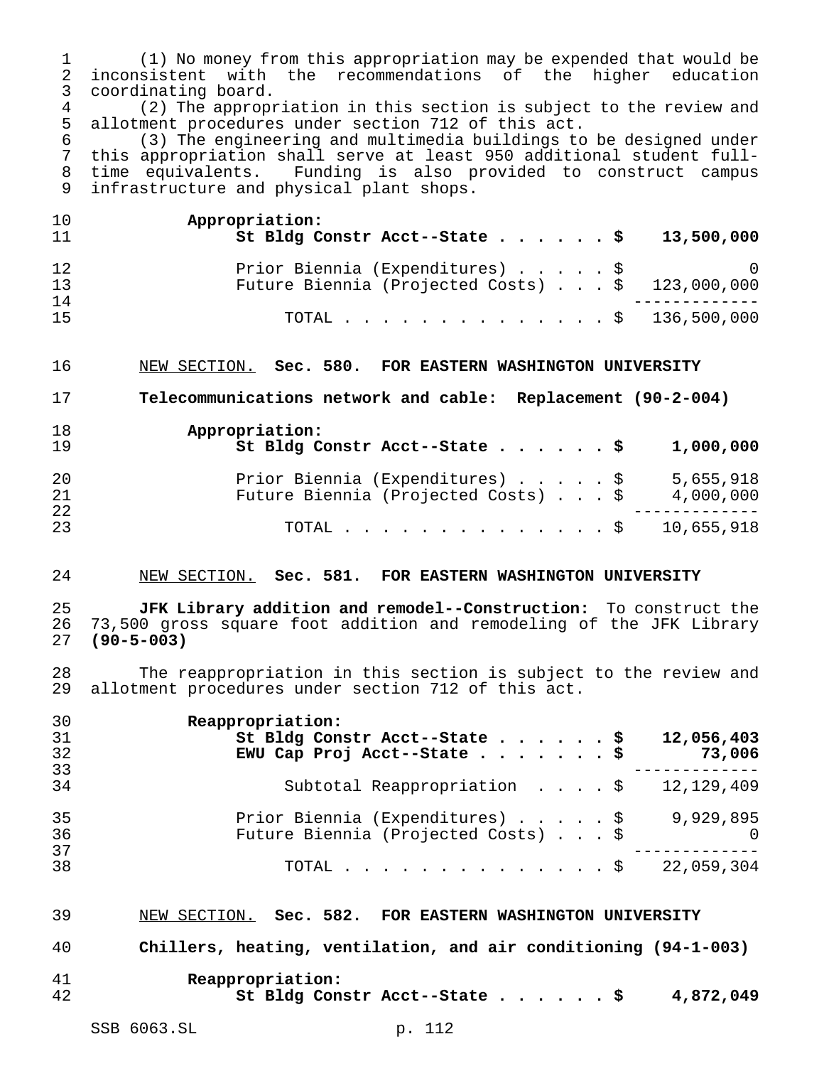(1) No money from this appropriation may be expended that would be inconsistent with the recommendations of the higher education coordinating board.

(2) The appropriation in this section is subject to the review and allotment procedures under section 712 of this act.

(3) The engineering and multimedia buildings to be designed under this appropriation shall serve at least 950 additional student full-time equivalents. Funding is also provided to construct campus infrastructure and physical plant shops.

| | |
|---|---|
| **Appropriation:** | |
| **St Bldg Constr Acct--State . . . . . . $** | **13,500,000** |
| Prior Biennia (Expenditures) . . . . . $ | 0 |
| Future Biennia (Projected Costs) . . . $ | 123,000,000 |
| TOTAL . . . . . . . . . . . . . . . $ | 136,500,000 |

NEW SECTION. **Sec. 580. FOR EASTERN WASHINGTON UNIVERSITY**

**Telecommunications network and cable: Replacement (90-2-004)**

| | |
|---|---|
| **Appropriation:** | |
| **St Bldg Constr Acct--State . . . . . . $** | **1,000,000** |
| Prior Biennia (Expenditures) . . . . . $ | 5,655,918 |
| Future Biennia (Projected Costs) . . . $ | 4,000,000 |
| TOTAL . . . . . . . . . . . . . . . $ | 10,655,918 |

NEW SECTION. **Sec. 581. FOR EASTERN WASHINGTON UNIVERSITY**

**JFK Library addition and remodel--Construction:** To construct the 73,500 gross square foot addition and remodeling of the JFK Library **(90-5-003)**

The reappropriation in this section is subject to the review and allotment procedures under section 712 of this act.

| | |
|---|---|
| **Reappropriation:** | |
| **St Bldg Constr Acct--State . . . . . . $** | **12,056,403** |
| **EWU Cap Proj Acct--State . . . . . . . $** | **73,006** |
| Subtotal Reappropriation . . . . $ | 12,129,409 |
| Prior Biennia (Expenditures) . . . . . $ | 9,929,895 |
| Future Biennia (Projected Costs) . . . $ | 0 |
| TOTAL . . . . . . . . . . . . . . . $ | 22,059,304 |

NEW SECTION. **Sec. 582. FOR EASTERN WASHINGTON UNIVERSITY**

**Chillers, heating, ventilation, and air conditioning (94-1-003)**

| | |
|---|---|
| **Reappropriation:** | |
| **St Bldg Constr Acct--State . . . . . . $** | **4,872,049** |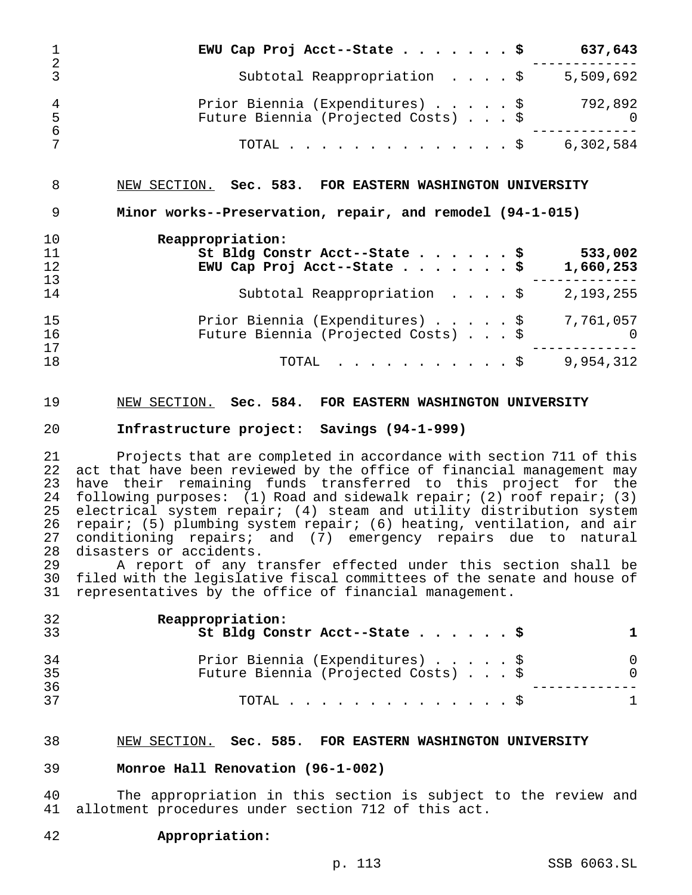| | |
|---|---|
| **EWU Cap Proj Acct--State . . . . . . . $** | **637,643** |
| Subtotal Reappropriation . . . . $ | 5,509,692 |
| Prior Biennia (Expenditures) . . . . . $ | 792,892 |
| Future Biennia (Projected Costs) . . . $ | 0 |
| TOTAL . . . . . . . . . . . . . . $ | 6,302,584 |

NEW SECTION. **Sec. 583. FOR EASTERN WASHINGTON UNIVERSITY**

**Minor works--Preservation, repair, and remodel (94-1-015)**

**Reappropriation:**

| | |
|---|---|
| **St Bldg Constr Acct--State . . . . . . $** | **533,002** |
| **EWU Cap Proj Acct--State . . . . . . . $** | **1,660,253** |
| Subtotal Reappropriation . . . . $ | 2,193,255 |
| Prior Biennia (Expenditures) . . . . . $ | 7,761,057 |
| Future Biennia (Projected Costs) . . . $ | 0 |
| TOTAL . . . . . . . . . . . $ | 9,954,312 |

NEW SECTION. **Sec. 584. FOR EASTERN WASHINGTON UNIVERSITY**

**Infrastructure project: Savings (94-1-999)**

Projects that are completed in accordance with section 711 of this act that have been reviewed by the office of financial management may have their remaining funds transferred to this project for the following purposes: (1) Road and sidewalk repair; (2) roof repair; (3) electrical system repair; (4) steam and utility distribution system repair; (5) plumbing system repair; (6) heating, ventilation, and air conditioning repairs; and (7) emergency repairs due to natural disasters or accidents.

A report of any transfer effected under this section shall be filed with the legislative fiscal committees of the senate and house of representatives by the office of financial management.

**Reappropriation:**

| | |
|---|---|
| **St Bldg Constr Acct--State . . . . . . $** | **1** |
| Prior Biennia (Expenditures) . . . . . $ | 0 |
| Future Biennia (Projected Costs) . . . $ | 0 |
| TOTAL . . . . . . . . . . . . . . $ | 1 |

NEW SECTION. **Sec. 585. FOR EASTERN WASHINGTON UNIVERSITY**

**Monroe Hall Renovation (96-1-002)**

The appropriation in this section is subject to the review and allotment procedures under section 712 of this act.

**Appropriation:**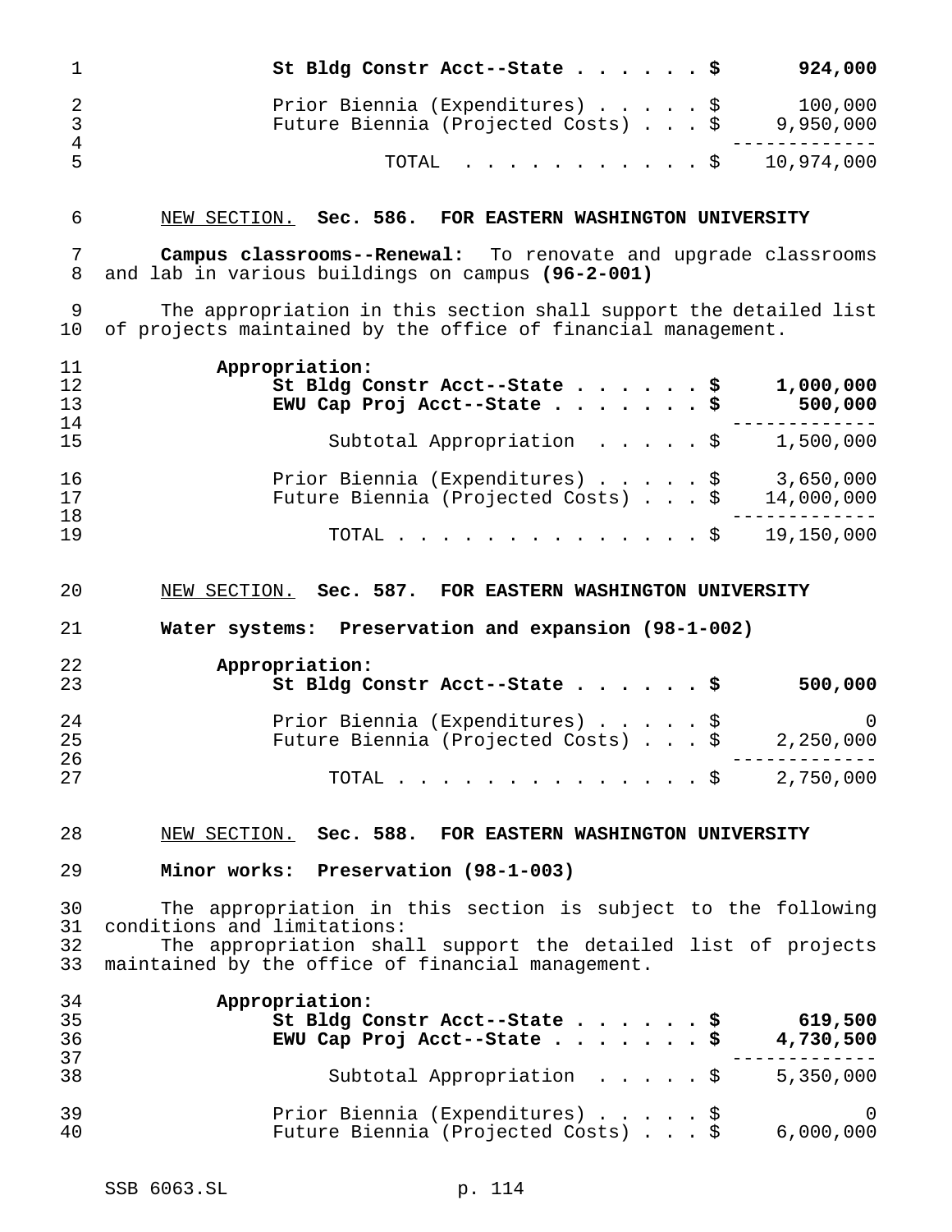| | |
|---|---|
| **St Bldg Constr Acct--State . . . . . . $** | **924,000** |
| Prior Biennia (Expenditures) . . . . . $ | 100,000 |
| Future Biennia (Projected Costs) . . . $ | 9,950,000 |
| TOTAL . . . . . . . . . . . . $ | 10,974,000 |

NEW SECTION. **Sec. 586. FOR EASTERN WASHINGTON UNIVERSITY**

**Campus classrooms--Renewal:** To renovate and upgrade classrooms and lab in various buildings on campus **(96-2-001)**

The appropriation in this section shall support the detailed list of projects maintained by the office of financial management.

**Appropriation:**

| | |
|---|---|
| **St Bldg Constr Acct--State . . . . . . $** | **1,000,000** |
| **EWU Cap Proj Acct--State . . . . . . . $** | **500,000** |
| Subtotal Appropriation . . . . . $ | 1,500,000 |
| Prior Biennia (Expenditures) . . . . . $ | 3,650,000 |
| Future Biennia (Projected Costs) . . . $ | 14,000,000 |
| TOTAL . . . . . . . . . . . . . . . $ | 19,150,000 |

NEW SECTION. **Sec. 587. FOR EASTERN WASHINGTON UNIVERSITY**

**Water systems: Preservation and expansion (98-1-002)**

**Appropriation:**

| | |
|---|---|
| **St Bldg Constr Acct--State . . . . . . $** | **500,000** |
| Prior Biennia (Expenditures) . . . . . $ | 0 |
| Future Biennia (Projected Costs) . . . $ | 2,250,000 |
| TOTAL . . . . . . . . . . . . . . . $ | 2,750,000 |

NEW SECTION. **Sec. 588. FOR EASTERN WASHINGTON UNIVERSITY**

**Minor works: Preservation (98-1-003)**

The appropriation in this section is subject to the following conditions and limitations:

The appropriation shall support the detailed list of projects maintained by the office of financial management.

**Appropriation:**

| | |
|---|---|
| **St Bldg Constr Acct--State . . . . . . $** | **619,500** |
| **EWU Cap Proj Acct--State . . . . . . . $** | **4,730,500** |
| Subtotal Appropriation . . . . . $ | 5,350,000 |
| Prior Biennia (Expenditures) . . . . . $ | 0 |
| Future Biennia (Projected Costs) . . . $ | 6,000,000 |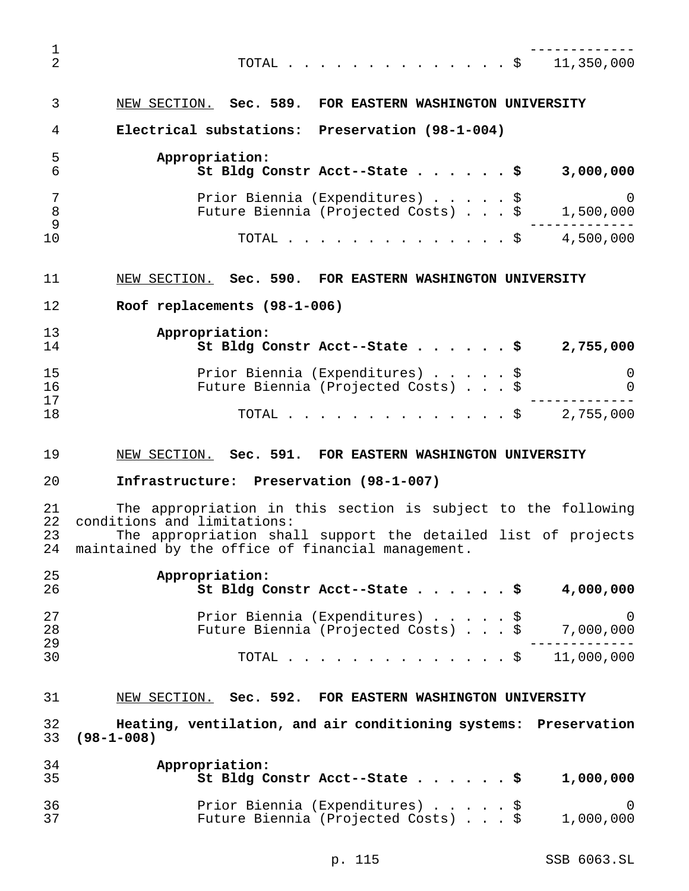| | |
|---|---|
| TOTAL . . . . . . . . . . . . . . . $ | 11,350,000 |

NEW SECTION. **Sec. 589. FOR EASTERN WASHINGTON UNIVERSITY**

**Electrical substations: Preservation (98-1-004)**

**Appropriation:**

| | |
|---|---|
| **St Bldg Constr Acct--State . . . . . . $** | **3,000,000** |
| Prior Biennia (Expenditures) . . . . . $ | 0 |
| Future Biennia (Projected Costs) . . . $ | 1,500,000 |
| TOTAL . . . . . . . . . . . . . . . $ | 4,500,000 |

NEW SECTION. **Sec. 590. FOR EASTERN WASHINGTON UNIVERSITY**

**Roof replacements (98-1-006)**

**Appropriation:**

| | |
|---|---|
| **St Bldg Constr Acct--State . . . . . . $** | **2,755,000** |
| Prior Biennia (Expenditures) . . . . . $ | 0 |
| Future Biennia (Projected Costs) . . . $ | 0 |
| TOTAL . . . . . . . . . . . . . . . $ | 2,755,000 |

NEW SECTION. **Sec. 591. FOR EASTERN WASHINGTON UNIVERSITY**

**Infrastructure: Preservation (98-1-007)**

The appropriation in this section is subject to the following conditions and limitations:

The appropriation shall support the detailed list of projects maintained by the office of financial management.

**Appropriation:**

| | |
|---|---|
| **St Bldg Constr Acct--State . . . . . . $** | **4,000,000** |
| Prior Biennia (Expenditures) . . . . . $ | 0 |
| Future Biennia (Projected Costs) . . . $ | 7,000,000 |
| TOTAL . . . . . . . . . . . . . . . $ | 11,000,000 |

NEW SECTION. **Sec. 592. FOR EASTERN WASHINGTON UNIVERSITY**

**Heating, ventilation, and air conditioning systems: Preservation (98-1-008)**

**Appropriation:**

| | |
|---|---|
| **St Bldg Constr Acct--State . . . . . . $** | **1,000,000** |
| Prior Biennia (Expenditures) . . . . . $ | 0 |
| Future Biennia (Projected Costs) . . . $ | 1,000,000 |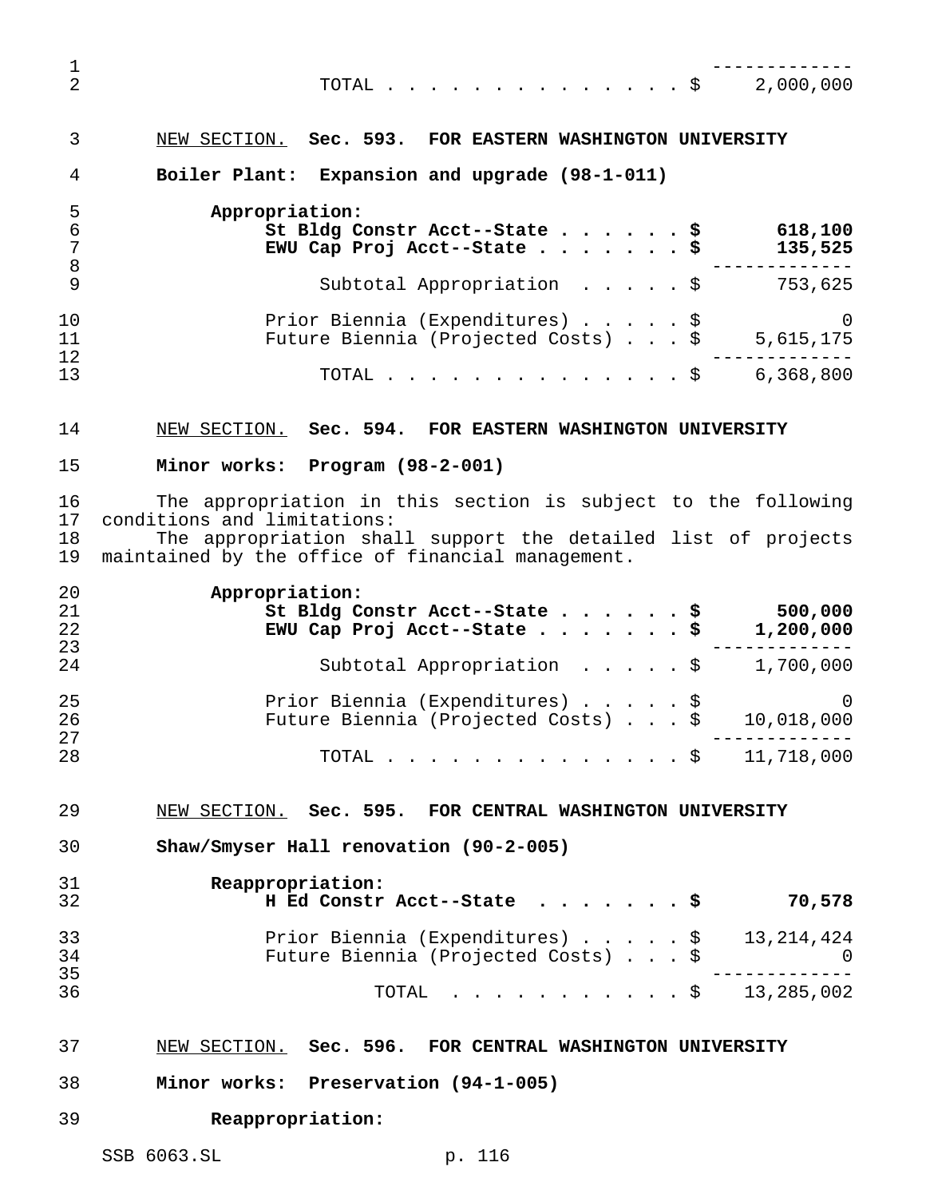| | |
|---|---|
| TOTAL | $ 2,000,000 |

NEW SECTION. **Sec. 593. FOR EASTERN WASHINGTON UNIVERSITY**

**Boiler Plant: Expansion and upgrade (98-1-011)**

| | |
|---|---|
| **Appropriation:** | |
| **St Bldg Constr Acct--State** | **$ 618,100** |
| **EWU Cap Proj Acct--State** | **$ 135,525** |
| Subtotal Appropriation | $ 753,625 |
| Prior Biennia (Expenditures) | $ 0 |
| Future Biennia (Projected Costs) | $ 5,615,175 |
| TOTAL | $ 6,368,800 |

NEW SECTION. **Sec. 594. FOR EASTERN WASHINGTON UNIVERSITY**

**Minor works: Program (98-2-001)**

The appropriation in this section is subject to the following conditions and limitations:

The appropriation shall support the detailed list of projects maintained by the office of financial management.

| | |
|---|---|
| **Appropriation:** | |
| **St Bldg Constr Acct--State** | **$ 500,000** |
| **EWU Cap Proj Acct--State** | **$ 1,200,000** |
| Subtotal Appropriation | $ 1,700,000 |
| Prior Biennia (Expenditures) | $ 0 |
| Future Biennia (Projected Costs) | $ 10,018,000 |
| TOTAL | $ 11,718,000 |

NEW SECTION. **Sec. 595. FOR CENTRAL WASHINGTON UNIVERSITY**

**Shaw/Smyser Hall renovation (90-2-005)**

| | |
|---|---|
| **Reappropriation:** | |
| **H Ed Constr Acct--State** | **$ 70,578** |
| Prior Biennia (Expenditures) | $ 13,214,424 |
| Future Biennia (Projected Costs) | $ 0 |
| TOTAL | $ 13,285,002 |

NEW SECTION. **Sec. 596. FOR CENTRAL WASHINGTON UNIVERSITY**

**Minor works: Preservation (94-1-005)**

**Reappropriation:**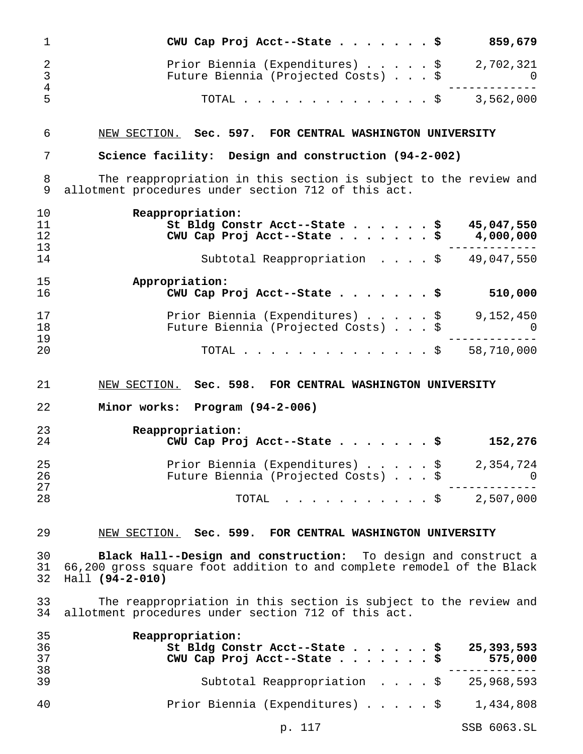| | |
|---|---|
| **CWU Cap Proj Acct--State . . . . . . . $** | **859,679** |
| Prior Biennia (Expenditures) . . . . . $ | 2,702,321 |
| Future Biennia (Projected Costs) . . . $ | 0 |
| TOTAL . . . . . . . . . . . . . . $ | 3,562,000 |

NEW SECTION. **Sec. 597. FOR CENTRAL WASHINGTON UNIVERSITY**

**Science facility: Design and construction (94-2-002)**

The reappropriation in this section is subject to the review and allotment procedures under section 712 of this act.

| | |
|---|---|
| **Reappropriation:** | |
| **St Bldg Constr Acct--State . . . . . . $** | **45,047,550** |
| **CWU Cap Proj Acct--State . . . . . . . $** | **4,000,000** |
| Subtotal Reappropriation . . . . $ | 49,047,550 |
| **Appropriation:** | |
| **CWU Cap Proj Acct--State . . . . . . . $** | **510,000** |
| Prior Biennia (Expenditures) . . . . . $ | 9,152,450 |
| Future Biennia (Projected Costs) . . . $ | 0 |
| TOTAL . . . . . . . . . . . . . . $ | 58,710,000 |

NEW SECTION. **Sec. 598. FOR CENTRAL WASHINGTON UNIVERSITY**

**Minor works: Program (94-2-006)**

| | |
|---|---|
| **Reappropriation:** | |
| **CWU Cap Proj Acct--State . . . . . . . $** | **152,276** |
| Prior Biennia (Expenditures) . . . . . $ | 2,354,724 |
| Future Biennia (Projected Costs) . . . $ | 0 |
| TOTAL . . . . . . . . . . . $ | 2,507,000 |

NEW SECTION. **Sec. 599. FOR CENTRAL WASHINGTON UNIVERSITY**

**Black Hall--Design and construction:** To design and construct a 66,200 gross square foot addition to and complete remodel of the Black Hall **(94-2-010)**

The reappropriation in this section is subject to the review and allotment procedures under section 712 of this act.

| | |
|---|---|
| **Reappropriation:** | |
| **St Bldg Constr Acct--State . . . . . . $** | **25,393,593** |
| **CWU Cap Proj Acct--State . . . . . . . $** | **575,000** |
| Subtotal Reappropriation . . . . $ | 25,968,593 |
| Prior Biennia (Expenditures) . . . . . $ | 1,434,808 |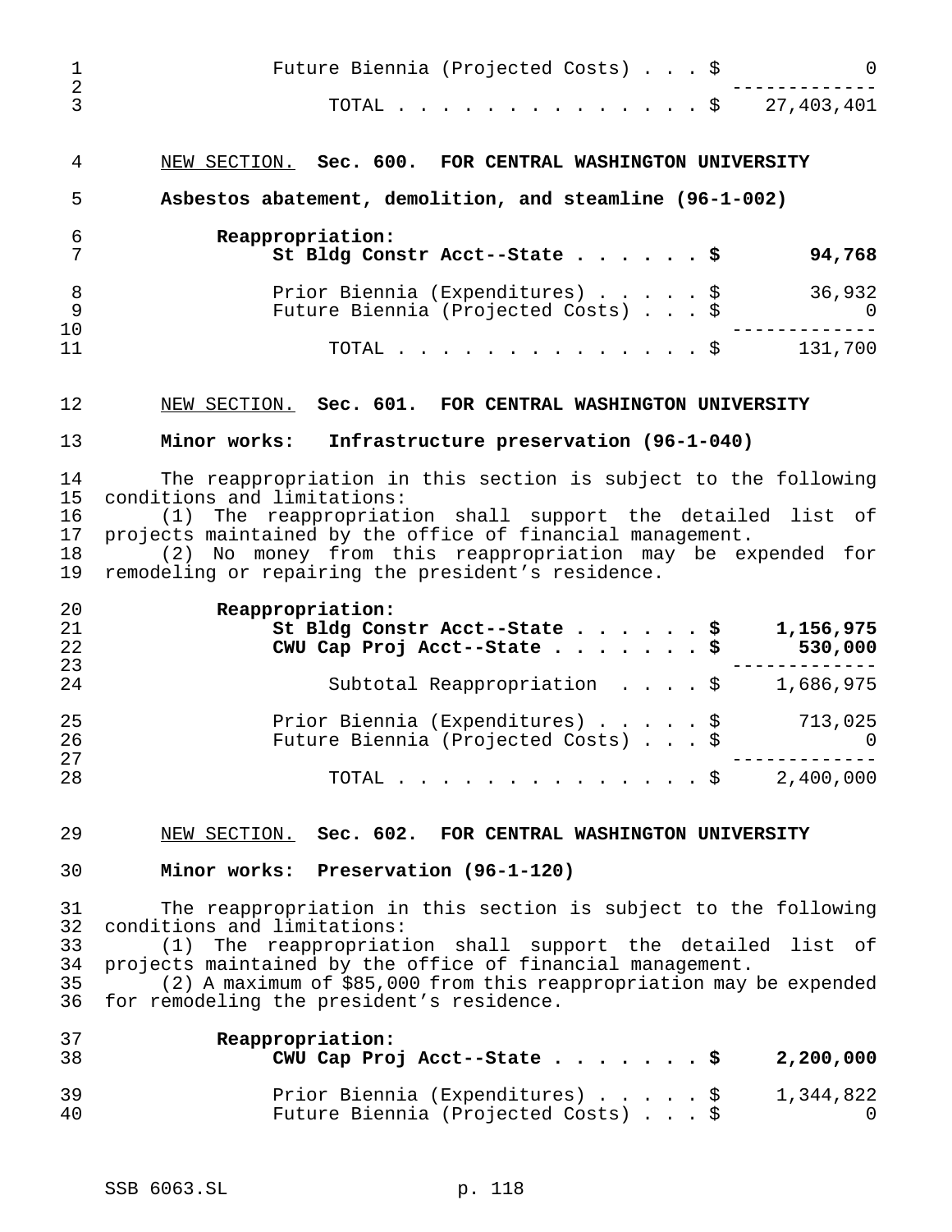| | |
|---|---|
| Future Biennia (Projected Costs) . . . $ | 0 |
| TOTAL . . . . . . . . . . . . . . $ | 27,403,401 |

NEW SECTION. **Sec. 600. FOR CENTRAL WASHINGTON UNIVERSITY**

**Asbestos abatement, demolition, and steamline (96-1-002)**

| | |
|---|---|
| **Reappropriation:** | |
| **St Bldg Constr Acct--State . . . . . . $** | **94,768** |
| Prior Biennia (Expenditures) . . . . . $ | 36,932 |
| Future Biennia (Projected Costs) . . . $ | 0 |
| TOTAL . . . . . . . . . . . . . . $ | 131,700 |

NEW SECTION. **Sec. 601. FOR CENTRAL WASHINGTON UNIVERSITY**

**Minor works: Infrastructure preservation (96-1-040)**

The reappropriation in this section is subject to the following conditions and limitations:

(1) The reappropriation shall support the detailed list of projects maintained by the office of financial management.

(2) No money from this reappropriation may be expended for remodeling or repairing the president's residence.

| | |
|---|---|
| **Reappropriation:** | |
| **St Bldg Constr Acct--State . . . . . . $** | **1,156,975** |
| **CWU Cap Proj Acct--State . . . . . . . $** | **530,000** |
| Subtotal Reappropriation . . . . $ | 1,686,975 |
| Prior Biennia (Expenditures) . . . . . $ | 713,025 |
| Future Biennia (Projected Costs) . . . $ | 0 |
| TOTAL . . . . . . . . . . . . . . $ | 2,400,000 |

NEW SECTION. **Sec. 602. FOR CENTRAL WASHINGTON UNIVERSITY**

**Minor works: Preservation (96-1-120)**

The reappropriation in this section is subject to the following conditions and limitations:

(1) The reappropriation shall support the detailed list of projects maintained by the office of financial management.

(2) A maximum of $85,000 from this reappropriation may be expended for remodeling the president's residence.

| | |
|---|---|
| **Reappropriation:** | |
| **CWU Cap Proj Acct--State . . . . . . . $** | **2,200,000** |
| Prior Biennia (Expenditures) . . . . . $ | 1,344,822 |
| Future Biennia (Projected Costs) . . . $ | 0 |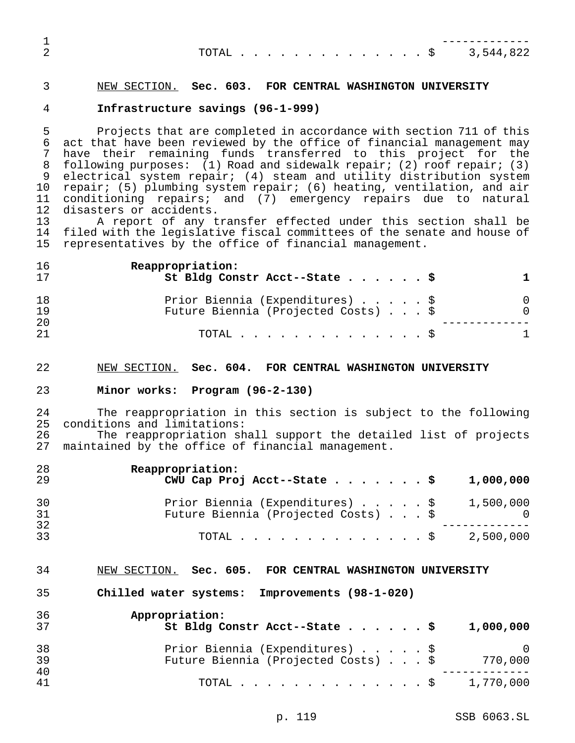| | |
|---|---|
| TOTAL | $ 3,544,822 |

NEW SECTION. **Sec. 603. FOR CENTRAL WASHINGTON UNIVERSITY**

**Infrastructure savings (96-1-999)**

Projects that are completed in accordance with section 711 of this act that have been reviewed by the office of financial management may have their remaining funds transferred to this project for the following purposes: (1) Road and sidewalk repair; (2) roof repair; (3) electrical system repair; (4) steam and utility distribution system repair; (5) plumbing system repair; (6) heating, ventilation, and air conditioning repairs; and (7) emergency repairs due to natural disasters or accidents.

A report of any transfer effected under this section shall be filed with the legislative fiscal committees of the senate and house of representatives by the office of financial management.

| | |
|---|---|
| **Reappropriation:** | |
| **St Bldg Constr Acct--State** | **$ 1** |
| Prior Biennia (Expenditures) | $ 0 |
| Future Biennia (Projected Costs) | $ 0 |
| TOTAL | $ 1 |

NEW SECTION. **Sec. 604. FOR CENTRAL WASHINGTON UNIVERSITY**

**Minor works: Program (96-2-130)**

The reappropriation in this section is subject to the following conditions and limitations:

The reappropriation shall support the detailed list of projects maintained by the office of financial management.

| | |
|---|---|
| **Reappropriation:** | |
| **CWU Cap Proj Acct--State** | **$ 1,000,000** |
| Prior Biennia (Expenditures) | $ 1,500,000 |
| Future Biennia (Projected Costs) | $ 0 |
| TOTAL | $ 2,500,000 |

NEW SECTION. **Sec. 605. FOR CENTRAL WASHINGTON UNIVERSITY**

**Chilled water systems: Improvements (98-1-020)**

| | |
|---|---|
| **Appropriation:** | |
| **St Bldg Constr Acct--State** | **$ 1,000,000** |
| Prior Biennia (Expenditures) | $ 0 |
| Future Biennia (Projected Costs) | $ 770,000 |
| TOTAL | $ 1,770,000 |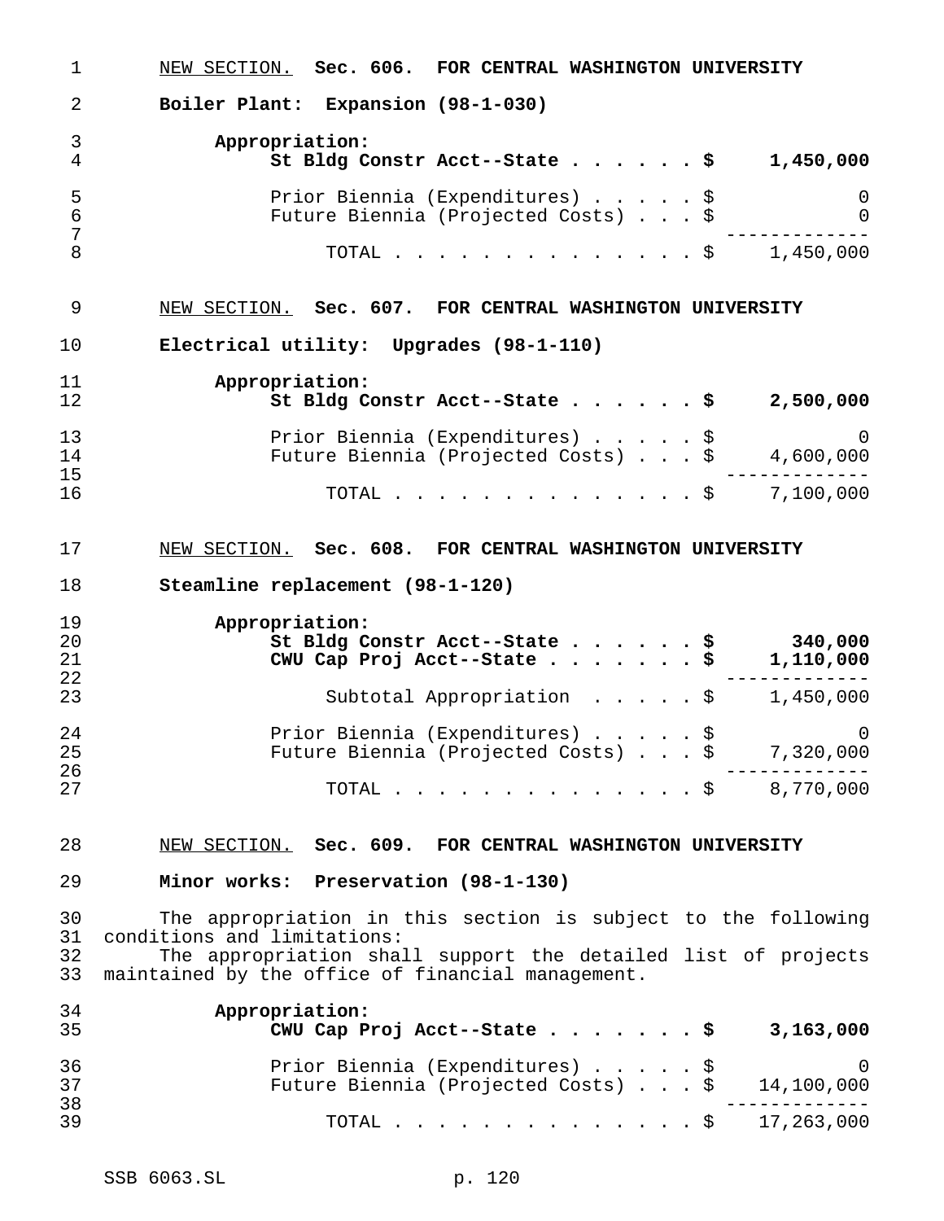NEW SECTION. **Sec. 606. FOR CENTRAL WASHINGTON UNIVERSITY**

**Boiler Plant: Expansion (98-1-030)**

| | |
|---|---|
| **Appropriation:** | |
| **St Bldg Constr Acct--State . . . . . . $** | **1,450,000** |
| Prior Biennia (Expenditures) . . . . . $ | 0 |
| Future Biennia (Projected Costs) . . . $ | 0 |
| TOTAL . . . . . . . . . . . . . . . $ | 1,450,000 |

NEW SECTION. **Sec. 607. FOR CENTRAL WASHINGTON UNIVERSITY**

**Electrical utility: Upgrades (98-1-110)**

| | |
|---|---|
| **Appropriation:** | |
| **St Bldg Constr Acct--State . . . . . . $** | **2,500,000** |
| Prior Biennia (Expenditures) . . . . . $ | 0 |
| Future Biennia (Projected Costs) . . . $ | 4,600,000 |
| TOTAL . . . . . . . . . . . . . . . $ | 7,100,000 |

NEW SECTION. **Sec. 608. FOR CENTRAL WASHINGTON UNIVERSITY**

**Steamline replacement (98-1-120)**

| | |
|---|---|
| **Appropriation:** | |
| **St Bldg Constr Acct--State . . . . . . $** | **340,000** |
| **CWU Cap Proj Acct--State . . . . . . . $** | **1,110,000** |
| Subtotal Appropriation . . . . . $ | 1,450,000 |
| Prior Biennia (Expenditures) . . . . . $ | 0 |
| Future Biennia (Projected Costs) . . . $ | 7,320,000 |
| TOTAL . . . . . . . . . . . . . . . $ | 8,770,000 |

NEW SECTION. **Sec. 609. FOR CENTRAL WASHINGTON UNIVERSITY**

**Minor works: Preservation (98-1-130)**

The appropriation in this section is subject to the following conditions and limitations:

The appropriation shall support the detailed list of projects maintained by the office of financial management.

| | |
|---|---|
| **Appropriation:** | |
| **CWU Cap Proj Acct--State . . . . . . . $** | **3,163,000** |
| Prior Biennia (Expenditures) . . . . . $ | 0 |
| Future Biennia (Projected Costs) . . . $ | 14,100,000 |
| TOTAL . . . . . . . . . . . . . . . $ | 17,263,000 |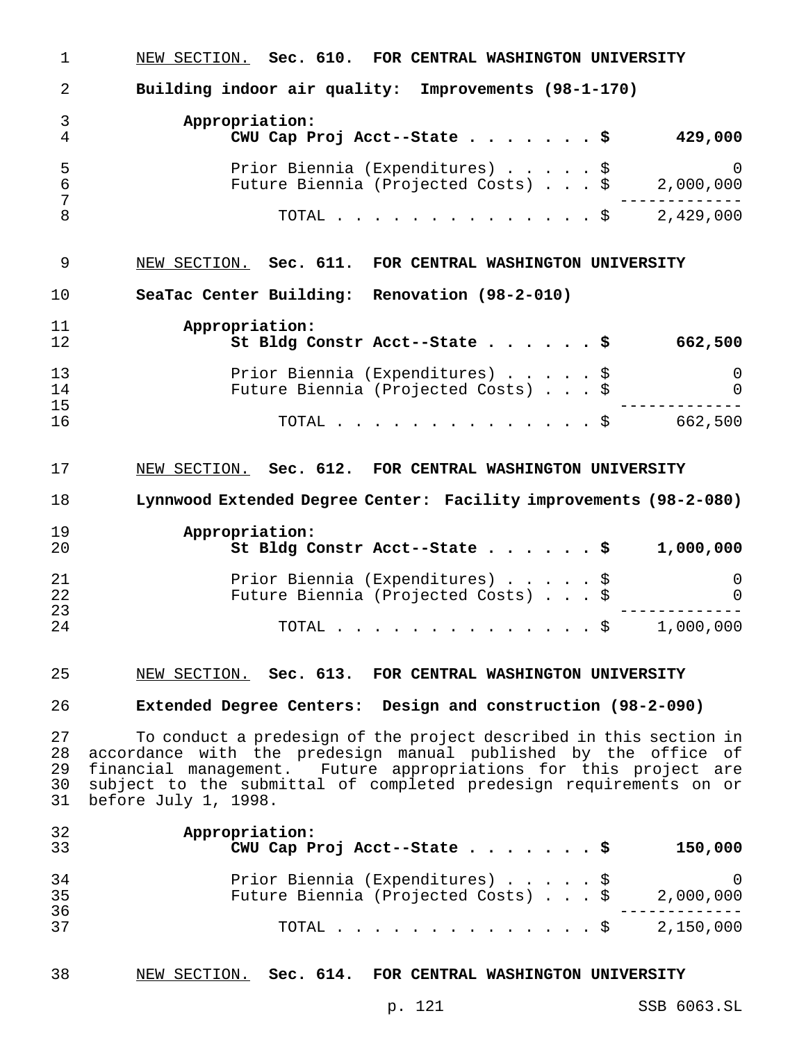NEW SECTION. **Sec. 610. FOR CENTRAL WASHINGTON UNIVERSITY**

**Building indoor air quality: Improvements (98-1-170)**

| | |
|---|---|
| **Appropriation:** | |
| **CWU Cap Proj Acct--State . . . . . . . $** | **429,000** |
| Prior Biennia (Expenditures) . . . . . $ | 0 |
| Future Biennia (Projected Costs) . . . $ | 2,000,000 |
| TOTAL . . . . . . . . . . . . . . . $ | 2,429,000 |

NEW SECTION. **Sec. 611. FOR CENTRAL WASHINGTON UNIVERSITY**

**SeaTac Center Building: Renovation (98-2-010)**

| | |
|---|---|
| **Appropriation:** | |
| **St Bldg Constr Acct--State . . . . . . $** | **662,500** |
| Prior Biennia (Expenditures) . . . . . $ | 0 |
| Future Biennia (Projected Costs) . . . $ | 0 |
| TOTAL . . . . . . . . . . . . . . . $ | 662,500 |

NEW SECTION. **Sec. 612. FOR CENTRAL WASHINGTON UNIVERSITY**

**Lynnwood Extended Degree Center: Facility improvements (98-2-080)**

| | |
|---|---|
| **Appropriation:** | |
| **St Bldg Constr Acct--State . . . . . . $** | **1,000,000** |
| Prior Biennia (Expenditures) . . . . . $ | 0 |
| Future Biennia (Projected Costs) . . . $ | 0 |
| TOTAL . . . . . . . . . . . . . . . $ | 1,000,000 |

NEW SECTION. **Sec. 613. FOR CENTRAL WASHINGTON UNIVERSITY**

**Extended Degree Centers: Design and construction (98-2-090)**

To conduct a predesign of the project described in this section in accordance with the predesign manual published by the office of financial management. Future appropriations for this project are subject to the submittal of completed predesign requirements on or before July 1, 1998.

| | |
|---|---|
| **Appropriation:** | |
| **CWU Cap Proj Acct--State . . . . . . . $** | **150,000** |
| Prior Biennia (Expenditures) . . . . . $ | 0 |
| Future Biennia (Projected Costs) . . . $ | 2,000,000 |
| TOTAL . . . . . . . . . . . . . . . $ | 2,150,000 |

NEW SECTION. **Sec. 614. FOR CENTRAL WASHINGTON UNIVERSITY**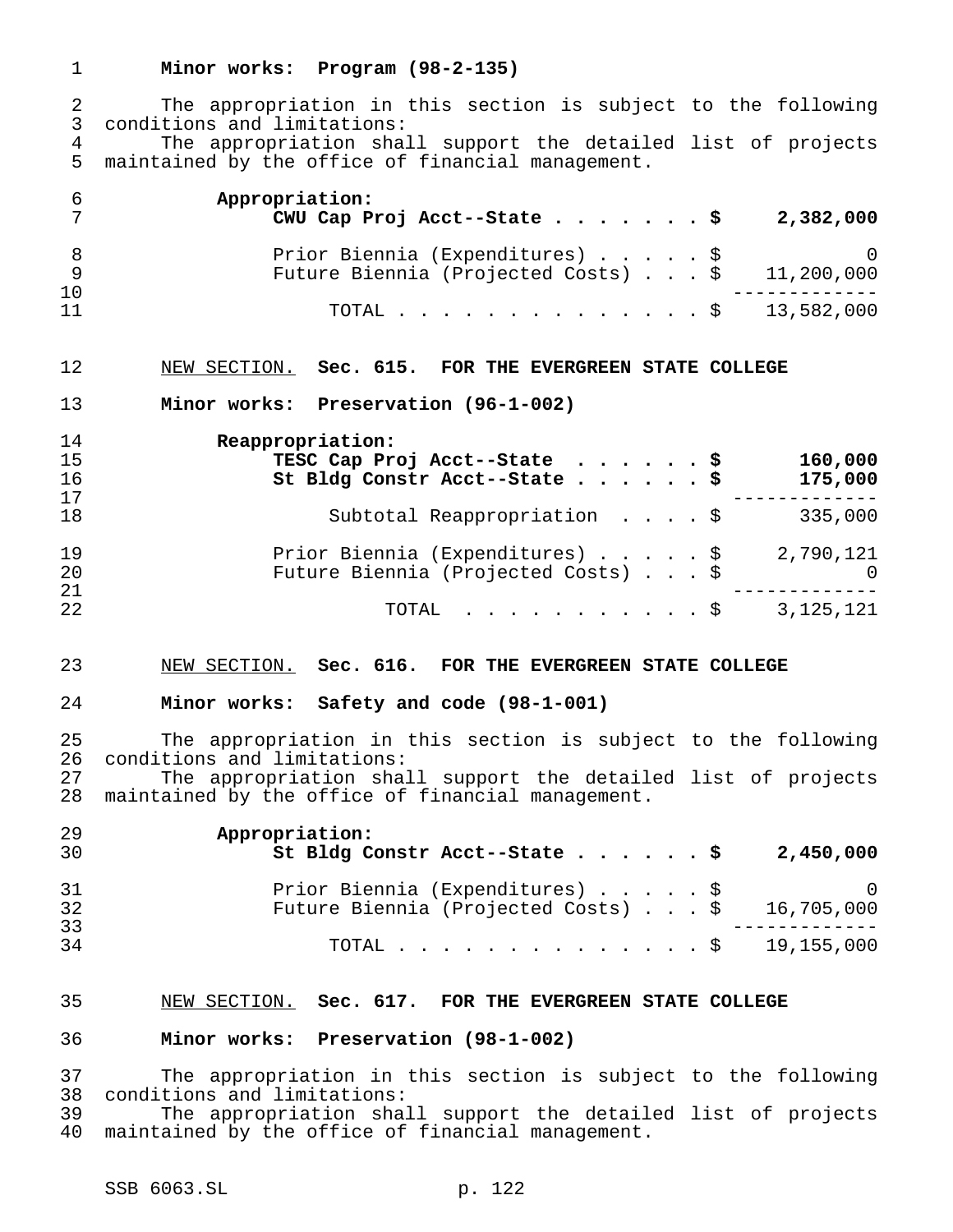**Minor works: Program (98-2-135)**

The appropriation in this section is subject to the following conditions and limitations:

The appropriation shall support the detailed list of projects maintained by the office of financial management.

| | | |
|---|---|---|
| **Appropriation:** | | |
| **CWU Cap Proj Acct--State** | **$** | **2,382,000** |
| Prior Biennia (Expenditures) | $ | 0 |
| Future Biennia (Projected Costs) | $ | 11,200,000 |
| TOTAL | $ | 13,582,000 |

NEW SECTION. **Sec. 615. FOR THE EVERGREEN STATE COLLEGE**

**Minor works: Preservation (96-1-002)**

| | | |
|---|---|---|
| **Reappropriation:** | | |
| **TESC Cap Proj Acct--State** | **$** | **160,000** |
| **St Bldg Constr Acct--State** | **$** | **175,000** |
| Subtotal Reappropriation | $ | 335,000 |
| Prior Biennia (Expenditures) | $ | 2,790,121 |
| Future Biennia (Projected Costs) | $ | 0 |
| TOTAL | $ | 3,125,121 |

NEW SECTION. **Sec. 616. FOR THE EVERGREEN STATE COLLEGE**

**Minor works: Safety and code (98-1-001)**

The appropriation in this section is subject to the following conditions and limitations:

The appropriation shall support the detailed list of projects maintained by the office of financial management.

| | | |
|---|---|---|
| **Appropriation:** | | |
| **St Bldg Constr Acct--State** | **$** | **2,450,000** |
| Prior Biennia (Expenditures) | $ | 0 |
| Future Biennia (Projected Costs) | $ | 16,705,000 |
| TOTAL | $ | 19,155,000 |

NEW SECTION. **Sec. 617. FOR THE EVERGREEN STATE COLLEGE**

**Minor works: Preservation (98-1-002)**

The appropriation in this section is subject to the following conditions and limitations:

The appropriation shall support the detailed list of projects maintained by the office of financial management.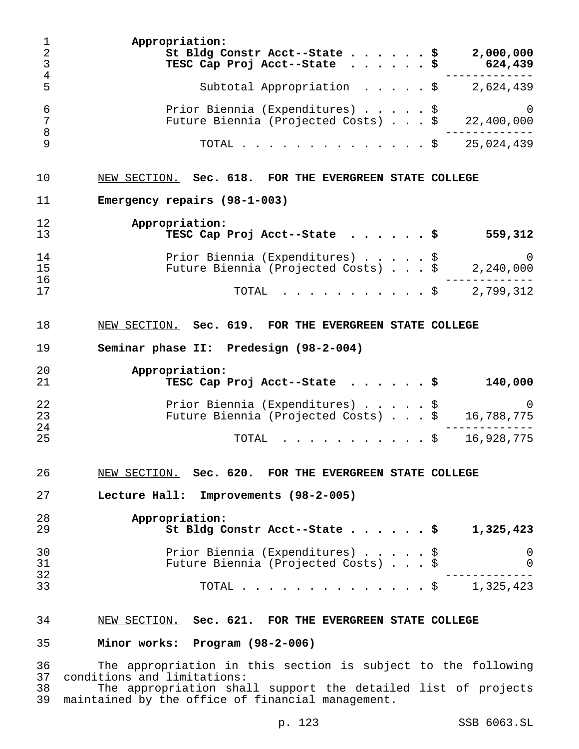Appropriation:

| | |
|---|---|
| **St Bldg Constr Acct--State . . . . . . $** | **2,000,000** |
| **TESC Cap Proj Acct--State . . . . . . $** | **624,439** |
| Subtotal Appropriation . . . . . $ | 2,624,439 |
| Prior Biennia (Expenditures) . . . . . $ | 0 |
| Future Biennia (Projected Costs) . . . $ | 22,400,000 |
| TOTAL . . . . . . . . . . . . . . $ | 25,024,439 |

NEW SECTION. **Sec. 618. FOR THE EVERGREEN STATE COLLEGE**

**Emergency repairs (98-1-003)**

Appropriation:

| | |
|---|---|
| **TESC Cap Proj Acct--State . . . . . . $** | **559,312** |
| Prior Biennia (Expenditures) . . . . . $ | 0 |
| Future Biennia (Projected Costs) . . . $ | 2,240,000 |
| TOTAL . . . . . . . . . . . $ | 2,799,312 |

NEW SECTION. **Sec. 619. FOR THE EVERGREEN STATE COLLEGE**

**Seminar phase II: Predesign (98-2-004)**

Appropriation:

| | |
|---|---|
| **TESC Cap Proj Acct--State . . . . . . $** | **140,000** |
| Prior Biennia (Expenditures) . . . . . $ | 0 |
| Future Biennia (Projected Costs) . . . $ | 16,788,775 |
| TOTAL . . . . . . . . . . . $ | 16,928,775 |

NEW SECTION. **Sec. 620. FOR THE EVERGREEN STATE COLLEGE**

**Lecture Hall: Improvements (98-2-005)**

Appropriation:

| | |
|---|---|
| **St Bldg Constr Acct--State . . . . . . $** | **1,325,423** |
| Prior Biennia (Expenditures) . . . . . $ | 0 |
| Future Biennia (Projected Costs) . . . $ | 0 |
| TOTAL . . . . . . . . . . . . . . $ | 1,325,423 |

NEW SECTION. **Sec. 621. FOR THE EVERGREEN STATE COLLEGE**

**Minor works: Program (98-2-006)**

The appropriation in this section is subject to the following conditions and limitations:

The appropriation shall support the detailed list of projects maintained by the office of financial management.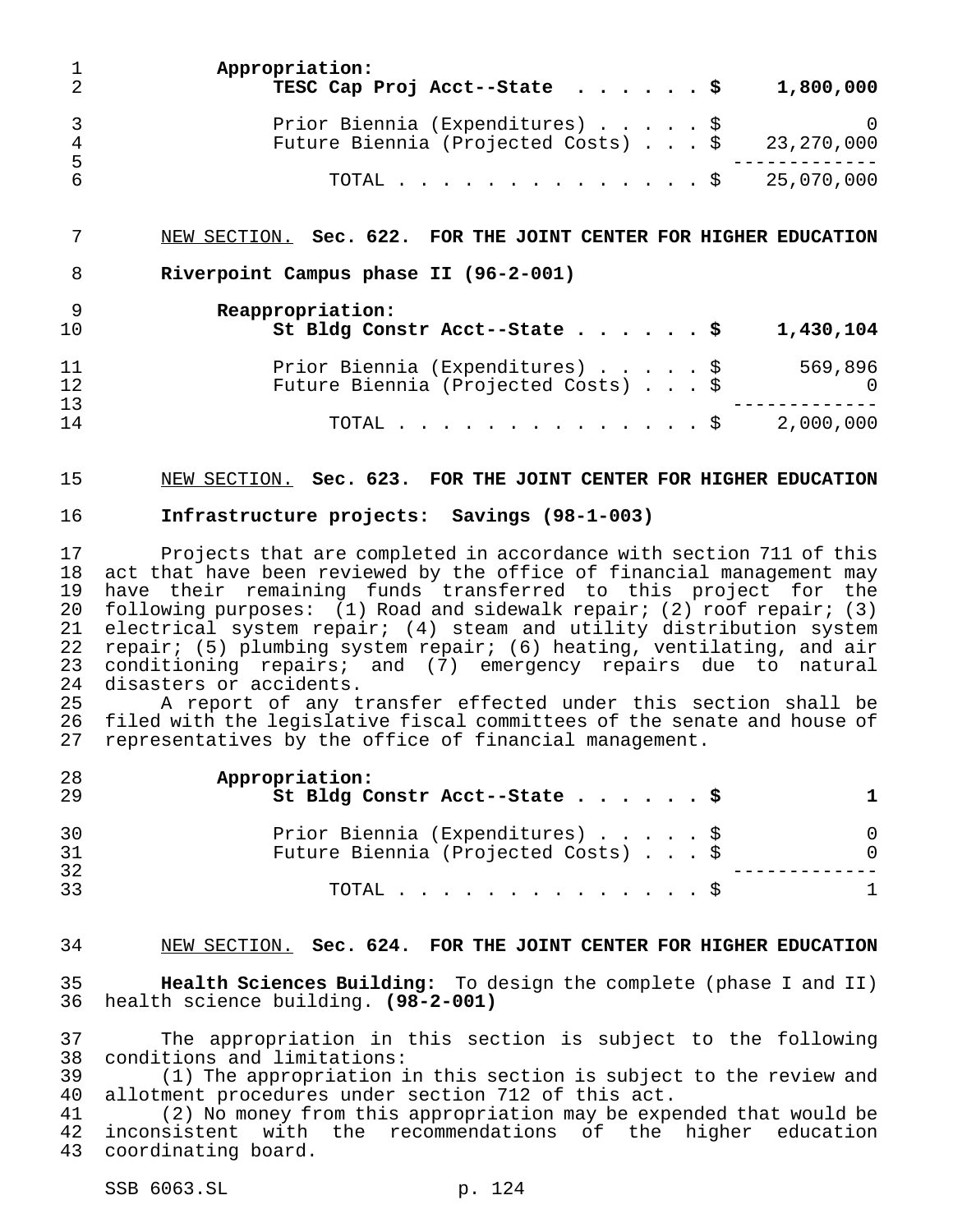**Appropriation:**

| | |
|---|---|
| **TESC Cap Proj Acct--State . . . . . . $** | **1,800,000** |
| Prior Biennia (Expenditures) . . . . . $ | 0 |
| Future Biennia (Projected Costs) . . . $ | 23,270,000 |
| TOTAL . . . . . . . . . . . . . . . $ | 25,070,000 |

NEW SECTION. **Sec. 622. FOR THE JOINT CENTER FOR HIGHER EDUCATION**

**Riverpoint Campus phase II (96-2-001)**

**Reappropriation:**

| | |
|---|---|
| **St Bldg Constr Acct--State . . . . . . $** | **1,430,104** |
| Prior Biennia (Expenditures) . . . . . $ | 569,896 |
| Future Biennia (Projected Costs) . . . $ | 0 |
| TOTAL . . . . . . . . . . . . . . . $ | 2,000,000 |

NEW SECTION. **Sec. 623. FOR THE JOINT CENTER FOR HIGHER EDUCATION**

**Infrastructure projects: Savings (98-1-003)**

Projects that are completed in accordance with section 711 of this act that have been reviewed by the office of financial management may have their remaining funds transferred to this project for the following purposes: (1) Road and sidewalk repair; (2) roof repair; (3) electrical system repair; (4) steam and utility distribution system repair; (5) plumbing system repair; (6) heating, ventilating, and air conditioning repairs; and (7) emergency repairs due to natural disasters or accidents.

A report of any transfer effected under this section shall be filed with the legislative fiscal committees of the senate and house of representatives by the office of financial management.

**Appropriation:**

| | |
|---|---|
| **St Bldg Constr Acct--State . . . . . . $** | **1** |
| Prior Biennia (Expenditures) . . . . . $ | 0 |
| Future Biennia (Projected Costs) . . . $ | 0 |
| TOTAL . . . . . . . . . . . . . . . $ | 1 |

NEW SECTION. **Sec. 624. FOR THE JOINT CENTER FOR HIGHER EDUCATION**

**Health Sciences Building:** To design the complete (phase I and II) health science building. **(98-2-001)**

The appropriation in this section is subject to the following conditions and limitations:

(1) The appropriation in this section is subject to the review and allotment procedures under section 712 of this act.

(2) No money from this appropriation may be expended that would be inconsistent with the recommendations of the higher education coordinating board.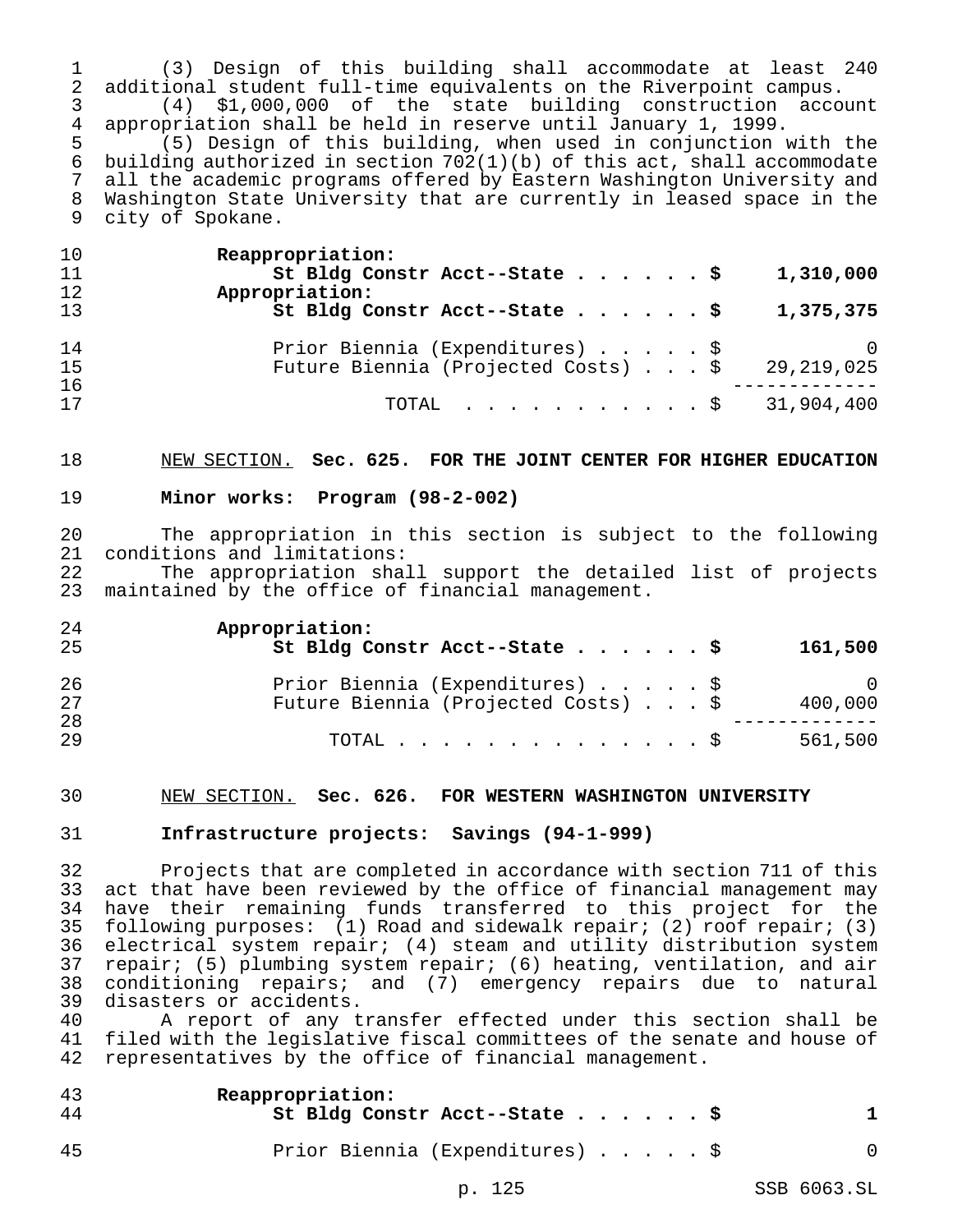(3) Design of this building shall accommodate at least 240 additional student full-time equivalents on the Riverpoint campus.

(4) $1,000,000 of the state building construction account appropriation shall be held in reserve until January 1, 1999.

(5) Design of this building, when used in conjunction with the building authorized in section 702(1)(b) of this act, shall accommodate all the academic programs offered by Eastern Washington University and Washington State University that are currently in leased space in the city of Spokane.

| | | |
|---|---|---|
| **Reappropriation:** | | |
| **St Bldg Constr Acct--State . . . . . .** | **$** | **1,310,000** |
| **Appropriation:** | | |
| **St Bldg Constr Acct--State . . . . . .** | **$** | **1,375,375** |
| Prior Biennia (Expenditures) . . . . . | $ | 0 |
| Future Biennia (Projected Costs) . . . | $ | 29,219,025 |
| TOTAL . . . . . . . . . . . | $ | 31,904,400 |

NEW SECTION. **Sec. 625. FOR THE JOINT CENTER FOR HIGHER EDUCATION**

**Minor works: Program (98-2-002)**

The appropriation in this section is subject to the following conditions and limitations:

The appropriation shall support the detailed list of projects maintained by the office of financial management.

| | | |
|---|---|---|
| **Appropriation:** | | |
| **St Bldg Constr Acct--State . . . . . .** | **$** | **161,500** |
| Prior Biennia (Expenditures) . . . . . | $ | 0 |
| Future Biennia (Projected Costs) . . . | $ | 400,000 |
| TOTAL . . . . . . . . . . . . . . . | $ | 561,500 |

NEW SECTION. **Sec. 626. FOR WESTERN WASHINGTON UNIVERSITY**

**Infrastructure projects: Savings (94-1-999)**

Projects that are completed in accordance with section 711 of this act that have been reviewed by the office of financial management may have their remaining funds transferred to this project for the following purposes: (1) Road and sidewalk repair; (2) roof repair; (3) electrical system repair; (4) steam and utility distribution system repair; (5) plumbing system repair; (6) heating, ventilation, and air conditioning repairs; and (7) emergency repairs due to natural disasters or accidents.

A report of any transfer effected under this section shall be filed with the legislative fiscal committees of the senate and house of representatives by the office of financial management.

| | | |
|---|---|---|
| **Reappropriation:** | | |
| **St Bldg Constr Acct--State . . . . . .** | **$** | **1** |
| Prior Biennia (Expenditures) . . . . . | $ | 0 |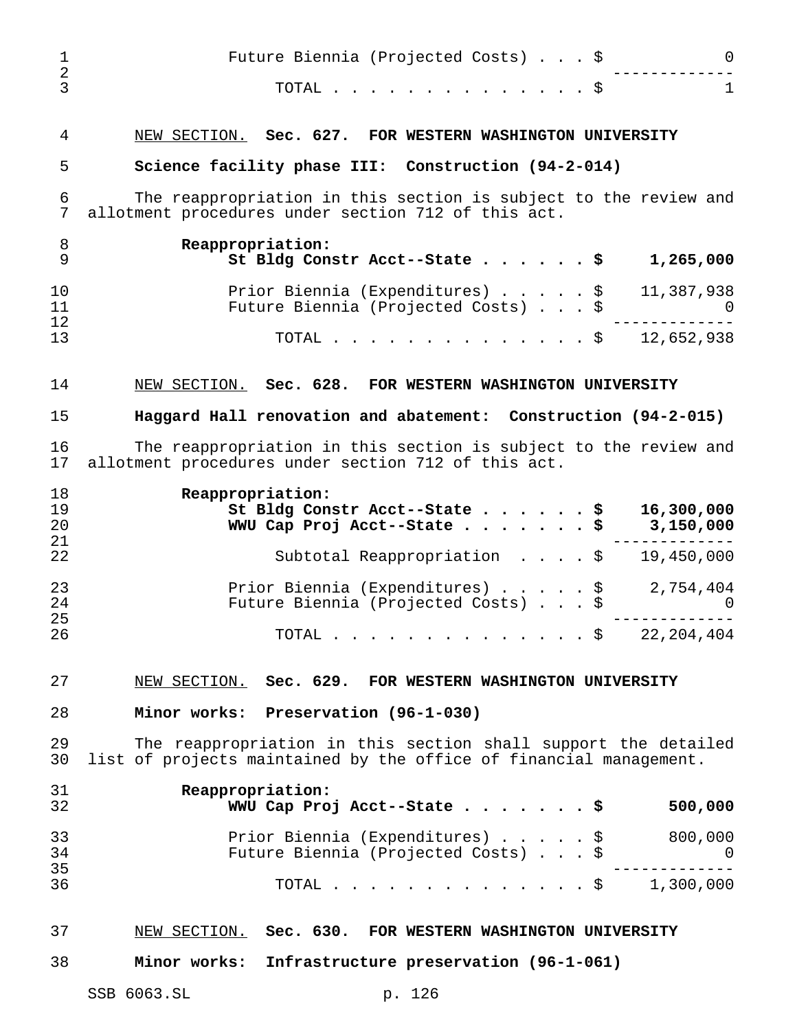| | |
|---|---|
| Future Biennia (Projected Costs) . . . $ | 0 |
| TOTAL . . . . . . . . . . . . . . . $ | 1 |

NEW SECTION. **Sec. 627. FOR WESTERN WASHINGTON UNIVERSITY**

**Science facility phase III: Construction (94-2-014)**

The reappropriation in this section is subject to the review and allotment procedures under section 712 of this act.

| | |
|---|---|
| **Reappropriation:** | |
| **St Bldg Constr Acct--State . . . . . . $** | **1,265,000** |
| Prior Biennia (Expenditures) . . . . . $ | 11,387,938 |
| Future Biennia (Projected Costs) . . . $ | 0 |
| TOTAL . . . . . . . . . . . . . . . $ | 12,652,938 |

NEW SECTION. **Sec. 628. FOR WESTERN WASHINGTON UNIVERSITY**

**Haggard Hall renovation and abatement: Construction (94-2-015)**

The reappropriation in this section is subject to the review and allotment procedures under section 712 of this act.

| | |
|---|---|
| **Reappropriation:** | |
| **St Bldg Constr Acct--State . . . . . . $** | **16,300,000** |
| **WWU Cap Proj Acct--State . . . . . . . $** | **3,150,000** |
| Subtotal Reappropriation . . . . $ | 19,450,000 |
| Prior Biennia (Expenditures) . . . . . $ | 2,754,404 |
| Future Biennia (Projected Costs) . . . $ | 0 |
| TOTAL . . . . . . . . . . . . . . . $ | 22,204,404 |

NEW SECTION. **Sec. 629. FOR WESTERN WASHINGTON UNIVERSITY**

**Minor works: Preservation (96-1-030)**

The reappropriation in this section shall support the detailed list of projects maintained by the office of financial management.

| | |
|---|---|
| **Reappropriation:** | |
| **WWU Cap Proj Acct--State . . . . . . . $** | **500,000** |
| Prior Biennia (Expenditures) . . . . . $ | 800,000 |
| Future Biennia (Projected Costs) . . . $ | 0 |
| TOTAL . . . . . . . . . . . . . . . $ | 1,300,000 |

NEW SECTION. **Sec. 630. FOR WESTERN WASHINGTON UNIVERSITY**

**Minor works: Infrastructure preservation (96-1-061)**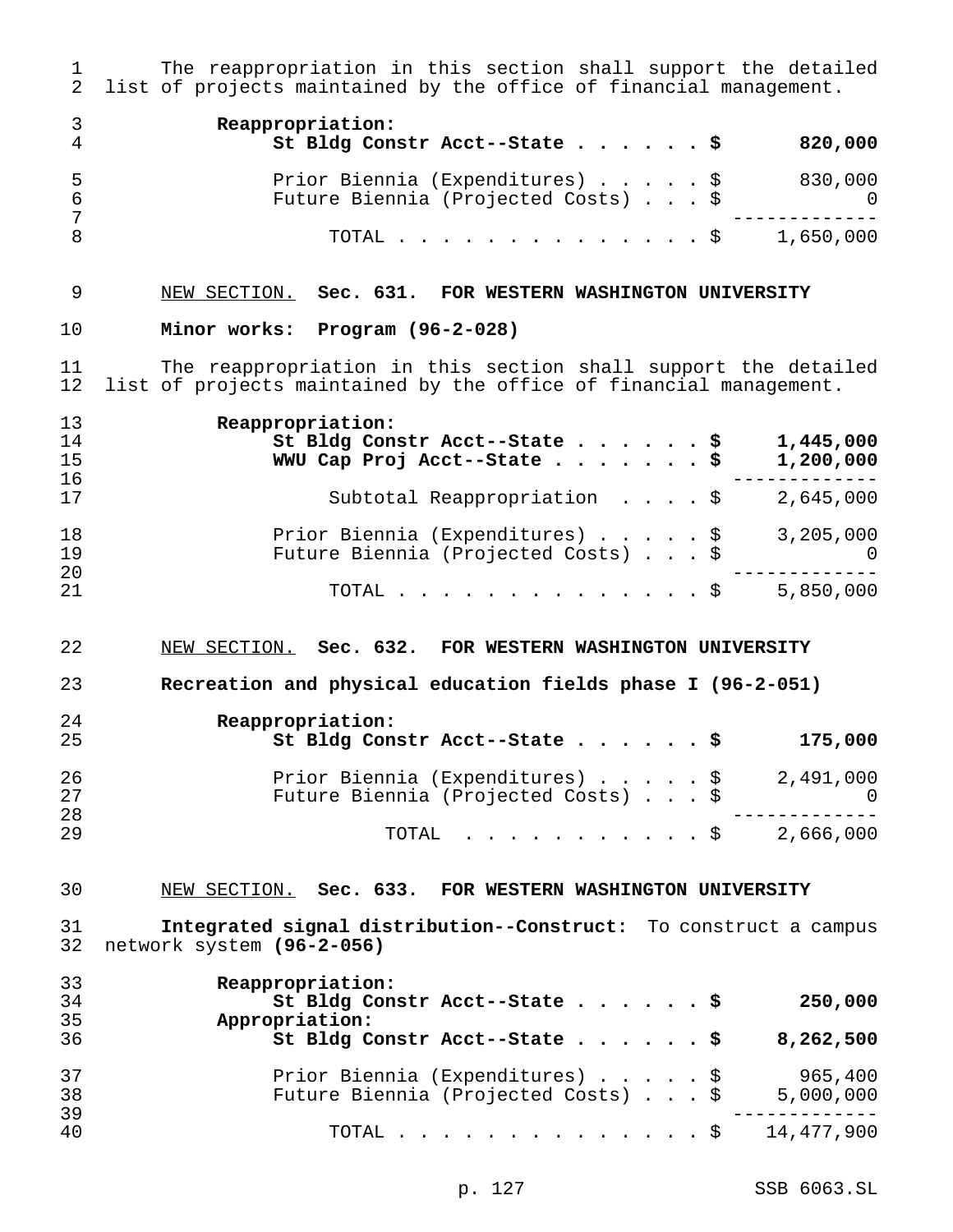The reappropriation in this section shall support the detailed list of projects maintained by the office of financial management.

**Reappropriation:**

| | |
|---|---|
| **St Bldg Constr Acct--State . . . . . . $** | **820,000** |
| Prior Biennia (Expenditures) . . . . . $ | 830,000 |
| Future Biennia (Projected Costs) . . . $ | 0 |
| TOTAL . . . . . . . . . . . . . . . $ | 1,650,000 |

NEW SECTION. **Sec. 631. FOR WESTERN WASHINGTON UNIVERSITY**

**Minor works: Program (96-2-028)**

The reappropriation in this section shall support the detailed list of projects maintained by the office of financial management.

**Reappropriation:**

| | |
|---|---|
| **St Bldg Constr Acct--State . . . . . . $** | **1,445,000** |
| **WWU Cap Proj Acct--State . . . . . . . $** | **1,200,000** |
| Subtotal Reappropriation . . . . $ | 2,645,000 |
| Prior Biennia (Expenditures) . . . . . $ | 3,205,000 |
| Future Biennia (Projected Costs) . . . $ | 0 |
| TOTAL . . . . . . . . . . . . . . . $ | 5,850,000 |

NEW SECTION. **Sec. 632. FOR WESTERN WASHINGTON UNIVERSITY**

**Recreation and physical education fields phase I (96-2-051)**

**Reappropriation:**

| | |
|---|---|
| **St Bldg Constr Acct--State . . . . . . $** | **175,000** |
| Prior Biennia (Expenditures) . . . . . $ | 2,491,000 |
| Future Biennia (Projected Costs) . . . $ | 0 |
| TOTAL . . . . . . . . . . . $ | 2,666,000 |

NEW SECTION. **Sec. 633. FOR WESTERN WASHINGTON UNIVERSITY**

**Integrated signal distribution--Construct:** To construct a campus network system **(96-2-056)**

| | |
|---|---|
| **Reappropriation:** | |
| **St Bldg Constr Acct--State . . . . . . $** | **250,000** |
| **Appropriation:** | |
| **St Bldg Constr Acct--State . . . . . . $** | **8,262,500** |
| Prior Biennia (Expenditures) . . . . . $ | 965,400 |
| Future Biennia (Projected Costs) . . . $ | 5,000,000 |
| TOTAL . . . . . . . . . . . . . . . $ | 14,477,900 |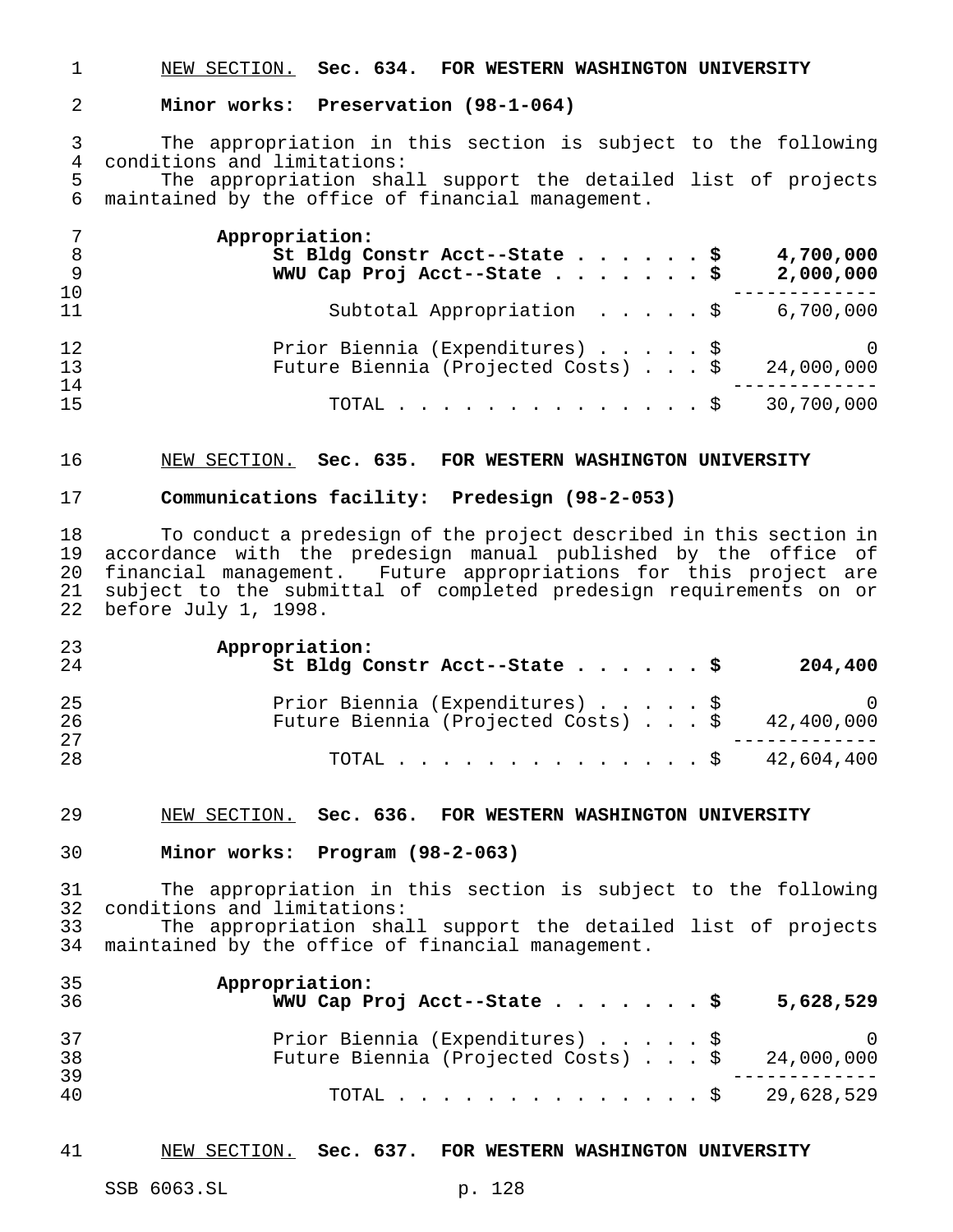NEW SECTION. **Sec. 634. FOR WESTERN WASHINGTON UNIVERSITY**

**Minor works: Preservation (98-1-064)**

The appropriation in this section is subject to the following conditions and limitations:

The appropriation shall support the detailed list of projects maintained by the office of financial management.

**Appropriation:**

| | |
|---|---|
| **St Bldg Constr Acct--State . . . . . . $** | **4,700,000** |
| **WWU Cap Proj Acct--State . . . . . . . $** | **2,000,000** |
| Subtotal Appropriation . . . . . $ | 6,700,000 |
| Prior Biennia (Expenditures) . . . . . $ | 0 |
| Future Biennia (Projected Costs) . . . $ | 24,000,000 |
| TOTAL . . . . . . . . . . . . . . . $ | 30,700,000 |

NEW SECTION. **Sec. 635. FOR WESTERN WASHINGTON UNIVERSITY**

**Communications facility: Predesign (98-2-053)**

To conduct a predesign of the project described in this section in accordance with the predesign manual published by the office of financial management. Future appropriations for this project are subject to the submittal of completed predesign requirements on or before July 1, 1998.

**Appropriation:**

| | |
|---|---|
| **St Bldg Constr Acct--State . . . . . . $** | **204,400** |
| Prior Biennia (Expenditures) . . . . . $ | 0 |
| Future Biennia (Projected Costs) . . . $ | 42,400,000 |
| TOTAL . . . . . . . . . . . . . . . $ | 42,604,400 |

NEW SECTION. **Sec. 636. FOR WESTERN WASHINGTON UNIVERSITY**

**Minor works: Program (98-2-063)**

The appropriation in this section is subject to the following conditions and limitations:

The appropriation shall support the detailed list of projects maintained by the office of financial management.

**Appropriation:**

| | |
|---|---|
| **WWU Cap Proj Acct--State . . . . . . . $** | **5,628,529** |
| Prior Biennia (Expenditures) . . . . . $ | 0 |
| Future Biennia (Projected Costs) . . . $ | 24,000,000 |
| TOTAL . . . . . . . . . . . . . . . $ | 29,628,529 |

NEW SECTION. **Sec. 637. FOR WESTERN WASHINGTON UNIVERSITY**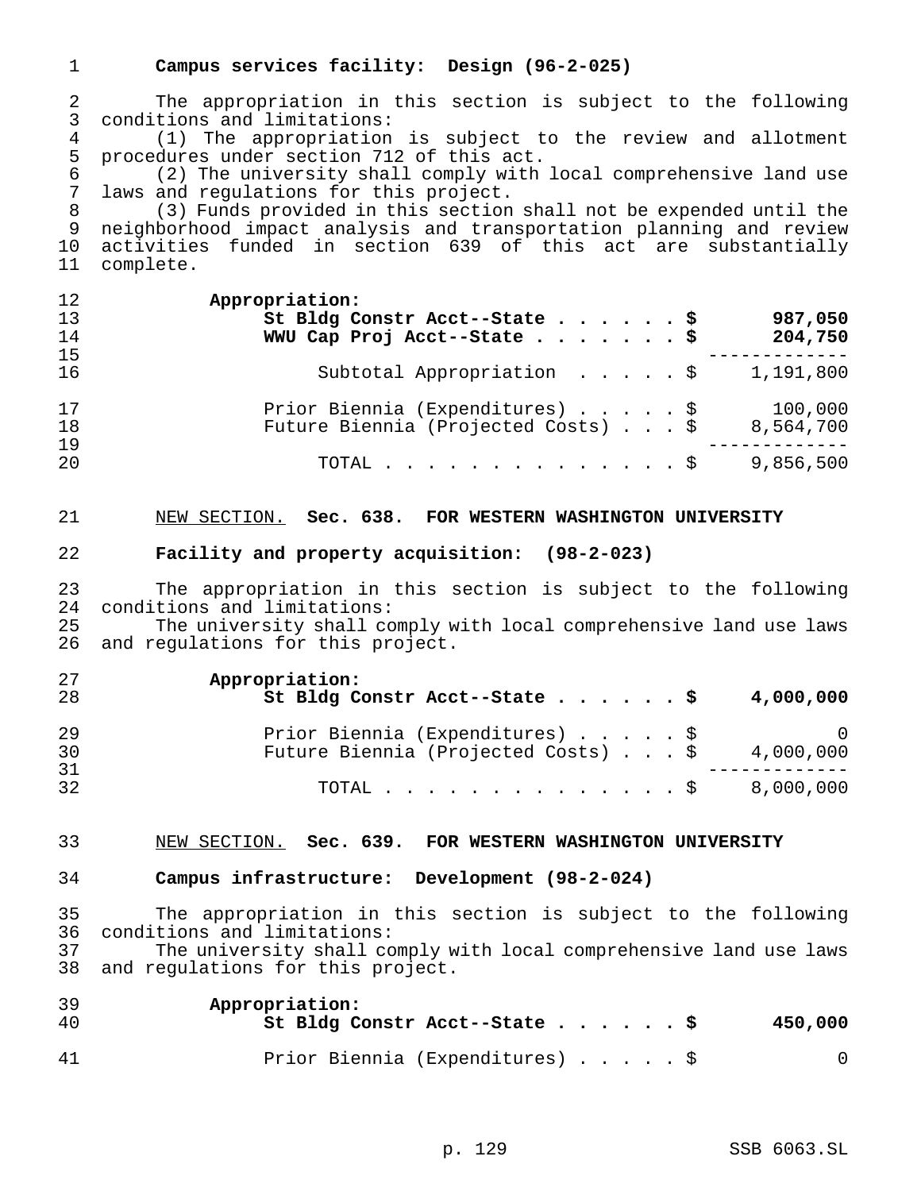**Campus services facility: Design (96-2-025)**

The appropriation in this section is subject to the following conditions and limitations:

(1) The appropriation is subject to the review and allotment procedures under section 712 of this act.

(2) The university shall comply with local comprehensive land use laws and regulations for this project.

(3) Funds provided in this section shall not be expended until the neighborhood impact analysis and transportation planning and review activities funded in section 639 of this act are substantially complete.

**Appropriation:**

| | |
|---|---|
| **St Bldg Constr Acct--State . . . . . . $** | **987,050** |
| **WWU Cap Proj Acct--State . . . . . . . $** | **204,750** |
| Subtotal Appropriation . . . . . $ | 1,191,800 |
| Prior Biennia (Expenditures) . . . . . $ | 100,000 |
| Future Biennia (Projected Costs) . . . $ | 8,564,700 |
| TOTAL . . . . . . . . . . . . . . . $ | 9,856,500 |

NEW SECTION. **Sec. 638. FOR WESTERN WASHINGTON UNIVERSITY**

**Facility and property acquisition: (98-2-023)**

The appropriation in this section is subject to the following conditions and limitations:

The university shall comply with local comprehensive land use laws and regulations for this project.

**Appropriation:**

| | |
|---|---|
| **St Bldg Constr Acct--State . . . . . . $** | **4,000,000** |
| Prior Biennia (Expenditures) . . . . . $ | 0 |
| Future Biennia (Projected Costs) . . . $ | 4,000,000 |
| TOTAL . . . . . . . . . . . . . . . $ | 8,000,000 |

NEW SECTION. **Sec. 639. FOR WESTERN WASHINGTON UNIVERSITY**

**Campus infrastructure: Development (98-2-024)**

The appropriation in this section is subject to the following conditions and limitations:

The university shall comply with local comprehensive land use laws and regulations for this project.

**Appropriation:**

| | |
|---|---|
| **St Bldg Constr Acct--State . . . . . . $** | **450,000** |
| Prior Biennia (Expenditures) . . . . . $ | 0 |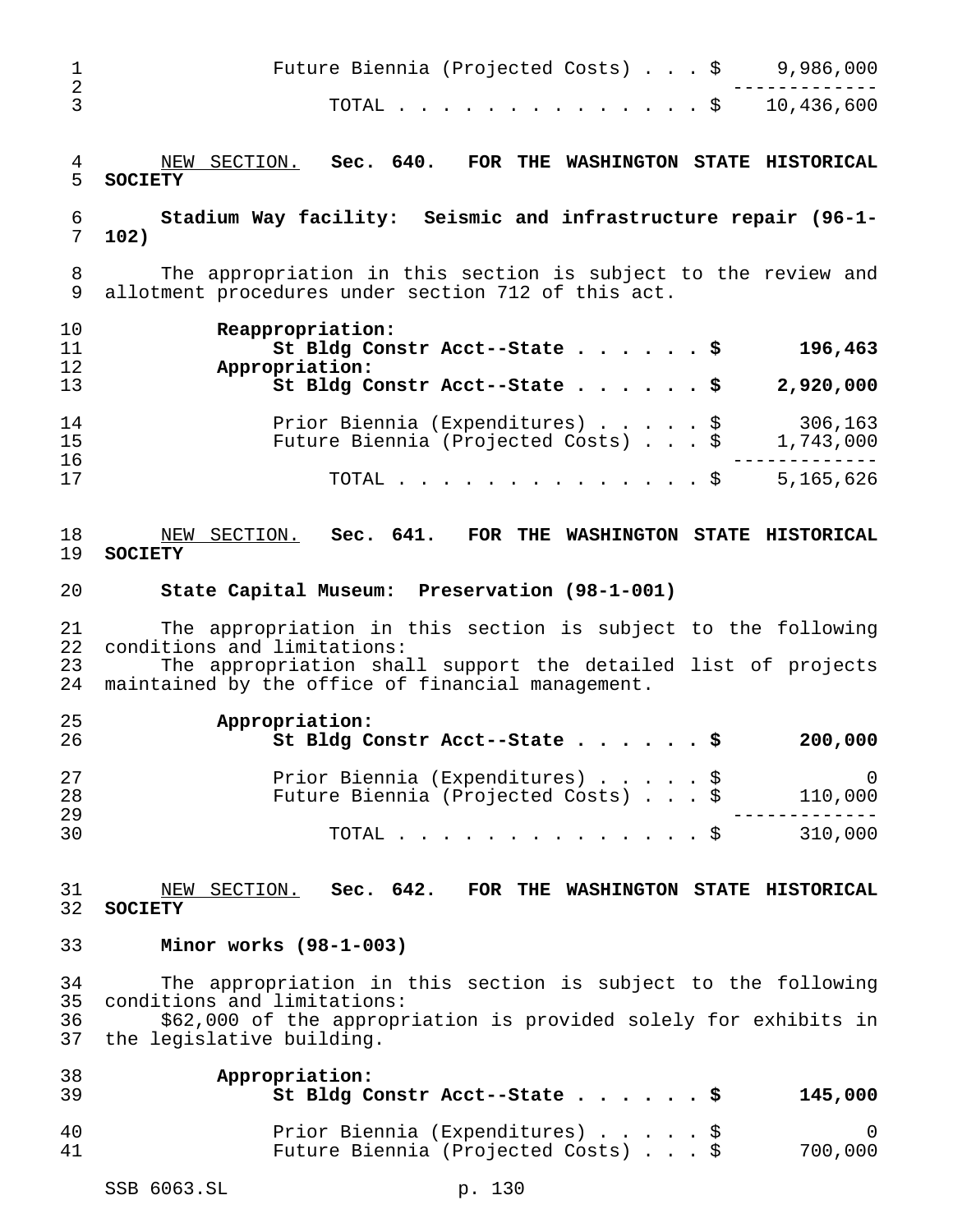| | |
|---|---|
| Future Biennia (Projected Costs) . . . $ | 9,986,000 |
| TOTAL . . . . . . . . . . . . . . . $ | 10,436,600 |

NEW SECTION. **Sec. 640. FOR THE WASHINGTON STATE HISTORICAL SOCIETY**

**Stadium Way facility: Seismic and infrastructure repair (96-1-102)**

The appropriation in this section is subject to the review and allotment procedures under section 712 of this act.

| | |
|---|---|
| **Reappropriation:** | |
| **St Bldg Constr Acct--State . . . . . . $** | **196,463** |
| **Appropriation:** | |
| **St Bldg Constr Acct--State . . . . . . $** | **2,920,000** |
| Prior Biennia (Expenditures) . . . . . $ | 306,163 |
| Future Biennia (Projected Costs) . . . $ | 1,743,000 |
| TOTAL . . . . . . . . . . . . . . . $ | 5,165,626 |

NEW SECTION. **Sec. 641. FOR THE WASHINGTON STATE HISTORICAL SOCIETY**

**State Capital Museum: Preservation (98-1-001)**

The appropriation in this section is subject to the following conditions and limitations:

The appropriation shall support the detailed list of projects maintained by the office of financial management.

| | |
|---|---|
| **Appropriation:** | |
| **St Bldg Constr Acct--State . . . . . . $** | **200,000** |
| Prior Biennia (Expenditures) . . . . . $ | 0 |
| Future Biennia (Projected Costs) . . . $ | 110,000 |
| TOTAL . . . . . . . . . . . . . . . $ | 310,000 |

NEW SECTION. **Sec. 642. FOR THE WASHINGTON STATE HISTORICAL SOCIETY**

**Minor works (98-1-003)**

The appropriation in this section is subject to the following conditions and limitations:

$62,000 of the appropriation is provided solely for exhibits in the legislative building.

| | |
|---|---|
| **Appropriation:** | |
| **St Bldg Constr Acct--State . . . . . . $** | **145,000** |
| Prior Biennia (Expenditures) . . . . . $ | 0 |
| Future Biennia (Projected Costs) . . . $ | 700,000 |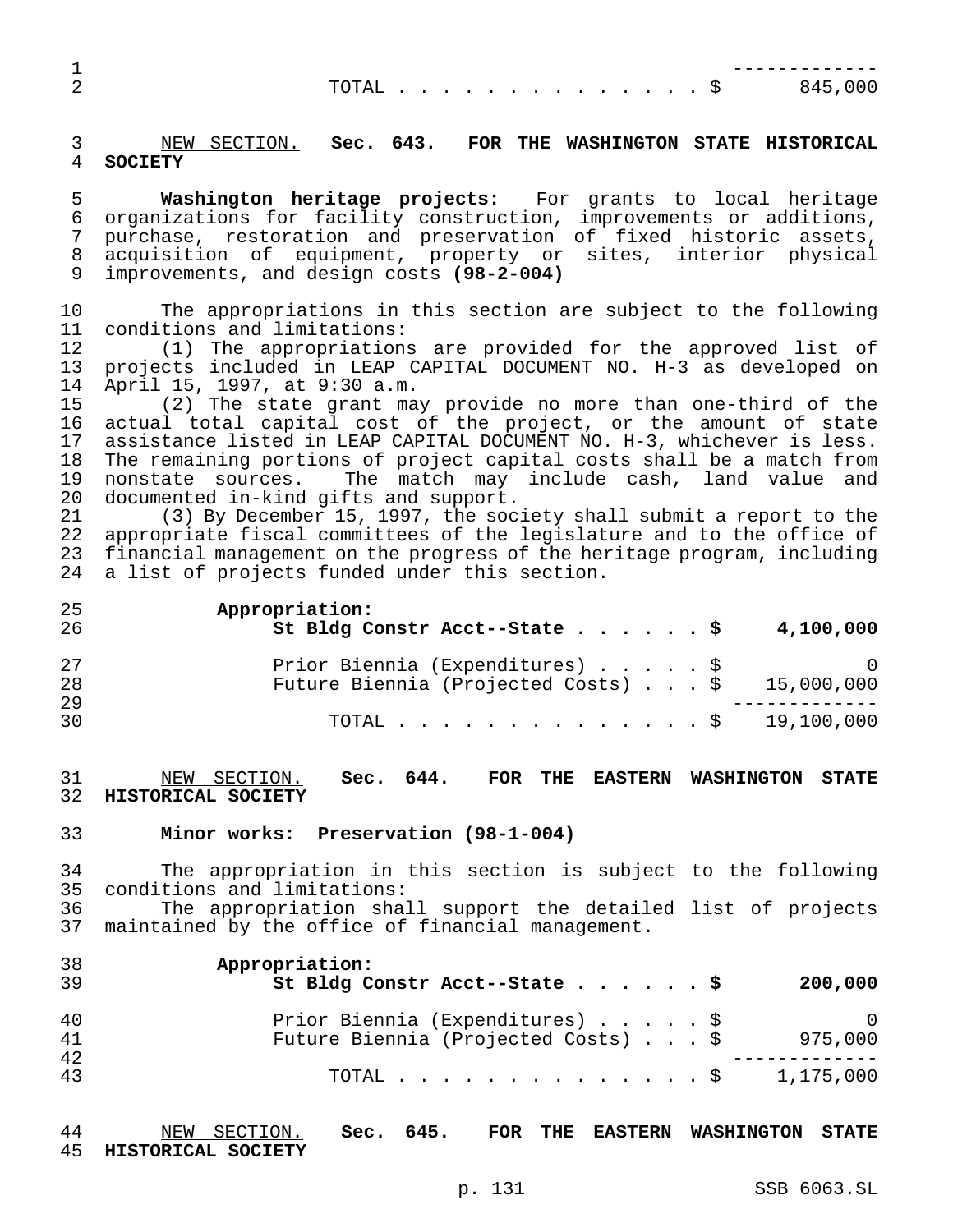| | |
|---|---|
| TOTAL . . . . . . . . . . . . . . . $ | 845,000 |

NEW SECTION. **Sec. 643. FOR THE WASHINGTON STATE HISTORICAL SOCIETY**

**Washington heritage projects:** For grants to local heritage organizations for facility construction, improvements or additions, purchase, restoration and preservation of fixed historic assets, acquisition of equipment, property or sites, interior physical improvements, and design costs **(98-2-004)**

The appropriations in this section are subject to the following conditions and limitations:

(1) The appropriations are provided for the approved list of projects included in LEAP CAPITAL DOCUMENT NO. H-3 as developed on April 15, 1997, at 9:30 a.m.

(2) The state grant may provide no more than one-third of the actual total capital cost of the project, or the amount of state assistance listed in LEAP CAPITAL DOCUMENT NO. H-3, whichever is less. The remaining portions of project capital costs shall be a match from nonstate sources. The match may include cash, land value and documented in-kind gifts and support.

(3) By December 15, 1997, the society shall submit a report to the appropriate fiscal committees of the legislature and to the office of financial management on the progress of the heritage program, including a list of projects funded under this section.

| | |
|---|---|
| **Appropriation:** | |
| **St Bldg Constr Acct--State . . . . . . $** | **4,100,000** |
| Prior Biennia (Expenditures) . . . . . $ | 0 |
| Future Biennia (Projected Costs) . . . $ | 15,000,000 |
| TOTAL . . . . . . . . . . . . . . . $ | 19,100,000 |

NEW SECTION. **Sec. 644. FOR THE EASTERN WASHINGTON STATE HISTORICAL SOCIETY**

**Minor works: Preservation (98-1-004)**

The appropriation in this section is subject to the following conditions and limitations:

The appropriation shall support the detailed list of projects maintained by the office of financial management.

| | |
|---|---|
| **Appropriation:** | |
| **St Bldg Constr Acct--State . . . . . . $** | **200,000** |
| Prior Biennia (Expenditures) . . . . . $ | 0 |
| Future Biennia (Projected Costs) . . . $ | 975,000 |
| TOTAL . . . . . . . . . . . . . . . $ | 1,175,000 |

NEW SECTION. **Sec. 645. FOR THE EASTERN WASHINGTON STATE HISTORICAL SOCIETY**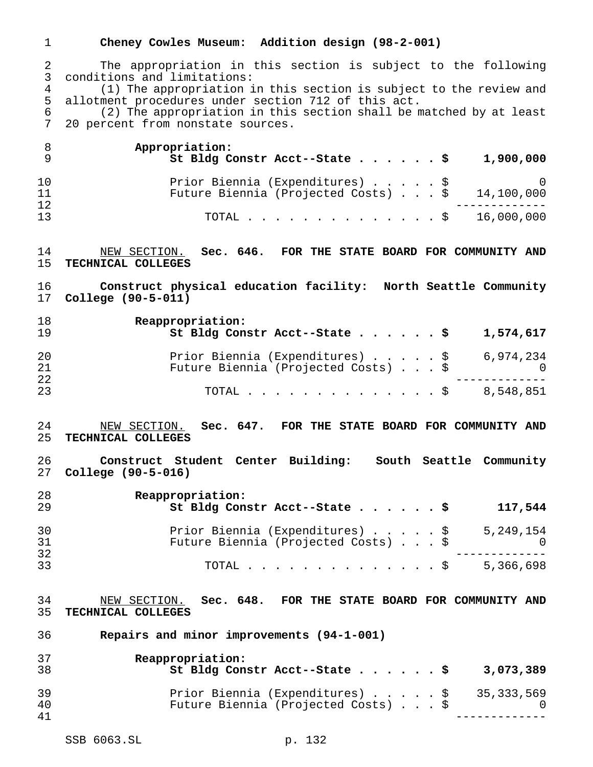**Cheney Cowles Museum: Addition design (98-2-001)**

The appropriation in this section is subject to the following conditions and limitations:

(1) The appropriation in this section is subject to the review and allotment procedures under section 712 of this act.

(2) The appropriation in this section shall be matched by at least 20 percent from nonstate sources.

**Appropriation:**

| | | |
|---|---|---|
| **St Bldg Constr Acct--State** | **$** | **1,900,000** |
| Prior Biennia (Expenditures) | $ | 0 |
| Future Biennia (Projected Costs) | $ | 14,100,000 |
| TOTAL | $ | 16,000,000 |

NEW SECTION. **Sec. 646. FOR THE STATE BOARD FOR COMMUNITY AND TECHNICAL COLLEGES**

**Construct physical education facility: North Seattle Community College (90-5-011)**

**Reappropriation:**

| | | |
|---|---|---|
| **St Bldg Constr Acct--State** | **$** | **1,574,617** |
| Prior Biennia (Expenditures) | $ | 6,974,234 |
| Future Biennia (Projected Costs) | $ | 0 |
| TOTAL | $ | 8,548,851 |

NEW SECTION. **Sec. 647. FOR THE STATE BOARD FOR COMMUNITY AND TECHNICAL COLLEGES**

**Construct Student Center Building: South Seattle Community College (90-5-016)**

**Reappropriation:**

| | | |
|---|---|---|
| **St Bldg Constr Acct--State** | **$** | **117,544** |
| Prior Biennia (Expenditures) | $ | 5,249,154 |
| Future Biennia (Projected Costs) | $ | 0 |
| TOTAL | $ | 5,366,698 |

NEW SECTION. **Sec. 648. FOR THE STATE BOARD FOR COMMUNITY AND TECHNICAL COLLEGES**

**Repairs and minor improvements (94-1-001)**

**Reappropriation:**

| | | |
|---|---|---|
| **St Bldg Constr Acct--State** | **$** | **3,073,389** |
| Prior Biennia (Expenditures) | $ | 35,333,569 |
| Future Biennia (Projected Costs) | $ | 0 |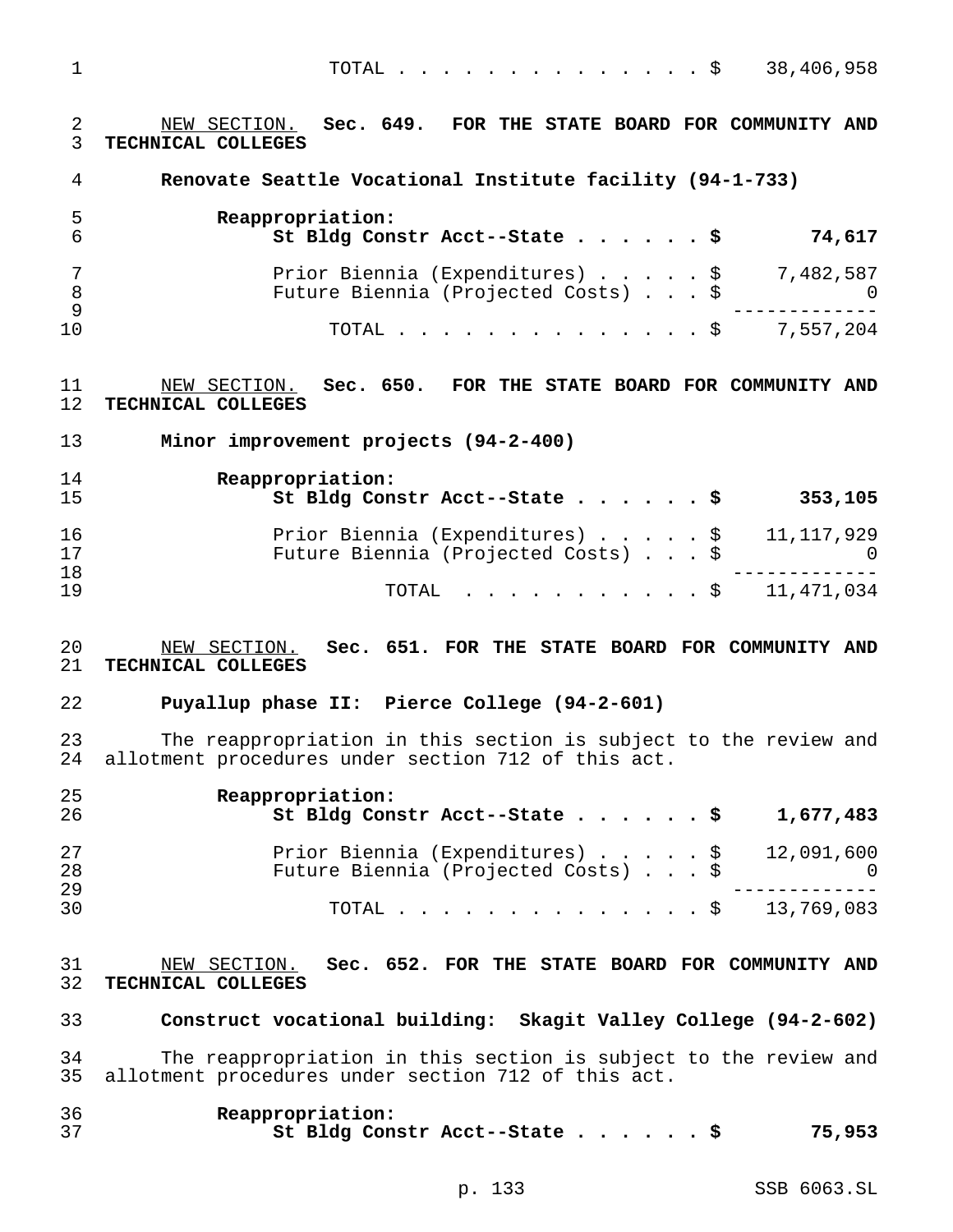TOTAL . . . . . . . . . . . . . . . $ 38,406,958

NEW SECTION. **Sec. 649. FOR THE STATE BOARD FOR COMMUNITY AND TECHNICAL COLLEGES**

**Renovate Seattle Vocational Institute facility (94-1-733)**

**Reappropriation:**
**St Bldg Constr Acct--State . . . . . . $ 74,617**

Prior Biennia (Expenditures) . . . . . $ 7,482,587
Future Biennia (Projected Costs) . . . $ 0
-------------
TOTAL . . . . . . . . . . . . . . . $ 7,557,204

NEW SECTION. **Sec. 650. FOR THE STATE BOARD FOR COMMUNITY AND TECHNICAL COLLEGES**

**Minor improvement projects (94-2-400)**

**Reappropriation:**
**St Bldg Constr Acct--State . . . . . . $ 353,105**

Prior Biennia (Expenditures) . . . . . $ 11,117,929
Future Biennia (Projected Costs) . . . $ 0
-------------
TOTAL . . . . . . . . . . . $ 11,471,034

NEW SECTION. **Sec. 651. FOR THE STATE BOARD FOR COMMUNITY AND TECHNICAL COLLEGES**

**Puyallup phase II: Pierce College (94-2-601)**

The reappropriation in this section is subject to the review and allotment procedures under section 712 of this act.

**Reappropriation:**
**St Bldg Constr Acct--State . . . . . . $ 1,677,483**

Prior Biennia (Expenditures) . . . . . $ 12,091,600
Future Biennia (Projected Costs) . . . $ 0
-------------
TOTAL . . . . . . . . . . . . . . . $ 13,769,083

NEW SECTION. **Sec. 652. FOR THE STATE BOARD FOR COMMUNITY AND TECHNICAL COLLEGES**

**Construct vocational building: Skagit Valley College (94-2-602)**

The reappropriation in this section is subject to the review and allotment procedures under section 712 of this act.

**Reappropriation:**
**St Bldg Constr Acct--State . . . . . . $ 75,953**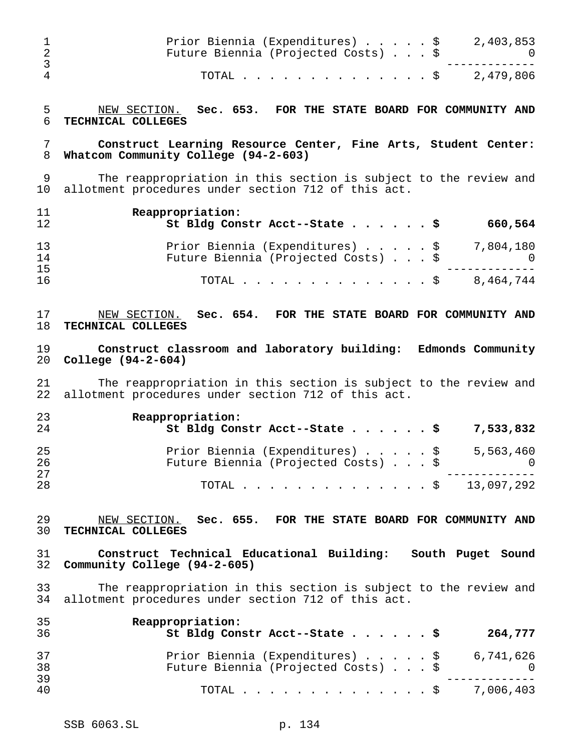| | |
|---|---|
| Prior Biennia (Expenditures) . . . . . $ | 2,403,853 |
| Future Biennia (Projected Costs) . . . $ | 0 |
| TOTAL . . . . . . . . . . . . . . . $ | 2,479,806 |

NEW SECTION. **Sec. 653. FOR THE STATE BOARD FOR COMMUNITY AND TECHNICAL COLLEGES**

**Construct Learning Resource Center, Fine Arts, Student Center: Whatcom Community College (94-2-603)**

The reappropriation in this section is subject to the review and allotment procedures under section 712 of this act.

| | |
|---|---|
| **Reappropriation:** | |
| **St Bldg Constr Acct--State . . . . . . $** | **660,564** |
| Prior Biennia (Expenditures) . . . . . $ | 7,804,180 |
| Future Biennia (Projected Costs) . . . $ | 0 |
| TOTAL . . . . . . . . . . . . . . . $ | 8,464,744 |

NEW SECTION. **Sec. 654. FOR THE STATE BOARD FOR COMMUNITY AND TECHNICAL COLLEGES**

**Construct classroom and laboratory building: Edmonds Community College (94-2-604)**

The reappropriation in this section is subject to the review and allotment procedures under section 712 of this act.

| | |
|---|---|
| **Reappropriation:** | |
| **St Bldg Constr Acct--State . . . . . . $** | **7,533,832** |
| Prior Biennia (Expenditures) . . . . . $ | 5,563,460 |
| Future Biennia (Projected Costs) . . . $ | 0 |
| TOTAL . . . . . . . . . . . . . . . $ | 13,097,292 |

NEW SECTION. **Sec. 655. FOR THE STATE BOARD FOR COMMUNITY AND TECHNICAL COLLEGES**

**Construct Technical Educational Building: South Puget Sound Community College (94-2-605)**

The reappropriation in this section is subject to the review and allotment procedures under section 712 of this act.

| | |
|---|---|
| **Reappropriation:** | |
| **St Bldg Constr Acct--State . . . . . . $** | **264,777** |
| Prior Biennia (Expenditures) . . . . . $ | 6,741,626 |
| Future Biennia (Projected Costs) . . . $ | 0 |
| TOTAL . . . . . . . . . . . . . . . $ | 7,006,403 |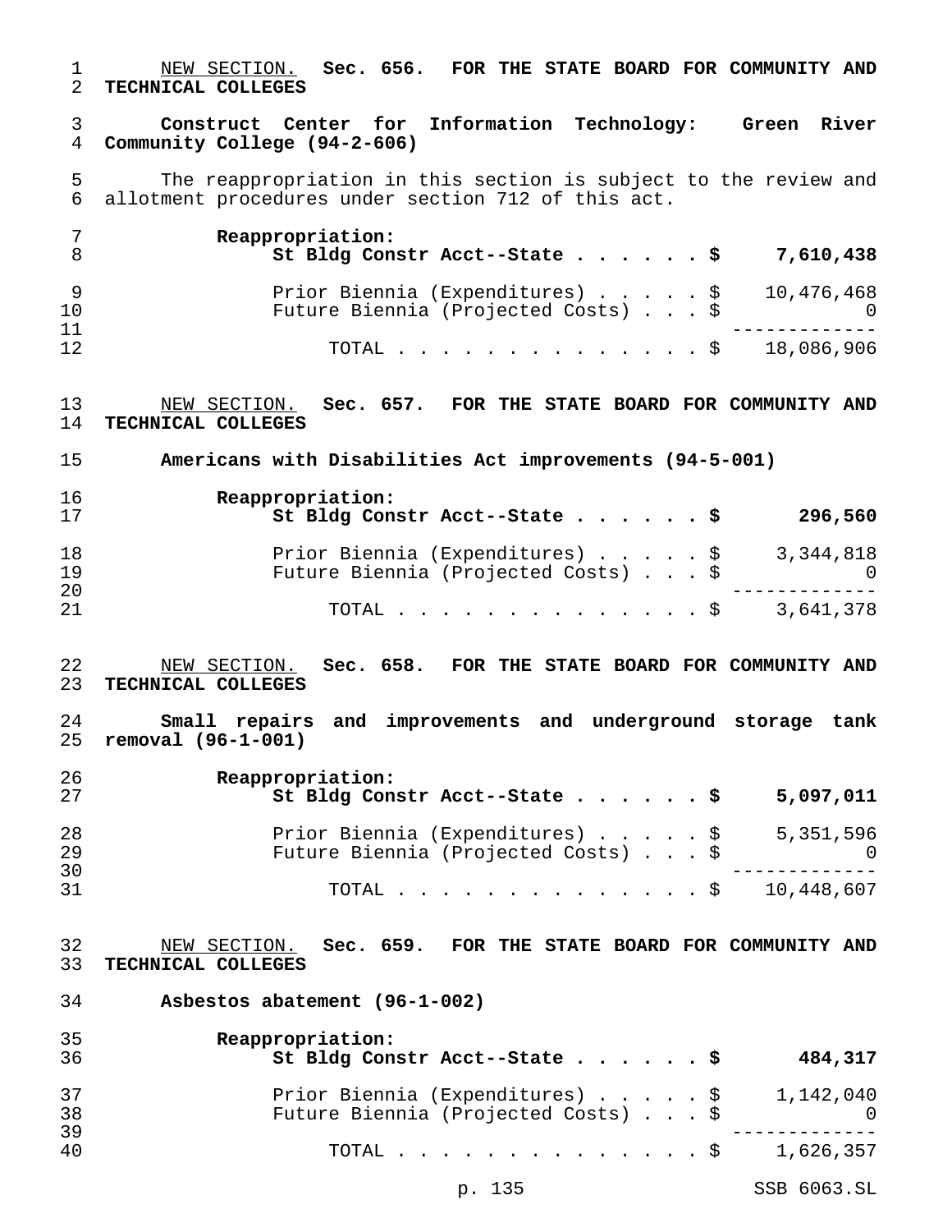NEW SECTION. **Sec. 656. FOR THE STATE BOARD FOR COMMUNITY AND TECHNICAL COLLEGES**

**Construct Center for Information Technology: Green River Community College (94-2-606)**

The reappropriation in this section is subject to the review and allotment procedures under section 712 of this act.

| | |
|---|---|
| **Reappropriation:** | |
| **St Bldg Constr Acct--State . . . . . . $** | **7,610,438** |
| Prior Biennia (Expenditures) . . . . . $ | 10,476,468 |
| Future Biennia (Projected Costs) . . . $ | 0 |
| TOTAL . . . . . . . . . . . . . . . $ | 18,086,906 |

NEW SECTION. **Sec. 657. FOR THE STATE BOARD FOR COMMUNITY AND TECHNICAL COLLEGES**

**Americans with Disabilities Act improvements (94-5-001)**

| | |
|---|---|
| **Reappropriation:** | |
| **St Bldg Constr Acct--State . . . . . . $** | **296,560** |
| Prior Biennia (Expenditures) . . . . . $ | 3,344,818 |
| Future Biennia (Projected Costs) . . . $ | 0 |
| TOTAL . . . . . . . . . . . . . . . $ | 3,641,378 |

NEW SECTION. **Sec. 658. FOR THE STATE BOARD FOR COMMUNITY AND TECHNICAL COLLEGES**

**Small repairs and improvements and underground storage tank removal (96-1-001)**

| | |
|---|---|
| **Reappropriation:** | |
| **St Bldg Constr Acct--State . . . . . . $** | **5,097,011** |
| Prior Biennia (Expenditures) . . . . . $ | 5,351,596 |
| Future Biennia (Projected Costs) . . . $ | 0 |
| TOTAL . . . . . . . . . . . . . . . $ | 10,448,607 |

NEW SECTION. **Sec. 659. FOR THE STATE BOARD FOR COMMUNITY AND TECHNICAL COLLEGES**

**Asbestos abatement (96-1-002)**

| | |
|---|---|
| **Reappropriation:** | |
| **St Bldg Constr Acct--State . . . . . . $** | **484,317** |
| Prior Biennia (Expenditures) . . . . . $ | 1,142,040 |
| Future Biennia (Projected Costs) . . . $ | 0 |
| TOTAL . . . . . . . . . . . . . . . $ | 1,626,357 |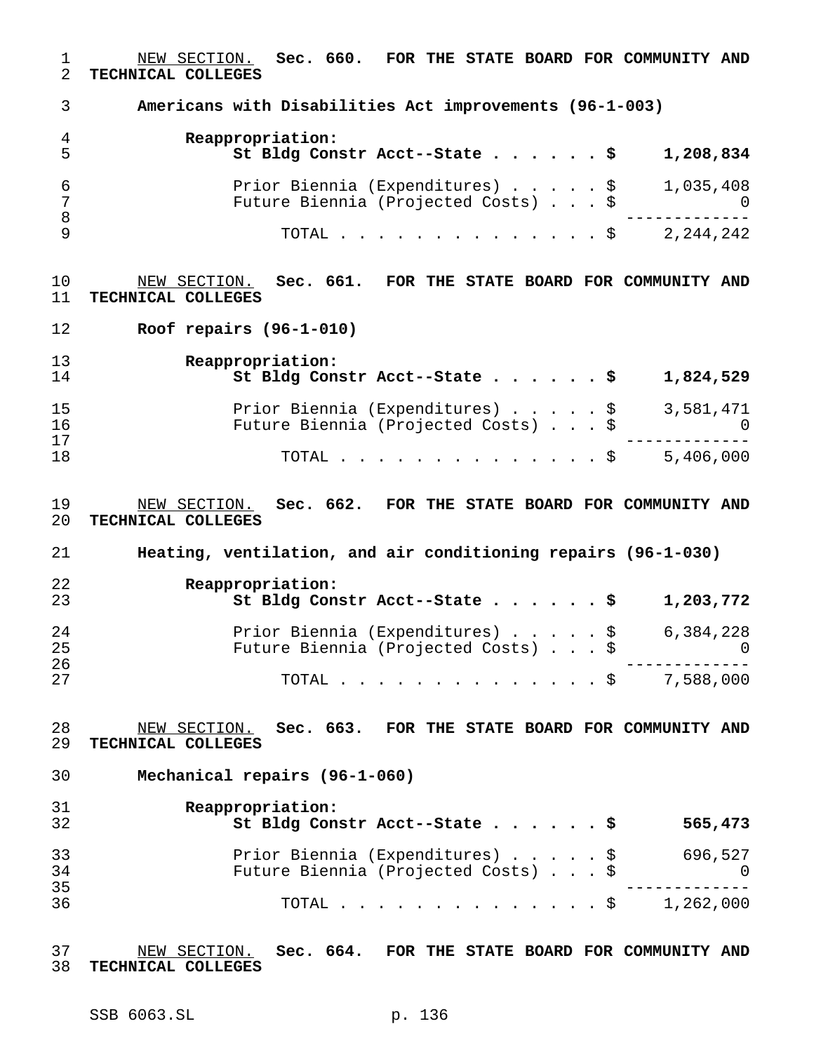NEW SECTION. **Sec. 660. FOR THE STATE BOARD FOR COMMUNITY AND TECHNICAL COLLEGES**

**Americans with Disabilities Act improvements (96-1-003)**

| | |
|---|---|
| **Reappropriation:** | |
| **St Bldg Constr Acct--State . . . . . . $** | **1,208,834** |
| Prior Biennia (Expenditures) . . . . . $ | 1,035,408 |
| Future Biennia (Projected Costs) . . . $ | 0 |
| TOTAL . . . . . . . . . . . . . . . $ | 2,244,242 |

NEW SECTION. **Sec. 661. FOR THE STATE BOARD FOR COMMUNITY AND TECHNICAL COLLEGES**

**Roof repairs (96-1-010)**

| | |
|---|---|
| **Reappropriation:** | |
| **St Bldg Constr Acct--State . . . . . . $** | **1,824,529** |
| Prior Biennia (Expenditures) . . . . . $ | 3,581,471 |
| Future Biennia (Projected Costs) . . . $ | 0 |
| TOTAL . . . . . . . . . . . . . . . $ | 5,406,000 |

NEW SECTION. **Sec. 662. FOR THE STATE BOARD FOR COMMUNITY AND TECHNICAL COLLEGES**

**Heating, ventilation, and air conditioning repairs (96-1-030)**

| | |
|---|---|
| **Reappropriation:** | |
| **St Bldg Constr Acct--State . . . . . . $** | **1,203,772** |
| Prior Biennia (Expenditures) . . . . . $ | 6,384,228 |
| Future Biennia (Projected Costs) . . . $ | 0 |
| TOTAL . . . . . . . . . . . . . . . $ | 7,588,000 |

NEW SECTION. **Sec. 663. FOR THE STATE BOARD FOR COMMUNITY AND TECHNICAL COLLEGES**

**Mechanical repairs (96-1-060)**

| | |
|---|---|
| **Reappropriation:** | |
| **St Bldg Constr Acct--State . . . . . . $** | **565,473** |
| Prior Biennia (Expenditures) . . . . . $ | 696,527 |
| Future Biennia (Projected Costs) . . . $ | 0 |
| TOTAL . . . . . . . . . . . . . . . $ | 1,262,000 |

NEW SECTION. **Sec. 664. FOR THE STATE BOARD FOR COMMUNITY AND TECHNICAL COLLEGES**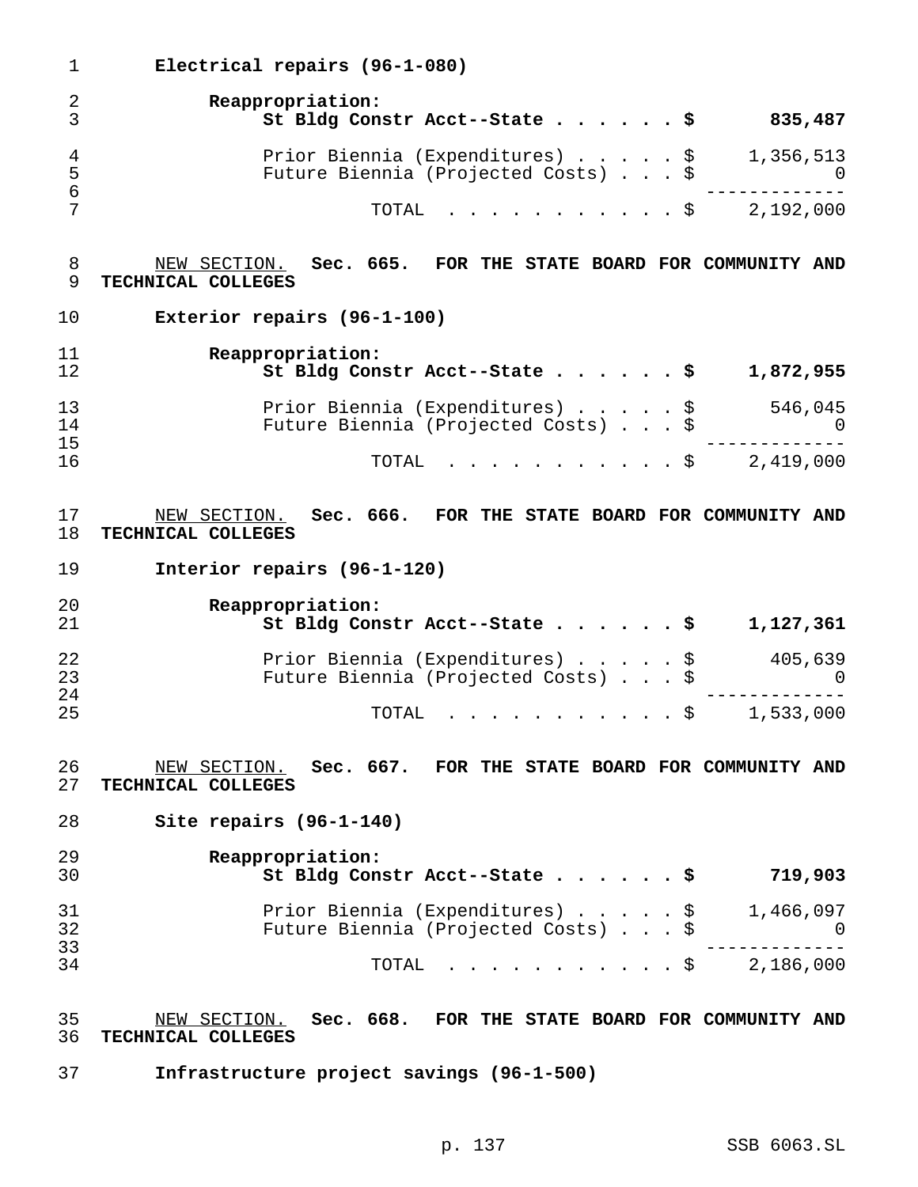**Electrical repairs (96-1-080)**

Reappropriation:

| | |
|---|---:|
| **St Bldg Constr Acct--State . . . . . . $** | **835,487** |
| Prior Biennia (Expenditures) . . . . . $ | 1,356,513 |
| Future Biennia (Projected Costs) . . . $ | 0 |
| TOTAL . . . . . . . . . . . . $ | 2,192,000 |

<u>NEW SECTION.</u> **Sec. 665. FOR THE STATE BOARD FOR COMMUNITY AND TECHNICAL COLLEGES**

**Exterior repairs (96-1-100)**

Reappropriation:

| | |
|---|---:|
| **St Bldg Constr Acct--State . . . . . . $** | **1,872,955** |
| Prior Biennia (Expenditures) . . . . . $ | 546,045 |
| Future Biennia (Projected Costs) . . . $ | 0 |
| TOTAL . . . . . . . . . . . . $ | 2,419,000 |

<u>NEW SECTION.</u> **Sec. 666. FOR THE STATE BOARD FOR COMMUNITY AND TECHNICAL COLLEGES**

**Interior repairs (96-1-120)**

Reappropriation:

| | |
|---|---:|
| **St Bldg Constr Acct--State . . . . . . $** | **1,127,361** |
| Prior Biennia (Expenditures) . . . . . $ | 405,639 |
| Future Biennia (Projected Costs) . . . $ | 0 |
| TOTAL . . . . . . . . . . . . $ | 1,533,000 |

<u>NEW SECTION.</u> **Sec. 667. FOR THE STATE BOARD FOR COMMUNITY AND TECHNICAL COLLEGES**

**Site repairs (96-1-140)**

Reappropriation:

| | |
|---|---:|
| **St Bldg Constr Acct--State . . . . . . $** | **719,903** |
| Prior Biennia (Expenditures) . . . . . $ | 1,466,097 |
| Future Biennia (Projected Costs) . . . $ | 0 |
| TOTAL . . . . . . . . . . . . $ | 2,186,000 |

<u>NEW SECTION.</u> **Sec. 668. FOR THE STATE BOARD FOR COMMUNITY AND TECHNICAL COLLEGES**

**Infrastructure project savings (96-1-500)**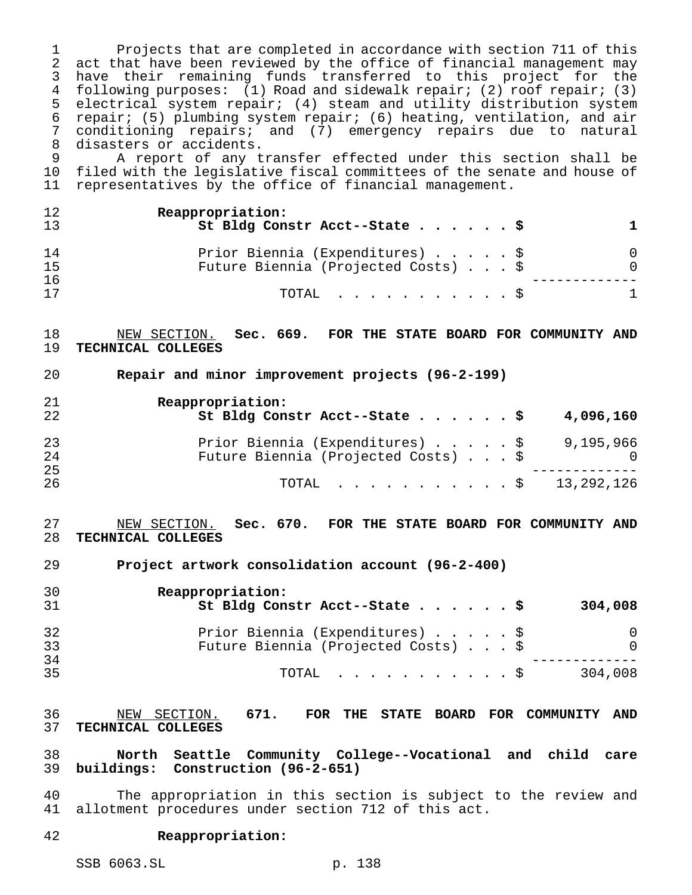Projects that are completed in accordance with section 711 of this act that have been reviewed by the office of financial management may have their remaining funds transferred to this project for the following purposes: (1) Road and sidewalk repair; (2) roof repair; (3) electrical system repair; (4) steam and utility distribution system repair; (5) plumbing system repair; (6) heating, ventilation, and air conditioning repairs; and (7) emergency repairs due to natural disasters or accidents.

A report of any transfer effected under this section shall be filed with the legislative fiscal committees of the senate and house of representatives by the office of financial management.

**Reappropriation:**

| | |
|---|---|
| **St Bldg Constr Acct--State . . . . . . $** | **1** |
| Prior Biennia (Expenditures) . . . . . $ | 0 |
| Future Biennia (Projected Costs) . . . $ | 0 |
| TOTAL . . . . . . . . . . . $ | 1 |

<u>NEW SECTION.</u> **Sec. 669. FOR THE STATE BOARD FOR COMMUNITY AND TECHNICAL COLLEGES**

**Repair and minor improvement projects (96-2-199)**

**Reappropriation:**

| | |
|---|---|
| **St Bldg Constr Acct--State . . . . . . $** | **4,096,160** |
| Prior Biennia (Expenditures) . . . . . $ | 9,195,966 |
| Future Biennia (Projected Costs) . . . $ | 0 |
| TOTAL . . . . . . . . . . . $ | 13,292,126 |

<u>NEW SECTION.</u> **Sec. 670. FOR THE STATE BOARD FOR COMMUNITY AND TECHNICAL COLLEGES**

**Project artwork consolidation account (96-2-400)**

**Reappropriation:**

| | |
|---|---|
| **St Bldg Constr Acct--State . . . . . . $** | **304,008** |
| Prior Biennia (Expenditures) . . . . . $ | 0 |
| Future Biennia (Projected Costs) . . . $ | 0 |
| TOTAL . . . . . . . . . . . $ | 304,008 |

<u>NEW SECTION.</u> **671. FOR THE STATE BOARD FOR COMMUNITY AND TECHNICAL COLLEGES**

**North Seattle Community College--Vocational and child care buildings: Construction (96-2-651)**

The appropriation in this section is subject to the review and allotment procedures under section 712 of this act.

**Reappropriation:**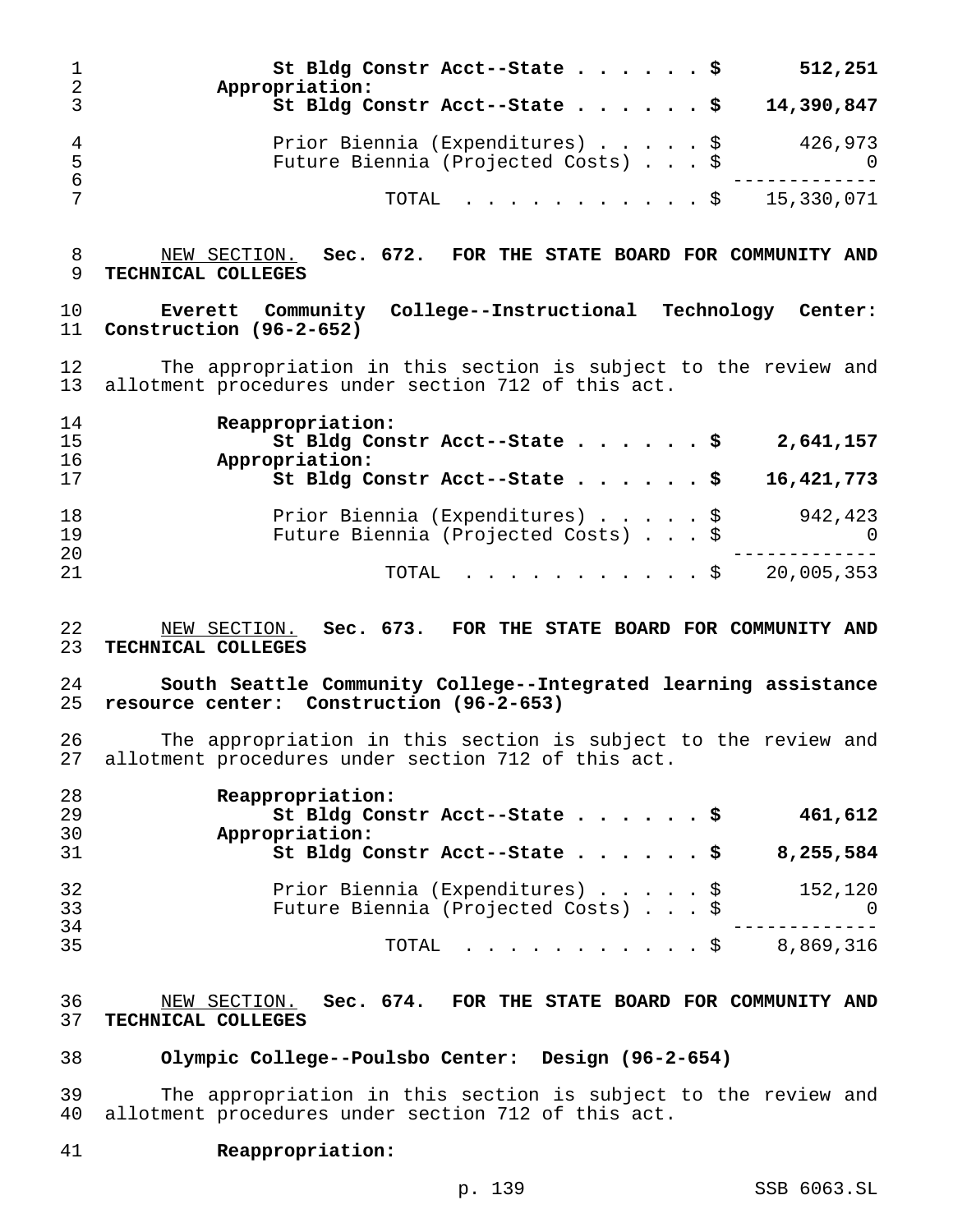**St Bldg Constr Acct--State . . . . . . $ 512,251**

**Appropriation:**

**St Bldg Constr Acct--State . . . . . . $ 14,390,847**

Prior Biennia (Expenditures) . . . . . $ 426,973

Future Biennia (Projected Costs) . . . $ 0

TOTAL . . . . . . . . . . . . $ 15,330,071

NEW SECTION. **Sec. 672. FOR THE STATE BOARD FOR COMMUNITY AND TECHNICAL COLLEGES**

**Everett Community College--Instructional Technology Center: Construction (96-2-652)**

The appropriation in this section is subject to the review and allotment procedures under section 712 of this act.

**Reappropriation:**

**St Bldg Constr Acct--State . . . . . . $ 2,641,157**

**Appropriation:**

**St Bldg Constr Acct--State . . . . . . $ 16,421,773**

Prior Biennia (Expenditures) . . . . . $ 942,423

Future Biennia (Projected Costs) . . . $ 0

TOTAL . . . . . . . . . . . . $ 20,005,353

NEW SECTION. **Sec. 673. FOR THE STATE BOARD FOR COMMUNITY AND TECHNICAL COLLEGES**

**South Seattle Community College--Integrated learning assistance resource center: Construction (96-2-653)**

The appropriation in this section is subject to the review and allotment procedures under section 712 of this act.

**Reappropriation:**

**St Bldg Constr Acct--State . . . . . . $ 461,612**

**Appropriation:**

**St Bldg Constr Acct--State . . . . . . $ 8,255,584**

Prior Biennia (Expenditures) . . . . . $ 152,120

Future Biennia (Projected Costs) . . . $ 0

TOTAL . . . . . . . . . . . . $ 8,869,316

NEW SECTION. **Sec. 674. FOR THE STATE BOARD FOR COMMUNITY AND TECHNICAL COLLEGES**

**Olympic College--Poulsbo Center: Design (96-2-654)**

The appropriation in this section is subject to the review and allotment procedures under section 712 of this act.

**Reappropriation:**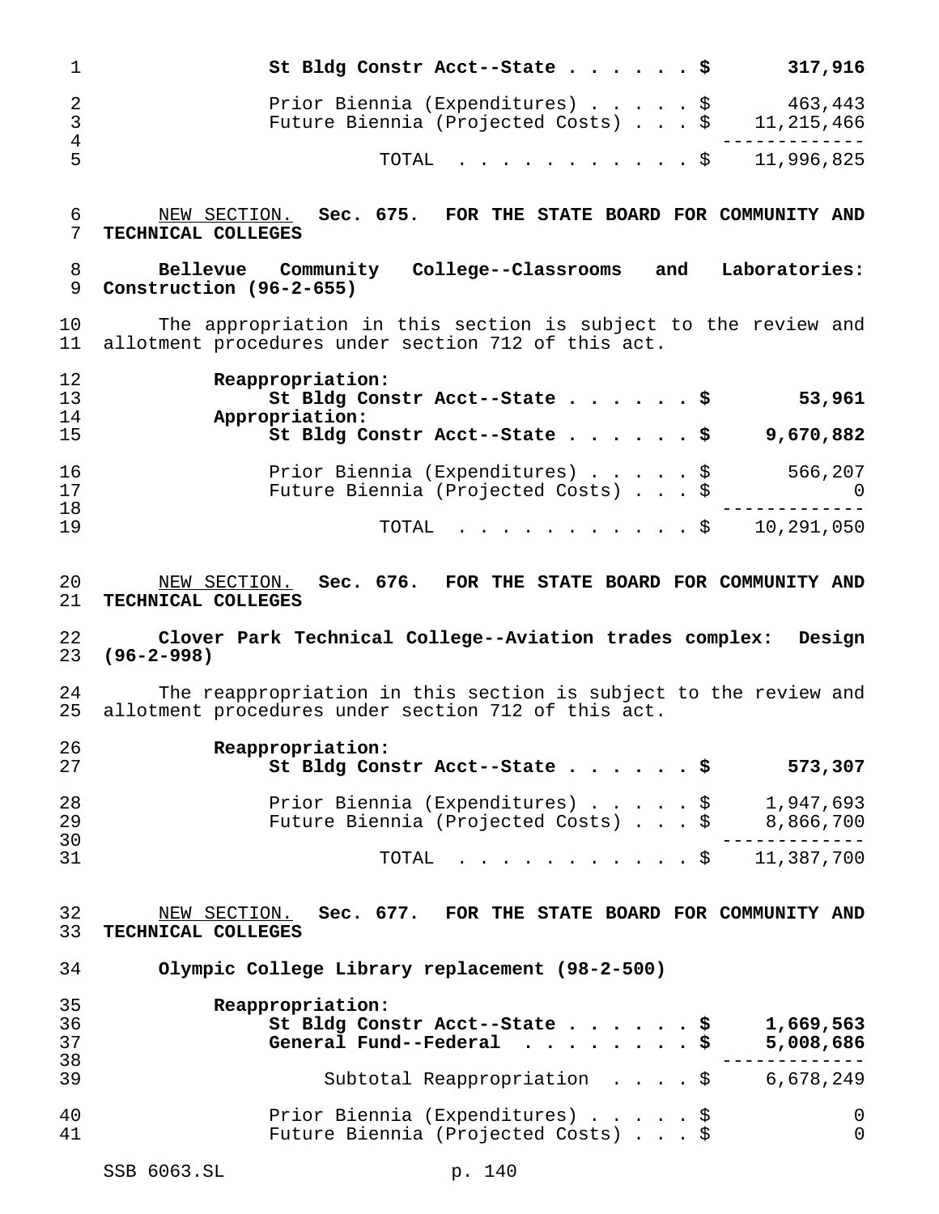**St Bldg Constr Acct--State . . . . . . $ 317,916**

| | |
|---|---|
| Prior Biennia (Expenditures) . . . . . $ | 463,443 |
| Future Biennia (Projected Costs) . . . $ | 11,215,466 |
| TOTAL . . . . . . . . . . . $ | 11,996,825 |

NEW SECTION. **Sec. 675. FOR THE STATE BOARD FOR COMMUNITY AND TECHNICAL COLLEGES**

**Bellevue Community College--Classrooms and Laboratories: Construction (96-2-655)**

The appropriation in this section is subject to the review and allotment procedures under section 712 of this act.

**Reappropriation:**

**St Bldg Constr Acct--State . . . . . . $ 53,961**

**Appropriation:**

**St Bldg Constr Acct--State . . . . . . $ 9,670,882**

| | |
|---|---|
| Prior Biennia (Expenditures) . . . . . $ | 566,207 |
| Future Biennia (Projected Costs) . . . $ | 0 |
| TOTAL . . . . . . . . . . . $ | 10,291,050 |

NEW SECTION. **Sec. 676. FOR THE STATE BOARD FOR COMMUNITY AND TECHNICAL COLLEGES**

**Clover Park Technical College--Aviation trades complex: Design (96-2-998)**

The reappropriation in this section is subject to the review and allotment procedures under section 712 of this act.

**Reappropriation:**

**St Bldg Constr Acct--State . . . . . . $ 573,307**

| | |
|---|---|
| Prior Biennia (Expenditures) . . . . . $ | 1,947,693 |
| Future Biennia (Projected Costs) . . . $ | 8,866,700 |
| TOTAL . . . . . . . . . . . $ | 11,387,700 |

NEW SECTION. **Sec. 677. FOR THE STATE BOARD FOR COMMUNITY AND TECHNICAL COLLEGES**

**Olympic College Library replacement (98-2-500)**

**Reappropriation:**

| | |
|---|---|
| **St Bldg Constr Acct--State . . . . . . $** | **1,669,563** |
| **General Fund--Federal . . . . . . . . $** | **5,008,686** |
| Subtotal Reappropriation . . . . $ | 6,678,249 |

| | |
|---|---|
| Prior Biennia (Expenditures) . . . . . $ | 0 |
| Future Biennia (Projected Costs) . . . $ | 0 |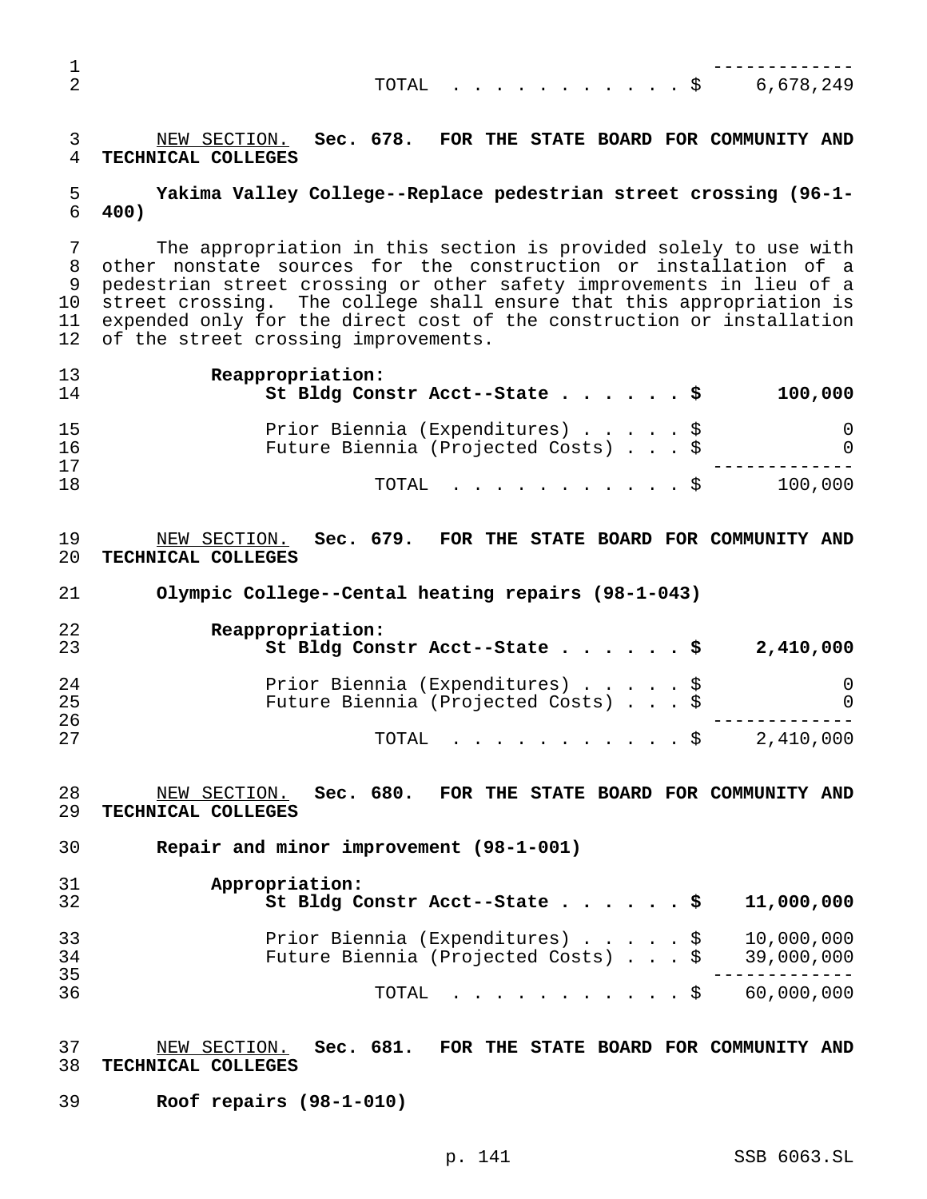| | |
|---|---|
| TOTAL . . . . . . . . . . . . $ | 6,678,249 |

NEW SECTION. **Sec. 678. FOR THE STATE BOARD FOR COMMUNITY AND TECHNICAL COLLEGES**

**Yakima Valley College--Replace pedestrian street crossing (96-1-400)**

The appropriation in this section is provided solely to use with other nonstate sources for the construction or installation of a pedestrian street crossing or other safety improvements in lieu of a street crossing. The college shall ensure that this appropriation is expended only for the direct cost of the construction or installation of the street crossing improvements.

| | |
|---|---|
| **Reappropriation:** | |
| **St Bldg Constr Acct--State . . . . . . $** | **100,000** |
| Prior Biennia (Expenditures) . . . . . $ | 0 |
| Future Biennia (Projected Costs) . . . $ | 0 |
| TOTAL . . . . . . . . . . . . $ | 100,000 |

NEW SECTION. **Sec. 679. FOR THE STATE BOARD FOR COMMUNITY AND TECHNICAL COLLEGES**

**Olympic College--Cental heating repairs (98-1-043)**

| | |
|---|---|
| **Reappropriation:** | |
| **St Bldg Constr Acct--State . . . . . . $** | **2,410,000** |
| Prior Biennia (Expenditures) . . . . . $ | 0 |
| Future Biennia (Projected Costs) . . . $ | 0 |
| TOTAL . . . . . . . . . . . . $ | 2,410,000 |

NEW SECTION. **Sec. 680. FOR THE STATE BOARD FOR COMMUNITY AND TECHNICAL COLLEGES**

**Repair and minor improvement (98-1-001)**

| | |
|---|---|
| **Appropriation:** | |
| **St Bldg Constr Acct--State . . . . . . $** | **11,000,000** |
| Prior Biennia (Expenditures) . . . . . $ | 10,000,000 |
| Future Biennia (Projected Costs) . . . $ | 39,000,000 |
| TOTAL . . . . . . . . . . . . $ | 60,000,000 |

NEW SECTION. **Sec. 681. FOR THE STATE BOARD FOR COMMUNITY AND TECHNICAL COLLEGES**

**Roof repairs (98-1-010)**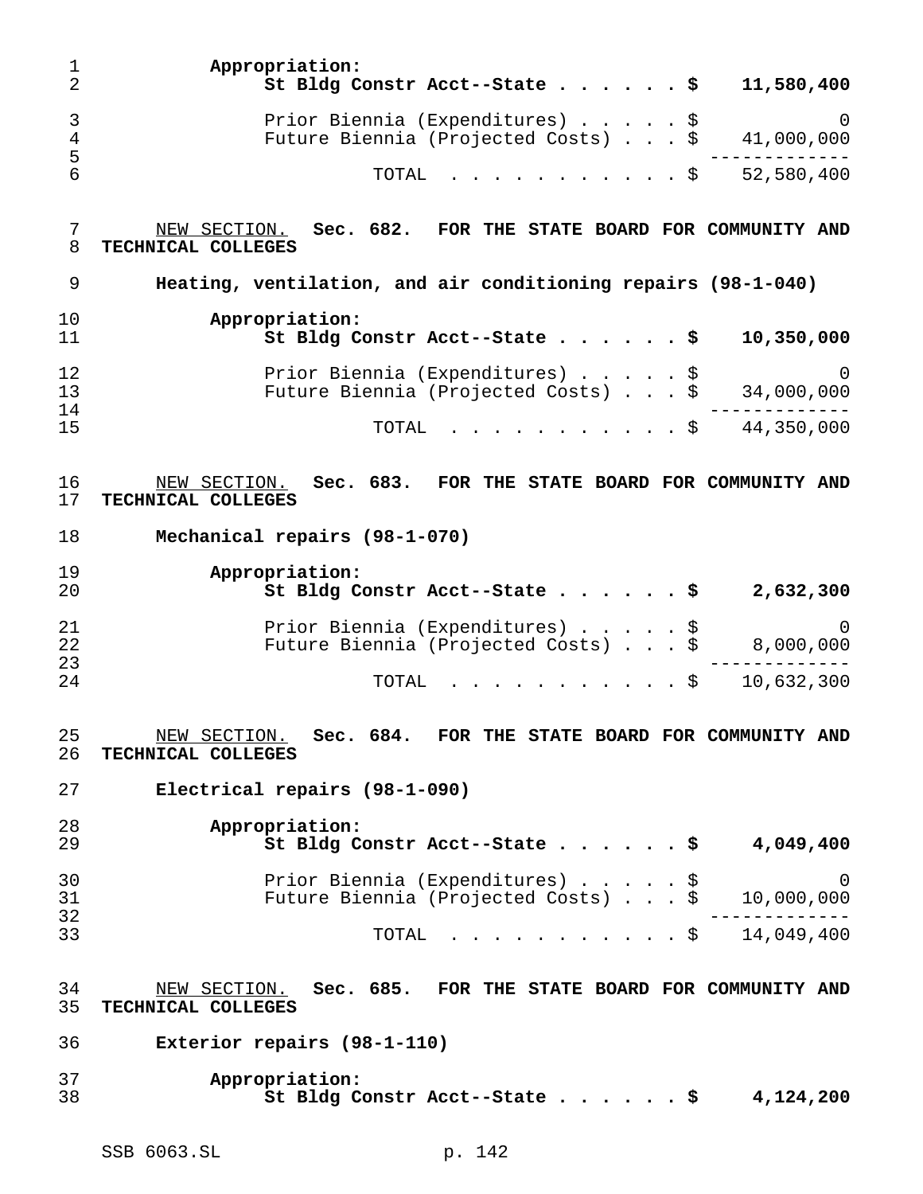Appropriation:

**St Bldg Constr Acct--State . . . . . . $ 11,580,400**

Prior Biennia (Expenditures) . . . . . $ 0
Future Biennia (Projected Costs) . . . $ 41,000,000
TOTAL . . . . . . . . . . . $ 52,580,400

NEW SECTION. **Sec. 682. FOR THE STATE BOARD FOR COMMUNITY AND TECHNICAL COLLEGES**

**Heating, ventilation, and air conditioning repairs (98-1-040)**

Appropriation:

**St Bldg Constr Acct--State . . . . . . $ 10,350,000**

Prior Biennia (Expenditures) . . . . . $ 0
Future Biennia (Projected Costs) . . . $ 34,000,000
TOTAL . . . . . . . . . . . $ 44,350,000

NEW SECTION. **Sec. 683. FOR THE STATE BOARD FOR COMMUNITY AND TECHNICAL COLLEGES**

**Mechanical repairs (98-1-070)**

Appropriation:

**St Bldg Constr Acct--State . . . . . . $ 2,632,300**

Prior Biennia (Expenditures) . . . . . $ 0
Future Biennia (Projected Costs) . . . $ 8,000,000
TOTAL . . . . . . . . . . . $ 10,632,300

NEW SECTION. **Sec. 684. FOR THE STATE BOARD FOR COMMUNITY AND TECHNICAL COLLEGES**

**Electrical repairs (98-1-090)**

Appropriation:

**St Bldg Constr Acct--State . . . . . . $ 4,049,400**

Prior Biennia (Expenditures) . . . . . $ 0
Future Biennia (Projected Costs) . . . $ 10,000,000
TOTAL . . . . . . . . . . . $ 14,049,400

NEW SECTION. **Sec. 685. FOR THE STATE BOARD FOR COMMUNITY AND TECHNICAL COLLEGES**

**Exterior repairs (98-1-110)**

Appropriation:

**St Bldg Constr Acct--State . . . . . . $ 4,124,200**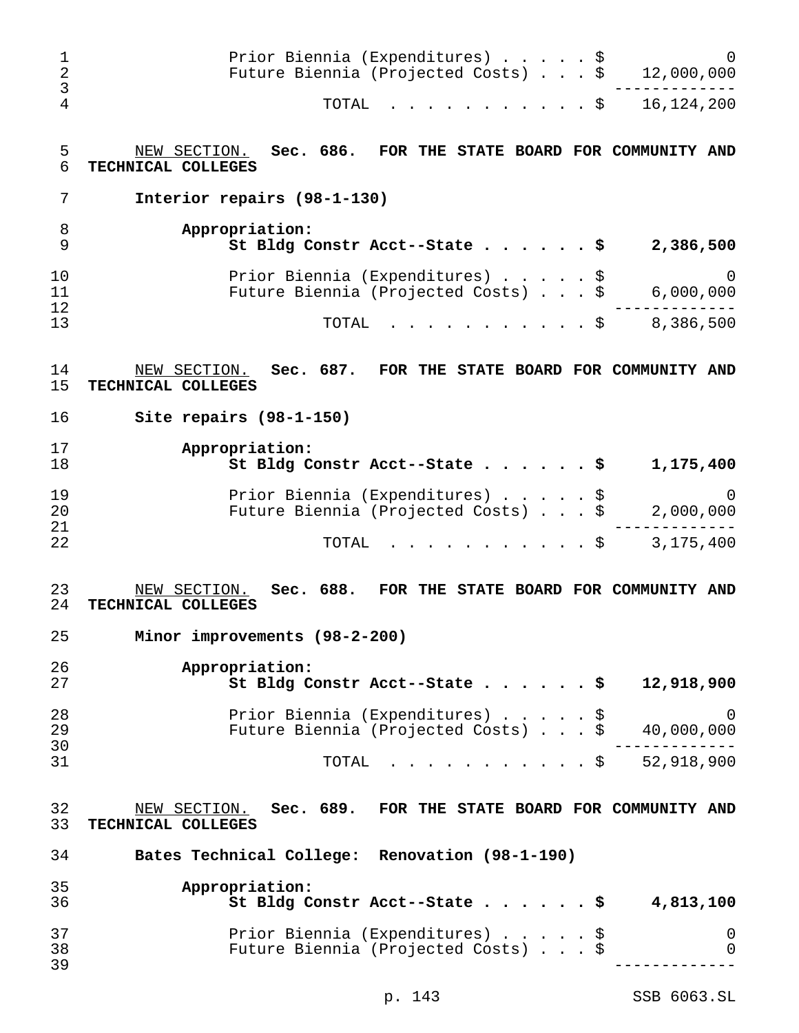Prior Biennia (Expenditures) . . . . . $ 0
Future Biennia (Projected Costs) . . . $ 12,000,000

TOTAL . . . . . . . . . . . $ 16,124,200

NEW SECTION. **Sec. 686. FOR THE STATE BOARD FOR COMMUNITY AND TECHNICAL COLLEGES**

**Interior repairs (98-1-130)**

**Appropriation:**
**St Bldg Constr Acct--State . . . . . . $ 2,386,500**

Prior Biennia (Expenditures) . . . . . $ 0
Future Biennia (Projected Costs) . . . $ 6,000,000

TOTAL . . . . . . . . . . . $ 8,386,500

NEW SECTION. **Sec. 687. FOR THE STATE BOARD FOR COMMUNITY AND TECHNICAL COLLEGES**

**Site repairs (98-1-150)**

**Appropriation:**
**St Bldg Constr Acct--State . . . . . . $ 1,175,400**

Prior Biennia (Expenditures) . . . . . $ 0
Future Biennia (Projected Costs) . . . $ 2,000,000

TOTAL . . . . . . . . . . . $ 3,175,400

NEW SECTION. **Sec. 688. FOR THE STATE BOARD FOR COMMUNITY AND TECHNICAL COLLEGES**

**Minor improvements (98-2-200)**

**Appropriation:**
**St Bldg Constr Acct--State . . . . . . $ 12,918,900**

Prior Biennia (Expenditures) . . . . . $ 0
Future Biennia (Projected Costs) . . . $ 40,000,000

TOTAL . . . . . . . . . . . $ 52,918,900

NEW SECTION. **Sec. 689. FOR THE STATE BOARD FOR COMMUNITY AND TECHNICAL COLLEGES**

**Bates Technical College: Renovation (98-1-190)**

**Appropriation:**
**St Bldg Constr Acct--State . . . . . . $ 4,813,100**

Prior Biennia (Expenditures) . . . . . $ 0
Future Biennia (Projected Costs) . . . $ 0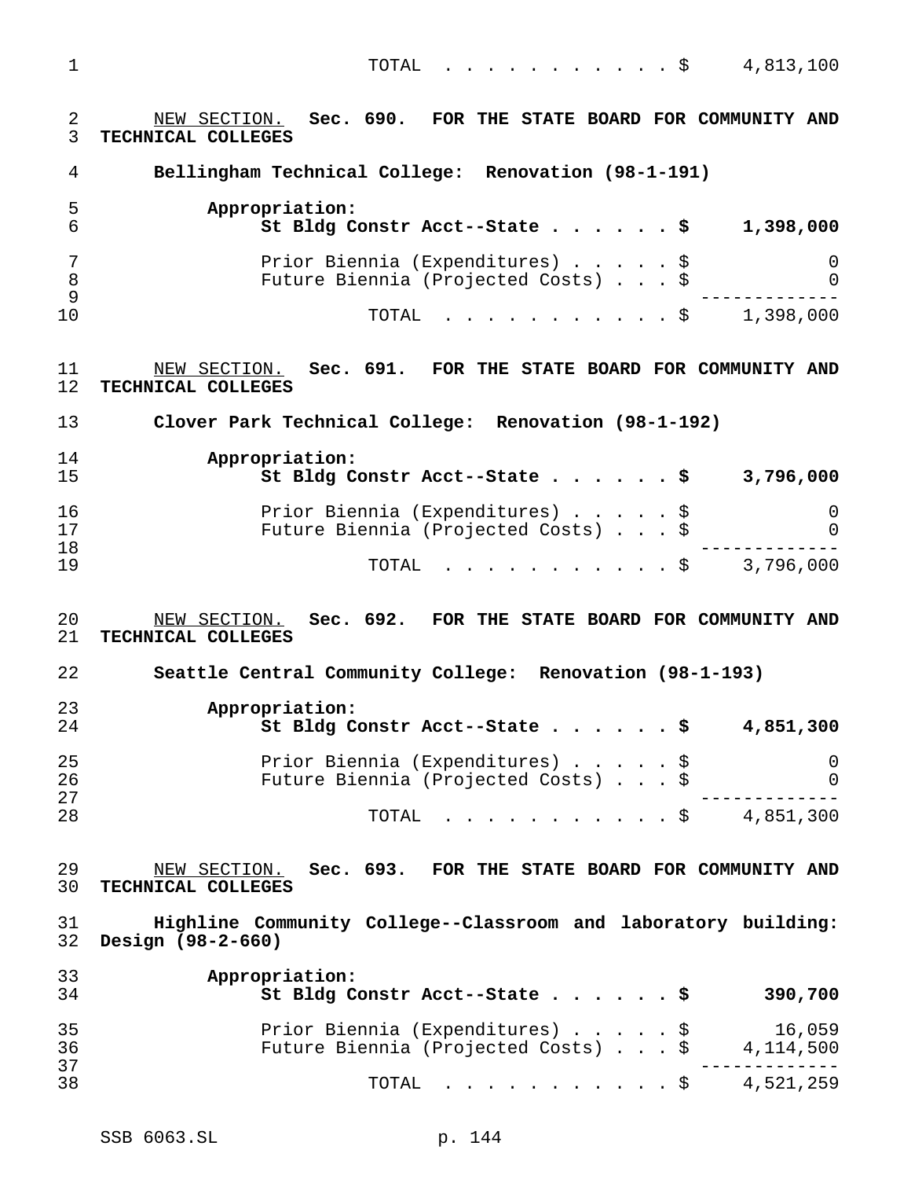| | |
|---|---|
| TOTAL . . . . . . . . . . . . $ | 4,813,100 |

<u>NEW SECTION.</u> **Sec. 690. FOR THE STATE BOARD FOR COMMUNITY AND TECHNICAL COLLEGES**

**Bellingham Technical College: Renovation (98-1-191)**

| | |
|---|---|
| **Appropriation:** | |
| **St Bldg Constr Acct--State . . . . . . $** | **1,398,000** |
| Prior Biennia (Expenditures) . . . . . $ | 0 |
| Future Biennia (Projected Costs) . . . $ | 0 |
| TOTAL . . . . . . . . . . . . $ | 1,398,000 |

<u>NEW SECTION.</u> **Sec. 691. FOR THE STATE BOARD FOR COMMUNITY AND TECHNICAL COLLEGES**

**Clover Park Technical College: Renovation (98-1-192)**

| | |
|---|---|
| **Appropriation:** | |
| **St Bldg Constr Acct--State . . . . . . $** | **3,796,000** |
| Prior Biennia (Expenditures) . . . . . $ | 0 |
| Future Biennia (Projected Costs) . . . $ | 0 |
| TOTAL . . . . . . . . . . . . $ | 3,796,000 |

<u>NEW SECTION.</u> **Sec. 692. FOR THE STATE BOARD FOR COMMUNITY AND TECHNICAL COLLEGES**

**Seattle Central Community College: Renovation (98-1-193)**

| | |
|---|---|
| **Appropriation:** | |
| **St Bldg Constr Acct--State . . . . . . $** | **4,851,300** |
| Prior Biennia (Expenditures) . . . . . $ | 0 |
| Future Biennia (Projected Costs) . . . $ | 0 |
| TOTAL . . . . . . . . . . . . $ | 4,851,300 |

<u>NEW SECTION.</u> **Sec. 693. FOR THE STATE BOARD FOR COMMUNITY AND TECHNICAL COLLEGES**

**Highline Community College--Classroom and laboratory building: Design (98-2-660)**

| | |
|---|---|
| **Appropriation:** | |
| **St Bldg Constr Acct--State . . . . . . $** | **390,700** |
| Prior Biennia (Expenditures) . . . . . $ | 16,059 |
| Future Biennia (Projected Costs) . . . $ | 4,114,500 |
| TOTAL . . . . . . . . . . . . $ | 4,521,259 |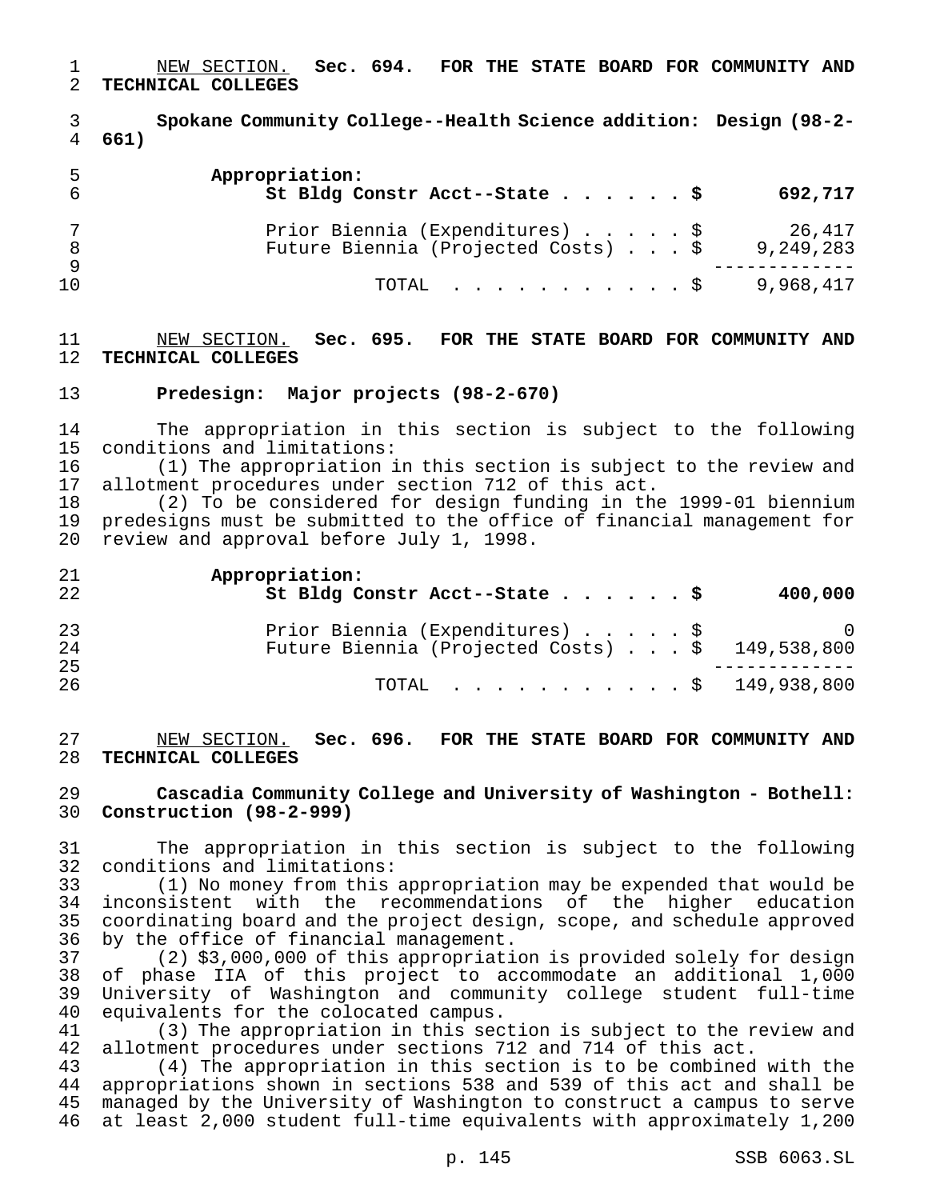NEW SECTION. **Sec. 694. FOR THE STATE BOARD FOR COMMUNITY AND TECHNICAL COLLEGES**

**Spokane Community College--Health Science addition: Design (98-2-661)**

| | |
|---|---|
| **Appropriation:** | |
| **St Bldg Constr Acct--State . . . . . . $** | **692,717** |
| Prior Biennia (Expenditures) . . . . . $ | 26,417 |
| Future Biennia (Projected Costs) . . . $ | 9,249,283 |
| TOTAL . . . . . . . . . . . . $ | 9,968,417 |

NEW SECTION. **Sec. 695. FOR THE STATE BOARD FOR COMMUNITY AND TECHNICAL COLLEGES**

**Predesign: Major projects (98-2-670)**

The appropriation in this section is subject to the following conditions and limitations:

(1) The appropriation in this section is subject to the review and allotment procedures under section 712 of this act.

(2) To be considered for design funding in the 1999-01 biennium predesigns must be submitted to the office of financial management for review and approval before July 1, 1998.

| | |
|---|---|
| **Appropriation:** | |
| **St Bldg Constr Acct--State . . . . . . $** | **400,000** |
| Prior Biennia (Expenditures) . . . . . $ | 0 |
| Future Biennia (Projected Costs) . . . $ | 149,538,800 |
| TOTAL . . . . . . . . . . . . $ | 149,938,800 |

NEW SECTION. **Sec. 696. FOR THE STATE BOARD FOR COMMUNITY AND TECHNICAL COLLEGES**

**Cascadia Community College and University of Washington - Bothell: Construction (98-2-999)**

The appropriation in this section is subject to the following conditions and limitations:

(1) No money from this appropriation may be expended that would be inconsistent with the recommendations of the higher education coordinating board and the project design, scope, and schedule approved by the office of financial management.

(2) $3,000,000 of this appropriation is provided solely for design of phase IIA of this project to accommodate an additional 1,000 University of Washington and community college student full-time equivalents for the colocated campus.

(3) The appropriation in this section is subject to the review and allotment procedures under sections 712 and 714 of this act.

(4) The appropriation in this section is to be combined with the appropriations shown in sections 538 and 539 of this act and shall be managed by the University of Washington to construct a campus to serve at least 2,000 student full-time equivalents with approximately 1,200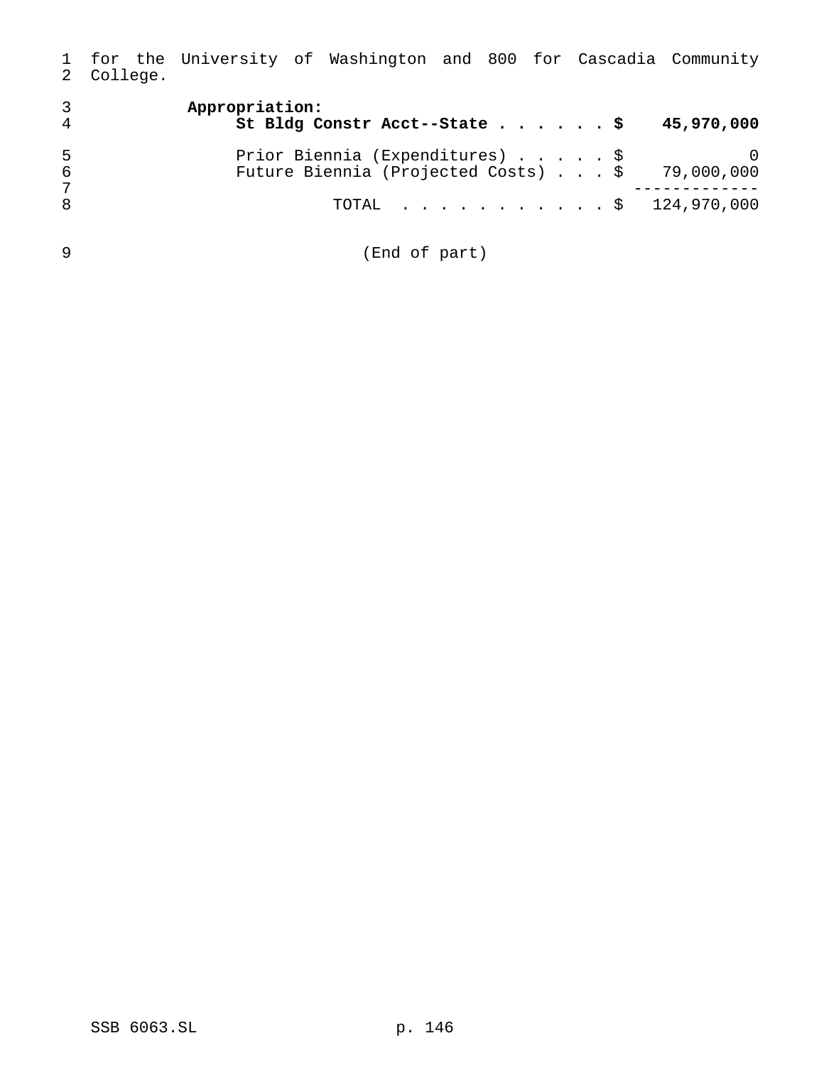for the University of Washington and 800 for Cascadia Community College.

**Appropriation:**

| | | |
|---|---|---|
| **St Bldg Constr Acct--State** | **$** | **45,970,000** |
| Prior Biennia (Expenditures) | $ | 0 |
| Future Biennia (Projected Costs) | $ | 79,000,000 |
| TOTAL | $ | 124,970,000 |

(End of part)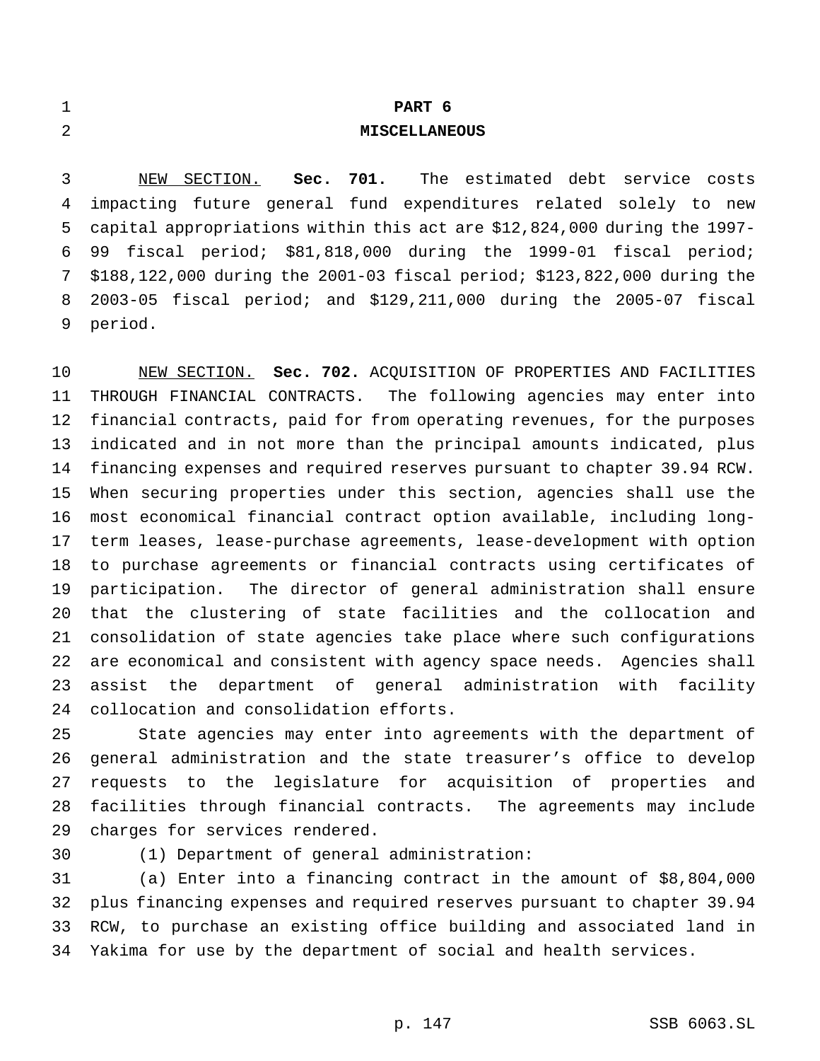# PART 6

# MISCELLANEOUS

NEW SECTION. **Sec. 701.** The estimated debt service costs impacting future general fund expenditures related solely to new capital appropriations within this act are $12,824,000 during the 1997-99 fiscal period; $81,818,000 during the 1999-01 fiscal period; $188,122,000 during the 2001-03 fiscal period; $123,822,000 during the 2003-05 fiscal period; and $129,211,000 during the 2005-07 fiscal period.

NEW SECTION. **Sec. 702.** ACQUISITION OF PROPERTIES AND FACILITIES THROUGH FINANCIAL CONTRACTS. The following agencies may enter into financial contracts, paid for from operating revenues, for the purposes indicated and in not more than the principal amounts indicated, plus financing expenses and required reserves pursuant to chapter 39.94 RCW. When securing properties under this section, agencies shall use the most economical financial contract option available, including long-term leases, lease-purchase agreements, lease-development with option to purchase agreements or financial contracts using certificates of participation. The director of general administration shall ensure that the clustering of state facilities and the collocation and consolidation of state agencies take place where such configurations are economical and consistent with agency space needs. Agencies shall assist the department of general administration with facility collocation and consolidation efforts.

State agencies may enter into agreements with the department of general administration and the state treasurer's office to develop requests to the legislature for acquisition of properties and facilities through financial contracts. The agreements may include charges for services rendered.

(1) Department of general administration:

(a) Enter into a financing contract in the amount of $8,804,000 plus financing expenses and required reserves pursuant to chapter 39.94 RCW, to purchase an existing office building and associated land in Yakima for use by the department of social and health services.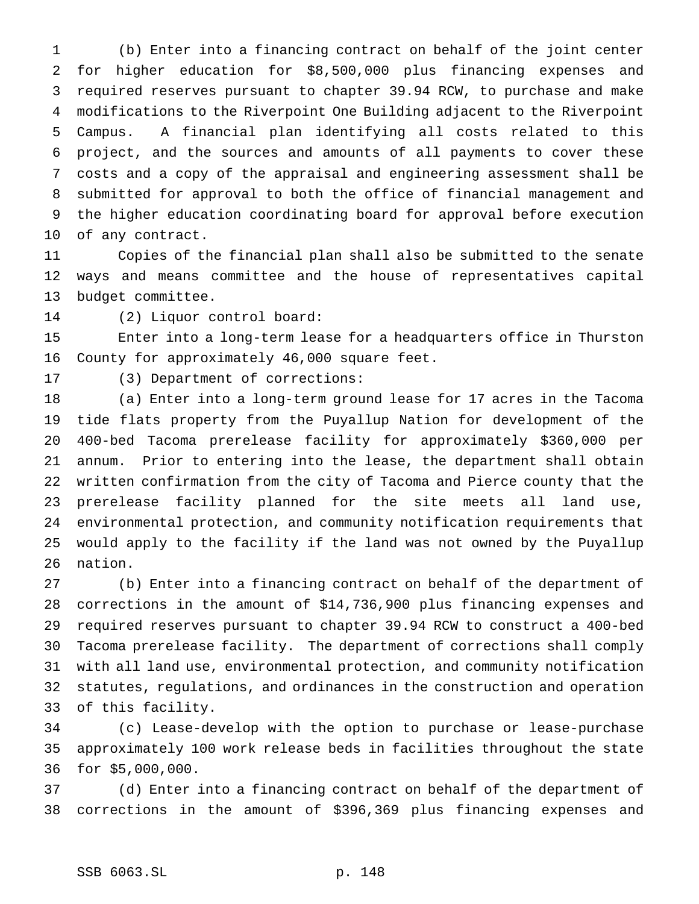(b) Enter into a financing contract on behalf of the joint center for higher education for $8,500,000 plus financing expenses and required reserves pursuant to chapter 39.94 RCW, to purchase and make modifications to the Riverpoint One Building adjacent to the Riverpoint Campus. A financial plan identifying all costs related to this project, and the sources and amounts of all payments to cover these costs and a copy of the appraisal and engineering assessment shall be submitted for approval to both the office of financial management and the higher education coordinating board for approval before execution of any contract.

Copies of the financial plan shall also be submitted to the senate ways and means committee and the house of representatives capital budget committee.

(2) Liquor control board:

Enter into a long-term lease for a headquarters office in Thurston County for approximately 46,000 square feet.

(3) Department of corrections:

(a) Enter into a long-term ground lease for 17 acres in the Tacoma tide flats property from the Puyallup Nation for development of the 400-bed Tacoma prerelease facility for approximately $360,000 per annum. Prior to entering into the lease, the department shall obtain written confirmation from the city of Tacoma and Pierce county that the prerelease facility planned for the site meets all land use, environmental protection, and community notification requirements that would apply to the facility if the land was not owned by the Puyallup nation.

(b) Enter into a financing contract on behalf of the department of corrections in the amount of $14,736,900 plus financing expenses and required reserves pursuant to chapter 39.94 RCW to construct a 400-bed Tacoma prerelease facility. The department of corrections shall comply with all land use, environmental protection, and community notification statutes, regulations, and ordinances in the construction and operation of this facility.

(c) Lease-develop with the option to purchase or lease-purchase approximately 100 work release beds in facilities throughout the state for $5,000,000.

(d) Enter into a financing contract on behalf of the department of corrections in the amount of $396,369 plus financing expenses and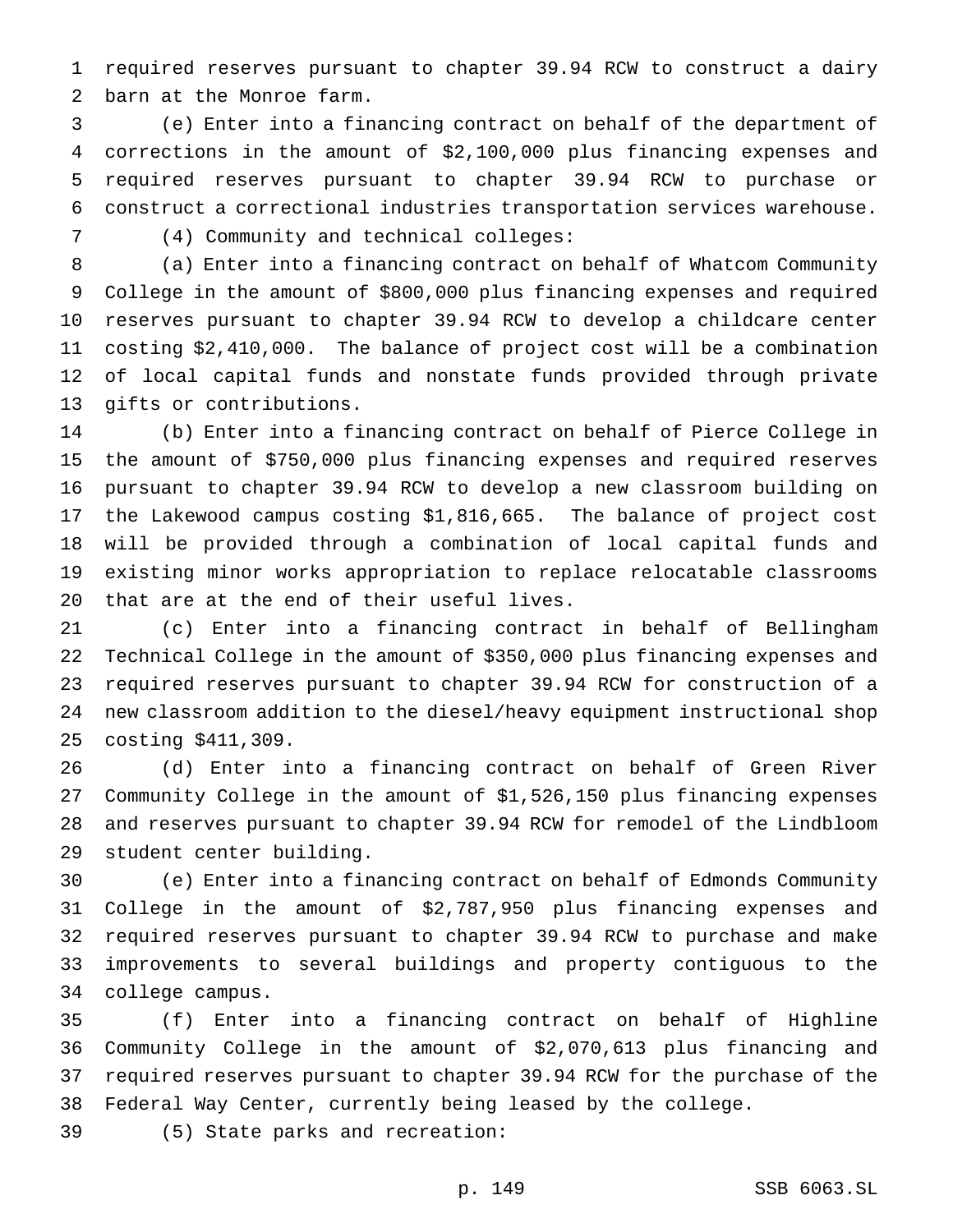required reserves pursuant to chapter 39.94 RCW to construct a dairy barn at the Monroe farm.

(e) Enter into a financing contract on behalf of the department of corrections in the amount of $2,100,000 plus financing expenses and required reserves pursuant to chapter 39.94 RCW to purchase or construct a correctional industries transportation services warehouse.

(4) Community and technical colleges:

(a) Enter into a financing contract on behalf of Whatcom Community College in the amount of $800,000 plus financing expenses and required reserves pursuant to chapter 39.94 RCW to develop a childcare center costing $2,410,000. The balance of project cost will be a combination of local capital funds and nonstate funds provided through private gifts or contributions.

(b) Enter into a financing contract on behalf of Pierce College in the amount of $750,000 plus financing expenses and required reserves pursuant to chapter 39.94 RCW to develop a new classroom building on the Lakewood campus costing $1,816,665. The balance of project cost will be provided through a combination of local capital funds and existing minor works appropriation to replace relocatable classrooms that are at the end of their useful lives.

(c) Enter into a financing contract in behalf of Bellingham Technical College in the amount of $350,000 plus financing expenses and required reserves pursuant to chapter 39.94 RCW for construction of a new classroom addition to the diesel/heavy equipment instructional shop costing $411,309.

(d) Enter into a financing contract on behalf of Green River Community College in the amount of $1,526,150 plus financing expenses and reserves pursuant to chapter 39.94 RCW for remodel of the Lindbloom student center building.

(e) Enter into a financing contract on behalf of Edmonds Community College in the amount of $2,787,950 plus financing expenses and required reserves pursuant to chapter 39.94 RCW to purchase and make improvements to several buildings and property contiguous to the college campus.

(f) Enter into a financing contract on behalf of Highline Community College in the amount of $2,070,613 plus financing and required reserves pursuant to chapter 39.94 RCW for the purchase of the Federal Way Center, currently being leased by the college.

(5) State parks and recreation: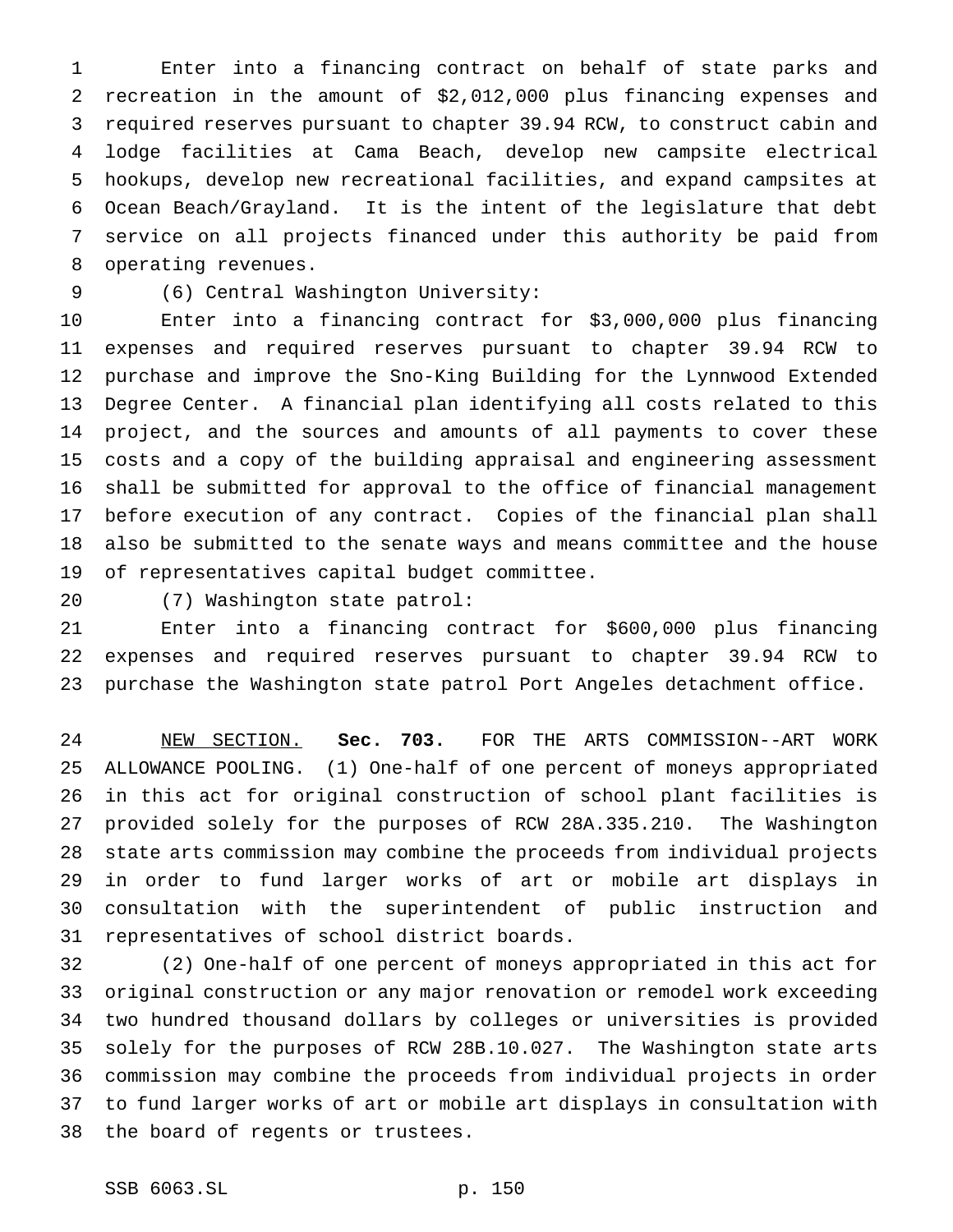Enter into a financing contract on behalf of state parks and recreation in the amount of $2,012,000 plus financing expenses and required reserves pursuant to chapter 39.94 RCW, to construct cabin and lodge facilities at Cama Beach, develop new campsite electrical hookups, develop new recreational facilities, and expand campsites at Ocean Beach/Grayland. It is the intent of the legislature that debt service on all projects financed under this authority be paid from operating revenues.

(6) Central Washington University:

Enter into a financing contract for $3,000,000 plus financing expenses and required reserves pursuant to chapter 39.94 RCW to purchase and improve the Sno-King Building for the Lynnwood Extended Degree Center. A financial plan identifying all costs related to this project, and the sources and amounts of all payments to cover these costs and a copy of the building appraisal and engineering assessment shall be submitted for approval to the office of financial management before execution of any contract. Copies of the financial plan shall also be submitted to the senate ways and means committee and the house of representatives capital budget committee.

(7) Washington state patrol:

Enter into a financing contract for $600,000 plus financing expenses and required reserves pursuant to chapter 39.94 RCW to purchase the Washington state patrol Port Angeles detachment office.

NEW SECTION. **Sec. 703.** FOR THE ARTS COMMISSION--ART WORK ALLOWANCE POOLING. (1) One-half of one percent of moneys appropriated in this act for original construction of school plant facilities is provided solely for the purposes of RCW 28A.335.210. The Washington state arts commission may combine the proceeds from individual projects in order to fund larger works of art or mobile art displays in consultation with the superintendent of public instruction and representatives of school district boards.

(2) One-half of one percent of moneys appropriated in this act for original construction or any major renovation or remodel work exceeding two hundred thousand dollars by colleges or universities is provided solely for the purposes of RCW 28B.10.027. The Washington state arts commission may combine the proceeds from individual projects in order to fund larger works of art or mobile art displays in consultation with the board of regents or trustees.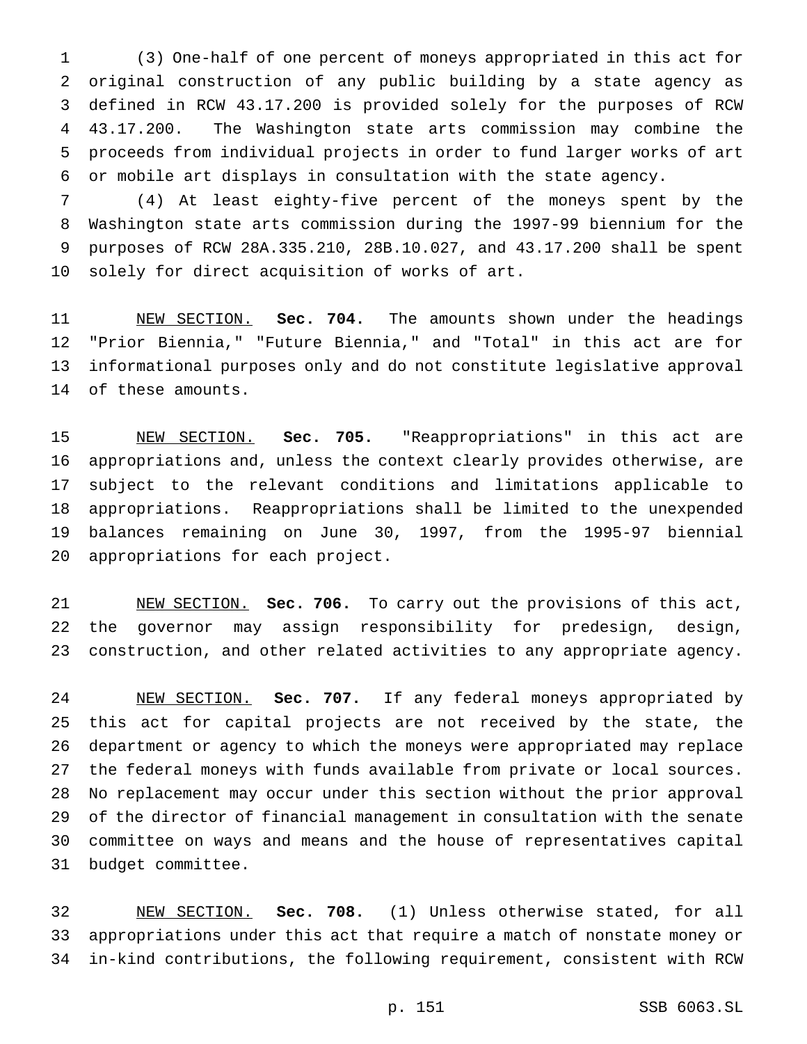(3) One-half of one percent of moneys appropriated in this act for original construction of any public building by a state agency as defined in RCW 43.17.200 is provided solely for the purposes of RCW 43.17.200. The Washington state arts commission may combine the proceeds from individual projects in order to fund larger works of art or mobile art displays in consultation with the state agency.

(4) At least eighty-five percent of the moneys spent by the Washington state arts commission during the 1997-99 biennium for the purposes of RCW 28A.335.210, 28B.10.027, and 43.17.200 shall be spent solely for direct acquisition of works of art.

NEW SECTION. **Sec. 704.** The amounts shown under the headings "Prior Biennia," "Future Biennia," and "Total" in this act are for informational purposes only and do not constitute legislative approval of these amounts.

NEW SECTION. **Sec. 705.** "Reappropriations" in this act are appropriations and, unless the context clearly provides otherwise, are subject to the relevant conditions and limitations applicable to appropriations. Reappropriations shall be limited to the unexpended balances remaining on June 30, 1997, from the 1995-97 biennial appropriations for each project.

NEW SECTION. **Sec. 706.** To carry out the provisions of this act, the governor may assign responsibility for predesign, design, construction, and other related activities to any appropriate agency.

NEW SECTION. **Sec. 707.** If any federal moneys appropriated by this act for capital projects are not received by the state, the department or agency to which the moneys were appropriated may replace the federal moneys with funds available from private or local sources. No replacement may occur under this section without the prior approval of the director of financial management in consultation with the senate committee on ways and means and the house of representatives capital budget committee.

NEW SECTION. **Sec. 708.** (1) Unless otherwise stated, for all appropriations under this act that require a match of nonstate money or in-kind contributions, the following requirement, consistent with RCW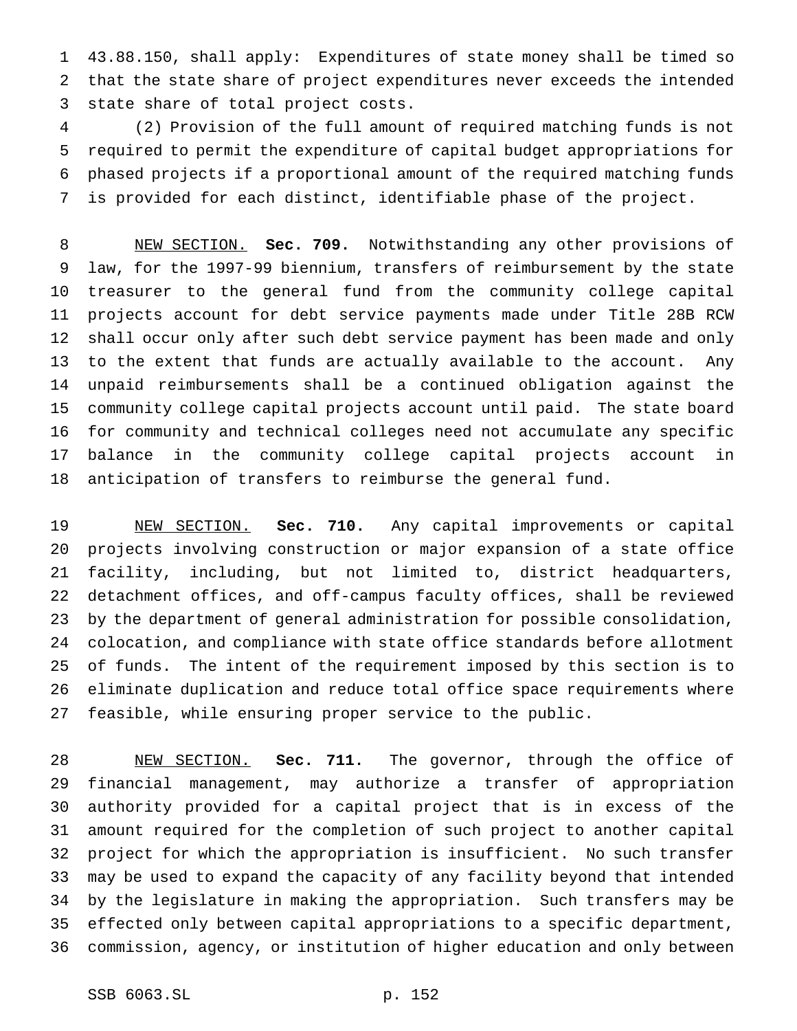43.88.150, shall apply: Expenditures of state money shall be timed so that the state share of project expenditures never exceeds the intended state share of total project costs.

(2) Provision of the full amount of required matching funds is not required to permit the expenditure of capital budget appropriations for phased projects if a proportional amount of the required matching funds is provided for each distinct, identifiable phase of the project.

NEW SECTION. **Sec. 709.** Notwithstanding any other provisions of law, for the 1997-99 biennium, transfers of reimbursement by the state treasurer to the general fund from the community college capital projects account for debt service payments made under Title 28B RCW shall occur only after such debt service payment has been made and only to the extent that funds are actually available to the account. Any unpaid reimbursements shall be a continued obligation against the community college capital projects account until paid. The state board for community and technical colleges need not accumulate any specific balance in the community college capital projects account in anticipation of transfers to reimburse the general fund.

NEW SECTION. **Sec. 710.** Any capital improvements or capital projects involving construction or major expansion of a state office facility, including, but not limited to, district headquarters, detachment offices, and off-campus faculty offices, shall be reviewed by the department of general administration for possible consolidation, colocation, and compliance with state office standards before allotment of funds. The intent of the requirement imposed by this section is to eliminate duplication and reduce total office space requirements where feasible, while ensuring proper service to the public.

NEW SECTION. **Sec. 711.** The governor, through the office of financial management, may authorize a transfer of appropriation authority provided for a capital project that is in excess of the amount required for the completion of such project to another capital project for which the appropriation is insufficient. No such transfer may be used to expand the capacity of any facility beyond that intended by the legislature in making the appropriation. Such transfers may be effected only between capital appropriations to a specific department, commission, agency, or institution of higher education and only between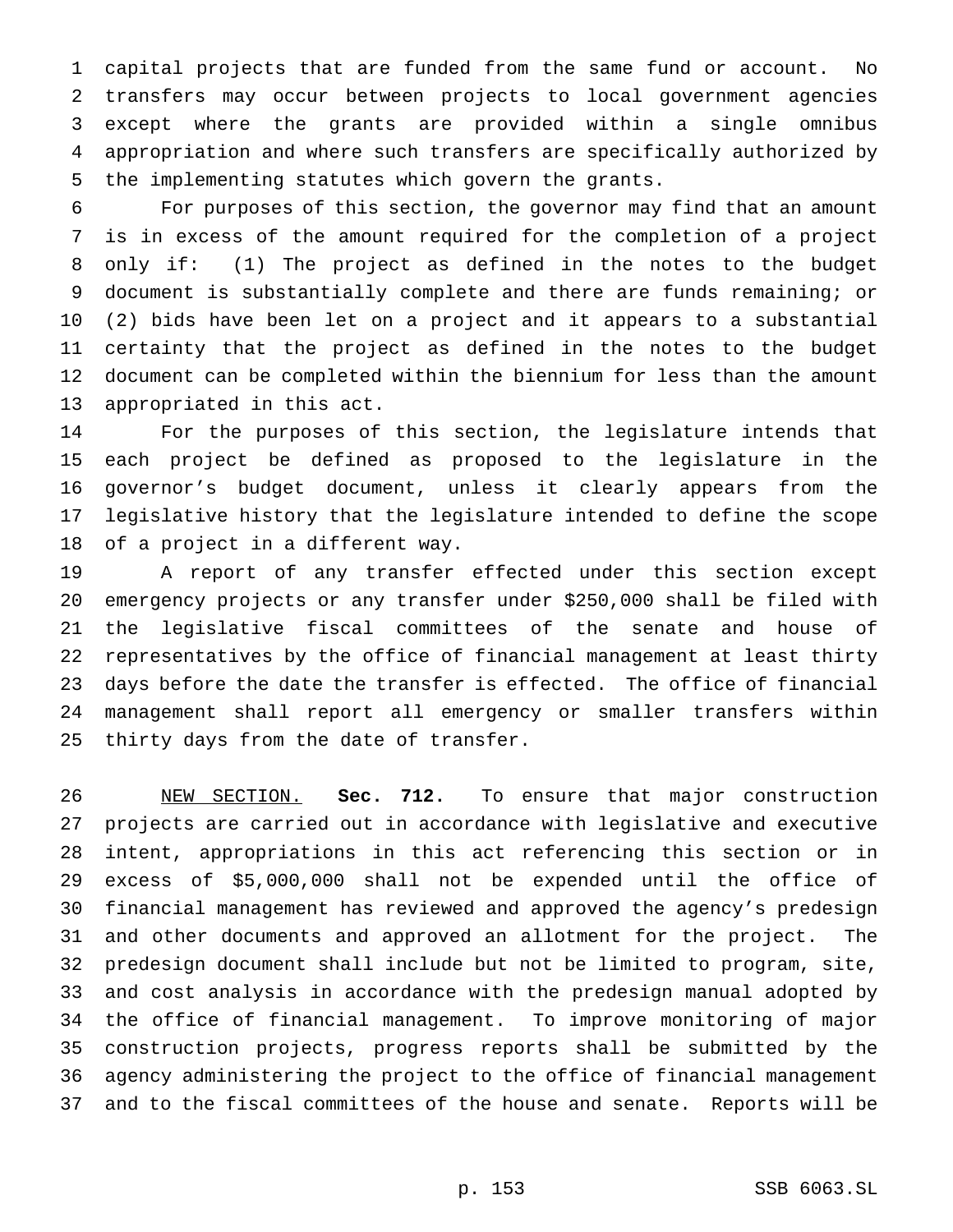capital projects that are funded from the same fund or account. No transfers may occur between projects to local government agencies except where the grants are provided within a single omnibus appropriation and where such transfers are specifically authorized by the implementing statutes which govern the grants.

For purposes of this section, the governor may find that an amount is in excess of the amount required for the completion of a project only if: (1) The project as defined in the notes to the budget document is substantially complete and there are funds remaining; or (2) bids have been let on a project and it appears to a substantial certainty that the project as defined in the notes to the budget document can be completed within the biennium for less than the amount appropriated in this act.

For the purposes of this section, the legislature intends that each project be defined as proposed to the legislature in the governor's budget document, unless it clearly appears from the legislative history that the legislature intended to define the scope of a project in a different way.

A report of any transfer effected under this section except emergency projects or any transfer under $250,000 shall be filed with the legislative fiscal committees of the senate and house of representatives by the office of financial management at least thirty days before the date the transfer is effected. The office of financial management shall report all emergency or smaller transfers within thirty days from the date of transfer.

NEW SECTION. **Sec. 712.** To ensure that major construction projects are carried out in accordance with legislative and executive intent, appropriations in this act referencing this section or in excess of $5,000,000 shall not be expended until the office of financial management has reviewed and approved the agency's predesign and other documents and approved an allotment for the project. The predesign document shall include but not be limited to program, site, and cost analysis in accordance with the predesign manual adopted by the office of financial management. To improve monitoring of major construction projects, progress reports shall be submitted by the agency administering the project to the office of financial management and to the fiscal committees of the house and senate. Reports will be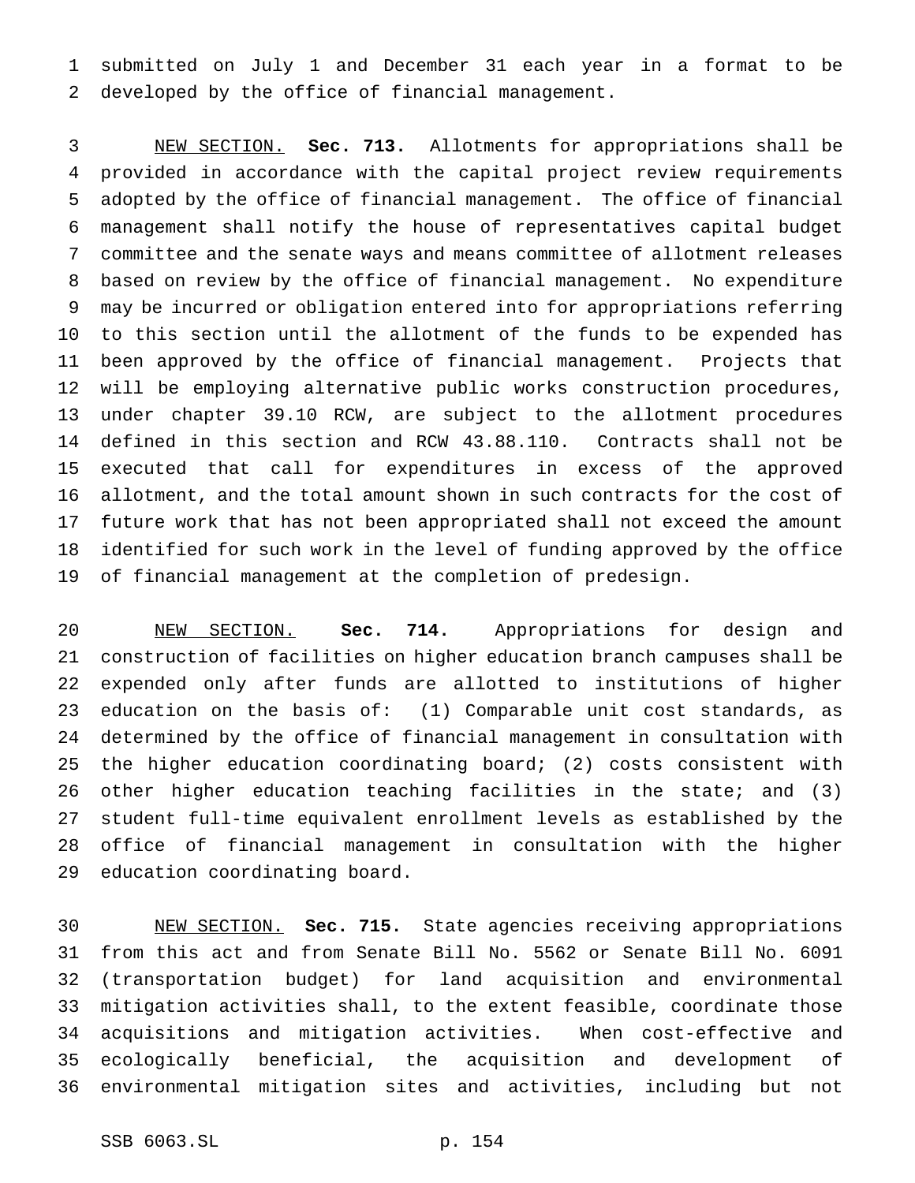submitted on July 1 and December 31 each year in a format to be developed by the office of financial management.

NEW SECTION. **Sec. 713.** Allotments for appropriations shall be provided in accordance with the capital project review requirements adopted by the office of financial management. The office of financial management shall notify the house of representatives capital budget committee and the senate ways and means committee of allotment releases based on review by the office of financial management. No expenditure may be incurred or obligation entered into for appropriations referring to this section until the allotment of the funds to be expended has been approved by the office of financial management. Projects that will be employing alternative public works construction procedures, under chapter 39.10 RCW, are subject to the allotment procedures defined in this section and RCW 43.88.110. Contracts shall not be executed that call for expenditures in excess of the approved allotment, and the total amount shown in such contracts for the cost of future work that has not been appropriated shall not exceed the amount identified for such work in the level of funding approved by the office of financial management at the completion of predesign.

NEW SECTION. **Sec. 714.** Appropriations for design and construction of facilities on higher education branch campuses shall be expended only after funds are allotted to institutions of higher education on the basis of: (1) Comparable unit cost standards, as determined by the office of financial management in consultation with the higher education coordinating board; (2) costs consistent with other higher education teaching facilities in the state; and (3) student full-time equivalent enrollment levels as established by the office of financial management in consultation with the higher education coordinating board.

NEW SECTION. **Sec. 715.** State agencies receiving appropriations from this act and from Senate Bill No. 5562 or Senate Bill No. 6091 (transportation budget) for land acquisition and environmental mitigation activities shall, to the extent feasible, coordinate those acquisitions and mitigation activities. When cost-effective and ecologically beneficial, the acquisition and development of environmental mitigation sites and activities, including but not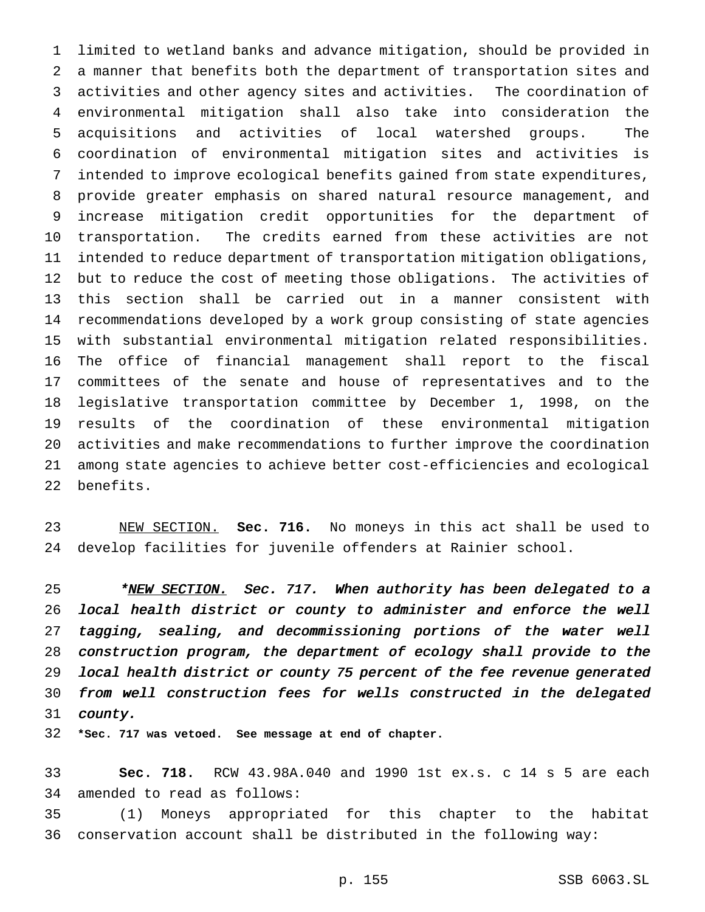limited to wetland banks and advance mitigation, should be provided in a manner that benefits both the department of transportation sites and activities and other agency sites and activities. The coordination of environmental mitigation shall also take into consideration the acquisitions and activities of local watershed groups. The coordination of environmental mitigation sites and activities is intended to improve ecological benefits gained from state expenditures, provide greater emphasis on shared natural resource management, and increase mitigation credit opportunities for the department of transportation. The credits earned from these activities are not intended to reduce department of transportation mitigation obligations, but to reduce the cost of meeting those obligations. The activities of this section shall be carried out in a manner consistent with recommendations developed by a work group consisting of state agencies with substantial environmental mitigation related responsibilities. The office of financial management shall report to the fiscal committees of the senate and house of representatives and to the legislative transportation committee by December 1, 1998, on the results of the coordination of these environmental mitigation activities and make recommendations to further improve the coordination among state agencies to achieve better cost-efficiencies and ecological benefits.

NEW SECTION. **Sec. 716.** No moneys in this act shall be used to develop facilities for juvenile offenders at Rainier school.

*\*NEW SECTION. Sec. 717. When authority has been delegated to a local health district or county to administer and enforce the well tagging, sealing, and decommissioning portions of the water well construction program, the department of ecology shall provide to the local health district or county 75 percent of the fee revenue generated from well construction fees for wells constructed in the delegated county.*

**\*Sec. 717 was vetoed. See message at end of chapter.**

**Sec. 718.** RCW 43.98A.040 and 1990 1st ex.s. c 14 s 5 are each amended to read as follows:

(1) Moneys appropriated for this chapter to the habitat conservation account shall be distributed in the following way: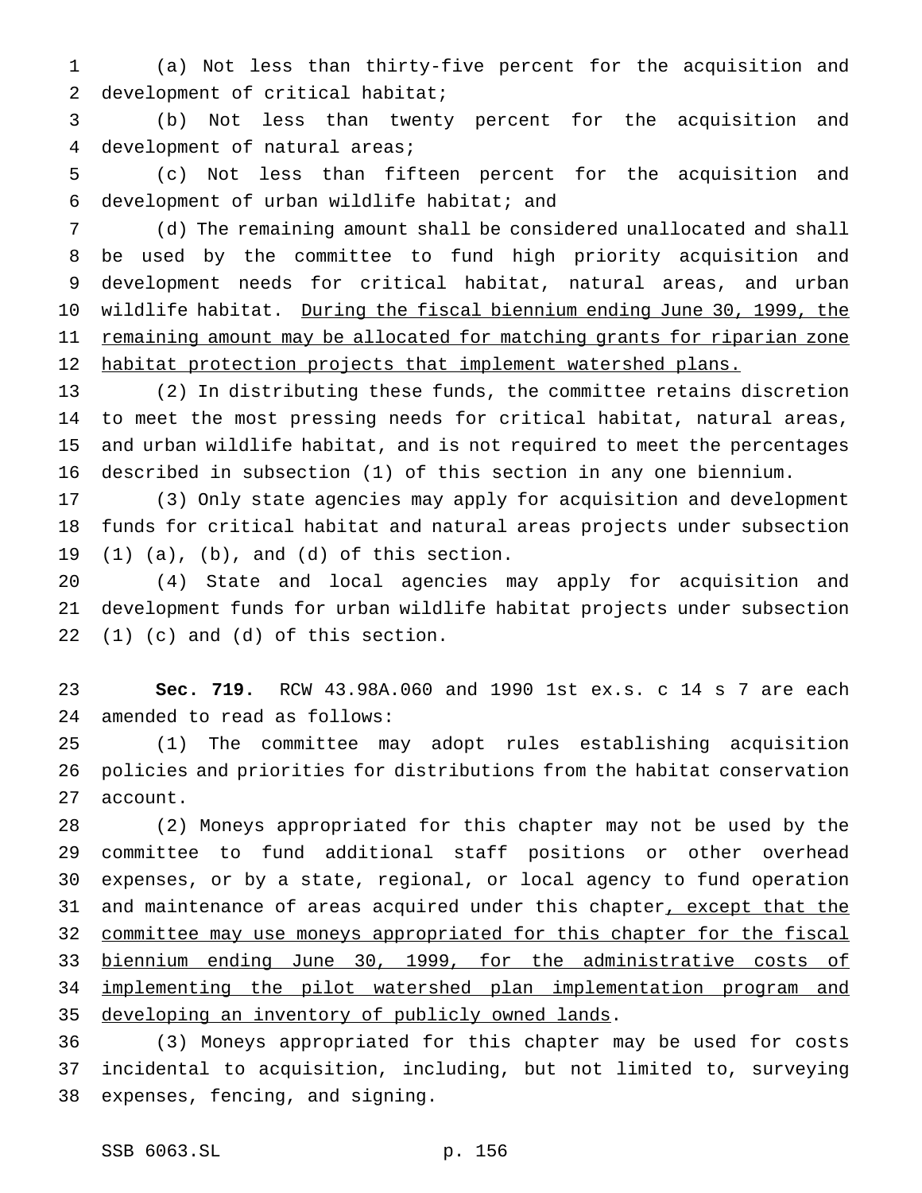(a) Not less than thirty-five percent for the acquisition and development of critical habitat;

(b) Not less than twenty percent for the acquisition and development of natural areas;

(c) Not less than fifteen percent for the acquisition and development of urban wildlife habitat; and

(d) The remaining amount shall be considered unallocated and shall be used by the committee to fund high priority acquisition and development needs for critical habitat, natural areas, and urban wildlife habitat. <u>During the fiscal biennium ending June 30, 1999, the remaining amount may be allocated for matching grants for riparian zone habitat protection projects that implement watershed plans.</u>

(2) In distributing these funds, the committee retains discretion to meet the most pressing needs for critical habitat, natural areas, and urban wildlife habitat, and is not required to meet the percentages described in subsection (1) of this section in any one biennium.

(3) Only state agencies may apply for acquisition and development funds for critical habitat and natural areas projects under subsection (1) (a), (b), and (d) of this section.

(4) State and local agencies may apply for acquisition and development funds for urban wildlife habitat projects under subsection (1) (c) and (d) of this section.

**Sec. 719.** RCW 43.98A.060 and 1990 1st ex.s. c 14 s 7 are each amended to read as follows:

(1) The committee may adopt rules establishing acquisition policies and priorities for distributions from the habitat conservation account.

(2) Moneys appropriated for this chapter may not be used by the committee to fund additional staff positions or other overhead expenses, or by a state, regional, or local agency to fund operation and maintenance of areas acquired under this chapter<u>, except that the committee may use moneys appropriated for this chapter for the fiscal biennium ending June 30, 1999, for the administrative costs of implementing the pilot watershed plan implementation program and developing an inventory of publicly owned lands</u>.

(3) Moneys appropriated for this chapter may be used for costs incidental to acquisition, including, but not limited to, surveying expenses, fencing, and signing.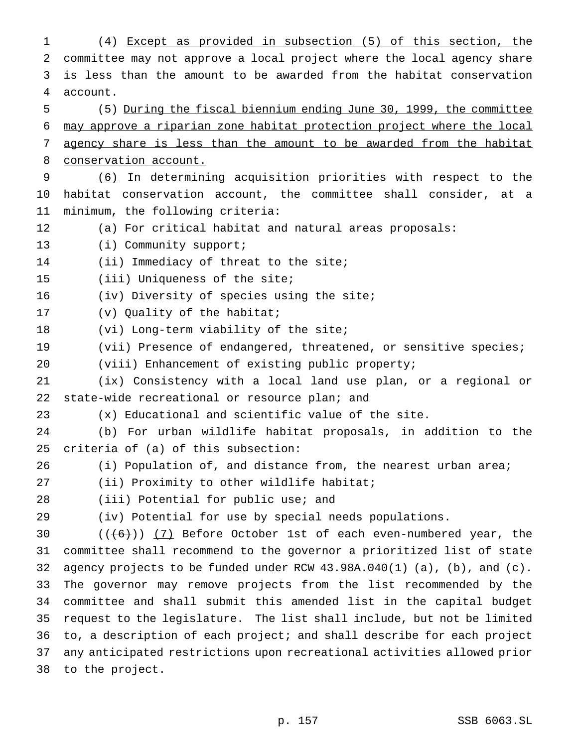(4) <u>Except as provided in subsection (5) of this section, t</u>he committee may not approve a local project where the local agency share is less than the amount to be awarded from the habitat conservation account.

(5) <u>During the fiscal biennium ending June 30, 1999, the committee may approve a riparian zone habitat protection project where the local agency share is less than the amount to be awarded from the habitat conservation account.</u>

<u>(6)</u> In determining acquisition priorities with respect to the habitat conservation account, the committee shall consider, at a minimum, the following criteria:

(a) For critical habitat and natural areas proposals:

(i) Community support;

(ii) Immediacy of threat to the site;

(iii) Uniqueness of the site;

(iv) Diversity of species using the site;

(v) Quality of the habitat;

(vi) Long-term viability of the site;

(vii) Presence of endangered, threatened, or sensitive species;

(viii) Enhancement of existing public property;

(ix) Consistency with a local land use plan, or a regional or state-wide recreational or resource plan; and

(x) Educational and scientific value of the site.

(b) For urban wildlife habitat proposals, in addition to the criteria of (a) of this subsection:

(i) Population of, and distance from, the nearest urban area;

(ii) Proximity to other wildlife habitat;

(iii) Potential for public use; and

(iv) Potential for use by special needs populations.

((~~(6)~~)) <u>(7)</u> Before October 1st of each even-numbered year, the committee shall recommend to the governor a prioritized list of state agency projects to be funded under RCW 43.98A.040(1) (a), (b), and (c). The governor may remove projects from the list recommended by the committee and shall submit this amended list in the capital budget request to the legislature. The list shall include, but not be limited to, a description of each project; and shall describe for each project any anticipated restrictions upon recreational activities allowed prior to the project.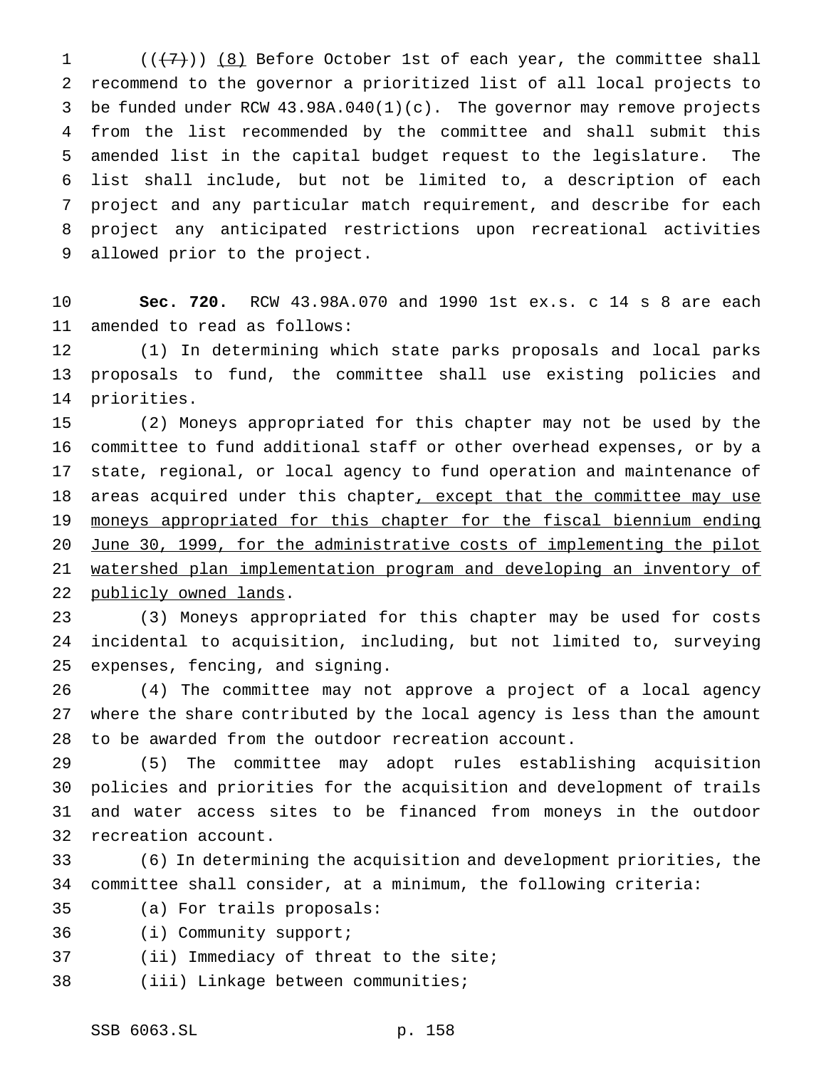((~~(7)~~)) <u>(8)</u> Before October 1st of each year, the committee shall recommend to the governor a prioritized list of all local projects to be funded under RCW 43.98A.040(1)(c). The governor may remove projects from the list recommended by the committee and shall submit this amended list in the capital budget request to the legislature. The list shall include, but not be limited to, a description of each project and any particular match requirement, and describe for each project any anticipated restrictions upon recreational activities allowed prior to the project.

**Sec. 720.** RCW 43.98A.070 and 1990 1st ex.s. c 14 s 8 are each amended to read as follows:

(1) In determining which state parks proposals and local parks proposals to fund, the committee shall use existing policies and priorities.

(2) Moneys appropriated for this chapter may not be used by the committee to fund additional staff or other overhead expenses, or by a state, regional, or local agency to fund operation and maintenance of areas acquired under this chapter<u>, except that the committee may use moneys appropriated for this chapter for the fiscal biennium ending June 30, 1999, for the administrative costs of implementing the pilot watershed plan implementation program and developing an inventory of publicly owned lands</u>.

(3) Moneys appropriated for this chapter may be used for costs incidental to acquisition, including, but not limited to, surveying expenses, fencing, and signing.

(4) The committee may not approve a project of a local agency where the share contributed by the local agency is less than the amount to be awarded from the outdoor recreation account.

(5) The committee may adopt rules establishing acquisition policies and priorities for the acquisition and development of trails and water access sites to be financed from moneys in the outdoor recreation account.

(6) In determining the acquisition and development priorities, the committee shall consider, at a minimum, the following criteria:

(a) For trails proposals:

(i) Community support;

(ii) Immediacy of threat to the site;

(iii) Linkage between communities;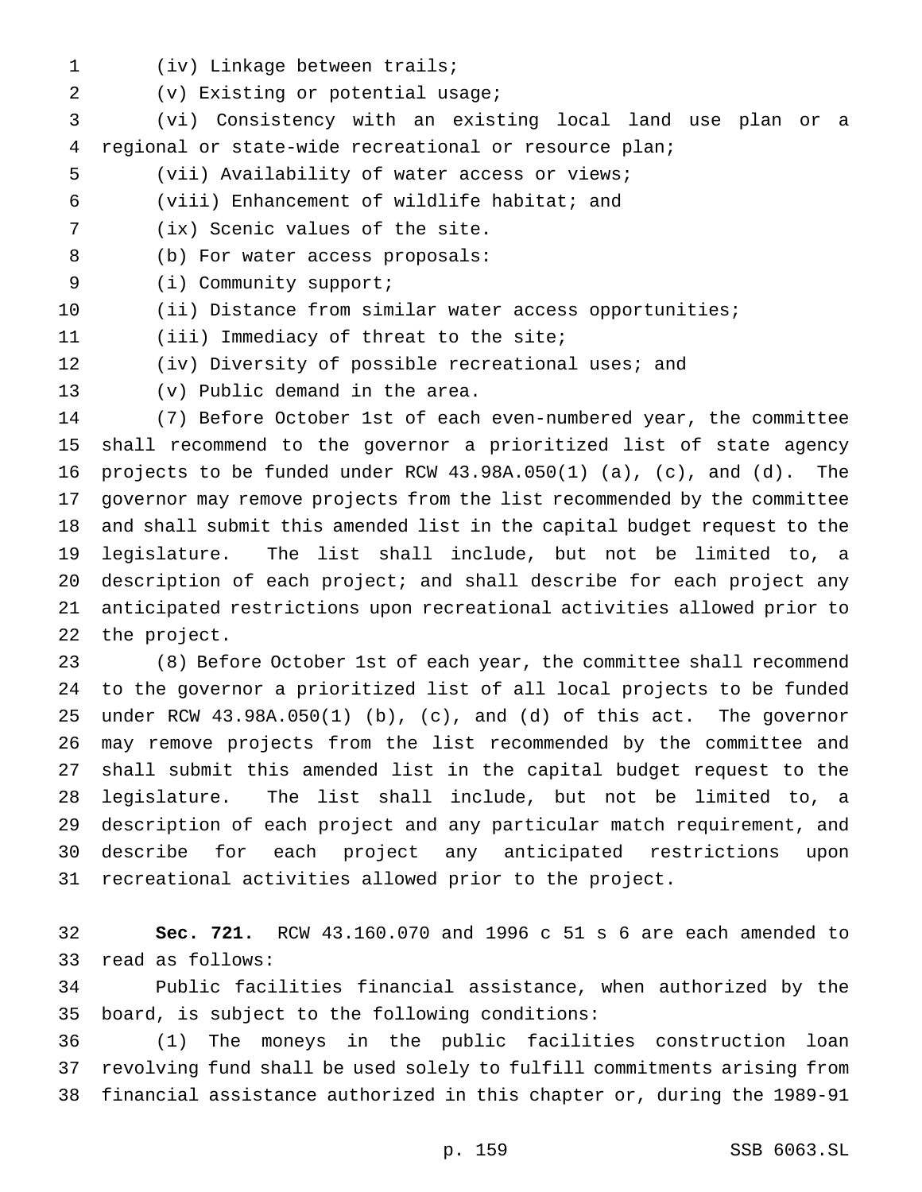(iv) Linkage between trails;

(v) Existing or potential usage;

(vi) Consistency with an existing local land use plan or a regional or state-wide recreational or resource plan;

(vii) Availability of water access or views;

(viii) Enhancement of wildlife habitat; and

(ix) Scenic values of the site.

(b) For water access proposals:

(i) Community support;

(ii) Distance from similar water access opportunities;

(iii) Immediacy of threat to the site;

(iv) Diversity of possible recreational uses; and

(v) Public demand in the area.

(7) Before October 1st of each even-numbered year, the committee shall recommend to the governor a prioritized list of state agency projects to be funded under RCW 43.98A.050(1) (a), (c), and (d). The governor may remove projects from the list recommended by the committee and shall submit this amended list in the capital budget request to the legislature. The list shall include, but not be limited to, a description of each project; and shall describe for each project any anticipated restrictions upon recreational activities allowed prior to the project.

(8) Before October 1st of each year, the committee shall recommend to the governor a prioritized list of all local projects to be funded under RCW 43.98A.050(1) (b), (c), and (d) of this act. The governor may remove projects from the list recommended by the committee and shall submit this amended list in the capital budget request to the legislature. The list shall include, but not be limited to, a description of each project and any particular match requirement, and describe for each project any anticipated restrictions upon recreational activities allowed prior to the project.

**Sec. 721.** RCW 43.160.070 and 1996 c 51 s 6 are each amended to read as follows:

Public facilities financial assistance, when authorized by the board, is subject to the following conditions:

(1) The moneys in the public facilities construction loan revolving fund shall be used solely to fulfill commitments arising from financial assistance authorized in this chapter or, during the 1989-91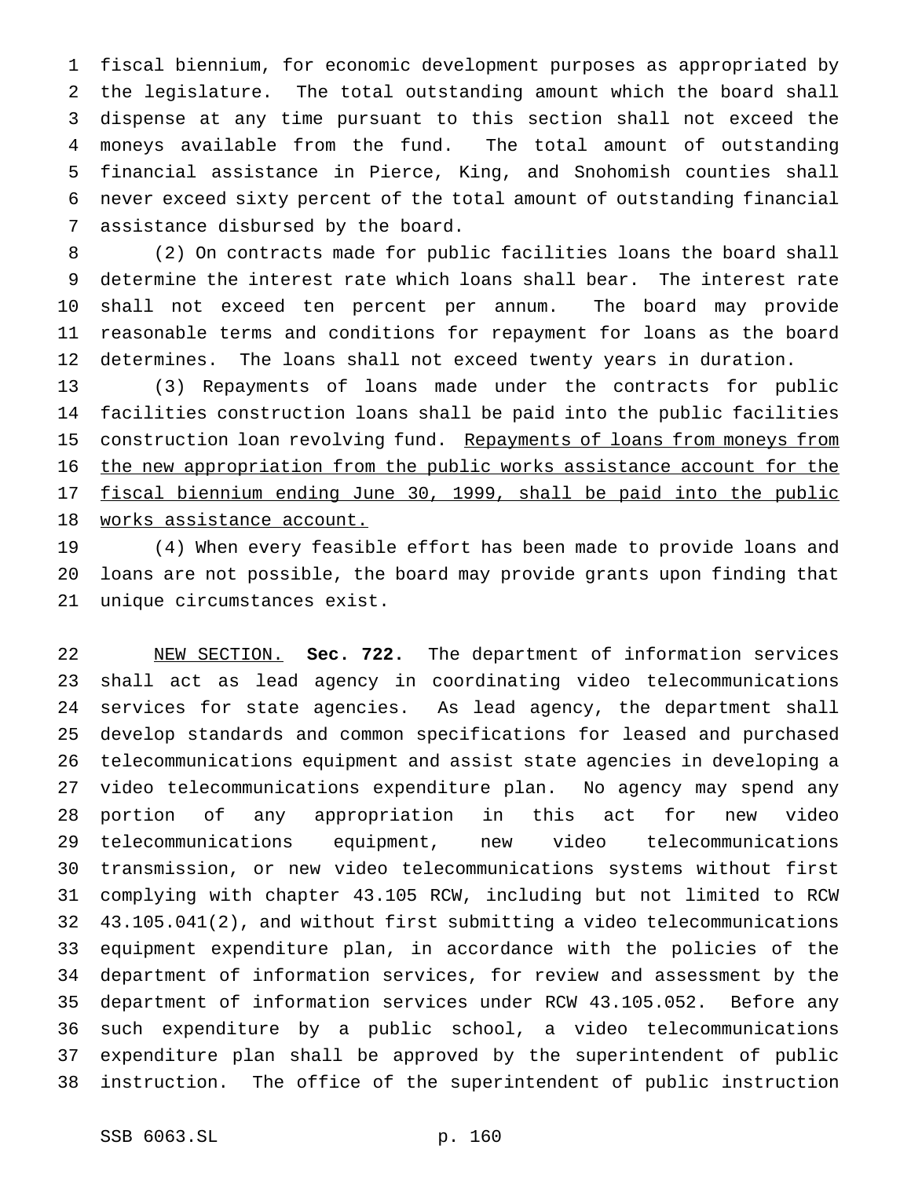fiscal biennium, for economic development purposes as appropriated by the legislature. The total outstanding amount which the board shall dispense at any time pursuant to this section shall not exceed the moneys available from the fund. The total amount of outstanding financial assistance in Pierce, King, and Snohomish counties shall never exceed sixty percent of the total amount of outstanding financial assistance disbursed by the board.

(2) On contracts made for public facilities loans the board shall determine the interest rate which loans shall bear. The interest rate shall not exceed ten percent per annum. The board may provide reasonable terms and conditions for repayment for loans as the board determines. The loans shall not exceed twenty years in duration.

(3) Repayments of loans made under the contracts for public facilities construction loans shall be paid into the public facilities construction loan revolving fund. <u>Repayments of loans from moneys from the new appropriation from the public works assistance account for the fiscal biennium ending June 30, 1999, shall be paid into the public works assistance account.</u>

(4) When every feasible effort has been made to provide loans and loans are not possible, the board may provide grants upon finding that unique circumstances exist.

<u>NEW SECTION.</u> **Sec. 722.** The department of information services shall act as lead agency in coordinating video telecommunications services for state agencies. As lead agency, the department shall develop standards and common specifications for leased and purchased telecommunications equipment and assist state agencies in developing a video telecommunications expenditure plan. No agency may spend any portion of any appropriation in this act for new video telecommunications equipment, new video telecommunications transmission, or new video telecommunications systems without first complying with chapter 43.105 RCW, including but not limited to RCW 43.105.041(2), and without first submitting a video telecommunications equipment expenditure plan, in accordance with the policies of the department of information services, for review and assessment by the department of information services under RCW 43.105.052. Before any such expenditure by a public school, a video telecommunications expenditure plan shall be approved by the superintendent of public instruction. The office of the superintendent of public instruction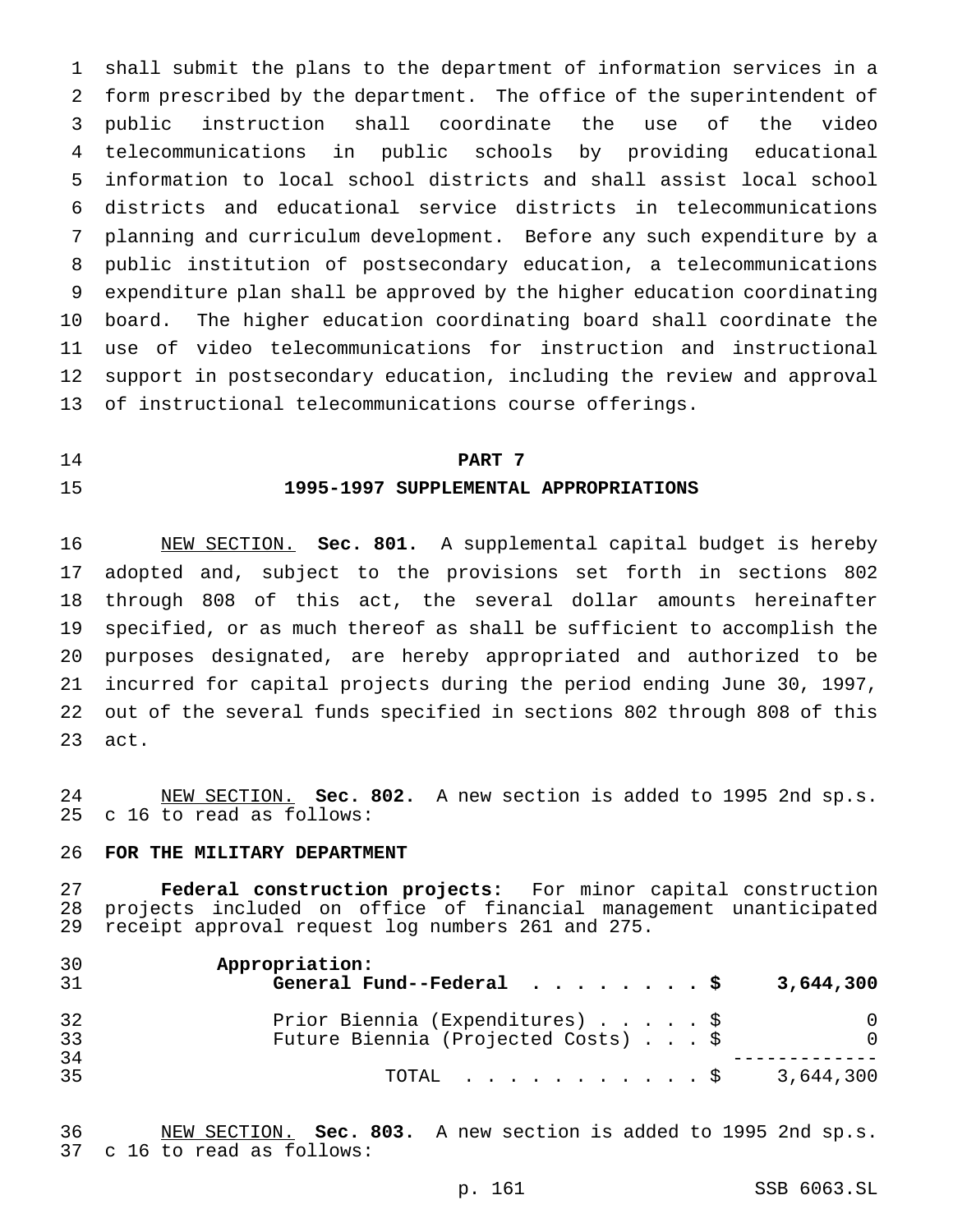shall submit the plans to the department of information services in a form prescribed by the department. The office of the superintendent of public instruction shall coordinate the use of the video telecommunications in public schools by providing educational information to local school districts and shall assist local school districts and educational service districts in telecommunications planning and curriculum development. Before any such expenditure by a public institution of postsecondary education, a telecommunications expenditure plan shall be approved by the higher education coordinating board. The higher education coordinating board shall coordinate the use of video telecommunications for instruction and instructional support in postsecondary education, including the review and approval of instructional telecommunications course offerings.

## PART 7

## 1995-1997 SUPPLEMENTAL APPROPRIATIONS

NEW SECTION. **Sec. 801.** A supplemental capital budget is hereby adopted and, subject to the provisions set forth in sections 802 through 808 of this act, the several dollar amounts hereinafter specified, or as much thereof as shall be sufficient to accomplish the purposes designated, are hereby appropriated and authorized to be incurred for capital projects during the period ending June 30, 1997, out of the several funds specified in sections 802 through 808 of this act.

NEW SECTION. **Sec. 802.** A new section is added to 1995 2nd sp.s. c 16 to read as follows:

**FOR THE MILITARY DEPARTMENT**

**Federal construction projects:** For minor capital construction projects included on office of financial management unanticipated receipt approval request log numbers 261 and 275.

| | |
|---|---|
| **Appropriation:** | |
| **General Fund--Federal . . . . . . . . $** | **3,644,300** |
| Prior Biennia (Expenditures) . . . . . $ | 0 |
| Future Biennia (Projected Costs) . . . $ | 0 |
| TOTAL . . . . . . . . . . . $ | 3,644,300 |

NEW SECTION. **Sec. 803.** A new section is added to 1995 2nd sp.s. c 16 to read as follows: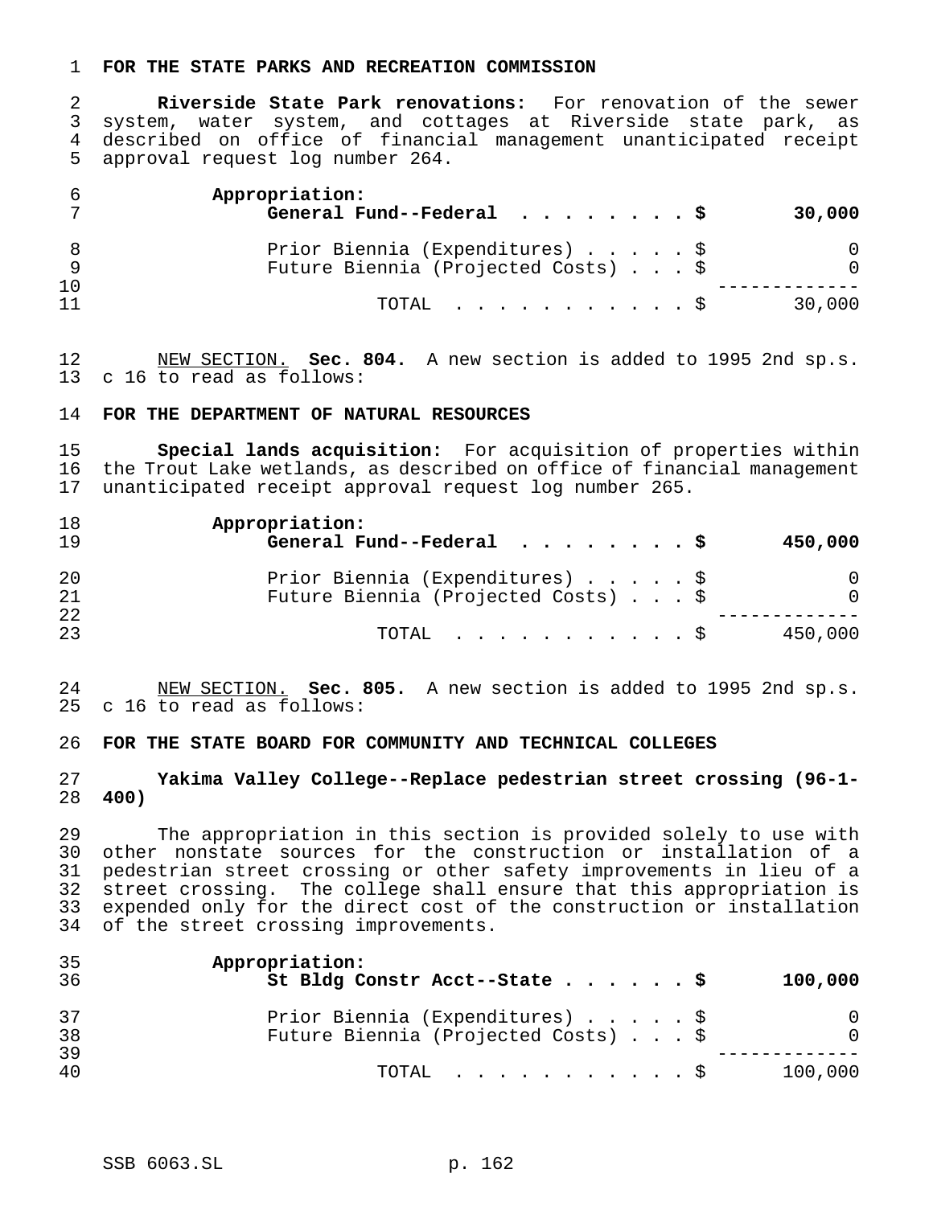**FOR THE STATE PARKS AND RECREATION COMMISSION**

**Riverside State Park renovations:** For renovation of the sewer system, water system, and cottages at Riverside state park, as described on office of financial management unanticipated receipt approval request log number 264.

| | | |
|---|---|---|
| **Appropriation:** | | |
| **General Fund--Federal** | **$** | **30,000** |
| Prior Biennia (Expenditures) | $ | 0 |
| Future Biennia (Projected Costs) | $ | 0 |
| TOTAL | $ | 30,000 |

NEW SECTION. **Sec. 804.** A new section is added to 1995 2nd sp.s. c 16 to read as follows:

**FOR THE DEPARTMENT OF NATURAL RESOURCES**

**Special lands acquisition:** For acquisition of properties within the Trout Lake wetlands, as described on office of financial management unanticipated receipt approval request log number 265.

| | | |
|---|---|---|
| **Appropriation:** | | |
| **General Fund--Federal** | **$** | **450,000** |
| Prior Biennia (Expenditures) | $ | 0 |
| Future Biennia (Projected Costs) | $ | 0 |
| TOTAL | $ | 450,000 |

NEW SECTION. **Sec. 805.** A new section is added to 1995 2nd sp.s. c 16 to read as follows:

**FOR THE STATE BOARD FOR COMMUNITY AND TECHNICAL COLLEGES**

**Yakima Valley College--Replace pedestrian street crossing (96-1-400)**

The appropriation in this section is provided solely to use with other nonstate sources for the construction or installation of a pedestrian street crossing or other safety improvements in lieu of a street crossing. The college shall ensure that this appropriation is expended only for the direct cost of the construction or installation of the street crossing improvements.

| | | |
|---|---|---|
| **Appropriation:** | | |
| **St Bldg Constr Acct--State** | **$** | **100,000** |
| Prior Biennia (Expenditures) | $ | 0 |
| Future Biennia (Projected Costs) | $ | 0 |
| TOTAL | $ | 100,000 |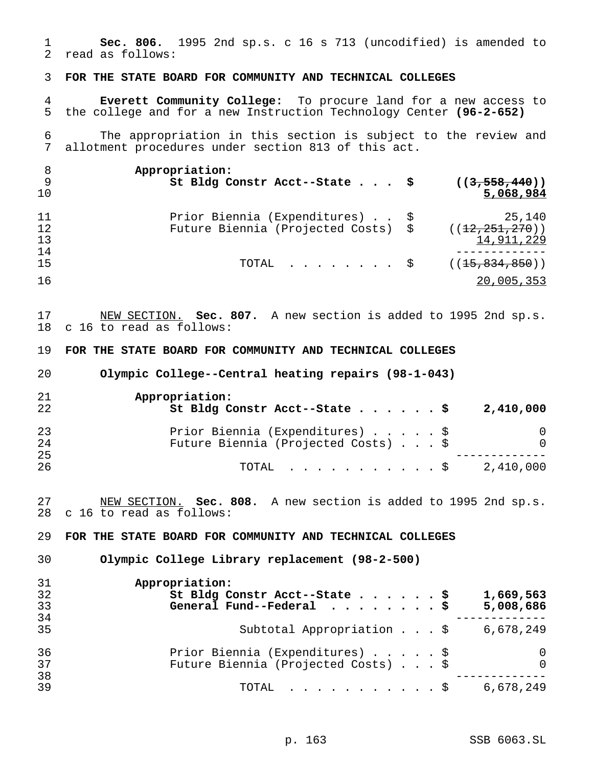**Sec. 806.** 1995 2nd sp.s. c 16 s 713 (uncodified) is amended to read as follows:

**FOR THE STATE BOARD FOR COMMUNITY AND TECHNICAL COLLEGES**

**Everett Community College:** To procure land for a new access to the college and for a new Instruction Technology Center **(96-2-652)**

The appropriation in this section is subject to the review and allotment procedures under section 813 of this act.

**Appropriation:**

| | | |
|---|---|---|
| **St Bldg Constr Acct--State . . .** | **$** | **((~~3,558,440~~))** <u>**5,068,984**</u> |
| Prior Biennia (Expenditures) . . | $ | 25,140 |
| Future Biennia (Projected Costs) | $ | ((~~12,251,270~~)) <u>14,911,229</u> |
| TOTAL . . . . . . . . | $ | ((~~15,834,850~~)) <u>20,005,353</u> |

<u>NEW SECTION.</u> **Sec. 807.** A new section is added to 1995 2nd sp.s. c 16 to read as follows:

**FOR THE STATE BOARD FOR COMMUNITY AND TECHNICAL COLLEGES**

**Olympic College--Central heating repairs (98-1-043)**

**Appropriation:**

| | |
|---|---|
| **St Bldg Constr Acct--State . . . . . . $** | **2,410,000** |
| Prior Biennia (Expenditures) . . . . . $ | 0 |
| Future Biennia (Projected Costs) . . . $ | 0 |
| TOTAL . . . . . . . . . . . $ | 2,410,000 |

<u>NEW SECTION.</u> **Sec. 808.** A new section is added to 1995 2nd sp.s. c 16 to read as follows:

**FOR THE STATE BOARD FOR COMMUNITY AND TECHNICAL COLLEGES**

**Olympic College Library replacement (98-2-500)**

**Appropriation:**

| | |
|---|---|
| **St Bldg Constr Acct--State . . . . . . $** | **1,669,563** |
| **General Fund--Federal . . . . . . . . $** | **5,008,686** |
| Subtotal Appropriation . . . $ | 6,678,249 |
| Prior Biennia (Expenditures) . . . . . $ | 0 |
| Future Biennia (Projected Costs) . . . $ | 0 |
| TOTAL . . . . . . . . . . . $ | 6,678,249 |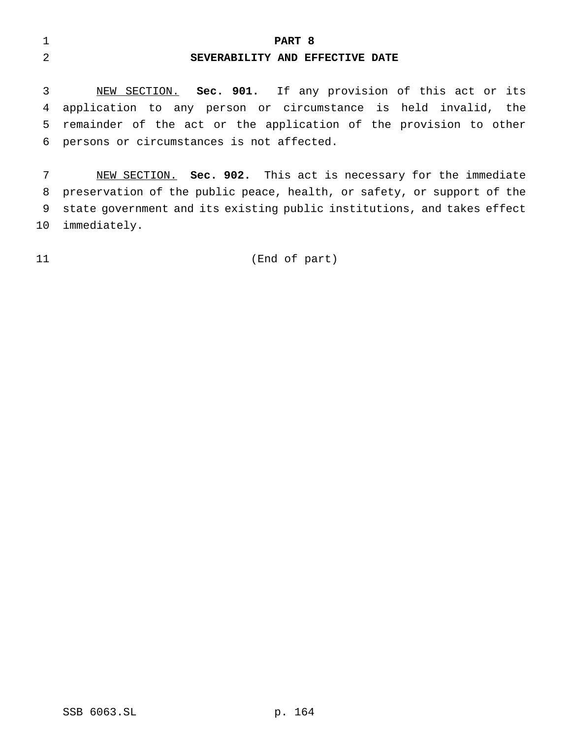# PART 8
## SEVERABILITY AND EFFECTIVE DATE

NEW SECTION. **Sec. 901.** If any provision of this act or its application to any person or circumstance is held invalid, the remainder of the act or the application of the provision to other persons or circumstances is not affected.

NEW SECTION. **Sec. 902.** This act is necessary for the immediate preservation of the public peace, health, or safety, or support of the state government and its existing public institutions, and takes effect immediately.

(End of part)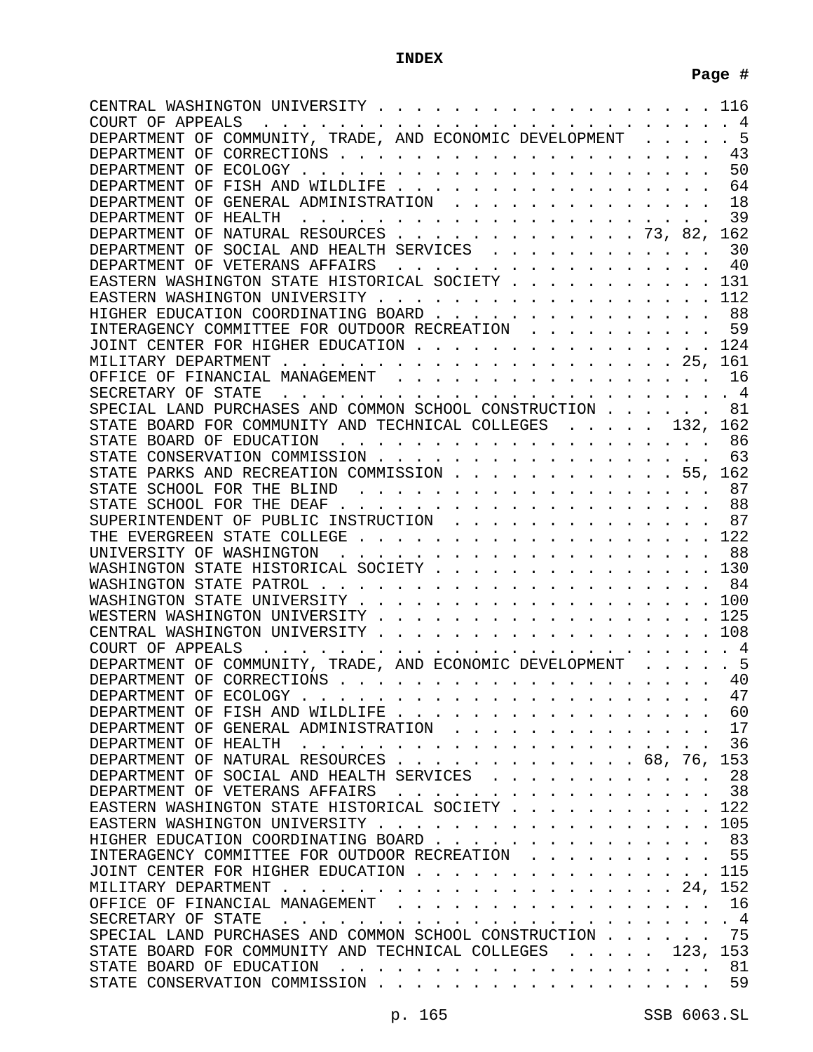**INDEX**

| | Page # |
|---|---|
| CENTRAL WASHINGTON UNIVERSITY | 116 |
| COURT OF APPEALS | 4 |
| DEPARTMENT OF COMMUNITY, TRADE, AND ECONOMIC DEVELOPMENT | 5 |
| DEPARTMENT OF CORRECTIONS | 43 |
| DEPARTMENT OF ECOLOGY | 50 |
| DEPARTMENT OF FISH AND WILDLIFE | 64 |
| DEPARTMENT OF GENERAL ADMINISTRATION | 18 |
| DEPARTMENT OF HEALTH | 39 |
| DEPARTMENT OF NATURAL RESOURCES | 73, 82, 162 |
| DEPARTMENT OF SOCIAL AND HEALTH SERVICES | 30 |
| DEPARTMENT OF VETERANS AFFAIRS | 40 |
| EASTERN WASHINGTON STATE HISTORICAL SOCIETY | 131 |
| EASTERN WASHINGTON UNIVERSITY | 112 |
| HIGHER EDUCATION COORDINATING BOARD | 88 |
| INTERAGENCY COMMITTEE FOR OUTDOOR RECREATION | 59 |
| JOINT CENTER FOR HIGHER EDUCATION | 124 |
| MILITARY DEPARTMENT | 25, 161 |
| OFFICE OF FINANCIAL MANAGEMENT | 16 |
| SECRETARY OF STATE | 4 |
| SPECIAL LAND PURCHASES AND COMMON SCHOOL CONSTRUCTION | 81 |
| STATE BOARD FOR COMMUNITY AND TECHNICAL COLLEGES | 132, 162 |
| STATE BOARD OF EDUCATION | 86 |
| STATE CONSERVATION COMMISSION | 63 |
| STATE PARKS AND RECREATION COMMISSION | 55, 162 |
| STATE SCHOOL FOR THE BLIND | 87 |
| STATE SCHOOL FOR THE DEAF | 88 |
| SUPERINTENDENT OF PUBLIC INSTRUCTION | 87 |
| THE EVERGREEN STATE COLLEGE | 122 |
| UNIVERSITY OF WASHINGTON | 88 |
| WASHINGTON STATE HISTORICAL SOCIETY | 130 |
| WASHINGTON STATE PATROL | 84 |
| WASHINGTON STATE UNIVERSITY | 100 |
| WESTERN WASHINGTON UNIVERSITY | 125 |
| CENTRAL WASHINGTON UNIVERSITY | 108 |
| COURT OF APPEALS | 4 |
| DEPARTMENT OF COMMUNITY, TRADE, AND ECONOMIC DEVELOPMENT | 5 |
| DEPARTMENT OF CORRECTIONS | 40 |
| DEPARTMENT OF ECOLOGY | 47 |
| DEPARTMENT OF FISH AND WILDLIFE | 60 |
| DEPARTMENT OF GENERAL ADMINISTRATION | 17 |
| DEPARTMENT OF HEALTH | 36 |
| DEPARTMENT OF NATURAL RESOURCES | 68, 76, 153 |
| DEPARTMENT OF SOCIAL AND HEALTH SERVICES | 28 |
| DEPARTMENT OF VETERANS AFFAIRS | 38 |
| EASTERN WASHINGTON STATE HISTORICAL SOCIETY | 122 |
| EASTERN WASHINGTON UNIVERSITY | 105 |
| HIGHER EDUCATION COORDINATING BOARD | 83 |
| INTERAGENCY COMMITTEE FOR OUTDOOR RECREATION | 55 |
| JOINT CENTER FOR HIGHER EDUCATION | 115 |
| MILITARY DEPARTMENT | 24, 152 |
| OFFICE OF FINANCIAL MANAGEMENT | 16 |
| SECRETARY OF STATE | 4 |
| SPECIAL LAND PURCHASES AND COMMON SCHOOL CONSTRUCTION | 75 |
| STATE BOARD FOR COMMUNITY AND TECHNICAL COLLEGES | 123, 153 |
| STATE BOARD OF EDUCATION | 81 |
| STATE CONSERVATION COMMISSION | 59 |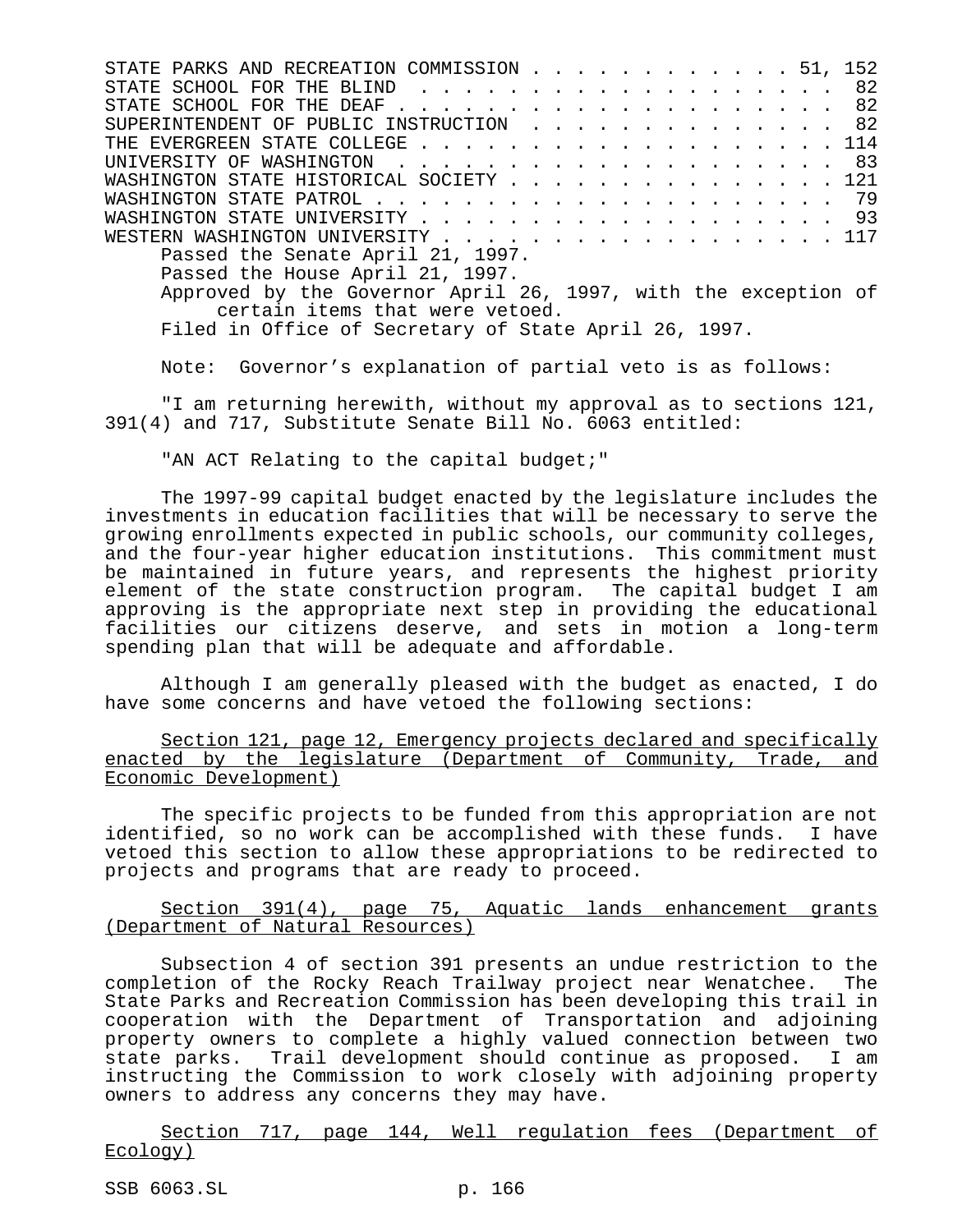STATE PARKS AND RECREATION COMMISSION . . . . . . . . . . . . . 51, 152
STATE SCHOOL FOR THE BLIND . . . . . . . . . . . . . . . . . . . . 82
STATE SCHOOL FOR THE DEAF . . . . . . . . . . . . . . . . . . . . . 82
SUPERINTENDENT OF PUBLIC INSTRUCTION . . . . . . . . . . . . . . . 82
THE EVERGREEN STATE COLLEGE . . . . . . . . . . . . . . . . . . . 114
UNIVERSITY OF WASHINGTON . . . . . . . . . . . . . . . . . . . . . 83
WASHINGTON STATE HISTORICAL SOCIETY . . . . . . . . . . . . . . . 121
WASHINGTON STATE PATROL . . . . . . . . . . . . . . . . . . . . . . 79
WASHINGTON STATE UNIVERSITY . . . . . . . . . . . . . . . . . . . . 93
WESTERN WASHINGTON UNIVERSITY . . . . . . . . . . . . . . . . . . 117

Passed the Senate April 21, 1997.
Passed the House April 21, 1997.
Approved by the Governor April 26, 1997, with the exception of certain items that were vetoed.
Filed in Office of Secretary of State April 26, 1997.

Note: Governor's explanation of partial veto is as follows:

"I am returning herewith, without my approval as to sections 121, 391(4) and 717, Substitute Senate Bill No. 6063 entitled:

"AN ACT Relating to the capital budget;"

The 1997-99 capital budget enacted by the legislature includes the investments in education facilities that will be necessary to serve the growing enrollments expected in public schools, our community colleges, and the four-year higher education institutions. This commitment must be maintained in future years, and represents the highest priority element of the state construction program. The capital budget I am approving is the appropriate next step in providing the educational facilities our citizens deserve, and sets in motion a long-term spending plan that will be adequate and affordable.

Although I am generally pleased with the budget as enacted, I do have some concerns and have vetoed the following sections:

Section 121, page 12, Emergency projects declared and specifically enacted by the legislature (Department of Community, Trade, and Economic Development)

The specific projects to be funded from this appropriation are not identified, so no work can be accomplished with these funds. I have vetoed this section to allow these appropriations to be redirected to projects and programs that are ready to proceed.

Section 391(4), page 75, Aquatic lands enhancement grants (Department of Natural Resources)

Subsection 4 of section 391 presents an undue restriction to the completion of the Rocky Reach Trailway project near Wenatchee. The State Parks and Recreation Commission has been developing this trail in cooperation with the Department of Transportation and adjoining property owners to complete a highly valued connection between two state parks. Trail development should continue as proposed. I am instructing the Commission to work closely with adjoining property owners to address any concerns they may have.

Section 717, page 144, Well regulation fees (Department of Ecology)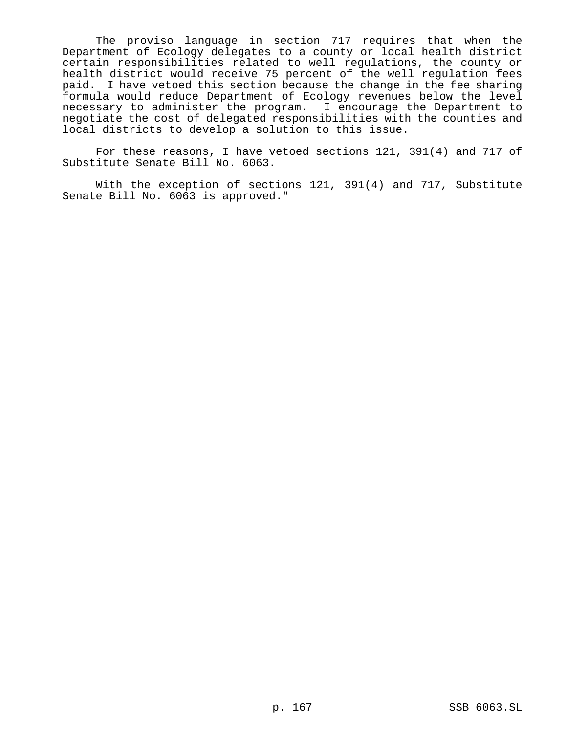The proviso language in section 717 requires that when the Department of Ecology delegates to a county or local health district certain responsibilities related to well regulations, the county or health district would receive 75 percent of the well regulation fees paid. I have vetoed this section because the change in the fee sharing formula would reduce Department of Ecology revenues below the level necessary to administer the program. I encourage the Department to negotiate the cost of delegated responsibilities with the counties and local districts to develop a solution to this issue.

For these reasons, I have vetoed sections 121, 391(4) and 717 of Substitute Senate Bill No. 6063.

With the exception of sections 121, 391(4) and 717, Substitute Senate Bill No. 6063 is approved."